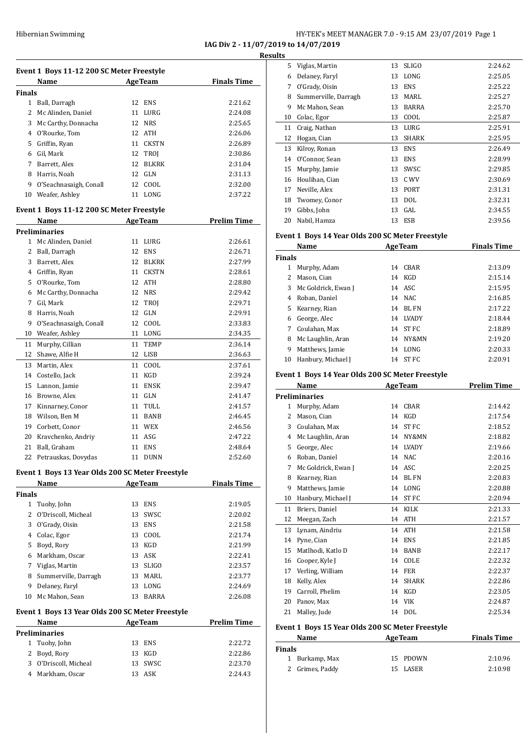**IAG Div 2 - 11/07/2019 to 14/07/2019**

**Results**

### Event 1 Boys 11-12 200 SC Meter Freestyle

| | Name | Age | Team | Finals Time |
|---|---|---|---|---|
| **Finals** | | | | |
| 1 | Ball, Darragh | 12 | ENS | 2:21.62 |
| 2 | Mc Alinden, Daniel | 11 | LURG | 2:24.08 |
| 3 | Mc Carthy, Donnacha | 12 | NRS | 2:25.65 |
| 4 | O'Rourke, Tom | 12 | ATH | 2:26.06 |
| 5 | Griffin, Ryan | 11 | CKSTN | 2:26.89 |
| 6 | Gil, Mark | 12 | TROJ | 2:30.86 |
| 7 | Barrett, Alex | 12 | BLKRK | 2:31.04 |
| 8 | Harris, Noah | 12 | GLN | 2:31.13 |
| 9 | O'Seachnasaigh, Conall | 12 | COOL | 2:32.00 |
| 10 | Weafer, Ashley | 11 | LONG | 2:37.22 |

### Event 1 Boys 11-12 200 SC Meter Freestyle

| | Name | Age | Team | Prelim Time |
|---|---|---|---|---|
| **Preliminaries** | | | | |
| 1 | Mc Alinden, Daniel | 11 | LURG | 2:26.61 |
| 2 | Ball, Darragh | 12 | ENS | 2:26.71 |
| 3 | Barrett, Alex | 12 | BLKRK | 2:27.99 |
| 4 | Griffin, Ryan | 11 | CKSTN | 2:28.61 |
| 5 | O'Rourke, Tom | 12 | ATH | 2:28.80 |
| 6 | Mc Carthy, Donnacha | 12 | NRS | 2:29.42 |
| 7 | Gil, Mark | 12 | TROJ | 2:29.71 |
| 8 | Harris, Noah | 12 | GLN | 2:29.91 |
| 9 | O'Seachnasaigh, Conall | 12 | COOL | 2:33.83 |
| 10 | Weafer, Ashley | 11 | LONG | 2:34.35 |
| 11 | Murphy, Cillian | 11 | TEMP | 2:36.14 |
| 12 | Shawe, Alfie H | 12 | LISB | 2:36.63 |
| 13 | Martin, Alex | 11 | COOL | 2:37.61 |
| 14 | Costello, Jack | 11 | KGD | 2:39.24 |
| 15 | Lannon, Jamie | 11 | ENSK | 2:39.47 |
| 16 | Browne, Alex | 11 | GLN | 2:41.47 |
| 17 | Kinnarney, Conor | 11 | TULL | 2:41.57 |
| 18 | Wilson, Ben M | 11 | BANB | 2:46.45 |
| 19 | Corbett, Conor | 11 | WEX | 2:46.56 |
| 20 | Kravchenko, Andriy | 11 | ASG | 2:47.22 |
| 21 | Ball, Graham | 11 | ENS | 2:48.64 |
| 22 | Petrauskas, Dovydas | 11 | DUNN | 2:52.60 |

### Event 1 Boys 13 Year Olds 200 SC Meter Freestyle

| | Name | Age | Team | Finals Time |
|---|---|---|---|---|
| **Finals** | | | | |
| 1 | Tuohy, John | 13 | ENS | 2:19.05 |
| 2 | O'Driscoll, Micheal | 13 | SWSC | 2:20.02 |
| 3 | O'Grady, Oisin | 13 | ENS | 2:21.58 |
| 4 | Colac, Egor | 13 | COOL | 2:21.74 |
| 5 | Boyd, Rory | 13 | KGD | 2:21.99 |
| 6 | Markham, Oscar | 13 | ASK | 2:22.41 |
| 7 | Viglas, Martin | 13 | SLIGO | 2:23.57 |
| 8 | Summerville, Darragh | 13 | MARL | 2:23.77 |
| 9 | Delaney, Faryl | 13 | LONG | 2:24.69 |
| 10 | Mc Mahon, Sean | 13 | BARRA | 2:26.08 |

### Event 1 Boys 13 Year Olds 200 SC Meter Freestyle

| | Name | Age | Team | Prelim Time |
|---|---|---|---|---|
| **Preliminaries** | | | | |
| 1 | Tuohy, John | 13 | ENS | 2:22.72 |
| 2 | Boyd, Rory | 13 | KGD | 2:22.86 |
| 3 | O'Driscoll, Micheal | 13 | SWSC | 2:23.70 |
| 4 | Markham, Oscar | 13 | ASK | 2:24.43 |
| 5 | Viglas, Martin | 13 | SLIGO | 2:24.62 |
| 6 | Delaney, Faryl | 13 | LONG | 2:25.05 |
| 7 | O'Grady, Oisin | 13 | ENS | 2:25.22 |
| 8 | Summerville, Darragh | 13 | MARL | 2:25.27 |
| 9 | Mc Mahon, Sean | 13 | BARRA | 2:25.70 |
| 10 | Colac, Egor | 13 | COOL | 2:25.87 |
| 11 | Craig, Nathan | 13 | LURG | 2:25.91 |
| 12 | Hogan, Cian | 13 | SHARK | 2:25.95 |
| 13 | Kilroy, Ronan | 13 | ENS | 2:26.49 |
| 14 | O'Connor, Sean | 13 | ENS | 2:28.99 |
| 15 | Murphy, Jamie | 13 | SWSC | 2:29.85 |
| 16 | Houlihan, Cian | 13 | CWV | 2:30.69 |
| 17 | Neville, Alex | 13 | PORT | 2:31.31 |
| 18 | Twomey, Conor | 13 | DOL | 2:32.31 |
| 19 | Gibbs, John | 13 | GAL | 2:34.55 |
| 20 | Nabil, Hamza | 13 | ESB | 2:39.56 |

### Event 1 Boys 14 Year Olds 200 SC Meter Freestyle

| | Name | Age | Team | Finals Time |
|---|---|---|---|---|
| **Finals** | | | | |
| 1 | Murphy, Adam | 14 | CBAR | 2:13.09 |
| 2 | Mason, Cian | 14 | KGD | 2:15.14 |
| 3 | Mc Goldrick, Ewan J | 14 | ASC | 2:15.95 |
| 4 | Roban, Daniel | 14 | NAC | 2:16.85 |
| 5 | Kearney, Rian | 14 | BL FN | 2:17.22 |
| 6 | George, Alec | 14 | LVADY | 2:18.44 |
| 7 | Coulahan, Max | 14 | ST FC | 2:18.89 |
| 8 | Mc Laughlin, Aran | 14 | NY&MN | 2:19.20 |
| 9 | Matthews, Jamie | 14 | LONG | 2:20.33 |
| 10 | Hanbury, Michael J | 14 | ST FC | 2:20.91 |

### Event 1 Boys 14 Year Olds 200 SC Meter Freestyle

| | Name | Age | Team | Prelim Time |
|---|---|---|---|---|
| **Preliminaries** | | | | |
| 1 | Murphy, Adam | 14 | CBAR | 2:14.42 |
| 2 | Mason, Cian | 14 | KGD | 2:17.54 |
| 3 | Coulahan, Max | 14 | ST FC | 2:18.52 |
| 4 | Mc Laughlin, Aran | 14 | NY&MN | 2:18.82 |
| 5 | George, Alec | 14 | LVADY | 2:19.66 |
| 6 | Roban, Daniel | 14 | NAC | 2:20.16 |
| 7 | Mc Goldrick, Ewan J | 14 | ASC | 2:20.25 |
| 8 | Kearney, Rian | 14 | BL FN | 2:20.83 |
| 9 | Matthews, Jamie | 14 | LONG | 2:20.88 |
| 10 | Hanbury, Michael J | 14 | ST FC | 2:20.94 |
| 11 | Briers, Daniel | 14 | KILK | 2:21.33 |
| 12 | Meegan, Zach | 14 | ATH | 2:21.57 |
| 13 | Lynam, Aindriu | 14 | ATH | 2:21.58 |
| 14 | Pyne, Cian | 14 | ENS | 2:21.85 |
| 15 | Matlhodi, Katlo D | 14 | BANB | 2:22.17 |
| 16 | Cooper, Kyle J | 14 | COLE | 2:22.32 |
| 17 | Verling, William | 14 | FER | 2:22.37 |
| 18 | Kelly, Alex | 14 | SHARK | 2:22.86 |
| 19 | Carroll, Phelim | 14 | KGD | 2:23.05 |
| 20 | Panov, Max | 14 | VIK | 2:24.87 |
| 21 | Malley, Jude | 14 | DOL | 2:25.34 |

### Event 1 Boys 15 Year Olds 200 SC Meter Freestyle

| | Name | Age | Team | Finals Time |
|---|---|---|---|---|
| **Finals** | | | | |
| 1 | Burkamp, Max | 15 | PDOWN | 2:10.96 |
| 2 | Grimes, Paddy | 15 | LASER | 2:10.98 |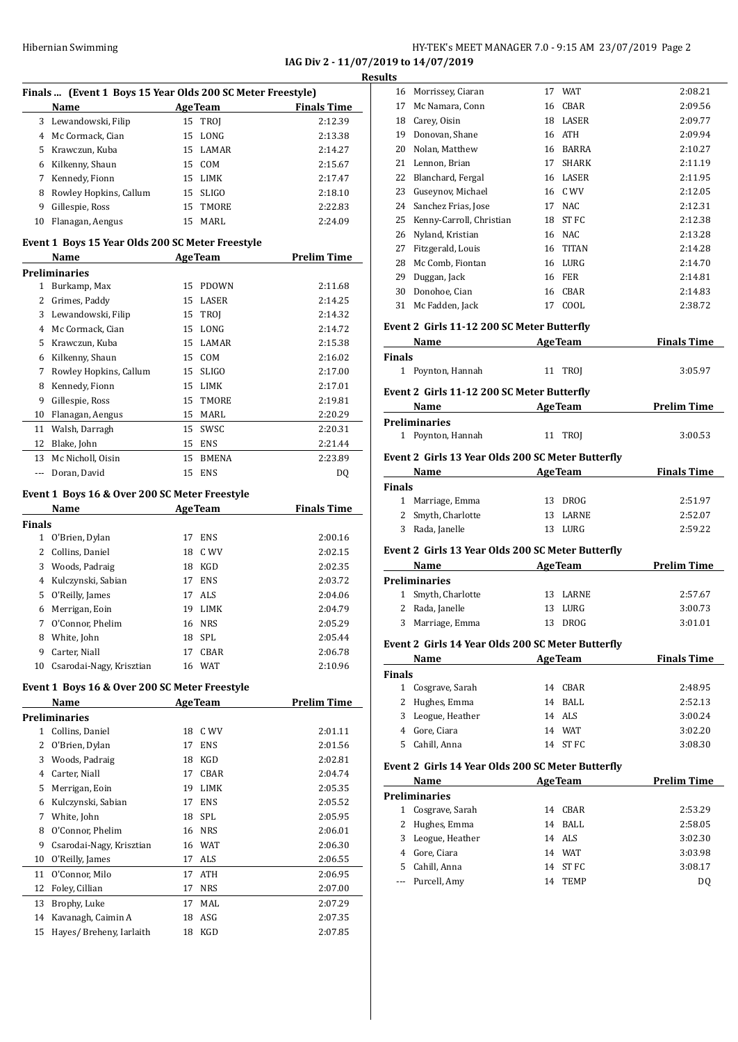IAG Div 2 - 11/07/2019 to 14/07/2019

**Results**

### Finals ... (Event 1 Boys 15 Year Olds 200 SC Meter Freestyle)

| | Name | Age | Team | Finals Time |
|---|---|---|---|---|
| 3 | Lewandowski, Filip | 15 | TROJ | 2:12.39 |
| 4 | Mc Cormack, Cian | 15 | LONG | 2:13.38 |
| 5 | Krawczun, Kuba | 15 | LAMAR | 2:14.27 |
| 6 | Kilkenny, Shaun | 15 | COM | 2:15.67 |
| 7 | Kennedy, Fionn | 15 | LIMK | 2:17.47 |
| 8 | Rowley Hopkins, Callum | 15 | SLIGO | 2:18.10 |
| 9 | Gillespie, Ross | 15 | TMORE | 2:22.83 |
| 10 | Flanagan, Aengus | 15 | MARL | 2:24.09 |

### Event 1 Boys 15 Year Olds 200 SC Meter Freestyle

| | Name | Age | Team | Prelim Time |
|---|---|---|---|---|
| **Preliminaries** | | | | |
| 1 | Burkamp, Max | 15 | PDOWN | 2:11.68 |
| 2 | Grimes, Paddy | 15 | LASER | 2:14.25 |
| 3 | Lewandowski, Filip | 15 | TROJ | 2:14.32 |
| 4 | Mc Cormack, Cian | 15 | LONG | 2:14.72 |
| 5 | Krawczun, Kuba | 15 | LAMAR | 2:15.38 |
| 6 | Kilkenny, Shaun | 15 | COM | 2:16.02 |
| 7 | Rowley Hopkins, Callum | 15 | SLIGO | 2:17.00 |
| 8 | Kennedy, Fionn | 15 | LIMK | 2:17.01 |
| 9 | Gillespie, Ross | 15 | TMORE | 2:19.81 |
| 10 | Flanagan, Aengus | 15 | MARL | 2:20.29 |
| 11 | Walsh, Darragh | 15 | SWSC | 2:20.31 |
| 12 | Blake, John | 15 | ENS | 2:21.44 |
| 13 | Mc Nicholl, Oisin | 15 | BMENA | 2:23.89 |
| --- | Doran, David | 15 | ENS | DQ |

### Event 1 Boys 16 & Over 200 SC Meter Freestyle

| | Name | Age | Team | Finals Time |
|---|---|---|---|---|
| **Finals** | | | | |
| 1 | O'Brien, Dylan | 17 | ENS | 2:00.16 |
| 2 | Collins, Daniel | 18 | C WV | 2:02.15 |
| 3 | Woods, Padraig | 18 | KGD | 2:02.35 |
| 4 | Kulczynski, Sabian | 17 | ENS | 2:03.72 |
| 5 | O'Reilly, James | 17 | ALS | 2:04.06 |
| 6 | Merrigan, Eoin | 19 | LIMK | 2:04.79 |
| 7 | O'Connor, Phelim | 16 | NRS | 2:05.29 |
| 8 | White, John | 18 | SPL | 2:05.44 |
| 9 | Carter, Niall | 17 | CBAR | 2:06.78 |
| 10 | Csarodai-Nagy, Krisztian | 16 | WAT | 2:10.96 |

### Event 1 Boys 16 & Over 200 SC Meter Freestyle

| | Name | Age | Team | Prelim Time |
|---|---|---|---|---|
| **Preliminaries** | | | | |
| 1 | Collins, Daniel | 18 | C WV | 2:01.11 |
| 2 | O'Brien, Dylan | 17 | ENS | 2:01.56 |
| 3 | Woods, Padraig | 18 | KGD | 2:02.81 |
| 4 | Carter, Niall | 17 | CBAR | 2:04.74 |
| 5 | Merrigan, Eoin | 19 | LIMK | 2:05.35 |
| 6 | Kulczynski, Sabian | 17 | ENS | 2:05.52 |
| 7 | White, John | 18 | SPL | 2:05.95 |
| 8 | O'Connor, Phelim | 16 | NRS | 2:06.01 |
| 9 | Csarodai-Nagy, Krisztian | 16 | WAT | 2:06.30 |
| 10 | O'Reilly, James | 17 | ALS | 2:06.55 |
| 11 | O'Connor, Milo | 17 | ATH | 2:06.95 |
| 12 | Foley, Cillian | 17 | NRS | 2:07.00 |
| 13 | Brophy, Luke | 17 | MAL | 2:07.29 |
| 14 | Kavanagh, Caimin A | 18 | ASG | 2:07.35 |
| 15 | Hayes/ Breheny, Iarlaith | 18 | KGD | 2:07.85 |
| 16 | Morrissey, Ciaran | 17 | WAT | 2:08.21 |
| 17 | Mc Namara, Conn | 16 | CBAR | 2:09.56 |
| 18 | Carey, Oisin | 18 | LASER | 2:09.77 |
| 19 | Donovan, Shane | 16 | ATH | 2:09.94 |
| 20 | Nolan, Matthew | 16 | BARRA | 2:10.27 |
| 21 | Lennon, Brian | 17 | SHARK | 2:11.19 |
| 22 | Blanchard, Fergal | 16 | LASER | 2:11.95 |
| 23 | Guseynov, Michael | 16 | C WV | 2:12.05 |
| 24 | Sanchez Frias, Jose | 17 | NAC | 2:12.31 |
| 25 | Kenny-Carroll, Christian | 18 | ST FC | 2:12.38 |
| 26 | Nyland, Kristian | 16 | NAC | 2:13.28 |
| 27 | Fitzgerald, Louis | 16 | TITAN | 2:14.28 |
| 28 | Mc Comb, Fiontan | 16 | LURG | 2:14.70 |
| 29 | Duggan, Jack | 16 | FER | 2:14.81 |
| 30 | Donohoe, Cian | 16 | CBAR | 2:14.83 |
| 31 | Mc Fadden, Jack | 17 | COOL | 2:38.72 |

### Event 2 Girls 11-12 200 SC Meter Butterfly

| | Name | Age | Team | Finals Time |
|---|---|---|---|---|
| **Finals** | | | | |
| 1 | Poynton, Hannah | 11 | TROJ | 3:05.97 |

### Event 2 Girls 11-12 200 SC Meter Butterfly

| | Name | Age | Team | Prelim Time |
|---|---|---|---|---|
| **Preliminaries** | | | | |
| 1 | Poynton, Hannah | 11 | TROJ | 3:00.53 |

### Event 2 Girls 13 Year Olds 200 SC Meter Butterfly

| | Name | Age | Team | Finals Time |
|---|---|---|---|---|
| **Finals** | | | | |
| 1 | Marriage, Emma | 13 | DROG | 2:51.97 |
| 2 | Smyth, Charlotte | 13 | LARNE | 2:52.07 |
| 3 | Rada, Janelle | 13 | LURG | 2:59.22 |

### Event 2 Girls 13 Year Olds 200 SC Meter Butterfly

| | Name | Age | Team | Prelim Time |
|---|---|---|---|---|
| **Preliminaries** | | | | |
| 1 | Smyth, Charlotte | 13 | LARNE | 2:57.67 |
| 2 | Rada, Janelle | 13 | LURG | 3:00.73 |
| 3 | Marriage, Emma | 13 | DROG | 3:01.01 |

### Event 2 Girls 14 Year Olds 200 SC Meter Butterfly

| | Name | Age | Team | Finals Time |
|---|---|---|---|---|
| **Finals** | | | | |
| 1 | Cosgrave, Sarah | 14 | CBAR | 2:48.95 |
| 2 | Hughes, Emma | 14 | BALL | 2:52.13 |
| 3 | Leogue, Heather | 14 | ALS | 3:00.24 |
| 4 | Gore, Ciara | 14 | WAT | 3:02.20 |
| 5 | Cahill, Anna | 14 | ST FC | 3:08.30 |

### Event 2 Girls 14 Year Olds 200 SC Meter Butterfly

| | Name | Age | Team | Prelim Time |
|---|---|---|---|---|
| **Preliminaries** | | | | |
| 1 | Cosgrave, Sarah | 14 | CBAR | 2:53.29 |
| 2 | Hughes, Emma | 14 | BALL | 2:58.05 |
| 3 | Leogue, Heather | 14 | ALS | 3:02.30 |
| 4 | Gore, Ciara | 14 | WAT | 3:03.98 |
| 5 | Cahill, Anna | 14 | ST FC | 3:08.17 |
| --- | Purcell, Amy | 14 | TEMP | DQ |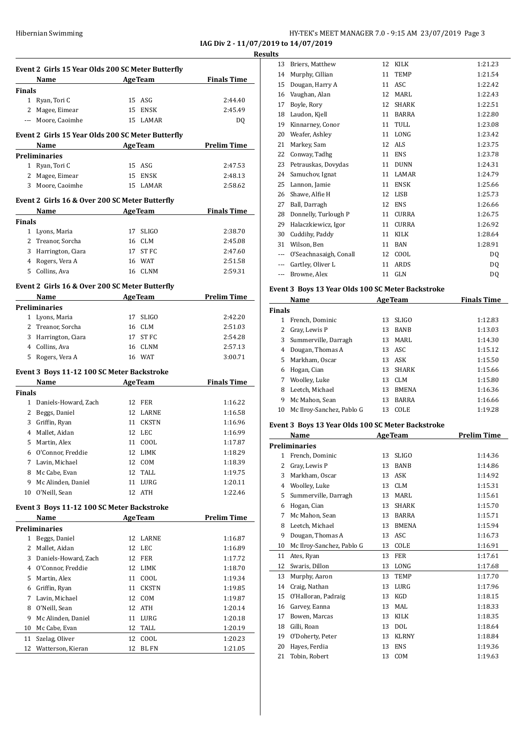IAG Div 2 - 11/07/2019 to 14/07/2019

**Results**

**Event 2 Girls 15 Year Olds 200 SC Meter Butterfly**

| | Name | Age | Team | Finals Time |
|---|---|---|---|---|
| **Finals** | | | | |
| 1 | Ryan, Tori C | 15 | ASG | 2:44.40 |
| 2 | Magee, Eimear | 15 | ENSK | 2:45.49 |
| --- | Moore, Caoimhe | 15 | LAMAR | DQ |

**Event 2 Girls 15 Year Olds 200 SC Meter Butterfly**

| | Name | Age | Team | Prelim Time |
|---|---|---|---|---|
| **Preliminaries** | | | | |
| 1 | Ryan, Tori C | 15 | ASG | 2:47.53 |
| 2 | Magee, Eimear | 15 | ENSK | 2:48.13 |
| 3 | Moore, Caoimhe | 15 | LAMAR | 2:58.62 |

**Event 2 Girls 16 & Over 200 SC Meter Butterfly**

| | Name | Age | Team | Finals Time |
|---|---|---|---|---|
| **Finals** | | | | |
| 1 | Lyons, Maria | 17 | SLIGO | 2:38.70 |
| 2 | Treanor, Sorcha | 16 | CLM | 2:45.08 |
| 3 | Harrington, Ciara | 17 | ST FC | 2:47.60 |
| 4 | Rogers, Vera A | 16 | WAT | 2:51.58 |
| 5 | Collins, Ava | 16 | CLNM | 2:59.31 |

**Event 2 Girls 16 & Over 200 SC Meter Butterfly**

| | Name | Age | Team | Prelim Time |
|---|---|---|---|---|
| **Preliminaries** | | | | |
| 1 | Lyons, Maria | 17 | SLIGO | 2:42.20 |
| 2 | Treanor, Sorcha | 16 | CLM | 2:51.03 |
| 3 | Harrington, Ciara | 17 | ST FC | 2:54.28 |
| 4 | Collins, Ava | 16 | CLNM | 2:57.13 |
| 5 | Rogers, Vera A | 16 | WAT | 3:00.71 |

**Event 3 Boys 11-12 100 SC Meter Backstroke**

| | Name | Age | Team | Finals Time |
|---|---|---|---|---|
| **Finals** | | | | |
| 1 | Daniels-Howard, Zach | 12 | FER | 1:16.22 |
| 2 | Beggs, Daniel | 12 | LARNE | 1:16.58 |
| 3 | Griffin, Ryan | 11 | CKSTN | 1:16.96 |
| 4 | Mallet, Aidan | 12 | LEC | 1:16.99 |
| 5 | Martin, Alex | 11 | COOL | 1:17.87 |
| 6 | O'Connor, Freddie | 12 | LIMK | 1:18.29 |
| 7 | Lavin, Michael | 12 | COM | 1:18.39 |
| 8 | Mc Cabe, Evan | 12 | TALL | 1:19.75 |
| 9 | Mc Alinden, Daniel | 11 | LURG | 1:20.11 |
| 10 | O'Neill, Sean | 12 | ATH | 1:22.46 |

**Event 3 Boys 11-12 100 SC Meter Backstroke**

| | Name | Age | Team | Prelim Time |
|---|---|---|---|---|
| **Preliminaries** | | | | |
| 1 | Beggs, Daniel | 12 | LARNE | 1:16.87 |
| 2 | Mallet, Aidan | 12 | LEC | 1:16.89 |
| 3 | Daniels-Howard, Zach | 12 | FER | 1:17.72 |
| 4 | O'Connor, Freddie | 12 | LIMK | 1:18.70 |
| 5 | Martin, Alex | 11 | COOL | 1:19.34 |
| 6 | Griffin, Ryan | 11 | CKSTN | 1:19.85 |
| 7 | Lavin, Michael | 12 | COM | 1:19.87 |
| 8 | O'Neill, Sean | 12 | ATH | 1:20.14 |
| 9 | Mc Alinden, Daniel | 11 | LURG | 1:20.18 |
| 10 | Mc Cabe, Evan | 12 | TALL | 1:20.19 |
| 11 | Szelag, Oliver | 12 | COOL | 1:20.23 |
| 12 | Watterson, Kieran | 12 | BL FN | 1:21.05 |
| 13 | Briers, Matthew | 12 | KILK | 1:21.23 |
| 14 | Murphy, Cillian | 11 | TEMP | 1:21.54 |
| 15 | Dougan, Harry A | 11 | ASC | 1:22.42 |
| 16 | Vaughan, Alan | 12 | MARL | 1:22.43 |
| 17 | Boyle, Rory | 12 | SHARK | 1:22.51 |
| 18 | Laudon, Kjell | 11 | BARRA | 1:22.80 |
| 19 | Kinnarney, Conor | 11 | TULL | 1:23.08 |
| 20 | Weafer, Ashley | 11 | LONG | 1:23.42 |
| 21 | Markey, Sam | 12 | ALS | 1:23.75 |
| 22 | Conway, Tadhg | 11 | ENS | 1:23.78 |
| 23 | Petrauskas, Dovydas | 11 | DUNN | 1:24.31 |
| 24 | Samuchov, Ignat | 11 | LAMAR | 1:24.79 |
| 25 | Lannon, Jamie | 11 | ENSK | 1:25.66 |
| 26 | Shawe, Alfie H | 12 | LISB | 1:25.73 |
| 27 | Ball, Darragh | 12 | ENS | 1:26.66 |
| 28 | Donnelly, Turlough P | 11 | CURRA | 1:26.75 |
| 29 | Halaczkiewicz, Igor | 11 | CURRA | 1:26.92 |
| 30 | Cuddihy, Paddy | 11 | KILK | 1:28.64 |
| 31 | Wilson, Ben | 11 | BAN | 1:28.91 |
| --- | O'Seachnasaigh, Conall | 12 | COOL | DQ |
| --- | Gartley, Oliver L | 11 | ARDS | DQ |
| --- | Browne, Alex | 11 | GLN | DQ |

**Event 3 Boys 13 Year Olds 100 SC Meter Backstroke**

| | Name | Age | Team | Finals Time |
|---|---|---|---|---|
| **Finals** | | | | |
| 1 | French, Dominic | 13 | SLIGO | 1:12.83 |
| 2 | Gray, Lewis P | 13 | BANB | 1:13.03 |
| 3 | Summerville, Darragh | 13 | MARL | 1:14.30 |
| 4 | Dougan, Thomas A | 13 | ASC | 1:15.12 |
| 5 | Markham, Oscar | 13 | ASK | 1:15.50 |
| 6 | Hogan, Cian | 13 | SHARK | 1:15.66 |
| 7 | Woolley, Luke | 13 | CLM | 1:15.80 |
| 8 | Leetch, Michael | 13 | BMENA | 1:16.36 |
| 9 | Mc Mahon, Sean | 13 | BARRA | 1:16.66 |
| 10 | Mc Ilroy-Sanchez, Pablo G | 13 | COLE | 1:19.28 |

**Event 3 Boys 13 Year Olds 100 SC Meter Backstroke**

| | Name | Age | Team | Prelim Time |
|---|---|---|---|---|
| **Preliminaries** | | | | |
| 1 | French, Dominic | 13 | SLIGO | 1:14.36 |
| 2 | Gray, Lewis P | 13 | BANB | 1:14.86 |
| 3 | Markham, Oscar | 13 | ASK | 1:14.92 |
| 4 | Woolley, Luke | 13 | CLM | 1:15.31 |
| 5 | Summerville, Darragh | 13 | MARL | 1:15.61 |
| 6 | Hogan, Cian | 13 | SHARK | 1:15.70 |
| 7 | Mc Mahon, Sean | 13 | BARRA | 1:15.71 |
| 8 | Leetch, Michael | 13 | BMENA | 1:15.94 |
| 9 | Dougan, Thomas A | 13 | ASC | 1:16.73 |
| 10 | Mc Ilroy-Sanchez, Pablo G | 13 | COLE | 1:16.91 |
| 11 | Ates, Ryan | 13 | FER | 1:17.61 |
| 12 | Swaris, Dillon | 13 | LONG | 1:17.68 |
| 13 | Murphy, Aaron | 13 | TEMP | 1:17.70 |
| 14 | Craig, Nathan | 13 | LURG | 1:17.96 |
| 15 | O'Halloran, Padraig | 13 | KGD | 1:18.15 |
| 16 | Garvey, Eanna | 13 | MAL | 1:18.33 |
| 17 | Bowen, Marcas | 13 | KILK | 1:18.35 |
| 18 | Gilli, Roan | 13 | DOL | 1:18.64 |
| 19 | O'Doherty, Peter | 13 | KLRNY | 1:18.84 |
| 20 | Hayes, Ferdia | 13 | ENS | 1:19.36 |
| 21 | Tobin, Robert | 13 | COM | 1:19.63 |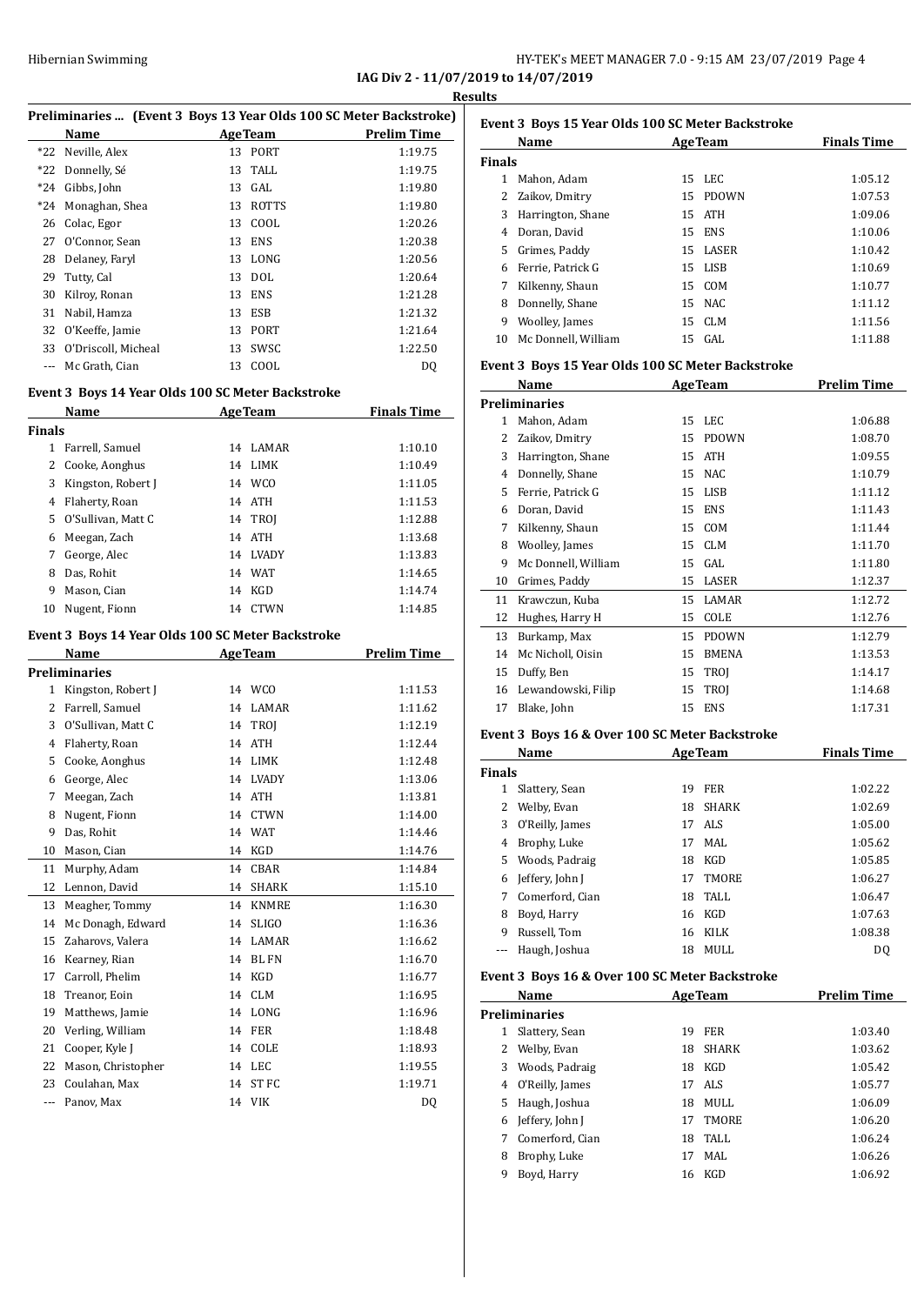**IAG Div 2 - 11/07/2019 to 14/07/2019**

**Results**

### Preliminaries ... (Event 3 Boys 13 Year Olds 100 SC Meter Backstroke)

| | Name | Age | Team | Prelim Time |
|---|---|---|---|---|
| *22 | Neville, Alex | 13 | PORT | 1:19.75 |
| *22 | Donnelly, Sé | 13 | TALL | 1:19.75 |
| *24 | Gibbs, John | 13 | GAL | 1:19.80 |
| *24 | Monaghan, Shea | 13 | ROTTS | 1:19.80 |
| 26 | Colac, Egor | 13 | COOL | 1:20.26 |
| 27 | O'Connor, Sean | 13 | ENS | 1:20.38 |
| 28 | Delaney, Faryl | 13 | LONG | 1:20.56 |
| 29 | Tutty, Cal | 13 | DOL | 1:20.64 |
| 30 | Kilroy, Ronan | 13 | ENS | 1:21.28 |
| 31 | Nabil, Hamza | 13 | ESB | 1:21.32 |
| 32 | O'Keeffe, Jamie | 13 | PORT | 1:21.64 |
| 33 | O'Driscoll, Micheal | 13 | SWSC | 1:22.50 |
| --- | Mc Grath, Cian | 13 | COOL | DQ |

### Event 3 Boys 14 Year Olds 100 SC Meter Backstroke

| | Name | Age | Team | Finals Time |
|---|---|---|---|---|
| **Finals** | | | | |
| 1 | Farrell, Samuel | 14 | LAMAR | 1:10.10 |
| 2 | Cooke, Aonghus | 14 | LIMK | 1:10.49 |
| 3 | Kingston, Robert J | 14 | WCO | 1:11.05 |
| 4 | Flaherty, Roan | 14 | ATH | 1:11.53 |
| 5 | O'Sullivan, Matt C | 14 | TROJ | 1:12.88 |
| 6 | Meegan, Zach | 14 | ATH | 1:13.68 |
| 7 | George, Alec | 14 | LVADY | 1:13.83 |
| 8 | Das, Rohit | 14 | WAT | 1:14.65 |
| 9 | Mason, Cian | 14 | KGD | 1:14.74 |
| 10 | Nugent, Fionn | 14 | CTWN | 1:14.85 |

### Event 3 Boys 14 Year Olds 100 SC Meter Backstroke

| | Name | Age | Team | Prelim Time |
|---|---|---|---|---|
| **Preliminaries** | | | | |
| 1 | Kingston, Robert J | 14 | WCO | 1:11.53 |
| 2 | Farrell, Samuel | 14 | LAMAR | 1:11.62 |
| 3 | O'Sullivan, Matt C | 14 | TROJ | 1:12.19 |
| 4 | Flaherty, Roan | 14 | ATH | 1:12.44 |
| 5 | Cooke, Aonghus | 14 | LIMK | 1:12.48 |
| 6 | George, Alec | 14 | LVADY | 1:13.06 |
| 7 | Meegan, Zach | 14 | ATH | 1:13.81 |
| 8 | Nugent, Fionn | 14 | CTWN | 1:14.00 |
| 9 | Das, Rohit | 14 | WAT | 1:14.46 |
| 10 | Mason, Cian | 14 | KGD | 1:14.76 |
| 11 | Murphy, Adam | 14 | CBAR | 1:14.84 |
| 12 | Lennon, David | 14 | SHARK | 1:15.10 |
| 13 | Meagher, Tommy | 14 | KNMRE | 1:16.30 |
| 14 | Mc Donagh, Edward | 14 | SLIGO | 1:16.36 |
| 15 | Zaharovs, Valera | 14 | LAMAR | 1:16.62 |
| 16 | Kearney, Rian | 14 | BLFN | 1:16.70 |
| 17 | Carroll, Phelim | 14 | KGD | 1:16.77 |
| 18 | Treanor, Eoin | 14 | CLM | 1:16.95 |
| 19 | Matthews, Jamie | 14 | LONG | 1:16.96 |
| 20 | Verling, William | 14 | FER | 1:18.48 |
| 21 | Cooper, Kyle J | 14 | COLE | 1:18.93 |
| 22 | Mason, Christopher | 14 | LEC | 1:19.55 |
| 23 | Coulahan, Max | 14 | ST FC | 1:19.71 |
| --- | Panov, Max | 14 | VIK | DQ |

### Event 3 Boys 15 Year Olds 100 SC Meter Backstroke

| | Name | Age | Team | Finals Time |
|---|---|---|---|---|
| **Finals** | | | | |
| 1 | Mahon, Adam | 15 | LEC | 1:05.12 |
| 2 | Zaikov, Dmitry | 15 | PDOWN | 1:07.53 |
| 3 | Harrington, Shane | 15 | ATH | 1:09.06 |
| 4 | Doran, David | 15 | ENS | 1:10.06 |
| 5 | Grimes, Paddy | 15 | LASER | 1:10.42 |
| 6 | Ferrie, Patrick G | 15 | LISB | 1:10.69 |
| 7 | Kilkenny, Shaun | 15 | COM | 1:10.77 |
| 8 | Donnelly, Shane | 15 | NAC | 1:11.12 |
| 9 | Woolley, James | 15 | CLM | 1:11.56 |
| 10 | Mc Donnell, William | 15 | GAL | 1:11.88 |

### Event 3 Boys 15 Year Olds 100 SC Meter Backstroke

| | Name | Age | Team | Prelim Time |
|---|---|---|---|---|
| **Preliminaries** | | | | |
| 1 | Mahon, Adam | 15 | LEC | 1:06.88 |
| 2 | Zaikov, Dmitry | 15 | PDOWN | 1:08.70 |
| 3 | Harrington, Shane | 15 | ATH | 1:09.55 |
| 4 | Donnelly, Shane | 15 | NAC | 1:10.79 |
| 5 | Ferrie, Patrick G | 15 | LISB | 1:11.12 |
| 6 | Doran, David | 15 | ENS | 1:11.43 |
| 7 | Kilkenny, Shaun | 15 | COM | 1:11.44 |
| 8 | Woolley, James | 15 | CLM | 1:11.70 |
| 9 | Mc Donnell, William | 15 | GAL | 1:11.80 |
| 10 | Grimes, Paddy | 15 | LASER | 1:12.37 |
| 11 | Krawczun, Kuba | 15 | LAMAR | 1:12.72 |
| 12 | Hughes, Harry H | 15 | COLE | 1:12.76 |
| 13 | Burkamp, Max | 15 | PDOWN | 1:12.79 |
| 14 | Mc Nicholl, Oisin | 15 | BMENA | 1:13.53 |
| 15 | Duffy, Ben | 15 | TROJ | 1:14.17 |
| 16 | Lewandowski, Filip | 15 | TROJ | 1:14.68 |
| 17 | Blake, John | 15 | ENS | 1:17.31 |

### Event 3 Boys 16 & Over 100 SC Meter Backstroke

| | Name | Age | Team | Finals Time |
|---|---|---|---|---|
| **Finals** | | | | |
| 1 | Slattery, Sean | 19 | FER | 1:02.22 |
| 2 | Welby, Evan | 18 | SHARK | 1:02.69 |
| 3 | O'Reilly, James | 17 | ALS | 1:05.00 |
| 4 | Brophy, Luke | 17 | MAL | 1:05.62 |
| 5 | Woods, Padraig | 18 | KGD | 1:05.85 |
| 6 | Jeffery, John J | 17 | TMORE | 1:06.27 |
| 7 | Comerford, Cian | 18 | TALL | 1:06.47 |
| 8 | Boyd, Harry | 16 | KGD | 1:07.63 |
| 9 | Russell, Tom | 16 | KILK | 1:08.38 |
| --- | Haugh, Joshua | 18 | MULL | DQ |

### Event 3 Boys 16 & Over 100 SC Meter Backstroke

| | Name | Age | Team | Prelim Time |
|---|---|---|---|---|
| **Preliminaries** | | | | |
| 1 | Slattery, Sean | 19 | FER | 1:03.40 |
| 2 | Welby, Evan | 18 | SHARK | 1:03.62 |
| 3 | Woods, Padraig | 18 | KGD | 1:05.42 |
| 4 | O'Reilly, James | 17 | ALS | 1:05.77 |
| 5 | Haugh, Joshua | 18 | MULL | 1:06.09 |
| 6 | Jeffery, John J | 17 | TMORE | 1:06.20 |
| 7 | Comerford, Cian | 18 | TALL | 1:06.24 |
| 8 | Brophy, Luke | 17 | MAL | 1:06.26 |
| 9 | Boyd, Harry | 16 | KGD | 1:06.92 |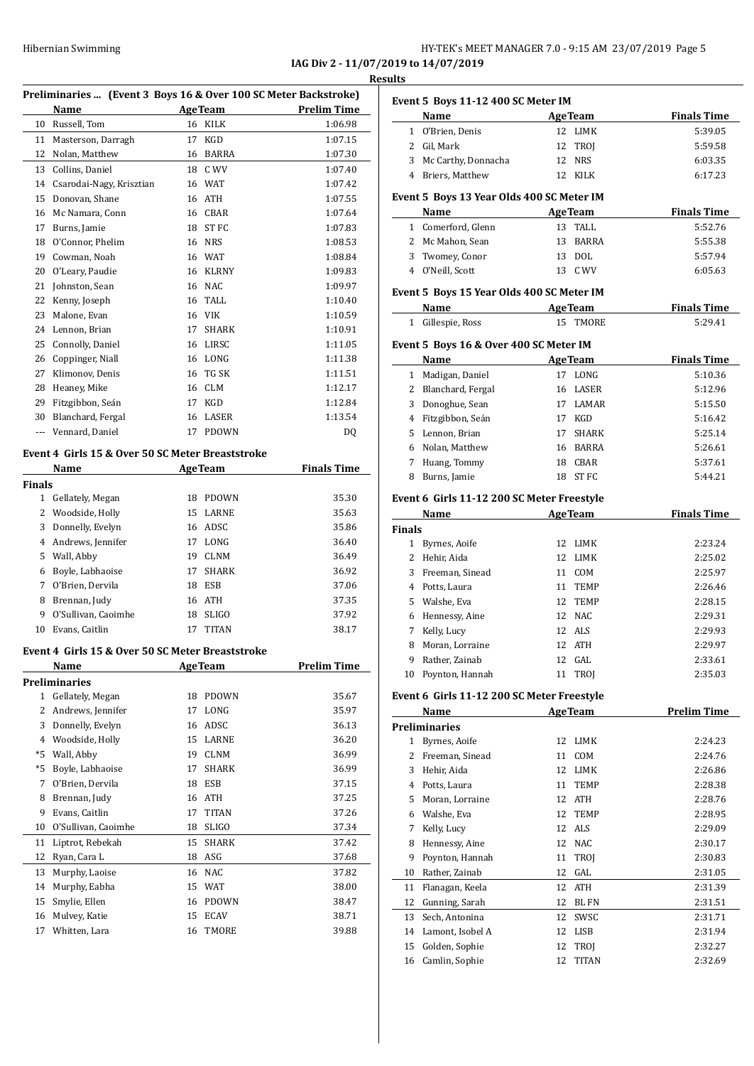**IAG Div 2 - 11/07/2019 to 14/07/2019**

**Results**

### Preliminaries ... (Event 3 Boys 16 & Over 100 SC Meter Backstroke)

| | Name | Age | Team | Prelim Time |
|---|---|---|---|---|
| 10 | Russell, Tom | 16 | KILK | 1:06.98 |
| 11 | Masterson, Darragh | 17 | KGD | 1:07.15 |
| 12 | Nolan, Matthew | 16 | BARRA | 1:07.30 |
| 13 | Collins, Daniel | 18 | C WV | 1:07.40 |
| 14 | Csarodai-Nagy, Krisztian | 16 | WAT | 1:07.42 |
| 15 | Donovan, Shane | 16 | ATH | 1:07.55 |
| 16 | Mc Namara, Conn | 16 | CBAR | 1:07.64 |
| 17 | Burns, Jamie | 18 | ST FC | 1:07.83 |
| 18 | O'Connor, Phelim | 16 | NRS | 1:08.53 |
| 19 | Cowman, Noah | 16 | WAT | 1:08.84 |
| 20 | O'Leary, Paudie | 16 | KLRNY | 1:09.83 |
| 21 | Johnston, Sean | 16 | NAC | 1:09.97 |
| 22 | Kenny, Joseph | 16 | TALL | 1:10.40 |
| 23 | Malone, Evan | 16 | VIK | 1:10.59 |
| 24 | Lennon, Brian | 17 | SHARK | 1:10.91 |
| 25 | Connolly, Daniel | 16 | LIRSC | 1:11.05 |
| 26 | Coppinger, Niall | 16 | LONG | 1:11.38 |
| 27 | Klimonov, Denis | 16 | TG SK | 1:11.51 |
| 28 | Heaney, Mike | 16 | CLM | 1:12.17 |
| 29 | Fitzgibbon, Seán | 17 | KGD | 1:12.84 |
| 30 | Blanchard, Fergal | 16 | LASER | 1:13.54 |
| --- | Vennard, Daniel | 17 | PDOWN | DQ |

### Event 4 Girls 15 & Over 50 SC Meter Breaststroke

| | Name | Age | Team | Finals Time |
|---|---|---|---|---|
| **Finals** | | | | |
| 1 | Gellately, Megan | 18 | PDOWN | 35.30 |
| 2 | Woodside, Holly | 15 | LARNE | 35.63 |
| 3 | Donnelly, Evelyn | 16 | ADSC | 35.86 |
| 4 | Andrews, Jennifer | 17 | LONG | 36.40 |
| 5 | Wall, Abby | 19 | CLNM | 36.49 |
| 6 | Boyle, Labhaoise | 17 | SHARK | 36.92 |
| 7 | O'Brien, Dervila | 18 | ESB | 37.06 |
| 8 | Brennan, Judy | 16 | ATH | 37.35 |
| 9 | O'Sullivan, Caoimhe | 18 | SLIGO | 37.92 |
| 10 | Evans, Caitlin | 17 | TITAN | 38.17 |

### Event 4 Girls 15 & Over 50 SC Meter Breaststroke

| | Name | Age | Team | Prelim Time |
|---|---|---|---|---|
| **Preliminaries** | | | | |
| 1 | Gellately, Megan | 18 | PDOWN | 35.67 |
| 2 | Andrews, Jennifer | 17 | LONG | 35.97 |
| 3 | Donnelly, Evelyn | 16 | ADSC | 36.13 |
| 4 | Woodside, Holly | 15 | LARNE | 36.20 |
| *5 | Wall, Abby | 19 | CLNM | 36.99 |
| *5 | Boyle, Labhaoise | 17 | SHARK | 36.99 |
| 7 | O'Brien, Dervila | 18 | ESB | 37.15 |
| 8 | Brennan, Judy | 16 | ATH | 37.25 |
| 9 | Evans, Caitlin | 17 | TITAN | 37.26 |
| 10 | O'Sullivan, Caoimhe | 18 | SLIGO | 37.34 |
| 11 | Liptrot, Rebekah | 15 | SHARK | 37.42 |
| 12 | Ryan, Cara L | 18 | ASG | 37.68 |
| 13 | Murphy, Laoise | 16 | NAC | 37.82 |
| 14 | Murphy, Eabha | 15 | WAT | 38.00 |
| 15 | Smylie, Ellen | 16 | PDOWN | 38.47 |
| 16 | Mulvey, Katie | 15 | ECAV | 38.71 |
| 17 | Whitten, Lara | 16 | TMORE | 39.88 |

### Event 5 Boys 11-12 400 SC Meter IM

| | Name | Age | Team | Finals Time |
|---|---|---|---|---|
| 1 | O'Brien, Denis | 12 | LIMK | 5:39.05 |
| 2 | Gil, Mark | 12 | TROJ | 5:59.58 |
| 3 | Mc Carthy, Donnacha | 12 | NRS | 6:03.35 |
| 4 | Briers, Matthew | 12 | KILK | 6:17.23 |

### Event 5 Boys 13 Year Olds 400 SC Meter IM

| | Name | Age | Team | Finals Time |
|---|---|---|---|---|
| 1 | Comerford, Glenn | 13 | TALL | 5:52.76 |
| 2 | Mc Mahon, Sean | 13 | BARRA | 5:55.38 |
| 3 | Twomey, Conor | 13 | DOL | 5:57.94 |
| 4 | O'Neill, Scott | 13 | C WV | 6:05.63 |

### Event 5 Boys 15 Year Olds 400 SC Meter IM

| | Name | Age | Team | Finals Time |
|---|---|---|---|---|
| 1 | Gillespie, Ross | 15 | TMORE | 5:29.41 |

### Event 5 Boys 16 & Over 400 SC Meter IM

| | Name | Age | Team | Finals Time |
|---|---|---|---|---|
| 1 | Madigan, Daniel | 17 | LONG | 5:10.36 |
| 2 | Blanchard, Fergal | 16 | LASER | 5:12.96 |
| 3 | Donoghue, Sean | 17 | LAMAR | 5:15.50 |
| 4 | Fitzgibbon, Seán | 17 | KGD | 5:16.42 |
| 5 | Lennon, Brian | 17 | SHARK | 5:25.14 |
| 6 | Nolan, Matthew | 16 | BARRA | 5:26.61 |
| 7 | Huang, Tommy | 18 | CBAR | 5:37.61 |
| 8 | Burns, Jamie | 18 | ST FC | 5:44.21 |

### Event 6 Girls 11-12 200 SC Meter Freestyle

| | Name | Age | Team | Finals Time |
|---|---|---|---|---|
| **Finals** | | | | |
| 1 | Byrnes, Aoife | 12 | LIMK | 2:23.24 |
| 2 | Hehir, Aida | 12 | LIMK | 2:25.02 |
| 3 | Freeman, Sinead | 11 | COM | 2:25.97 |
| 4 | Potts, Laura | 11 | TEMP | 2:26.46 |
| 5 | Walshe, Eva | 12 | TEMP | 2:28.15 |
| 6 | Hennessy, Aine | 12 | NAC | 2:29.31 |
| 7 | Kelly, Lucy | 12 | ALS | 2:29.93 |
| 8 | Moran, Lorraine | 12 | ATH | 2:29.97 |
| 9 | Rather, Zainab | 12 | GAL | 2:33.61 |
| 10 | Poynton, Hannah | 11 | TROJ | 2:35.03 |

### Event 6 Girls 11-12 200 SC Meter Freestyle

| | Name | Age | Team | Prelim Time |
|---|---|---|---|---|
| **Preliminaries** | | | | |
| 1 | Byrnes, Aoife | 12 | LIMK | 2:24.23 |
| 2 | Freeman, Sinead | 11 | COM | 2:24.76 |
| 3 | Hehir, Aida | 12 | LIMK | 2:26.86 |
| 4 | Potts, Laura | 11 | TEMP | 2:28.38 |
| 5 | Moran, Lorraine | 12 | ATH | 2:28.76 |
| 6 | Walshe, Eva | 12 | TEMP | 2:28.95 |
| 7 | Kelly, Lucy | 12 | ALS | 2:29.09 |
| 8 | Hennessy, Aine | 12 | NAC | 2:30.17 |
| 9 | Poynton, Hannah | 11 | TROJ | 2:30.83 |
| 10 | Rather, Zainab | 12 | GAL | 2:31.05 |
| 11 | Flanagan, Keela | 12 | ATH | 2:31.39 |
| 12 | Gunning, Sarah | 12 | BL FN | 2:31.51 |
| 13 | Sech, Antonina | 12 | SWSC | 2:31.71 |
| 14 | Lamont, Isobel A | 12 | LISB | 2:31.94 |
| 15 | Golden, Sophie | 12 | TROJ | 2:32.27 |
| 16 | Camlin, Sophie | 12 | TITAN | 2:32.69 |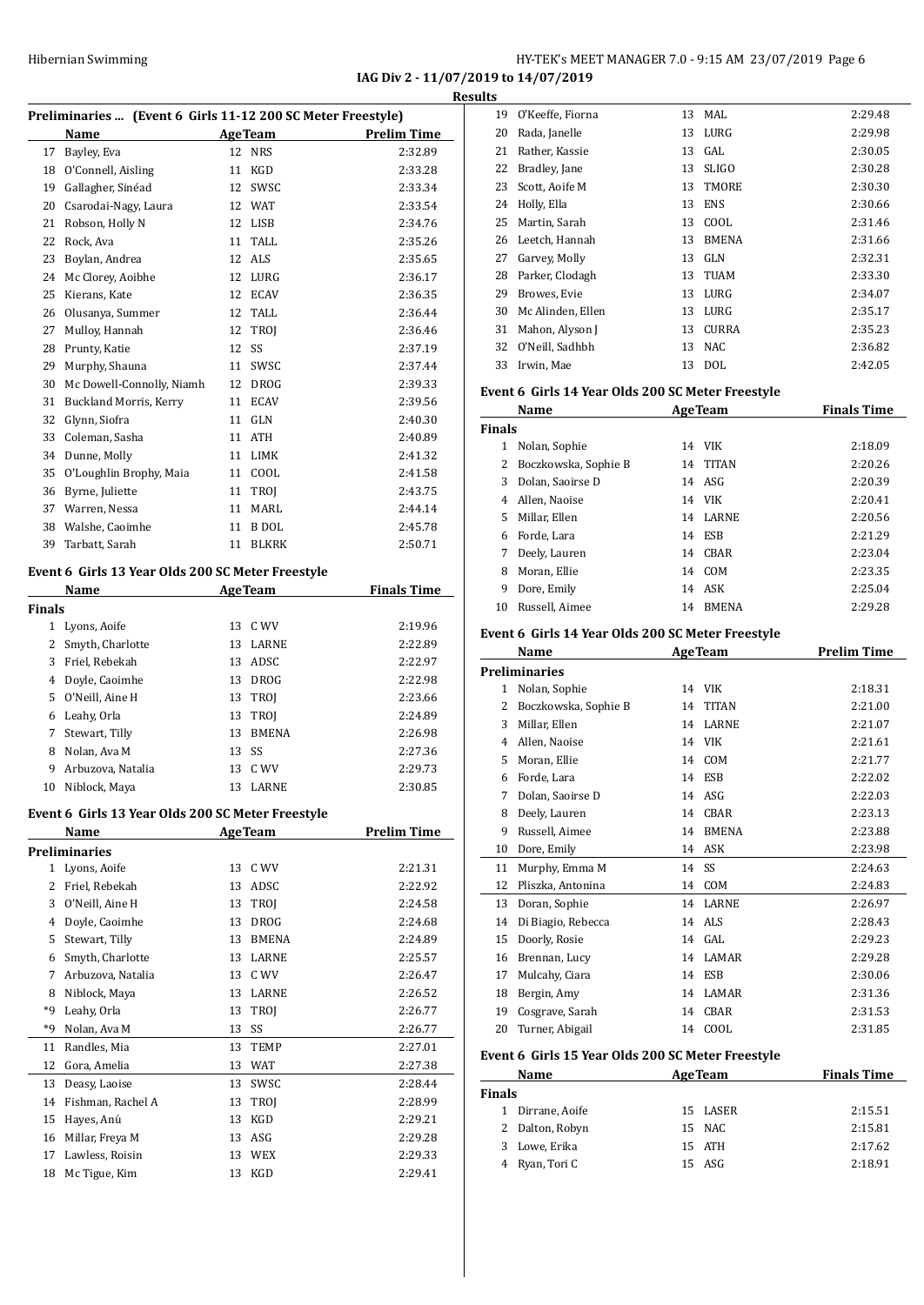**IAG Div 2 - 11/07/2019 to 14/07/2019**

**Results**

### Preliminaries ... (Event 6 Girls 11-12 200 SC Meter Freestyle)

| | Name | Age | Team | Prelim Time |
|---|---|---|---|---|
| 17 | Bayley, Eva | 12 | NRS | 2:32.89 |
| 18 | O'Connell, Aisling | 11 | KGD | 2:33.28 |
| 19 | Gallagher, Sinéad | 12 | SWSC | 2:33.34 |
| 20 | Csarodai-Nagy, Laura | 12 | WAT | 2:33.54 |
| 21 | Robson, Holly N | 12 | LISB | 2:34.76 |
| 22 | Rock, Ava | 11 | TALL | 2:35.26 |
| 23 | Boylan, Andrea | 12 | ALS | 2:35.65 |
| 24 | Mc Clorey, Aoibhe | 12 | LURG | 2:36.17 |
| 25 | Kierans, Kate | 12 | ECAV | 2:36.35 |
| 26 | Olusanya, Summer | 12 | TALL | 2:36.44 |
| 27 | Mulloy, Hannah | 12 | TROJ | 2:36.46 |
| 28 | Prunty, Katie | 12 | SS | 2:37.19 |
| 29 | Murphy, Shauna | 11 | SWSC | 2:37.44 |
| 30 | Mc Dowell-Connolly, Niamh | 12 | DROG | 2:39.33 |
| 31 | Buckland Morris, Kerry | 11 | ECAV | 2:39.56 |
| 32 | Glynn, Siofra | 11 | GLN | 2:40.30 |
| 33 | Coleman, Sasha | 11 | ATH | 2:40.89 |
| 34 | Dunne, Molly | 11 | LIMK | 2:41.32 |
| 35 | O'Loughlin Brophy, Maia | 11 | COOL | 2:41.58 |
| 36 | Byrne, Juliette | 11 | TROJ | 2:43.75 |
| 37 | Warren, Nessa | 11 | MARL | 2:44.14 |
| 38 | Walshe, Caoimhe | 11 | B DOL | 2:45.78 |
| 39 | Tarbatt, Sarah | 11 | BLKRK | 2:50.71 |

### Event 6 Girls 13 Year Olds 200 SC Meter Freestyle

| | Name | Age | Team | Finals Time |
|---|---|---|---|---|
| **Finals** | | | | |
| 1 | Lyons, Aoife | 13 | C WV | 2:19.96 |
| 2 | Smyth, Charlotte | 13 | LARNE | 2:22.89 |
| 3 | Friel, Rebekah | 13 | ADSC | 2:22.97 |
| 4 | Doyle, Caoimhe | 13 | DROG | 2:22.98 |
| 5 | O'Neill, Aine H | 13 | TROJ | 2:23.66 |
| 6 | Leahy, Orla | 13 | TROJ | 2:24.89 |
| 7 | Stewart, Tilly | 13 | BMENA | 2:26.98 |
| 8 | Nolan, Ava M | 13 | SS | 2:27.36 |
| 9 | Arbuzova, Natalia | 13 | C WV | 2:29.73 |
| 10 | Niblock, Maya | 13 | LARNE | 2:30.85 |

### Event 6 Girls 13 Year Olds 200 SC Meter Freestyle

| | Name | Age | Team | Prelim Time |
|---|---|---|---|---|
| **Preliminaries** | | | | |
| 1 | Lyons, Aoife | 13 | C WV | 2:21.31 |
| 2 | Friel, Rebekah | 13 | ADSC | 2:22.92 |
| 3 | O'Neill, Aine H | 13 | TROJ | 2:24.58 |
| 4 | Doyle, Caoimhe | 13 | DROG | 2:24.68 |
| 5 | Stewart, Tilly | 13 | BMENA | 2:24.89 |
| 6 | Smyth, Charlotte | 13 | LARNE | 2:25.57 |
| 7 | Arbuzova, Natalia | 13 | C WV | 2:26.47 |
| 8 | Niblock, Maya | 13 | LARNE | 2:26.52 |
| *9 | Leahy, Orla | 13 | TROJ | 2:26.77 |
| *9 | Nolan, Ava M | 13 | SS | 2:26.77 |
| 11 | Randles, Mia | 13 | TEMP | 2:27.01 |
| 12 | Gora, Amelia | 13 | WAT | 2:27.38 |
| 13 | Deasy, Laoise | 13 | SWSC | 2:28.44 |
| 14 | Fishman, Rachel A | 13 | TROJ | 2:28.99 |
| 15 | Hayes, Anú | 13 | KGD | 2:29.21 |
| 16 | Millar, Freya M | 13 | ASG | 2:29.28 |
| 17 | Lawless, Roisin | 13 | WEX | 2:29.33 |
| 18 | Mc Tigue, Kim | 13 | KGD | 2:29.41 |
| 19 | O'Keeffe, Fiorna | 13 | MAL | 2:29.48 |
| 20 | Rada, Janelle | 13 | LURG | 2:29.98 |
| 21 | Rather, Kassie | 13 | GAL | 2:30.05 |
| 22 | Bradley, Jane | 13 | SLIGO | 2:30.28 |
| 23 | Scott, Aoife M | 13 | TMORE | 2:30.30 |
| 24 | Holly, Ella | 13 | ENS | 2:30.66 |
| 25 | Martin, Sarah | 13 | COOL | 2:31.46 |
| 26 | Leetch, Hannah | 13 | BMENA | 2:31.66 |
| 27 | Garvey, Molly | 13 | GLN | 2:32.31 |
| 28 | Parker, Clodagh | 13 | TUAM | 2:33.30 |
| 29 | Browes, Evie | 13 | LURG | 2:34.07 |
| 30 | Mc Alinden, Ellen | 13 | LURG | 2:35.17 |
| 31 | Mahon, Alyson J | 13 | CURRA | 2:35.23 |
| 32 | O'Neill, Sadhbh | 13 | NAC | 2:36.82 |
| 33 | Irwin, Mae | 13 | DOL | 2:42.05 |

### Event 6 Girls 14 Year Olds 200 SC Meter Freestyle

| | Name | Age | Team | Finals Time |
|---|---|---|---|---|
| **Finals** | | | | |
| 1 | Nolan, Sophie | 14 | VIK | 2:18.09 |
| 2 | Boczkowska, Sophie B | 14 | TITAN | 2:20.26 |
| 3 | Dolan, Saoirse D | 14 | ASG | 2:20.39 |
| 4 | Allen, Naoise | 14 | VIK | 2:20.41 |
| 5 | Millar, Ellen | 14 | LARNE | 2:20.56 |
| 6 | Forde, Lara | 14 | ESB | 2:21.29 |
| 7 | Deely, Lauren | 14 | CBAR | 2:23.04 |
| 8 | Moran, Ellie | 14 | COM | 2:23.35 |
| 9 | Dore, Emily | 14 | ASK | 2:25.04 |
| 10 | Russell, Aimee | 14 | BMENA | 2:29.28 |

### Event 6 Girls 14 Year Olds 200 SC Meter Freestyle

| | Name | Age | Team | Prelim Time |
|---|---|---|---|---|
| **Preliminaries** | | | | |
| 1 | Nolan, Sophie | 14 | VIK | 2:18.31 |
| 2 | Boczkowska, Sophie B | 14 | TITAN | 2:21.00 |
| 3 | Millar, Ellen | 14 | LARNE | 2:21.07 |
| 4 | Allen, Naoise | 14 | VIK | 2:21.61 |
| 5 | Moran, Ellie | 14 | COM | 2:21.77 |
| 6 | Forde, Lara | 14 | ESB | 2:22.02 |
| 7 | Dolan, Saoirse D | 14 | ASG | 2:22.03 |
| 8 | Deely, Lauren | 14 | CBAR | 2:23.13 |
| 9 | Russell, Aimee | 14 | BMENA | 2:23.88 |
| 10 | Dore, Emily | 14 | ASK | 2:23.98 |
| 11 | Murphy, Emma M | 14 | SS | 2:24.63 |
| 12 | Pliszka, Antonina | 14 | COM | 2:24.83 |
| 13 | Doran, Sophie | 14 | LARNE | 2:26.97 |
| 14 | Di Biagio, Rebecca | 14 | ALS | 2:28.43 |
| 15 | Doorly, Rosie | 14 | GAL | 2:29.23 |
| 16 | Brennan, Lucy | 14 | LAMAR | 2:29.28 |
| 17 | Mulcahy, Ciara | 14 | ESB | 2:30.06 |
| 18 | Bergin, Amy | 14 | LAMAR | 2:31.36 |
| 19 | Cosgrave, Sarah | 14 | CBAR | 2:31.53 |
| 20 | Turner, Abigail | 14 | COOL | 2:31.85 |

### Event 6 Girls 15 Year Olds 200 SC Meter Freestyle

| | Name | Age | Team | Finals Time |
|---|---|---|---|---|
| **Finals** | | | | |
| 1 | Dirrane, Aoife | 15 | LASER | 2:15.51 |
| 2 | Dalton, Robyn | 15 | NAC | 2:15.81 |
| 3 | Lowe, Erika | 15 | ATH | 2:17.62 |
| 4 | Ryan, Tori C | 15 | ASG | 2:18.91 |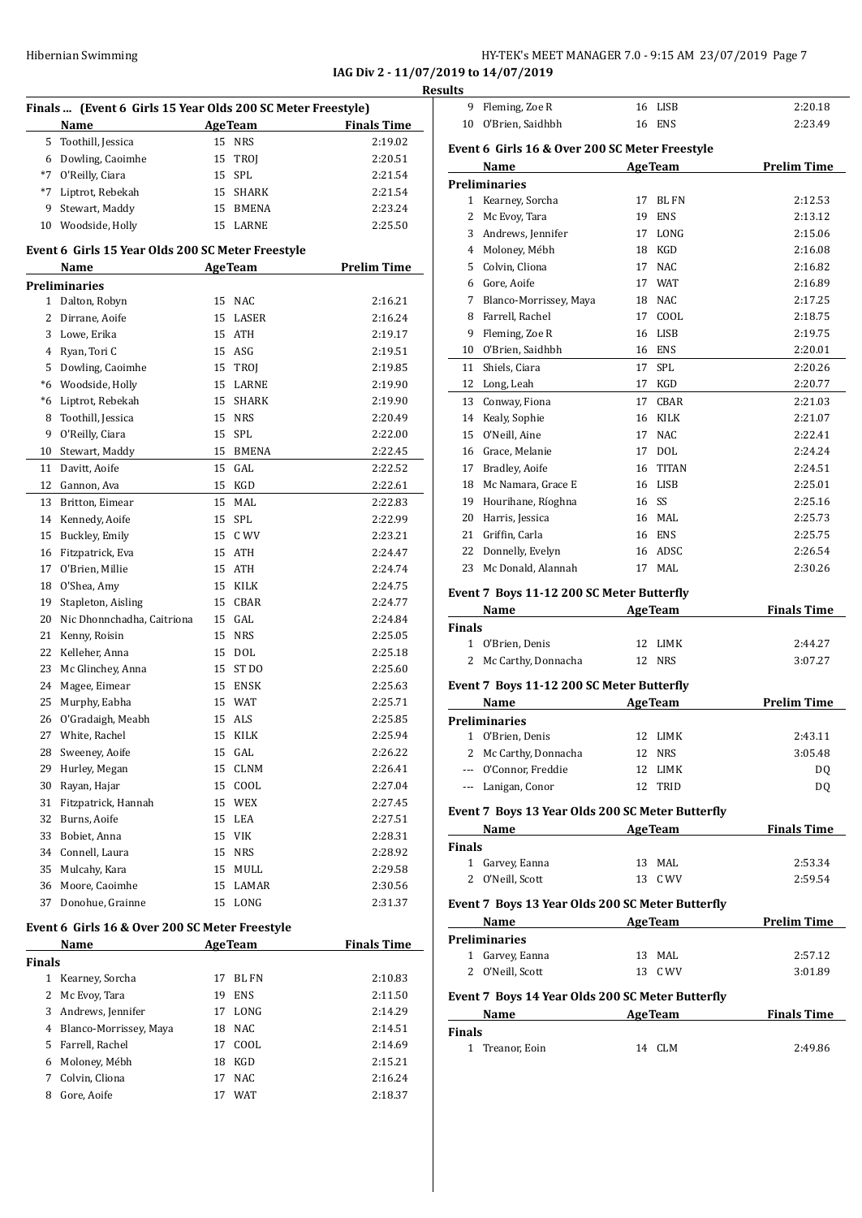**IAG Div 2 - 11/07/2019 to 14/07/2019**

**Results**

### Finals ... (Event 6 Girls 15 Year Olds 200 SC Meter Freestyle)

| | Name | Age | Team | Finals Time |
|---|---|---|---|---|
| 5 | Toothill, Jessica | 15 | NRS | 2:19.02 |
| 6 | Dowling, Caoimhe | 15 | TROJ | 2:20.51 |
| *7 | O'Reilly, Ciara | 15 | SPL | 2:21.54 |
| *7 | Liptrot, Rebekah | 15 | SHARK | 2:21.54 |
| 9 | Stewart, Maddy | 15 | BMENA | 2:23.24 |
| 10 | Woodside, Holly | 15 | LARNE | 2:25.50 |

### Event 6 Girls 15 Year Olds 200 SC Meter Freestyle

| | Name | Age | Team | Prelim Time |
|---|---|---|---|---|
| **Preliminaries** | | | | |
| 1 | Dalton, Robyn | 15 | NAC | 2:16.21 |
| 2 | Dirrane, Aoife | 15 | LASER | 2:16.24 |
| 3 | Lowe, Erika | 15 | ATH | 2:19.17 |
| 4 | Ryan, Tori C | 15 | ASG | 2:19.51 |
| 5 | Dowling, Caoimhe | 15 | TROJ | 2:19.85 |
| *6 | Woodside, Holly | 15 | LARNE | 2:19.90 |
| *6 | Liptrot, Rebekah | 15 | SHARK | 2:19.90 |
| 8 | Toothill, Jessica | 15 | NRS | 2:20.49 |
| 9 | O'Reilly, Ciara | 15 | SPL | 2:22.00 |
| 10 | Stewart, Maddy | 15 | BMENA | 2:22.45 |
| 11 | Davitt, Aoife | 15 | GAL | 2:22.52 |
| 12 | Gannon, Ava | 15 | KGD | 2:22.61 |
| 13 | Britton, Eimear | 15 | MAL | 2:22.83 |
| 14 | Kennedy, Aoife | 15 | SPL | 2:22.99 |
| 15 | Buckley, Emily | 15 | C WV | 2:23.21 |
| 16 | Fitzpatrick, Eva | 15 | ATH | 2:24.47 |
| 17 | O'Brien, Millie | 15 | ATH | 2:24.74 |
| 18 | O'Shea, Amy | 15 | KILK | 2:24.75 |
| 19 | Stapleton, Aisling | 15 | CBAR | 2:24.77 |
| 20 | Nic Dhonnchadha, Caitriona | 15 | GAL | 2:24.84 |
| 21 | Kenny, Roisin | 15 | NRS | 2:25.05 |
| 22 | Kelleher, Anna | 15 | DOL | 2:25.18 |
| 23 | Mc Glinchey, Anna | 15 | ST DO | 2:25.60 |
| 24 | Magee, Eimear | 15 | ENSK | 2:25.63 |
| 25 | Murphy, Eabha | 15 | WAT | 2:25.71 |
| 26 | O'Gradaigh, Meabh | 15 | ALS | 2:25.85 |
| 27 | White, Rachel | 15 | KILK | 2:25.94 |
| 28 | Sweeney, Aoife | 15 | GAL | 2:26.22 |
| 29 | Hurley, Megan | 15 | CLNM | 2:26.41 |
| 30 | Rayan, Hajar | 15 | COOL | 2:27.04 |
| 31 | Fitzpatrick, Hannah | 15 | WEX | 2:27.45 |
| 32 | Burns, Aoife | 15 | LEA | 2:27.51 |
| 33 | Bobiet, Anna | 15 | VIK | 2:28.31 |
| 34 | Connell, Laura | 15 | NRS | 2:28.92 |
| 35 | Mulcahy, Kara | 15 | MULL | 2:29.58 |
| 36 | Moore, Caoimhe | 15 | LAMAR | 2:30.56 |
| 37 | Donohue, Grainne | 15 | LONG | 2:31.37 |

### Event 6 Girls 16 & Over 200 SC Meter Freestyle

| | Name | Age | Team | Finals Time |
|---|---|---|---|---|
| **Finals** | | | | |
| 1 | Kearney, Sorcha | 17 | BL FN | 2:10.83 |
| 2 | Mc Evoy, Tara | 19 | ENS | 2:11.50 |
| 3 | Andrews, Jennifer | 17 | LONG | 2:14.29 |
| 4 | Blanco-Morrissey, Maya | 18 | NAC | 2:14.51 |
| 5 | Farrell, Rachel | 17 | COOL | 2:14.69 |
| 6 | Moloney, Mébh | 18 | KGD | 2:15.21 |
| 7 | Colvin, Cliona | 17 | NAC | 2:16.24 |
| 8 | Gore, Aoife | 17 | WAT | 2:18.37 |
| 9 | Fleming, Zoe R | 16 | LISB | 2:20.18 |
| 10 | O'Brien, Saidhbh | 16 | ENS | 2:23.49 |

### Event 6 Girls 16 & Over 200 SC Meter Freestyle

| | Name | Age | Team | Prelim Time |
|---|---|---|---|---|
| **Preliminaries** | | | | |
| 1 | Kearney, Sorcha | 17 | BL FN | 2:12.53 |
| 2 | Mc Evoy, Tara | 19 | ENS | 2:13.12 |
| 3 | Andrews, Jennifer | 17 | LONG | 2:15.06 |
| 4 | Moloney, Mébh | 18 | KGD | 2:16.08 |
| 5 | Colvin, Cliona | 17 | NAC | 2:16.82 |
| 6 | Gore, Aoife | 17 | WAT | 2:16.89 |
| 7 | Blanco-Morrissey, Maya | 18 | NAC | 2:17.25 |
| 8 | Farrell, Rachel | 17 | COOL | 2:18.75 |
| 9 | Fleming, Zoe R | 16 | LISB | 2:19.75 |
| 10 | O'Brien, Saidhbh | 16 | ENS | 2:20.01 |
| 11 | Shiels, Ciara | 17 | SPL | 2:20.26 |
| 12 | Long, Leah | 17 | KGD | 2:20.77 |
| 13 | Conway, Fiona | 17 | CBAR | 2:21.03 |
| 14 | Kealy, Sophie | 16 | KILK | 2:21.07 |
| 15 | O'Neill, Aine | 17 | NAC | 2:22.41 |
| 16 | Grace, Melanie | 17 | DOL | 2:24.24 |
| 17 | Bradley, Aoife | 16 | TITAN | 2:24.51 |
| 18 | Mc Namara, Grace E | 16 | LISB | 2:25.01 |
| 19 | Hourihane, Ríoghna | 16 | SS | 2:25.16 |
| 20 | Harris, Jessica | 16 | MAL | 2:25.73 |
| 21 | Griffin, Carla | 16 | ENS | 2:25.75 |
| 22 | Donnelly, Evelyn | 16 | ADSC | 2:26.54 |
| 23 | Mc Donald, Alannah | 17 | MAL | 2:30.26 |

### Event 7 Boys 11-12 200 SC Meter Butterfly

| | Name | Age | Team | Finals Time |
|---|---|---|---|---|
| **Finals** | | | | |
| 1 | O'Brien, Denis | 12 | LIMK | 2:44.27 |
| 2 | Mc Carthy, Donnacha | 12 | NRS | 3:07.27 |

### Event 7 Boys 11-12 200 SC Meter Butterfly

| | Name | Age | Team | Prelim Time |
|---|---|---|---|---|
| **Preliminaries** | | | | |
| 1 | O'Brien, Denis | 12 | LIMK | 2:43.11 |
| 2 | Mc Carthy, Donnacha | 12 | NRS | 3:05.48 |
| --- | O'Connor, Freddie | 12 | LIMK | DQ |
| --- | Lanigan, Conor | 12 | TRID | DQ |

### Event 7 Boys 13 Year Olds 200 SC Meter Butterfly

| | Name | Age | Team | Finals Time |
|---|---|---|---|---|
| **Finals** | | | | |
| 1 | Garvey, Eanna | 13 | MAL | 2:53.34 |
| 2 | O'Neill, Scott | 13 | C WV | 2:59.54 |

### Event 7 Boys 13 Year Olds 200 SC Meter Butterfly

| | Name | Age | Team | Prelim Time |
|---|---|---|---|---|
| **Preliminaries** | | | | |
| 1 | Garvey, Eanna | 13 | MAL | 2:57.12 |
| 2 | O'Neill, Scott | 13 | C WV | 3:01.89 |

### Event 7 Boys 14 Year Olds 200 SC Meter Butterfly

| | Name | Age | Team | Finals Time |
|---|---|---|---|---|
| **Finals** | | | | |
| 1 | Treanor, Eoin | 14 | CLM | 2:49.86 |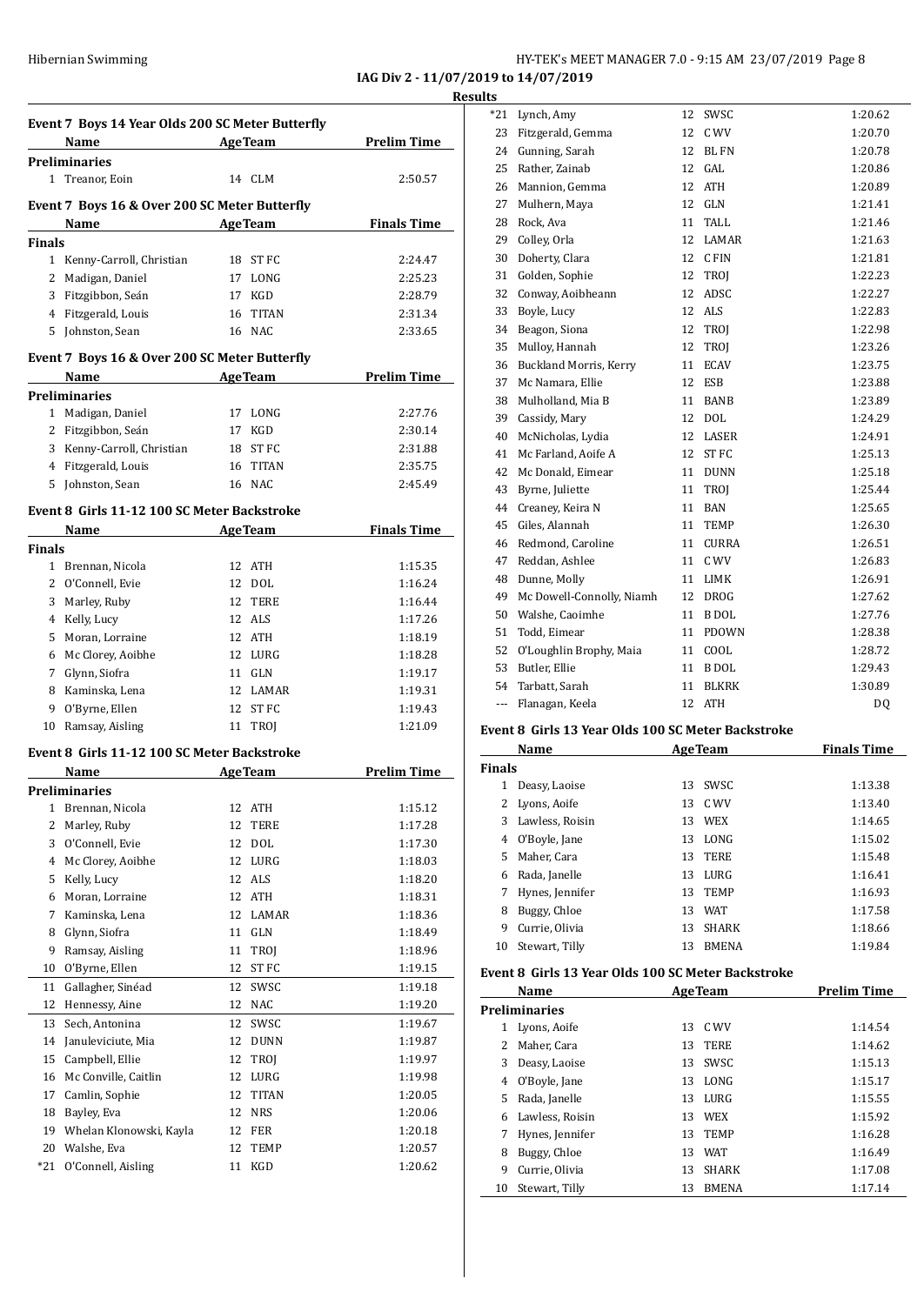## IAG Div 2 - 11/07/2019 to 14/07/2019

### Results

**Event 7 Boys 14 Year Olds 200 SC Meter Butterfly**

| | Name | Age | Team | Prelim Time |
|---|---|---|---|---|
| **Preliminaries** | | | | |
| 1 | Treanor, Eoin | 14 | CLM | 2:50.57 |

**Event 7 Boys 16 & Over 200 SC Meter Butterfly**

| | Name | Age | Team | Finals Time |
|---|---|---|---|---|
| **Finals** | | | | |
| 1 | Kenny-Carroll, Christian | 18 | ST FC | 2:24.47 |
| 2 | Madigan, Daniel | 17 | LONG | 2:25.23 |
| 3 | Fitzgibbon, Seán | 17 | KGD | 2:28.79 |
| 4 | Fitzgerald, Louis | 16 | TITAN | 2:31.34 |
| 5 | Johnston, Sean | 16 | NAC | 2:33.65 |

**Event 7 Boys 16 & Over 200 SC Meter Butterfly**

| | Name | Age | Team | Prelim Time |
|---|---|---|---|---|
| **Preliminaries** | | | | |
| 1 | Madigan, Daniel | 17 | LONG | 2:27.76 |
| 2 | Fitzgibbon, Seán | 17 | KGD | 2:30.14 |
| 3 | Kenny-Carroll, Christian | 18 | ST FC | 2:31.88 |
| 4 | Fitzgerald, Louis | 16 | TITAN | 2:35.75 |
| 5 | Johnston, Sean | 16 | NAC | 2:45.49 |

**Event 8 Girls 11-12 100 SC Meter Backstroke**

| | Name | Age | Team | Finals Time |
|---|---|---|---|---|
| **Finals** | | | | |
| 1 | Brennan, Nicola | 12 | ATH | 1:15.35 |
| 2 | O'Connell, Evie | 12 | DOL | 1:16.24 |
| 3 | Marley, Ruby | 12 | TERE | 1:16.44 |
| 4 | Kelly, Lucy | 12 | ALS | 1:17.26 |
| 5 | Moran, Lorraine | 12 | ATH | 1:18.19 |
| 6 | Mc Clorey, Aoibhe | 12 | LURG | 1:18.28 |
| 7 | Glynn, Siofra | 11 | GLN | 1:19.17 |
| 8 | Kaminska, Lena | 12 | LAMAR | 1:19.31 |
| 9 | O'Byrne, Ellen | 12 | ST FC | 1:19.43 |
| 10 | Ramsay, Aisling | 11 | TROJ | 1:21.09 |

**Event 8 Girls 11-12 100 SC Meter Backstroke**

| | Name | Age | Team | Prelim Time |
|---|---|---|---|---|
| **Preliminaries** | | | | |
| 1 | Brennan, Nicola | 12 | ATH | 1:15.12 |
| 2 | Marley, Ruby | 12 | TERE | 1:17.28 |
| 3 | O'Connell, Evie | 12 | DOL | 1:17.30 |
| 4 | Mc Clorey, Aoibhe | 12 | LURG | 1:18.03 |
| 5 | Kelly, Lucy | 12 | ALS | 1:18.20 |
| 6 | Moran, Lorraine | 12 | ATH | 1:18.31 |
| 7 | Kaminska, Lena | 12 | LAMAR | 1:18.36 |
| 8 | Glynn, Siofra | 11 | GLN | 1:18.49 |
| 9 | Ramsay, Aisling | 11 | TROJ | 1:18.96 |
| 10 | O'Byrne, Ellen | 12 | ST FC | 1:19.15 |
| 11 | Gallagher, Sinéad | 12 | SWSC | 1:19.18 |
| 12 | Hennessy, Aine | 12 | NAC | 1:19.20 |
| 13 | Sech, Antonina | 12 | SWSC | 1:19.67 |
| 14 | Januleviciute, Mia | 12 | DUNN | 1:19.87 |
| 15 | Campbell, Ellie | 12 | TROJ | 1:19.97 |
| 16 | Mc Conville, Caitlin | 12 | LURG | 1:19.98 |
| 17 | Camlin, Sophie | 12 | TITAN | 1:20.05 |
| 18 | Bayley, Eva | 12 | NRS | 1:20.06 |
| 19 | Whelan Klonowski, Kayla | 12 | FER | 1:20.18 |
| 20 | Walshe, Eva | 12 | TEMP | 1:20.57 |
| *21 | O'Connell, Aisling | 11 | KGD | 1:20.62 |
| *21 | Lynch, Amy | 12 | SWSC | 1:20.62 |
| 23 | Fitzgerald, Gemma | 12 | C WV | 1:20.70 |
| 24 | Gunning, Sarah | 12 | BL FN | 1:20.78 |
| 25 | Rather, Zainab | 12 | GAL | 1:20.86 |
| 26 | Mannion, Gemma | 12 | ATH | 1:20.89 |
| 27 | Mulhern, Maya | 12 | GLN | 1:21.41 |
| 28 | Rock, Ava | 11 | TALL | 1:21.46 |
| 29 | Colley, Orla | 12 | LAMAR | 1:21.63 |
| 30 | Doherty, Clara | 12 | C FIN | 1:21.81 |
| 31 | Golden, Sophie | 12 | TROJ | 1:22.23 |
| 32 | Conway, Aoibheann | 12 | ADSC | 1:22.27 |
| 33 | Boyle, Lucy | 12 | ALS | 1:22.83 |
| 34 | Beagon, Siona | 12 | TROJ | 1:22.98 |
| 35 | Mulloy, Hannah | 12 | TROJ | 1:23.26 |
| 36 | Buckland Morris, Kerry | 11 | ECAV | 1:23.75 |
| 37 | Mc Namara, Ellie | 12 | ESB | 1:23.88 |
| 38 | Mulholland, Mia B | 11 | BANB | 1:23.89 |
| 39 | Cassidy, Mary | 12 | DOL | 1:24.29 |
| 40 | McNicholas, Lydia | 12 | LASER | 1:24.91 |
| 41 | Mc Farland, Aoife A | 12 | ST FC | 1:25.13 |
| 42 | Mc Donald, Eimear | 11 | DUNN | 1:25.18 |
| 43 | Byrne, Juliette | 11 | TROJ | 1:25.44 |
| 44 | Creaney, Keira N | 11 | BAN | 1:25.65 |
| 45 | Giles, Alannah | 11 | TEMP | 1:26.30 |
| 46 | Redmond, Caroline | 11 | CURRA | 1:26.51 |
| 47 | Reddan, Ashlee | 11 | C WV | 1:26.83 |
| 48 | Dunne, Molly | 11 | LIMK | 1:26.91 |
| 49 | Mc Dowell-Connolly, Niamh | 12 | DROG | 1:27.62 |
| 50 | Walshe, Caoimhe | 11 | B DOL | 1:27.76 |
| 51 | Todd, Eimear | 11 | PDOWN | 1:28.38 |
| 52 | O'Loughlin Brophy, Maia | 11 | COOL | 1:28.72 |
| 53 | Butler, Ellie | 11 | B DOL | 1:29.43 |
| 54 | Tarbatt, Sarah | 11 | BLKRK | 1:30.89 |
| --- | Flanagan, Keela | 12 | ATH | DQ |

**Event 8 Girls 13 Year Olds 100 SC Meter Backstroke**

| | Name | Age | Team | Finals Time |
|---|---|---|---|---|
| **Finals** | | | | |
| 1 | Deasy, Laoise | 13 | SWSC | 1:13.38 |
| 2 | Lyons, Aoife | 13 | C WV | 1:13.40 |
| 3 | Lawless, Roisin | 13 | WEX | 1:14.65 |
| 4 | O'Boyle, Jane | 13 | LONG | 1:15.02 |
| 5 | Maher, Cara | 13 | TERE | 1:15.48 |
| 6 | Rada, Janelle | 13 | LURG | 1:16.41 |
| 7 | Hynes, Jennifer | 13 | TEMP | 1:16.93 |
| 8 | Buggy, Chloe | 13 | WAT | 1:17.58 |
| 9 | Currie, Olivia | 13 | SHARK | 1:18.66 |
| 10 | Stewart, Tilly | 13 | BMENA | 1:19.84 |

**Event 8 Girls 13 Year Olds 100 SC Meter Backstroke**

| | Name | Age | Team | Prelim Time |
|---|---|---|---|---|
| **Preliminaries** | | | | |
| 1 | Lyons, Aoife | 13 | C WV | 1:14.54 |
| 2 | Maher, Cara | 13 | TERE | 1:14.62 |
| 3 | Deasy, Laoise | 13 | SWSC | 1:15.13 |
| 4 | O'Boyle, Jane | 13 | LONG | 1:15.17 |
| 5 | Rada, Janelle | 13 | LURG | 1:15.55 |
| 6 | Lawless, Roisin | 13 | WEX | 1:15.92 |
| 7 | Hynes, Jennifer | 13 | TEMP | 1:16.28 |
| 8 | Buggy, Chloe | 13 | WAT | 1:16.49 |
| 9 | Currie, Olivia | 13 | SHARK | 1:17.08 |
| 10 | Stewart, Tilly | 13 | BMENA | 1:17.14 |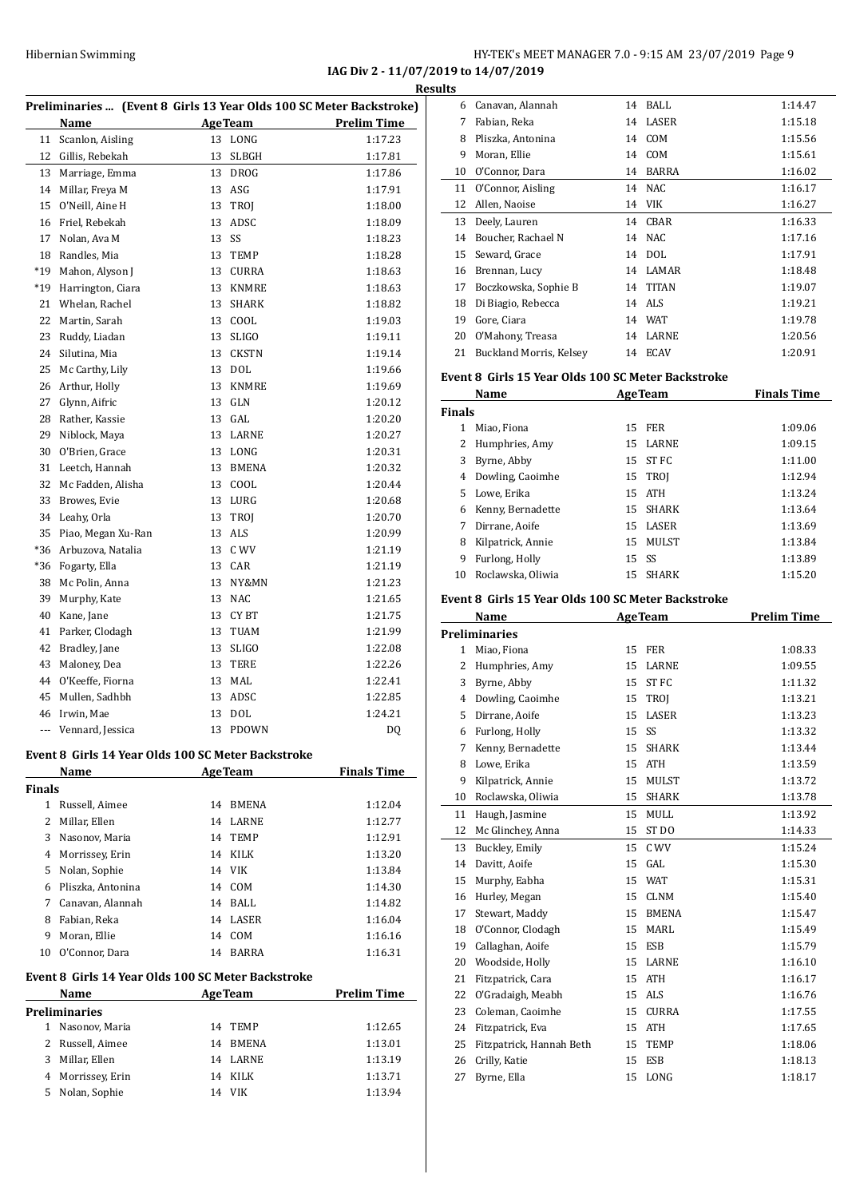**IAG Div 2 - 11/07/2019 to 14/07/2019**

**Results**

### Preliminaries ... (Event 8 Girls 13 Year Olds 100 SC Meter Backstroke)

| | Name | Age | Team | Prelim Time |
|---|---|---|---|---|
| 11 | Scanlon, Aisling | 13 | LONG | 1:17.23 |
| 12 | Gillis, Rebekah | 13 | SLBGH | 1:17.81 |
| 13 | Marriage, Emma | 13 | DROG | 1:17.86 |
| 14 | Millar, Freya M | 13 | ASG | 1:17.91 |
| 15 | O'Neill, Aine H | 13 | TROJ | 1:18.00 |
| 16 | Friel, Rebekah | 13 | ADSC | 1:18.09 |
| 17 | Nolan, Ava M | 13 | SS | 1:18.23 |
| 18 | Randles, Mia | 13 | TEMP | 1:18.28 |
| *19 | Mahon, Alyson J | 13 | CURRA | 1:18.63 |
| *19 | Harrington, Ciara | 13 | KNMRE | 1:18.63 |
| 21 | Whelan, Rachel | 13 | SHARK | 1:18.82 |
| 22 | Martin, Sarah | 13 | COOL | 1:19.03 |
| 23 | Ruddy, Liadan | 13 | SLIGO | 1:19.11 |
| 24 | Silutina, Mia | 13 | CKSTN | 1:19.14 |
| 25 | Mc Carthy, Lily | 13 | DOL | 1:19.66 |
| 26 | Arthur, Holly | 13 | KNMRE | 1:19.69 |
| 27 | Glynn, Aifric | 13 | GLN | 1:20.12 |
| 28 | Rather, Kassie | 13 | GAL | 1:20.20 |
| 29 | Niblock, Maya | 13 | LARNE | 1:20.27 |
| 30 | O'Brien, Grace | 13 | LONG | 1:20.31 |
| 31 | Leetch, Hannah | 13 | BMENA | 1:20.32 |
| 32 | Mc Fadden, Alisha | 13 | COOL | 1:20.44 |
| 33 | Browes, Evie | 13 | LURG | 1:20.68 |
| 34 | Leahy, Orla | 13 | TROJ | 1:20.70 |
| 35 | Piao, Megan Xu-Ran | 13 | ALS | 1:20.99 |
| *36 | Arbuzova, Natalia | 13 | C WV | 1:21.19 |
| *36 | Fogarty, Ella | 13 | CAR | 1:21.19 |
| 38 | Mc Polin, Anna | 13 | NY&MN | 1:21.23 |
| 39 | Murphy, Kate | 13 | NAC | 1:21.65 |
| 40 | Kane, Jane | 13 | CY BT | 1:21.75 |
| 41 | Parker, Clodagh | 13 | TUAM | 1:21.99 |
| 42 | Bradley, Jane | 13 | SLIGO | 1:22.08 |
| 43 | Maloney, Dea | 13 | TERE | 1:22.26 |
| 44 | O'Keeffe, Fiorna | 13 | MAL | 1:22.41 |
| 45 | Mullen, Sadhbh | 13 | ADSC | 1:22.85 |
| 46 | Irwin, Mae | 13 | DOL | 1:24.21 |
| --- | Vennard, Jessica | 13 | PDOWN | DQ |

### Event 8 Girls 14 Year Olds 100 SC Meter Backstroke

| | Name | Age | Team | Finals Time |
|---|---|---|---|---|
| **Finals** | | | | |
| 1 | Russell, Aimee | 14 | BMENA | 1:12.04 |
| 2 | Millar, Ellen | 14 | LARNE | 1:12.77 |
| 3 | Nasonov, Maria | 14 | TEMP | 1:12.91 |
| 4 | Morrissey, Erin | 14 | KILK | 1:13.20 |
| 5 | Nolan, Sophie | 14 | VIK | 1:13.84 |
| 6 | Pliszka, Antonina | 14 | COM | 1:14.30 |
| 7 | Canavan, Alannah | 14 | BALL | 1:14.82 |
| 8 | Fabian, Reka | 14 | LASER | 1:16.04 |
| 9 | Moran, Ellie | 14 | COM | 1:16.16 |
| 10 | O'Connor, Dara | 14 | BARRA | 1:16.31 |

### Event 8 Girls 14 Year Olds 100 SC Meter Backstroke

| | Name | Age | Team | Prelim Time |
|---|---|---|---|---|
| **Preliminaries** | | | | |
| 1 | Nasonov, Maria | 14 | TEMP | 1:12.65 |
| 2 | Russell, Aimee | 14 | BMENA | 1:13.01 |
| 3 | Millar, Ellen | 14 | LARNE | 1:13.19 |
| 4 | Morrissey, Erin | 14 | KILK | 1:13.71 |
| 5 | Nolan, Sophie | 14 | VIK | 1:13.94 |
| 6 | Canavan, Alannah | 14 | BALL | 1:14.47 |
| 7 | Fabian, Reka | 14 | LASER | 1:15.18 |
| 8 | Pliszka, Antonina | 14 | COM | 1:15.56 |
| 9 | Moran, Ellie | 14 | COM | 1:15.61 |
| 10 | O'Connor, Dara | 14 | BARRA | 1:16.02 |
| 11 | O'Connor, Aisling | 14 | NAC | 1:16.17 |
| 12 | Allen, Naoise | 14 | VIK | 1:16.27 |
| 13 | Deely, Lauren | 14 | CBAR | 1:16.33 |
| 14 | Boucher, Rachael N | 14 | NAC | 1:17.16 |
| 15 | Seward, Grace | 14 | DOL | 1:17.91 |
| 16 | Brennan, Lucy | 14 | LAMAR | 1:18.48 |
| 17 | Boczkowska, Sophie B | 14 | TITAN | 1:19.07 |
| 18 | Di Biagio, Rebecca | 14 | ALS | 1:19.21 |
| 19 | Gore, Ciara | 14 | WAT | 1:19.78 |
| 20 | O'Mahony, Treasa | 14 | LARNE | 1:20.56 |
| 21 | Buckland Morris, Kelsey | 14 | ECAV | 1:20.91 |

### Event 8 Girls 15 Year Olds 100 SC Meter Backstroke

| | Name | Age | Team | Finals Time |
|---|---|---|---|---|
| **Finals** | | | | |
| 1 | Miao, Fiona | 15 | FER | 1:09.06 |
| 2 | Humphries, Amy | 15 | LARNE | 1:09.15 |
| 3 | Byrne, Abby | 15 | ST FC | 1:11.00 |
| 4 | Dowling, Caoimhe | 15 | TROJ | 1:12.94 |
| 5 | Lowe, Erika | 15 | ATH | 1:13.24 |
| 6 | Kenny, Bernadette | 15 | SHARK | 1:13.64 |
| 7 | Dirrane, Aoife | 15 | LASER | 1:13.69 |
| 8 | Kilpatrick, Annie | 15 | MULST | 1:13.84 |
| 9 | Furlong, Holly | 15 | SS | 1:13.89 |
| 10 | Roclawska, Oliwia | 15 | SHARK | 1:15.20 |

### Event 8 Girls 15 Year Olds 100 SC Meter Backstroke

| | Name | Age | Team | Prelim Time |
|---|---|---|---|---|
| **Preliminaries** | | | | |
| 1 | Miao, Fiona | 15 | FER | 1:08.33 |
| 2 | Humphries, Amy | 15 | LARNE | 1:09.55 |
| 3 | Byrne, Abby | 15 | ST FC | 1:11.32 |
| 4 | Dowling, Caoimhe | 15 | TROJ | 1:13.21 |
| 5 | Dirrane, Aoife | 15 | LASER | 1:13.23 |
| 6 | Furlong, Holly | 15 | SS | 1:13.32 |
| 7 | Kenny, Bernadette | 15 | SHARK | 1:13.44 |
| 8 | Lowe, Erika | 15 | ATH | 1:13.59 |
| 9 | Kilpatrick, Annie | 15 | MULST | 1:13.72 |
| 10 | Roclawska, Oliwia | 15 | SHARK | 1:13.78 |
| 11 | Haugh, Jasmine | 15 | MULL | 1:13.92 |
| 12 | Mc Glinchey, Anna | 15 | ST DO | 1:14.33 |
| 13 | Buckley, Emily | 15 | C WV | 1:15.24 |
| 14 | Davitt, Aoife | 15 | GAL | 1:15.30 |
| 15 | Murphy, Eabha | 15 | WAT | 1:15.31 |
| 16 | Hurley, Megan | 15 | CLNM | 1:15.40 |
| 17 | Stewart, Maddy | 15 | BMENA | 1:15.47 |
| 18 | O'Connor, Clodagh | 15 | MARL | 1:15.49 |
| 19 | Callaghan, Aoife | 15 | ESB | 1:15.79 |
| 20 | Woodside, Holly | 15 | LARNE | 1:16.10 |
| 21 | Fitzpatrick, Cara | 15 | ATH | 1:16.17 |
| 22 | O'Gradaigh, Meabh | 15 | ALS | 1:16.76 |
| 23 | Coleman, Caoimhe | 15 | CURRA | 1:17.55 |
| 24 | Fitzpatrick, Eva | 15 | ATH | 1:17.65 |
| 25 | Fitzpatrick, Hannah Beth | 15 | TEMP | 1:18.06 |
| 26 | Crilly, Katie | 15 | ESB | 1:18.13 |
| 27 | Byrne, Ella | 15 | LONG | 1:18.17 |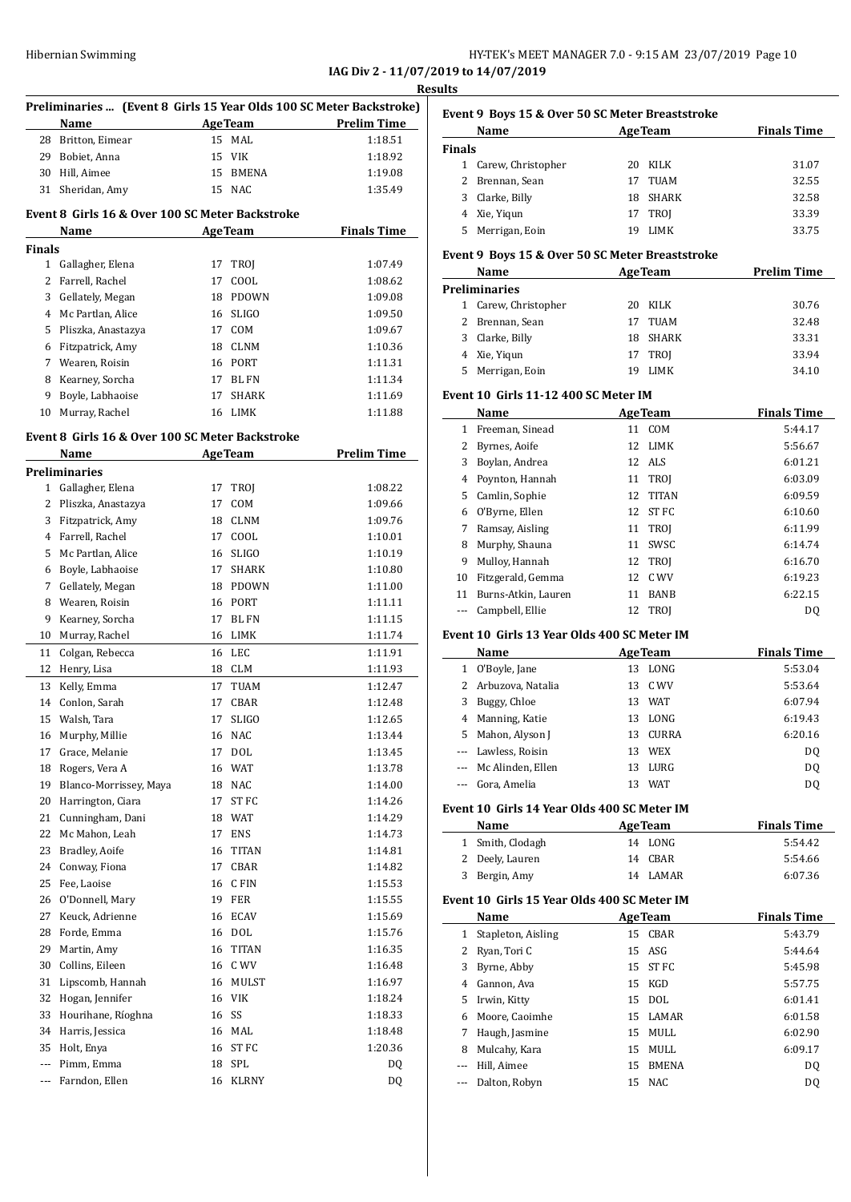## IAG Div 2 - 11/07/2019 to 14/07/2019

### Results

#### Preliminaries ... (Event 8 Girls 15 Year Olds 100 SC Meter Backstroke)

| | Name | Age | Team | Prelim Time |
|---|---|---|---|---|
| 28 | Britton, Eimear | 15 | MAL | 1:18.51 |
| 29 | Bobiet, Anna | 15 | VIK | 1:18.92 |
| 30 | Hill, Aimee | 15 | BMENA | 1:19.08 |
| 31 | Sheridan, Amy | 15 | NAC | 1:35.49 |

#### Event 8 Girls 16 & Over 100 SC Meter Backstroke

| | Name | Age | Team | Finals Time |
|---|---|---|---|---|
| **Finals** | | | | |
| 1 | Gallagher, Elena | 17 | TROJ | 1:07.49 |
| 2 | Farrell, Rachel | 17 | COOL | 1:08.62 |
| 3 | Gellately, Megan | 18 | PDOWN | 1:09.08 |
| 4 | Mc Partlan, Alice | 16 | SLIGO | 1:09.50 |
| 5 | Pliszka, Anastazya | 17 | COM | 1:09.67 |
| 6 | Fitzpatrick, Amy | 18 | CLNM | 1:10.36 |
| 7 | Wearen, Roisin | 16 | PORT | 1:11.31 |
| 8 | Kearney, Sorcha | 17 | BLFN | 1:11.34 |
| 9 | Boyle, Labhaoise | 17 | SHARK | 1:11.69 |
| 10 | Murray, Rachel | 16 | LIMK | 1:11.88 |

#### Event 8 Girls 16 & Over 100 SC Meter Backstroke

| | Name | Age | Team | Prelim Time |
|---|---|---|---|---|
| **Preliminaries** | | | | |
| 1 | Gallagher, Elena | 17 | TROJ | 1:08.22 |
| 2 | Pliszka, Anastazya | 17 | COM | 1:09.66 |
| 3 | Fitzpatrick, Amy | 18 | CLNM | 1:09.76 |
| 4 | Farrell, Rachel | 17 | COOL | 1:10.01 |
| 5 | Mc Partlan, Alice | 16 | SLIGO | 1:10.19 |
| 6 | Boyle, Labhaoise | 17 | SHARK | 1:10.80 |
| 7 | Gellately, Megan | 18 | PDOWN | 1:11.00 |
| 8 | Wearen, Roisin | 16 | PORT | 1:11.11 |
| 9 | Kearney, Sorcha | 17 | BLFN | 1:11.15 |
| 10 | Murray, Rachel | 16 | LIMK | 1:11.74 |
| 11 | Colgan, Rebecca | 16 | LEC | 1:11.91 |
| 12 | Henry, Lisa | 18 | CLM | 1:11.93 |
| 13 | Kelly, Emma | 17 | TUAM | 1:12.47 |
| 14 | Conlon, Sarah | 17 | CBAR | 1:12.48 |
| 15 | Walsh, Tara | 17 | SLIGO | 1:12.65 |
| 16 | Murphy, Millie | 16 | NAC | 1:13.44 |
| 17 | Grace, Melanie | 17 | DOL | 1:13.45 |
| 18 | Rogers, Vera A | 16 | WAT | 1:13.78 |
| 19 | Blanco-Morrissey, Maya | 18 | NAC | 1:14.00 |
| 20 | Harrington, Ciara | 17 | ST FC | 1:14.26 |
| 21 | Cunningham, Dani | 18 | WAT | 1:14.29 |
| 22 | Mc Mahon, Leah | 17 | ENS | 1:14.73 |
| 23 | Bradley, Aoife | 16 | TITAN | 1:14.81 |
| 24 | Conway, Fiona | 17 | CBAR | 1:14.82 |
| 25 | Fee, Laoise | 16 | C FIN | 1:15.53 |
| 26 | O'Donnell, Mary | 19 | FER | 1:15.55 |
| 27 | Keuck, Adrienne | 16 | ECAV | 1:15.69 |
| 28 | Forde, Emma | 16 | DOL | 1:15.76 |
| 29 | Martin, Amy | 16 | TITAN | 1:16.35 |
| 30 | Collins, Eileen | 16 | C WV | 1:16.48 |
| 31 | Lipscomb, Hannah | 16 | MULST | 1:16.97 |
| 32 | Hogan, Jennifer | 16 | VIK | 1:18.24 |
| 33 | Hourihane, Ríoghna | 16 | SS | 1:18.33 |
| 34 | Harris, Jessica | 16 | MAL | 1:18.48 |
| 35 | Holt, Enya | 16 | ST FC | 1:20.36 |
| --- | Pimm, Emma | 18 | SPL | DQ |
| --- | Farndon, Ellen | 16 | KLRNY | DQ |

#### Event 9 Boys 15 & Over 50 SC Meter Breaststroke

| | Name | Age | Team | Finals Time |
|---|---|---|---|---|
| **Finals** | | | | |
| 1 | Carew, Christopher | 20 | KILK | 31.07 |
| 2 | Brennan, Sean | 17 | TUAM | 32.55 |
| 3 | Clarke, Billy | 18 | SHARK | 32.58 |
| 4 | Xie, Yiqun | 17 | TROJ | 33.39 |
| 5 | Merrigan, Eoin | 19 | LIMK | 33.75 |

#### Event 9 Boys 15 & Over 50 SC Meter Breaststroke

| | Name | Age | Team | Prelim Time |
|---|---|---|---|---|
| **Preliminaries** | | | | |
| 1 | Carew, Christopher | 20 | KILK | 30.76 |
| 2 | Brennan, Sean | 17 | TUAM | 32.48 |
| 3 | Clarke, Billy | 18 | SHARK | 33.31 |
| 4 | Xie, Yiqun | 17 | TROJ | 33.94 |
| 5 | Merrigan, Eoin | 19 | LIMK | 34.10 |

#### Event 10 Girls 11-12 400 SC Meter IM

| | Name | Age | Team | Finals Time |
|---|---|---|---|---|
| 1 | Freeman, Sinead | 11 | COM | 5:44.17 |
| 2 | Byrnes, Aoife | 12 | LIMK | 5:56.67 |
| 3 | Boylan, Andrea | 12 | ALS | 6:01.21 |
| 4 | Poynton, Hannah | 11 | TROJ | 6:03.09 |
| 5 | Camlin, Sophie | 12 | TITAN | 6:09.59 |
| 6 | O'Byrne, Ellen | 12 | ST FC | 6:10.60 |
| 7 | Ramsay, Aisling | 11 | TROJ | 6:11.99 |
| 8 | Murphy, Shauna | 11 | SWSC | 6:14.74 |
| 9 | Mulloy, Hannah | 12 | TROJ | 6:16.70 |
| 10 | Fitzgerald, Gemma | 12 | C WV | 6:19.23 |
| 11 | Burns-Atkin, Lauren | 11 | BANB | 6:22.15 |
| --- | Campbell, Ellie | 12 | TROJ | DQ |

#### Event 10 Girls 13 Year Olds 400 SC Meter IM

| | Name | Age | Team | Finals Time |
|---|---|---|---|---|
| 1 | O'Boyle, Jane | 13 | LONG | 5:53.04 |
| 2 | Arbuzova, Natalia | 13 | C WV | 5:53.64 |
| 3 | Buggy, Chloe | 13 | WAT | 6:07.94 |
| 4 | Manning, Katie | 13 | LONG | 6:19.43 |
| 5 | Mahon, Alyson J | 13 | CURRA | 6:20.16 |
| --- | Lawless, Roisin | 13 | WEX | DQ |
| --- | Mc Alinden, Ellen | 13 | LURG | DQ |
| --- | Gora, Amelia | 13 | WAT | DQ |

#### Event 10 Girls 14 Year Olds 400 SC Meter IM

| | Name | Age | Team | Finals Time |
|---|---|---|---|---|
| 1 | Smith, Clodagh | 14 | LONG | 5:54.42 |
| 2 | Deely, Lauren | 14 | CBAR | 5:54.66 |
| 3 | Bergin, Amy | 14 | LAMAR | 6:07.36 |

#### Event 10 Girls 15 Year Olds 400 SC Meter IM

| | Name | Age | Team | Finals Time |
|---|---|---|---|---|
| 1 | Stapleton, Aisling | 15 | CBAR | 5:43.79 |
| 2 | Ryan, Tori C | 15 | ASG | 5:44.64 |
| 3 | Byrne, Abby | 15 | ST FC | 5:45.98 |
| 4 | Gannon, Ava | 15 | KGD | 5:57.75 |
| 5 | Irwin, Kitty | 15 | DOL | 6:01.41 |
| 6 | Moore, Caoimhe | 15 | LAMAR | 6:01.58 |
| 7 | Haugh, Jasmine | 15 | MULL | 6:02.90 |
| 8 | Mulcahy, Kara | 15 | MULL | 6:09.17 |
| --- | Hill, Aimee | 15 | BMENA | DQ |
| --- | Dalton, Robyn | 15 | NAC | DQ |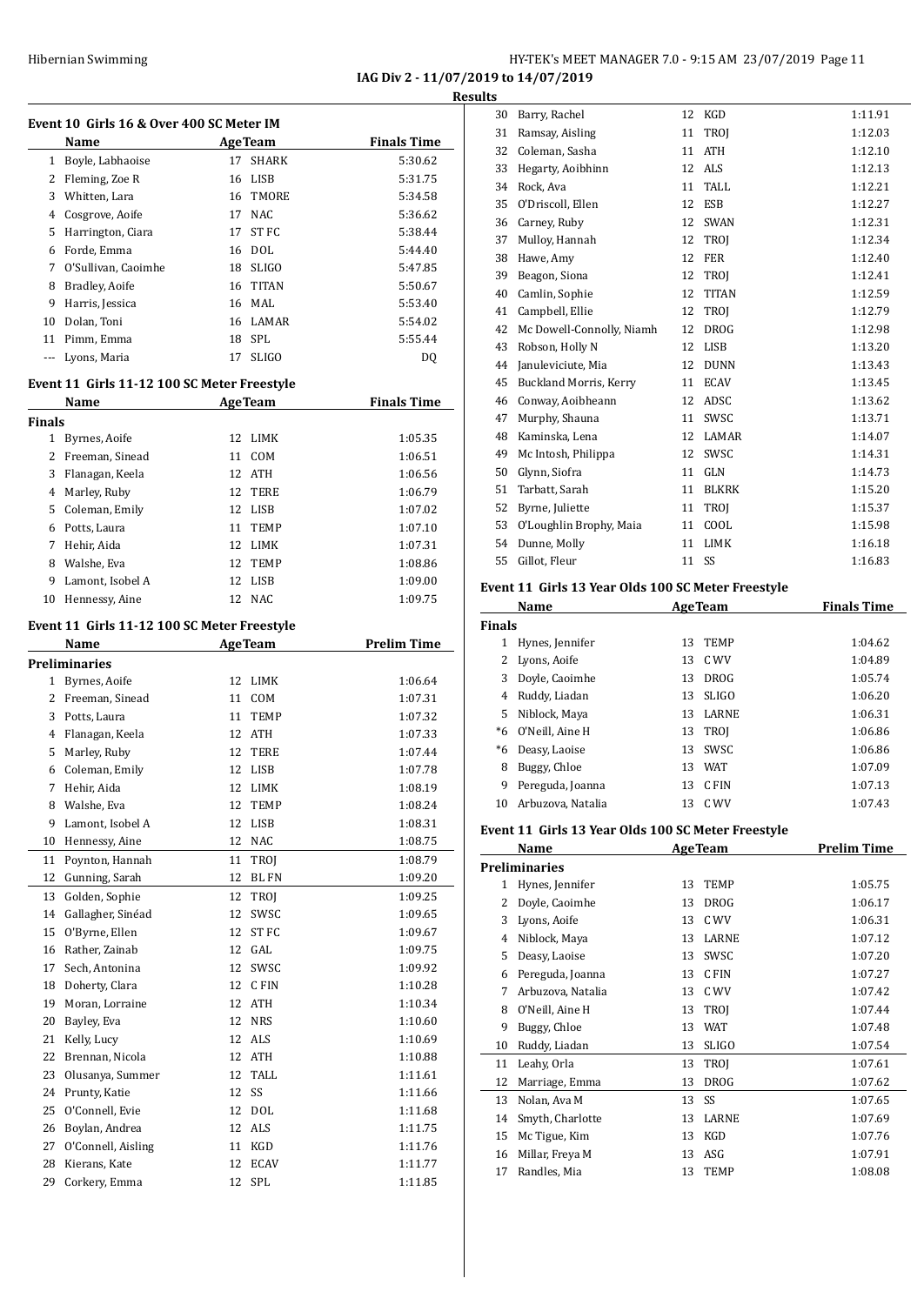**IAG Div 2 - 11/07/2019 to 14/07/2019**

**Results**

### Event 10 Girls 16 & Over 400 SC Meter IM

| | Name | Age | Team | Finals Time |
|---|---|---|---|---|
| 1 | Boyle, Labhaoise | 17 | SHARK | 5:30.62 |
| 2 | Fleming, Zoe R | 16 | LISB | 5:31.75 |
| 3 | Whitten, Lara | 16 | TMORE | 5:34.58 |
| 4 | Cosgrove, Aoife | 17 | NAC | 5:36.62 |
| 5 | Harrington, Ciara | 17 | ST FC | 5:38.44 |
| 6 | Forde, Emma | 16 | DOL | 5:44.40 |
| 7 | O'Sullivan, Caoimhe | 18 | SLIGO | 5:47.85 |
| 8 | Bradley, Aoife | 16 | TITAN | 5:50.67 |
| 9 | Harris, Jessica | 16 | MAL | 5:53.40 |
| 10 | Dolan, Toni | 16 | LAMAR | 5:54.02 |
| 11 | Pimm, Emma | 18 | SPL | 5:55.44 |
| --- | Lyons, Maria | 17 | SLIGO | DQ |

### Event 11 Girls 11-12 100 SC Meter Freestyle

| | Name | Age | Team | Finals Time |
|---|---|---|---|---|
| **Finals** | | | | |
| 1 | Byrnes, Aoife | 12 | LIMK | 1:05.35 |
| 2 | Freeman, Sinead | 11 | COM | 1:06.51 |
| 3 | Flanagan, Keela | 12 | ATH | 1:06.56 |
| 4 | Marley, Ruby | 12 | TERE | 1:06.79 |
| 5 | Coleman, Emily | 12 | LISB | 1:07.02 |
| 6 | Potts, Laura | 11 | TEMP | 1:07.10 |
| 7 | Hehir, Aida | 12 | LIMK | 1:07.31 |
| 8 | Walshe, Eva | 12 | TEMP | 1:08.86 |
| 9 | Lamont, Isobel A | 12 | LISB | 1:09.00 |
| 10 | Hennessy, Aine | 12 | NAC | 1:09.75 |

### Event 11 Girls 11-12 100 SC Meter Freestyle

| | Name | Age | Team | Prelim Time |
|---|---|---|---|---|
| **Preliminaries** | | | | |
| 1 | Byrnes, Aoife | 12 | LIMK | 1:06.64 |
| 2 | Freeman, Sinead | 11 | COM | 1:07.31 |
| 3 | Potts, Laura | 11 | TEMP | 1:07.32 |
| 4 | Flanagan, Keela | 12 | ATH | 1:07.33 |
| 5 | Marley, Ruby | 12 | TERE | 1:07.44 |
| 6 | Coleman, Emily | 12 | LISB | 1:07.78 |
| 7 | Hehir, Aida | 12 | LIMK | 1:08.19 |
| 8 | Walshe, Eva | 12 | TEMP | 1:08.24 |
| 9 | Lamont, Isobel A | 12 | LISB | 1:08.31 |
| 10 | Hennessy, Aine | 12 | NAC | 1:08.75 |
| 11 | Poynton, Hannah | 11 | TROJ | 1:08.79 |
| 12 | Gunning, Sarah | 12 | BL FN | 1:09.20 |
| 13 | Golden, Sophie | 12 | TROJ | 1:09.25 |
| 14 | Gallagher, Sinéad | 12 | SWSC | 1:09.65 |
| 15 | O'Byrne, Ellen | 12 | ST FC | 1:09.67 |
| 16 | Rather, Zainab | 12 | GAL | 1:09.75 |
| 17 | Sech, Antonina | 12 | SWSC | 1:09.92 |
| 18 | Doherty, Clara | 12 | C FIN | 1:10.28 |
| 19 | Moran, Lorraine | 12 | ATH | 1:10.34 |
| 20 | Bayley, Eva | 12 | NRS | 1:10.60 |
| 21 | Kelly, Lucy | 12 | ALS | 1:10.69 |
| 22 | Brennan, Nicola | 12 | ATH | 1:10.88 |
| 23 | Olusanya, Summer | 12 | TALL | 1:11.61 |
| 24 | Prunty, Katie | 12 | SS | 1:11.66 |
| 25 | O'Connell, Evie | 12 | DOL | 1:11.68 |
| 26 | Boylan, Andrea | 12 | ALS | 1:11.75 |
| 27 | O'Connell, Aisling | 11 | KGD | 1:11.76 |
| 28 | Kierans, Kate | 12 | ECAV | 1:11.77 |
| 29 | Corkery, Emma | 12 | SPL | 1:11.85 |
| 30 | Barry, Rachel | 12 | KGD | 1:11.91 |
| 31 | Ramsay, Aisling | 11 | TROJ | 1:12.03 |
| 32 | Coleman, Sasha | 11 | ATH | 1:12.10 |
| 33 | Hegarty, Aoibhinn | 12 | ALS | 1:12.13 |
| 34 | Rock, Ava | 11 | TALL | 1:12.21 |
| 35 | O'Driscoll, Ellen | 12 | ESB | 1:12.27 |
| 36 | Carney, Ruby | 12 | SWAN | 1:12.31 |
| 37 | Mulloy, Hannah | 12 | TROJ | 1:12.34 |
| 38 | Hawe, Amy | 12 | FER | 1:12.40 |
| 39 | Beagon, Siona | 12 | TROJ | 1:12.41 |
| 40 | Camlin, Sophie | 12 | TITAN | 1:12.59 |
| 41 | Campbell, Ellie | 12 | TROJ | 1:12.79 |
| 42 | Mc Dowell-Connolly, Niamh | 12 | DROG | 1:12.98 |
| 43 | Robson, Holly N | 12 | LISB | 1:13.20 |
| 44 | Januleviciute, Mia | 12 | DUNN | 1:13.43 |
| 45 | Buckland Morris, Kerry | 11 | ECAV | 1:13.45 |
| 46 | Conway, Aoibheann | 12 | ADSC | 1:13.62 |
| 47 | Murphy, Shauna | 11 | SWSC | 1:13.71 |
| 48 | Kaminska, Lena | 12 | LAMAR | 1:14.07 |
| 49 | Mc Intosh, Philippa | 12 | SWSC | 1:14.31 |
| 50 | Glynn, Siofra | 11 | GLN | 1:14.73 |
| 51 | Tarbatt, Sarah | 11 | BLKRK | 1:15.20 |
| 52 | Byrne, Juliette | 11 | TROJ | 1:15.37 |
| 53 | O'Loughlin Brophy, Maia | 11 | COOL | 1:15.98 |
| 54 | Dunne, Molly | 11 | LIMK | 1:16.18 |
| 55 | Gillot, Fleur | 11 | SS | 1:16.83 |

### Event 11 Girls 13 Year Olds 100 SC Meter Freestyle

| | Name | Age | Team | Finals Time |
|---|---|---|---|---|
| **Finals** | | | | |
| 1 | Hynes, Jennifer | 13 | TEMP | 1:04.62 |
| 2 | Lyons, Aoife | 13 | C WV | 1:04.89 |
| 3 | Doyle, Caoimhe | 13 | DROG | 1:05.74 |
| 4 | Ruddy, Liadan | 13 | SLIGO | 1:06.20 |
| 5 | Niblock, Maya | 13 | LARNE | 1:06.31 |
| *6 | O'Neill, Aine H | 13 | TROJ | 1:06.86 |
| *6 | Deasy, Laoise | 13 | SWSC | 1:06.86 |
| 8 | Buggy, Chloe | 13 | WAT | 1:07.09 |
| 9 | Pereguda, Joanna | 13 | C FIN | 1:07.13 |
| 10 | Arbuzova, Natalia | 13 | C WV | 1:07.43 |

### Event 11 Girls 13 Year Olds 100 SC Meter Freestyle

| | Name | Age | Team | Prelim Time |
|---|---|---|---|---|
| **Preliminaries** | | | | |
| 1 | Hynes, Jennifer | 13 | TEMP | 1:05.75 |
| 2 | Doyle, Caoimhe | 13 | DROG | 1:06.17 |
| 3 | Lyons, Aoife | 13 | C WV | 1:06.31 |
| 4 | Niblock, Maya | 13 | LARNE | 1:07.12 |
| 5 | Deasy, Laoise | 13 | SWSC | 1:07.20 |
| 6 | Pereguda, Joanna | 13 | C FIN | 1:07.27 |
| 7 | Arbuzova, Natalia | 13 | C WV | 1:07.42 |
| 8 | O'Neill, Aine H | 13 | TROJ | 1:07.44 |
| 9 | Buggy, Chloe | 13 | WAT | 1:07.48 |
| 10 | Ruddy, Liadan | 13 | SLIGO | 1:07.54 |
| 11 | Leahy, Orla | 13 | TROJ | 1:07.61 |
| 12 | Marriage, Emma | 13 | DROG | 1:07.62 |
| 13 | Nolan, Ava M | 13 | SS | 1:07.65 |
| 14 | Smyth, Charlotte | 13 | LARNE | 1:07.69 |
| 15 | Mc Tigue, Kim | 13 | KGD | 1:07.76 |
| 16 | Millar, Freya M | 13 | ASG | 1:07.91 |
| 17 | Randles, Mia | 13 | TEMP | 1:08.08 |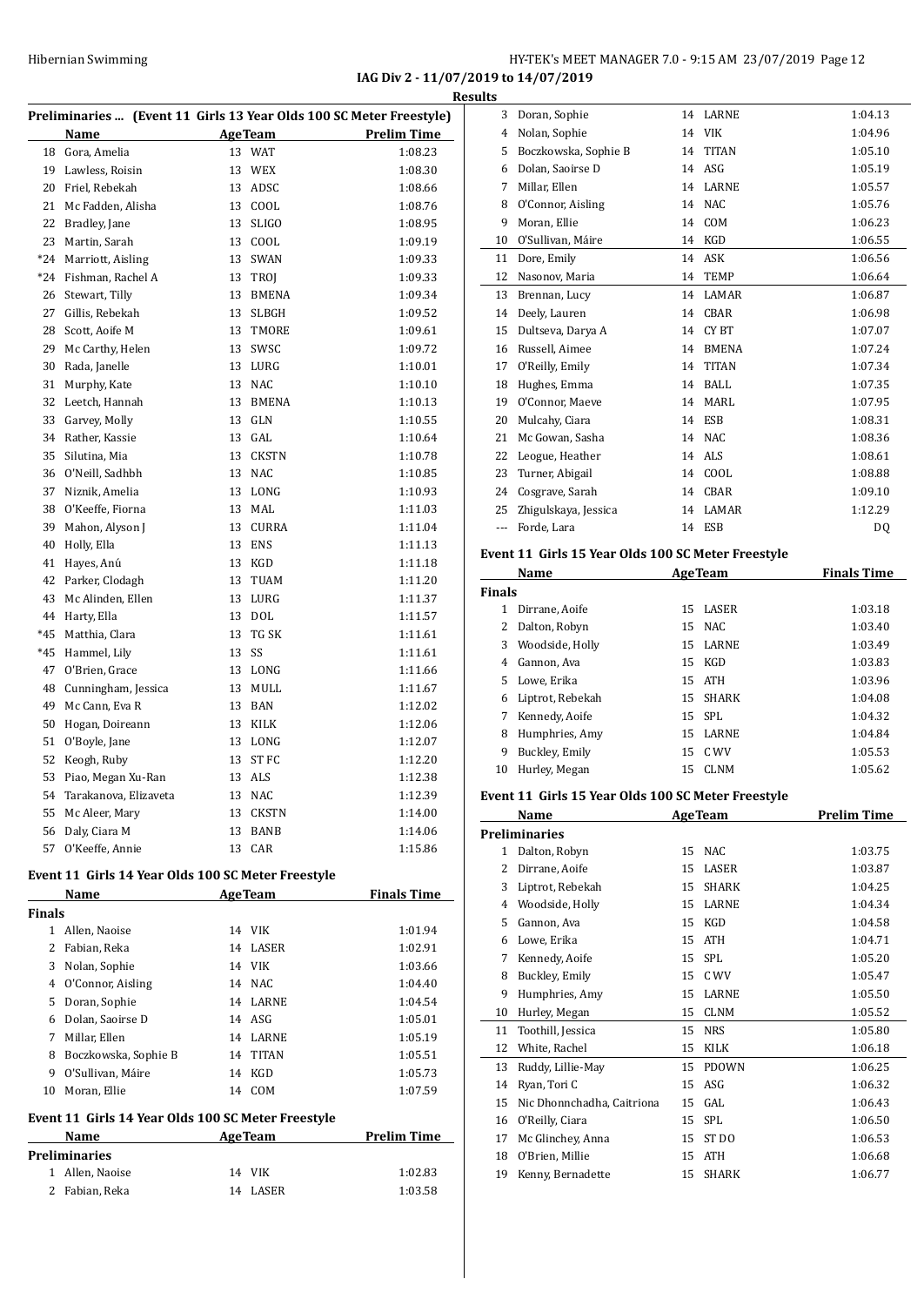## IAG Div 2 - 11/07/2019 to 14/07/2019

### Results

### Preliminaries ... (Event 11 Girls 13 Year Olds 100 SC Meter Freestyle)

| | Name | Age | Team | Prelim Time |
|---|---|---|---|---|
| 18 | Gora, Amelia | 13 | WAT | 1:08.23 |
| 19 | Lawless, Roisin | 13 | WEX | 1:08.30 |
| 20 | Friel, Rebekah | 13 | ADSC | 1:08.66 |
| 21 | Mc Fadden, Alisha | 13 | COOL | 1:08.76 |
| 22 | Bradley, Jane | 13 | SLIGO | 1:08.95 |
| 23 | Martin, Sarah | 13 | COOL | 1:09.19 |
| *24 | Marriott, Aisling | 13 | SWAN | 1:09.33 |
| *24 | Fishman, Rachel A | 13 | TROJ | 1:09.33 |
| 26 | Stewart, Tilly | 13 | BMENA | 1:09.34 |
| 27 | Gillis, Rebekah | 13 | SLBGH | 1:09.52 |
| 28 | Scott, Aoife M | 13 | TMORE | 1:09.61 |
| 29 | Mc Carthy, Helen | 13 | SWSC | 1:09.72 |
| 30 | Rada, Janelle | 13 | LURG | 1:10.01 |
| 31 | Murphy, Kate | 13 | NAC | 1:10.10 |
| 32 | Leetch, Hannah | 13 | BMENA | 1:10.13 |
| 33 | Garvey, Molly | 13 | GLN | 1:10.55 |
| 34 | Rather, Kassie | 13 | GAL | 1:10.64 |
| 35 | Silutina, Mia | 13 | CKSTN | 1:10.78 |
| 36 | O'Neill, Sadhbh | 13 | NAC | 1:10.85 |
| 37 | Niznik, Amelia | 13 | LONG | 1:10.93 |
| 38 | O'Keeffe, Fiorna | 13 | MAL | 1:11.03 |
| 39 | Mahon, Alyson J | 13 | CURRA | 1:11.04 |
| 40 | Holly, Ella | 13 | ENS | 1:11.13 |
| 41 | Hayes, Anú | 13 | KGD | 1:11.18 |
| 42 | Parker, Clodagh | 13 | TUAM | 1:11.20 |
| 43 | Mc Alinden, Ellen | 13 | LURG | 1:11.37 |
| 44 | Harty, Ella | 13 | DOL | 1:11.57 |
| *45 | Matthia, Clara | 13 | TG SK | 1:11.61 |
| *45 | Hammel, Lily | 13 | SS | 1:11.61 |
| 47 | O'Brien, Grace | 13 | LONG | 1:11.66 |
| 48 | Cunningham, Jessica | 13 | MULL | 1:11.67 |
| 49 | Mc Cann, Eva R | 13 | BAN | 1:12.02 |
| 50 | Hogan, Doireann | 13 | KILK | 1:12.06 |
| 51 | O'Boyle, Jane | 13 | LONG | 1:12.07 |
| 52 | Keogh, Ruby | 13 | ST FC | 1:12.20 |
| 53 | Piao, Megan Xu-Ran | 13 | ALS | 1:12.38 |
| 54 | Tarakanova, Elizaveta | 13 | NAC | 1:12.39 |
| 55 | Mc Aleer, Mary | 13 | CKSTN | 1:14.00 |
| 56 | Daly, Ciara M | 13 | BANB | 1:14.06 |
| 57 | O'Keeffe, Annie | 13 | CAR | 1:15.86 |

### Event 11 Girls 14 Year Olds 100 SC Meter Freestyle

| | Name | Age | Team | Finals Time |
|---|---|---|---|---|
| **Finals** | | | | |
| 1 | Allen, Naoise | 14 | VIK | 1:01.94 |
| 2 | Fabian, Reka | 14 | LASER | 1:02.91 |
| 3 | Nolan, Sophie | 14 | VIK | 1:03.66 |
| 4 | O'Connor, Aisling | 14 | NAC | 1:04.40 |
| 5 | Doran, Sophie | 14 | LARNE | 1:04.54 |
| 6 | Dolan, Saoirse D | 14 | ASG | 1:05.01 |
| 7 | Millar, Ellen | 14 | LARNE | 1:05.19 |
| 8 | Boczkowska, Sophie B | 14 | TITAN | 1:05.51 |
| 9 | O'Sullivan, Máire | 14 | KGD | 1:05.73 |
| 10 | Moran, Ellie | 14 | COM | 1:07.59 |

### Event 11 Girls 14 Year Olds 100 SC Meter Freestyle

| | Name | Age | Team | Prelim Time |
|---|---|---|---|---|
| **Preliminaries** | | | | |
| 1 | Allen, Naoise | 14 | VIK | 1:02.83 |
| 2 | Fabian, Reka | 14 | LASER | 1:03.58 |
| 3 | Doran, Sophie | 14 | LARNE | 1:04.13 |
| 4 | Nolan, Sophie | 14 | VIK | 1:04.96 |
| 5 | Boczkowska, Sophie B | 14 | TITAN | 1:05.10 |
| 6 | Dolan, Saoirse D | 14 | ASG | 1:05.19 |
| 7 | Millar, Ellen | 14 | LARNE | 1:05.57 |
| 8 | O'Connor, Aisling | 14 | NAC | 1:05.76 |
| 9 | Moran, Ellie | 14 | COM | 1:06.23 |
| 10 | O'Sullivan, Máire | 14 | KGD | 1:06.55 |
| 11 | Dore, Emily | 14 | ASK | 1:06.56 |
| 12 | Nasonov, Maria | 14 | TEMP | 1:06.64 |
| 13 | Brennan, Lucy | 14 | LAMAR | 1:06.87 |
| 14 | Deely, Lauren | 14 | CBAR | 1:06.98 |
| 15 | Dultseva, Darya A | 14 | CY BT | 1:07.07 |
| 16 | Russell, Aimee | 14 | BMENA | 1:07.24 |
| 17 | O'Reilly, Emily | 14 | TITAN | 1:07.34 |
| 18 | Hughes, Emma | 14 | BALL | 1:07.35 |
| 19 | O'Connor, Maeve | 14 | MARL | 1:07.95 |
| 20 | Mulcahy, Ciara | 14 | ESB | 1:08.31 |
| 21 | Mc Gowan, Sasha | 14 | NAC | 1:08.36 |
| 22 | Leogue, Heather | 14 | ALS | 1:08.61 |
| 23 | Turner, Abigail | 14 | COOL | 1:08.88 |
| 24 | Cosgrave, Sarah | 14 | CBAR | 1:09.10 |
| 25 | Zhigulskaya, Jessica | 14 | LAMAR | 1:12.29 |
| --- | Forde, Lara | 14 | ESB | DQ |

### Event 11 Girls 15 Year Olds 100 SC Meter Freestyle

| | Name | Age | Team | Finals Time |
|---|---|---|---|---|
| **Finals** | | | | |
| 1 | Dirrane, Aoife | 15 | LASER | 1:03.18 |
| 2 | Dalton, Robyn | 15 | NAC | 1:03.40 |
| 3 | Woodside, Holly | 15 | LARNE | 1:03.49 |
| 4 | Gannon, Ava | 15 | KGD | 1:03.83 |
| 5 | Lowe, Erika | 15 | ATH | 1:03.96 |
| 6 | Liptrot, Rebekah | 15 | SHARK | 1:04.08 |
| 7 | Kennedy, Aoife | 15 | SPL | 1:04.32 |
| 8 | Humphries, Amy | 15 | LARNE | 1:04.84 |
| 9 | Buckley, Emily | 15 | C WV | 1:05.53 |
| 10 | Hurley, Megan | 15 | CLNM | 1:05.62 |

### Event 11 Girls 15 Year Olds 100 SC Meter Freestyle

| | Name | Age | Team | Prelim Time |
|---|---|---|---|---|
| **Preliminaries** | | | | |
| 1 | Dalton, Robyn | 15 | NAC | 1:03.75 |
| 2 | Dirrane, Aoife | 15 | LASER | 1:03.87 |
| 3 | Liptrot, Rebekah | 15 | SHARK | 1:04.25 |
| 4 | Woodside, Holly | 15 | LARNE | 1:04.34 |
| 5 | Gannon, Ava | 15 | KGD | 1:04.58 |
| 6 | Lowe, Erika | 15 | ATH | 1:04.71 |
| 7 | Kennedy, Aoife | 15 | SPL | 1:05.20 |
| 8 | Buckley, Emily | 15 | C WV | 1:05.47 |
| 9 | Humphries, Amy | 15 | LARNE | 1:05.50 |
| 10 | Hurley, Megan | 15 | CLNM | 1:05.52 |
| 11 | Toothill, Jessica | 15 | NRS | 1:05.80 |
| 12 | White, Rachel | 15 | KILK | 1:06.18 |
| 13 | Ruddy, Lillie-May | 15 | PDOWN | 1:06.25 |
| 14 | Ryan, Tori C | 15 | ASG | 1:06.32 |
| 15 | Nic Dhonnchadha, Caitriona | 15 | GAL | 1:06.43 |
| 16 | O'Reilly, Ciara | 15 | SPL | 1:06.50 |
| 17 | Mc Glinchey, Anna | 15 | ST DO | 1:06.53 |
| 18 | O'Brien, Millie | 15 | ATH | 1:06.68 |
| 19 | Kenny, Bernadette | 15 | SHARK | 1:06.77 |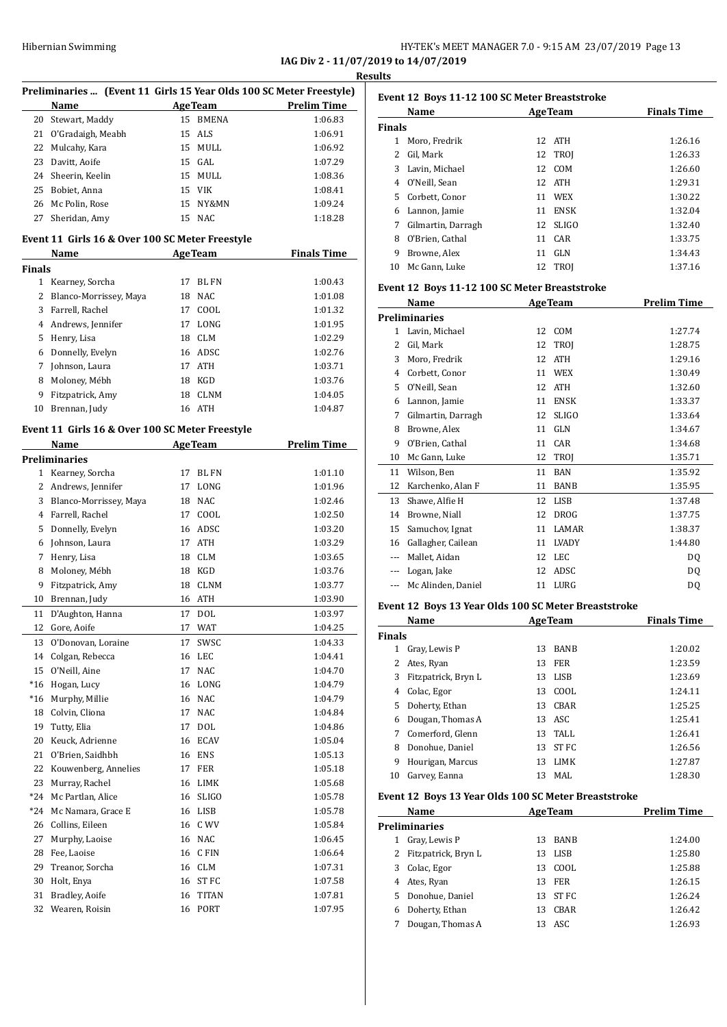**IAG Div 2 - 11/07/2019 to 14/07/2019**

**Results**

### Preliminaries ... (Event 11 Girls 15 Year Olds 100 SC Meter Freestyle)

| | Name | Age | Team | Prelim Time |
|---|---|---|---|---|
| 20 | Stewart, Maddy | 15 | BMENA | 1:06.83 |
| 21 | O'Gradaigh, Meabh | 15 | ALS | 1:06.91 |
| 22 | Mulcahy, Kara | 15 | MULL | 1:06.92 |
| 23 | Davitt, Aoife | 15 | GAL | 1:07.29 |
| 24 | Sheerin, Keelin | 15 | MULL | 1:08.36 |
| 25 | Bobiet, Anna | 15 | VIK | 1:08.41 |
| 26 | Mc Polin, Rose | 15 | NY&MN | 1:09.24 |
| 27 | Sheridan, Amy | 15 | NAC | 1:18.28 |

### Event 11 Girls 16 & Over 100 SC Meter Freestyle

| | Name | Age | Team | Finals Time |
|---|---|---|---|---|
| **Finals** | | | | |
| 1 | Kearney, Sorcha | 17 | BL FN | 1:00.43 |
| 2 | Blanco-Morrissey, Maya | 18 | NAC | 1:01.08 |
| 3 | Farrell, Rachel | 17 | COOL | 1:01.32 |
| 4 | Andrews, Jennifer | 17 | LONG | 1:01.95 |
| 5 | Henry, Lisa | 18 | CLM | 1:02.29 |
| 6 | Donnelly, Evelyn | 16 | ADSC | 1:02.76 |
| 7 | Johnson, Laura | 17 | ATH | 1:03.71 |
| 8 | Moloney, Mébh | 18 | KGD | 1:03.76 |
| 9 | Fitzpatrick, Amy | 18 | CLNM | 1:04.05 |
| 10 | Brennan, Judy | 16 | ATH | 1:04.87 |

### Event 11 Girls 16 & Over 100 SC Meter Freestyle

| | Name | Age | Team | Prelim Time |
|---|---|---|---|---|
| **Preliminaries** | | | | |
| 1 | Kearney, Sorcha | 17 | BL FN | 1:01.10 |
| 2 | Andrews, Jennifer | 17 | LONG | 1:01.96 |
| 3 | Blanco-Morrissey, Maya | 18 | NAC | 1:02.46 |
| 4 | Farrell, Rachel | 17 | COOL | 1:02.50 |
| 5 | Donnelly, Evelyn | 16 | ADSC | 1:03.20 |
| 6 | Johnson, Laura | 17 | ATH | 1:03.29 |
| 7 | Henry, Lisa | 18 | CLM | 1:03.65 |
| 8 | Moloney, Mébh | 18 | KGD | 1:03.76 |
| 9 | Fitzpatrick, Amy | 18 | CLNM | 1:03.77 |
| 10 | Brennan, Judy | 16 | ATH | 1:03.90 |
| 11 | D'Aughton, Hanna | 17 | DOL | 1:03.97 |
| 12 | Gore, Aoife | 17 | WAT | 1:04.25 |
| 13 | O'Donovan, Loraine | 17 | SWSC | 1:04.33 |
| 14 | Colgan, Rebecca | 16 | LEC | 1:04.41 |
| 15 | O'Neill, Aine | 17 | NAC | 1:04.70 |
| *16 | Hogan, Lucy | 16 | LONG | 1:04.79 |
| *16 | Murphy, Millie | 16 | NAC | 1:04.79 |
| 18 | Colvin, Cliona | 17 | NAC | 1:04.84 |
| 19 | Tutty, Elia | 17 | DOL | 1:04.86 |
| 20 | Keuck, Adrienne | 16 | ECAV | 1:05.04 |
| 21 | O'Brien, Saidhbh | 16 | ENS | 1:05.13 |
| 22 | Kouwenberg, Annelies | 17 | FER | 1:05.18 |
| 23 | Murray, Rachel | 16 | LIMK | 1:05.68 |
| *24 | Mc Partlan, Alice | 16 | SLIGO | 1:05.78 |
| *24 | Mc Namara, Grace E | 16 | LISB | 1:05.78 |
| 26 | Collins, Eileen | 16 | C WV | 1:05.84 |
| 27 | Murphy, Laoise | 16 | NAC | 1:06.45 |
| 28 | Fee, Laoise | 16 | C FIN | 1:06.64 |
| 29 | Treanor, Sorcha | 16 | CLM | 1:07.31 |
| 30 | Holt, Enya | 16 | ST FC | 1:07.58 |
| 31 | Bradley, Aoife | 16 | TITAN | 1:07.81 |
| 32 | Wearen, Roisin | 16 | PORT | 1:07.95 |

### Event 12 Boys 11-12 100 SC Meter Breaststroke

| | Name | Age | Team | Finals Time |
|---|---|---|---|---|
| **Finals** | | | | |
| 1 | Moro, Fredrik | 12 | ATH | 1:26.16 |
| 2 | Gil, Mark | 12 | TROJ | 1:26.33 |
| 3 | Lavin, Michael | 12 | COM | 1:26.60 |
| 4 | O'Neill, Sean | 12 | ATH | 1:29.31 |
| 5 | Corbett, Conor | 11 | WEX | 1:30.22 |
| 6 | Lannon, Jamie | 11 | ENSK | 1:32.04 |
| 7 | Gilmartin, Darragh | 12 | SLIGO | 1:32.40 |
| 8 | O'Brien, Cathal | 11 | CAR | 1:33.75 |
| 9 | Browne, Alex | 11 | GLN | 1:34.43 |
| 10 | Mc Gann, Luke | 12 | TROJ | 1:37.16 |

### Event 12 Boys 11-12 100 SC Meter Breaststroke

| | Name | Age | Team | Prelim Time |
|---|---|---|---|---|
| **Preliminaries** | | | | |
| 1 | Lavin, Michael | 12 | COM | 1:27.74 |
| 2 | Gil, Mark | 12 | TROJ | 1:28.75 |
| 3 | Moro, Fredrik | 12 | ATH | 1:29.16 |
| 4 | Corbett, Conor | 11 | WEX | 1:30.49 |
| 5 | O'Neill, Sean | 12 | ATH | 1:32.60 |
| 6 | Lannon, Jamie | 11 | ENSK | 1:33.37 |
| 7 | Gilmartin, Darragh | 12 | SLIGO | 1:33.64 |
| 8 | Browne, Alex | 11 | GLN | 1:34.67 |
| 9 | O'Brien, Cathal | 11 | CAR | 1:34.68 |
| 10 | Mc Gann, Luke | 12 | TROJ | 1:35.71 |
| 11 | Wilson, Ben | 11 | BAN | 1:35.92 |
| 12 | Karchenko, Alan F | 11 | BANB | 1:35.95 |
| 13 | Shawe, Alfie H | 12 | LISB | 1:37.48 |
| 14 | Browne, Niall | 12 | DROG | 1:37.75 |
| 15 | Samuchov, Ignat | 11 | LAMAR | 1:38.37 |
| 16 | Gallagher, Cailean | 11 | LVADY | 1:44.80 |
| --- | Mallet, Aidan | 12 | LEC | DQ |
| --- | Logan, Jake | 12 | ADSC | DQ |
| --- | Mc Alinden, Daniel | 11 | LURG | DQ |

### Event 12 Boys 13 Year Olds 100 SC Meter Breaststroke

| | Name | Age | Team | Finals Time |
|---|---|---|---|---|
| **Finals** | | | | |
| 1 | Gray, Lewis P | 13 | BANB | 1:20.02 |
| 2 | Ates, Ryan | 13 | FER | 1:23.59 |
| 3 | Fitzpatrick, Bryn L | 13 | LISB | 1:23.69 |
| 4 | Colac, Egor | 13 | COOL | 1:24.11 |
| 5 | Doherty, Ethan | 13 | CBAR | 1:25.25 |
| 6 | Dougan, Thomas A | 13 | ASC | 1:25.41 |
| 7 | Comerford, Glenn | 13 | TALL | 1:26.41 |
| 8 | Donohue, Daniel | 13 | ST FC | 1:26.56 |
| 9 | Hourigan, Marcus | 13 | LIMK | 1:27.87 |
| 10 | Garvey, Eanna | 13 | MAL | 1:28.30 |

### Event 12 Boys 13 Year Olds 100 SC Meter Breaststroke

| | Name | Age | Team | Prelim Time |
|---|---|---|---|---|
| **Preliminaries** | | | | |
| 1 | Gray, Lewis P | 13 | BANB | 1:24.00 |
| 2 | Fitzpatrick, Bryn L | 13 | LISB | 1:25.80 |
| 3 | Colac, Egor | 13 | COOL | 1:25.88 |
| 4 | Ates, Ryan | 13 | FER | 1:26.15 |
| 5 | Donohue, Daniel | 13 | ST FC | 1:26.24 |
| 6 | Doherty, Ethan | 13 | CBAR | 1:26.42 |
| 7 | Dougan, Thomas A | 13 | ASC | 1:26.93 |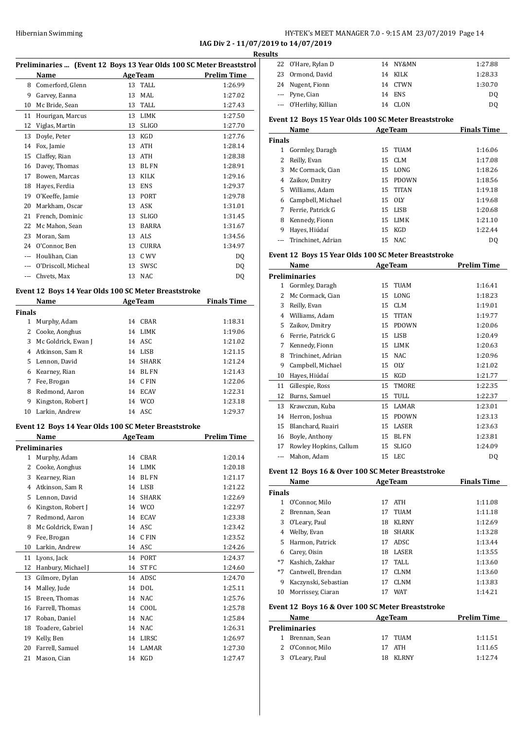**IAG Div 2 - 11/07/2019 to 14/07/2019**

**Results**

### Preliminaries ... (Event 12 Boys 13 Year Olds 100 SC Meter Breaststroke)

| | Name | Age | Team | Prelim Time |
|---|---|---|---|---|
| 8 | Comerford, Glenn | 13 | TALL | 1:26.99 |
| 9 | Garvey, Eanna | 13 | MAL | 1:27.02 |
| 10 | Mc Bride, Sean | 13 | TALL | 1:27.43 |
| 11 | Hourigan, Marcus | 13 | LIMK | 1:27.50 |
| 12 | Viglas, Martin | 13 | SLIGO | 1:27.70 |
| 13 | Doyle, Peter | 13 | KGD | 1:27.76 |
| 14 | Fox, Jamie | 13 | ATH | 1:28.14 |
| 15 | Claffey, Rian | 13 | ATH | 1:28.38 |
| 16 | Davey, Thomas | 13 | BL FN | 1:28.91 |
| 17 | Bowen, Marcas | 13 | KILK | 1:29.16 |
| 18 | Hayes, Ferdia | 13 | ENS | 1:29.37 |
| 19 | O'Keeffe, Jamie | 13 | PORT | 1:29.78 |
| 20 | Markham, Oscar | 13 | ASK | 1:31.01 |
| 21 | French, Dominic | 13 | SLIGO | 1:31.45 |
| 22 | Mc Mahon, Sean | 13 | BARRA | 1:31.67 |
| 23 | Moran, Sam | 13 | ALS | 1:34.56 |
| 24 | O'Connor, Ben | 13 | CURRA | 1:34.97 |
| --- | Houlihan, Cian | 13 | C WV | DQ |
| --- | O'Driscoll, Micheal | 13 | SWSC | DQ |
| --- | Chvets, Max | 13 | NAC | DQ |

### Event 12 Boys 14 Year Olds 100 SC Meter Breaststroke

| | Name | Age | Team | Finals Time |
|---|---|---|---|---|
| **Finals** | | | | |
| 1 | Murphy, Adam | 14 | CBAR | 1:18.31 |
| 2 | Cooke, Aonghus | 14 | LIMK | 1:19.06 |
| 3 | Mc Goldrick, Ewan J | 14 | ASC | 1:21.02 |
| 4 | Atkinson, Sam R | 14 | LISB | 1:21.15 |
| 5 | Lennon, David | 14 | SHARK | 1:21.24 |
| 6 | Kearney, Rian | 14 | BL FN | 1:21.43 |
| 7 | Fee, Brogan | 14 | C FIN | 1:22.06 |
| 8 | Redmond, Aaron | 14 | ECAV | 1:22.31 |
| 9 | Kingston, Robert J | 14 | WCO | 1:23.18 |
| 10 | Larkin, Andrew | 14 | ASC | 1:29.37 |

### Event 12 Boys 14 Year Olds 100 SC Meter Breaststroke

| | Name | Age | Team | Prelim Time |
|---|---|---|---|---|
| **Preliminaries** | | | | |
| 1 | Murphy, Adam | 14 | CBAR | 1:20.14 |
| 2 | Cooke, Aonghus | 14 | LIMK | 1:20.18 |
| 3 | Kearney, Rian | 14 | BL FN | 1:21.17 |
| 4 | Atkinson, Sam R | 14 | LISB | 1:21.22 |
| 5 | Lennon, David | 14 | SHARK | 1:22.69 |
| 6 | Kingston, Robert J | 14 | WCO | 1:22.97 |
| 7 | Redmond, Aaron | 14 | ECAV | 1:23.38 |
| 8 | Mc Goldrick, Ewan J | 14 | ASC | 1:23.42 |
| 9 | Fee, Brogan | 14 | C FIN | 1:23.52 |
| 10 | Larkin, Andrew | 14 | ASC | 1:24.26 |
| 11 | Lyons, Jack | 14 | PORT | 1:24.37 |
| 12 | Hanbury, Michael J | 14 | ST FC | 1:24.60 |
| 13 | Gilmore, Dylan | 14 | ADSC | 1:24.70 |
| 14 | Malley, Jude | 14 | DOL | 1:25.11 |
| 15 | Breen, Thomas | 14 | NAC | 1:25.76 |
| 16 | Farrell, Thomas | 14 | COOL | 1:25.78 |
| 17 | Roban, Daniel | 14 | NAC | 1:25.84 |
| 18 | Toadere, Gabriel | 14 | NAC | 1:26.31 |
| 19 | Kelly, Ben | 14 | LIRSC | 1:26.97 |
| 20 | Farrell, Samuel | 14 | LAMAR | 1:27.30 |
| 21 | Mason, Cian | 14 | KGD | 1:27.47 |
| 22 | O'Hare, Rylan D | 14 | NY&MN | 1:27.88 |
| 23 | Ormond, David | 14 | KILK | 1:28.33 |
| 24 | Nugent, Fionn | 14 | CTWN | 1:30.70 |
| --- | Pyne, Cian | 14 | ENS | DQ |
| --- | O'Herlihy, Killian | 14 | CLON | DQ |

### Event 12 Boys 15 Year Olds 100 SC Meter Breaststroke

| | Name | Age | Team | Finals Time |
|---|---|---|---|---|
| **Finals** | | | | |
| 1 | Gormley, Daragh | 15 | TUAM | 1:16.06 |
| 2 | Reilly, Evan | 15 | CLM | 1:17.08 |
| 3 | Mc Cormack, Cian | 15 | LONG | 1:18.26 |
| 4 | Zaikov, Dmitry | 15 | PDOWN | 1:18.56 |
| 5 | Williams, Adam | 15 | TITAN | 1:19.18 |
| 6 | Campbell, Michael | 15 | OLY | 1:19.68 |
| 7 | Ferrie, Patrick G | 15 | LISB | 1:20.68 |
| 8 | Kennedy, Fionn | 15 | LIMK | 1:21.10 |
| 9 | Hayes, Hiúdaí | 15 | KGD | 1:22.44 |
| --- | Trinchinet, Adrian | 15 | NAC | DQ |

### Event 12 Boys 15 Year Olds 100 SC Meter Breaststroke

| | Name | Age | Team | Prelim Time |
|---|---|---|---|---|
| **Preliminaries** | | | | |
| 1 | Gormley, Daragh | 15 | TUAM | 1:16.41 |
| 2 | Mc Cormack, Cian | 15 | LONG | 1:18.23 |
| 3 | Reilly, Evan | 15 | CLM | 1:19.01 |
| 4 | Williams, Adam | 15 | TITAN | 1:19.77 |
| 5 | Zaikov, Dmitry | 15 | PDOWN | 1:20.06 |
| 6 | Ferrie, Patrick G | 15 | LISB | 1:20.49 |
| 7 | Kennedy, Fionn | 15 | LIMK | 1:20.63 |
| 8 | Trinchinet, Adrian | 15 | NAC | 1:20.96 |
| 9 | Campbell, Michael | 15 | OLY | 1:21.02 |
| 10 | Hayes, Hiúdaí | 15 | KGD | 1:21.77 |
| 11 | Gillespie, Ross | 15 | TMORE | 1:22.35 |
| 12 | Burns, Samuel | 15 | TULL | 1:22.37 |
| 13 | Krawczun, Kuba | 15 | LAMAR | 1:23.01 |
| 14 | Herron, Joshua | 15 | PDOWN | 1:23.13 |
| 15 | Blanchard, Ruairi | 15 | LASER | 1:23.63 |
| 16 | Boyle, Anthony | 15 | BL FN | 1:23.81 |
| 17 | Rowley Hopkins, Callum | 15 | SLIGO | 1:24.09 |
| --- | Mahon, Adam | 15 | LEC | DQ |

### Event 12 Boys 16 & Over 100 SC Meter Breaststroke

| | Name | Age | Team | Finals Time |
|---|---|---|---|---|
| **Finals** | | | | |
| 1 | O'Connor, Milo | 17 | ATH | 1:11.08 |
| 2 | Brennan, Sean | 17 | TUAM | 1:11.18 |
| 3 | O'Leary, Paul | 18 | KLRNY | 1:12.69 |
| 4 | Welby, Evan | 18 | SHARK | 1:13.28 |
| 5 | Harmon, Patrick | 17 | ADSC | 1:13.44 |
| 6 | Carey, Oisin | 18 | LASER | 1:13.55 |
| *7 | Kashich, Zakhar | 17 | TALL | 1:13.60 |
| *7 | Cantwell, Brendan | 17 | CLNM | 1:13.60 |
| 9 | Kaczynski, Sebastian | 17 | CLNM | 1:13.83 |
| 10 | Morrissey, Ciaran | 17 | WAT | 1:14.21 |

### Event 12 Boys 16 & Over 100 SC Meter Breaststroke

| | Name | Age | Team | Prelim Time |
|---|---|---|---|---|
| **Preliminaries** | | | | |
| 1 | Brennan, Sean | 17 | TUAM | 1:11.51 |
| 2 | O'Connor, Milo | 17 | ATH | 1:11.65 |
| 3 | O'Leary, Paul | 18 | KLRNY | 1:12.74 |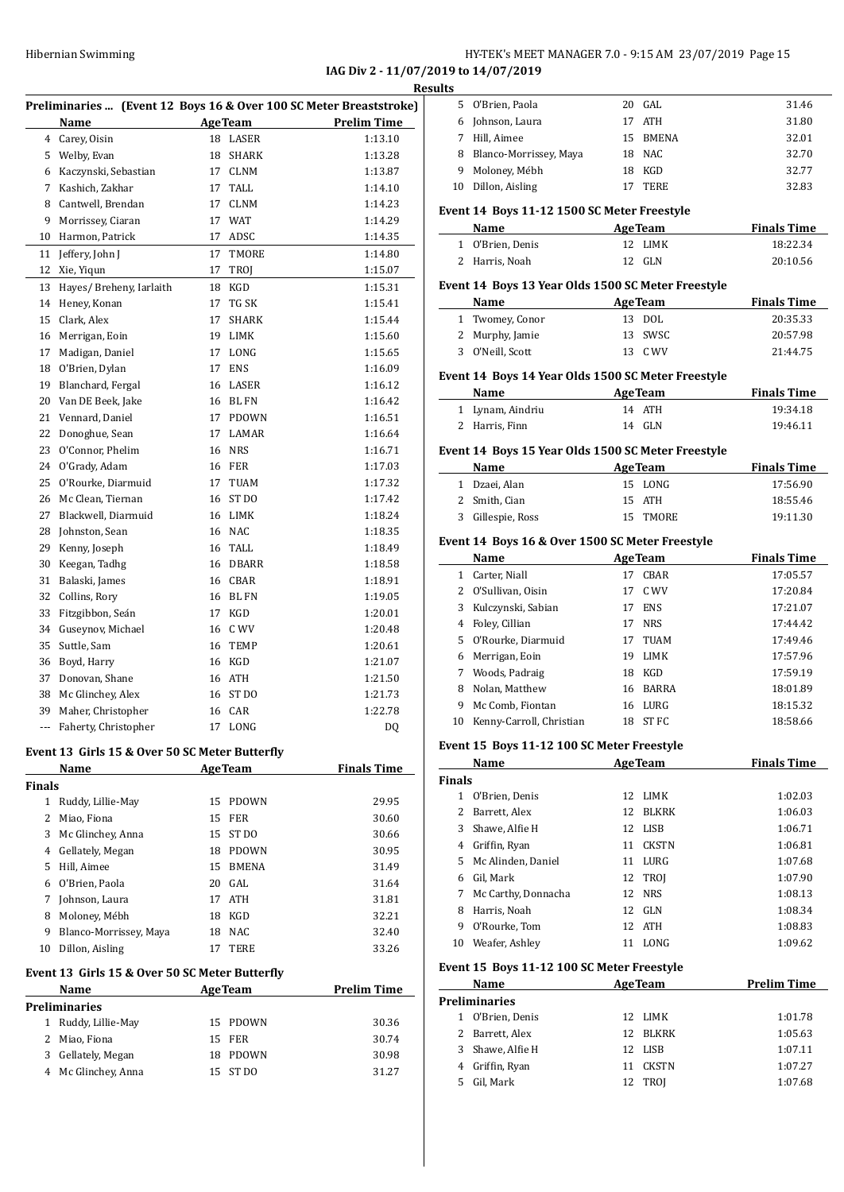**IAG Div 2 - 11/07/2019 to 14/07/2019**

**Results**

### Preliminaries ... (Event 12 Boys 16 & Over 100 SC Meter Breaststroke)

| | Name | Age | Team | Prelim Time |
|---|---|---|---|---|
| 4 | Carey, Oisin | 18 | LASER | 1:13.10 |
| 5 | Welby, Evan | 18 | SHARK | 1:13.28 |
| 6 | Kaczynski, Sebastian | 17 | CLNM | 1:13.87 |
| 7 | Kashich, Zakhar | 17 | TALL | 1:14.10 |
| 8 | Cantwell, Brendan | 17 | CLNM | 1:14.23 |
| 9 | Morrissey, Ciaran | 17 | WAT | 1:14.29 |
| 10 | Harmon, Patrick | 17 | ADSC | 1:14.35 |
| 11 | Jeffery, John J | 17 | TMORE | 1:14.80 |
| 12 | Xie, Yiqun | 17 | TROJ | 1:15.07 |
| 13 | Hayes/ Breheny, Iarlaith | 18 | KGD | 1:15.31 |
| 14 | Heney, Konan | 17 | TG SK | 1:15.41 |
| 15 | Clark, Alex | 17 | SHARK | 1:15.44 |
| 16 | Merrigan, Eoin | 19 | LIMK | 1:15.60 |
| 17 | Madigan, Daniel | 17 | LONG | 1:15.65 |
| 18 | O'Brien, Dylan | 17 | ENS | 1:16.09 |
| 19 | Blanchard, Fergal | 16 | LASER | 1:16.12 |
| 20 | Van DE Beek, Jake | 16 | BL FN | 1:16.42 |
| 21 | Vennard, Daniel | 17 | PDOWN | 1:16.51 |
| 22 | Donoghue, Sean | 17 | LAMAR | 1:16.64 |
| 23 | O'Connor, Phelim | 16 | NRS | 1:16.71 |
| 24 | O'Grady, Adam | 16 | FER | 1:17.03 |
| 25 | O'Rourke, Diarmuid | 17 | TUAM | 1:17.32 |
| 26 | Mc Clean, Tiernan | 16 | ST DO | 1:17.42 |
| 27 | Blackwell, Diarmuid | 16 | LIMK | 1:18.24 |
| 28 | Johnston, Sean | 16 | NAC | 1:18.35 |
| 29 | Kenny, Joseph | 16 | TALL | 1:18.49 |
| 30 | Keegan, Tadhg | 16 | DBARR | 1:18.58 |
| 31 | Balaski, James | 16 | CBAR | 1:18.91 |
| 32 | Collins, Rory | 16 | BL FN | 1:19.05 |
| 33 | Fitzgibbon, Seán | 17 | KGD | 1:20.01 |
| 34 | Guseynov, Michael | 16 | C WV | 1:20.48 |
| 35 | Suttle, Sam | 16 | TEMP | 1:20.61 |
| 36 | Boyd, Harry | 16 | KGD | 1:21.07 |
| 37 | Donovan, Shane | 16 | ATH | 1:21.50 |
| 38 | Mc Glinchey, Alex | 16 | ST DO | 1:21.73 |
| 39 | Maher, Christopher | 16 | CAR | 1:22.78 |
| --- | Faherty, Christopher | 17 | LONG | DQ |

### Event 13 Girls 15 & Over 50 SC Meter Butterfly

| | Name | Age | Team | Finals Time |
|---|---|---|---|---|
| **Finals** | | | | |
| 1 | Ruddy, Lillie-May | 15 | PDOWN | 29.95 |
| 2 | Miao, Fiona | 15 | FER | 30.60 |
| 3 | Mc Glinchey, Anna | 15 | ST DO | 30.66 |
| 4 | Gellately, Megan | 18 | PDOWN | 30.95 |
| 5 | Hill, Aimee | 15 | BMENA | 31.49 |
| 6 | O'Brien, Paola | 20 | GAL | 31.64 |
| 7 | Johnson, Laura | 17 | ATH | 31.81 |
| 8 | Moloney, Mébh | 18 | KGD | 32.21 |
| 9 | Blanco-Morrissey, Maya | 18 | NAC | 32.40 |
| 10 | Dillon, Aisling | 17 | TERE | 33.26 |

### Event 13 Girls 15 & Over 50 SC Meter Butterfly

| | Name | Age | Team | Prelim Time |
|---|---|---|---|---|
| **Preliminaries** | | | | |
| 1 | Ruddy, Lillie-May | 15 | PDOWN | 30.36 |
| 2 | Miao, Fiona | 15 | FER | 30.74 |
| 3 | Gellately, Megan | 18 | PDOWN | 30.98 |
| 4 | Mc Glinchey, Anna | 15 | ST DO | 31.27 |
| 5 | O'Brien, Paola | 20 | GAL | 31.46 |
| 6 | Johnson, Laura | 17 | ATH | 31.80 |
| 7 | Hill, Aimee | 15 | BMENA | 32.01 |
| 8 | Blanco-Morrissey, Maya | 18 | NAC | 32.70 |
| 9 | Moloney, Mébh | 18 | KGD | 32.77 |
| 10 | Dillon, Aisling | 17 | TERE | 32.83 |

### Event 14 Boys 11-12 1500 SC Meter Freestyle

| | Name | Age | Team | Finals Time |
|---|---|---|---|---|
| 1 | O'Brien, Denis | 12 | LIMK | 18:22.34 |
| 2 | Harris, Noah | 12 | GLN | 20:10.56 |

### Event 14 Boys 13 Year Olds 1500 SC Meter Freestyle

| | Name | Age | Team | Finals Time |
|---|---|---|---|---|
| 1 | Twomey, Conor | 13 | DOL | 20:35.33 |
| 2 | Murphy, Jamie | 13 | SWSC | 20:57.98 |
| 3 | O'Neill, Scott | 13 | C WV | 21:44.75 |

### Event 14 Boys 14 Year Olds 1500 SC Meter Freestyle

| | Name | Age | Team | Finals Time |
|---|---|---|---|---|
| 1 | Lynam, Aindriu | 14 | ATH | 19:34.18 |
| 2 | Harris, Finn | 14 | GLN | 19:46.11 |

### Event 14 Boys 15 Year Olds 1500 SC Meter Freestyle

| | Name | Age | Team | Finals Time |
|---|---|---|---|---|
| 1 | Dzaei, Alan | 15 | LONG | 17:56.90 |
| 2 | Smith, Cian | 15 | ATH | 18:55.46 |
| 3 | Gillespie, Ross | 15 | TMORE | 19:11.30 |

### Event 14 Boys 16 & Over 1500 SC Meter Freestyle

| | Name | Age | Team | Finals Time |
|---|---|---|---|---|
| 1 | Carter, Niall | 17 | CBAR | 17:05.57 |
| 2 | O'Sullivan, Oisin | 17 | C WV | 17:20.84 |
| 3 | Kulczynski, Sabian | 17 | ENS | 17:21.07 |
| 4 | Foley, Cillian | 17 | NRS | 17:44.42 |
| 5 | O'Rourke, Diarmuid | 17 | TUAM | 17:49.46 |
| 6 | Merrigan, Eoin | 19 | LIMK | 17:57.96 |
| 7 | Woods, Padraig | 18 | KGD | 17:59.19 |
| 8 | Nolan, Matthew | 16 | BARRA | 18:01.89 |
| 9 | Mc Comb, Fiontan | 16 | LURG | 18:15.32 |
| 10 | Kenny-Carroll, Christian | 18 | ST FC | 18:58.66 |

### Event 15 Boys 11-12 100 SC Meter Freestyle

| | Name | Age | Team | Finals Time |
|---|---|---|---|---|
| **Finals** | | | | |
| 1 | O'Brien, Denis | 12 | LIMK | 1:02.03 |
| 2 | Barrett, Alex | 12 | BLKRK | 1:06.03 |
| 3 | Shawe, Alfie H | 12 | LISB | 1:06.71 |
| 4 | Griffin, Ryan | 11 | CKSTN | 1:06.81 |
| 5 | Mc Alinden, Daniel | 11 | LURG | 1:07.68 |
| 6 | Gil, Mark | 12 | TROJ | 1:07.90 |
| 7 | Mc Carthy, Donnacha | 12 | NRS | 1:08.13 |
| 8 | Harris, Noah | 12 | GLN | 1:08.34 |
| 9 | O'Rourke, Tom | 12 | ATH | 1:08.83 |
| 10 | Weafer, Ashley | 11 | LONG | 1:09.62 |

### Event 15 Boys 11-12 100 SC Meter Freestyle

| | Name | Age | Team | Prelim Time |
|---|---|---|---|---|
| **Preliminaries** | | | | |
| 1 | O'Brien, Denis | 12 | LIMK | 1:01.78 |
| 2 | Barrett, Alex | 12 | BLKRK | 1:05.63 |
| 3 | Shawe, Alfie H | 12 | LISB | 1:07.11 |
| 4 | Griffin, Ryan | 11 | CKSTN | 1:07.27 |
| 5 | Gil, Mark | 12 | TROJ | 1:07.68 |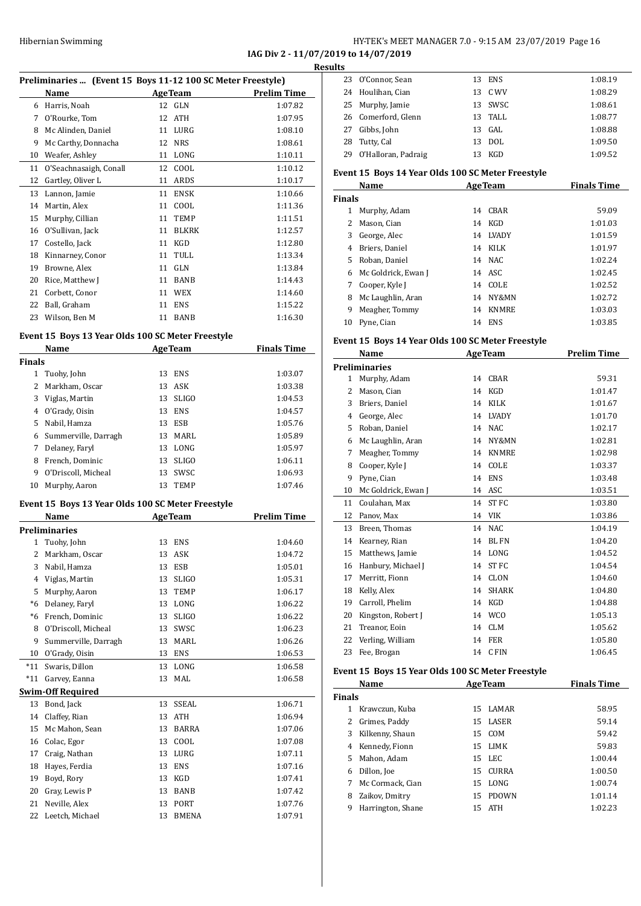**IAG Div 2 - 11/07/2019 to 14/07/2019**

**Results**

### Preliminaries ... (Event 15 Boys 11-12 100 SC Meter Freestyle)

| | Name | Age | Team | Prelim Time |
|---|---|---|---|---|
| 6 | Harris, Noah | 12 | GLN | 1:07.82 |
| 7 | O'Rourke, Tom | 12 | ATH | 1:07.95 |
| 8 | Mc Alinden, Daniel | 11 | LURG | 1:08.10 |
| 9 | Mc Carthy, Donnacha | 12 | NRS | 1:08.61 |
| 10 | Weafer, Ashley | 11 | LONG | 1:10.11 |
| 11 | O'Seachnasaigh, Conall | 12 | COOL | 1:10.12 |
| 12 | Gartley, Oliver L | 11 | ARDS | 1:10.17 |
| 13 | Lannon, Jamie | 11 | ENSK | 1:10.66 |
| 14 | Martin, Alex | 11 | COOL | 1:11.36 |
| 15 | Murphy, Cillian | 11 | TEMP | 1:11.51 |
| 16 | O'Sullivan, Jack | 11 | BLKRK | 1:12.57 |
| 17 | Costello, Jack | 11 | KGD | 1:12.80 |
| 18 | Kinnarney, Conor | 11 | TULL | 1:13.34 |
| 19 | Browne, Alex | 11 | GLN | 1:13.84 |
| 20 | Rice, Matthew J | 11 | BANB | 1:14.43 |
| 21 | Corbett, Conor | 11 | WEX | 1:14.60 |
| 22 | Ball, Graham | 11 | ENS | 1:15.22 |
| 23 | Wilson, Ben M | 11 | BANB | 1:16.30 |

### Event 15 Boys 13 Year Olds 100 SC Meter Freestyle

| | Name | Age | Team | Finals Time |
|---|---|---|---|---|
| **Finals** | | | | |
| 1 | Tuohy, John | 13 | ENS | 1:03.07 |
| 2 | Markham, Oscar | 13 | ASK | 1:03.38 |
| 3 | Viglas, Martin | 13 | SLIGO | 1:04.53 |
| 4 | O'Grady, Oisin | 13 | ENS | 1:04.57 |
| 5 | Nabil, Hamza | 13 | ESB | 1:05.76 |
| 6 | Summerville, Darragh | 13 | MARL | 1:05.89 |
| 7 | Delaney, Faryl | 13 | LONG | 1:05.97 |
| 8 | French, Dominic | 13 | SLIGO | 1:06.11 |
| 9 | O'Driscoll, Micheal | 13 | SWSC | 1:06.93 |
| 10 | Murphy, Aaron | 13 | TEMP | 1:07.46 |

### Event 15 Boys 13 Year Olds 100 SC Meter Freestyle

| | Name | Age | Team | Prelim Time |
|---|---|---|---|---|
| **Preliminaries** | | | | |
| 1 | Tuohy, John | 13 | ENS | 1:04.60 |
| 2 | Markham, Oscar | 13 | ASK | 1:04.72 |
| 3 | Nabil, Hamza | 13 | ESB | 1:05.01 |
| 4 | Viglas, Martin | 13 | SLIGO | 1:05.31 |
| 5 | Murphy, Aaron | 13 | TEMP | 1:06.17 |
| *6 | Delaney, Faryl | 13 | LONG | 1:06.22 |
| *6 | French, Dominic | 13 | SLIGO | 1:06.22 |
| 8 | O'Driscoll, Micheal | 13 | SWSC | 1:06.23 |
| 9 | Summerville, Darragh | 13 | MARL | 1:06.26 |
| 10 | O'Grady, Oisin | 13 | ENS | 1:06.53 |
| *11 | Swaris, Dillon | 13 | LONG | 1:06.58 |
| *11 | Garvey, Eanna | 13 | MAL | 1:06.58 |
| **Swim-Off Required** | | | | |
| 13 | Bond, Jack | 13 | SSEAL | 1:06.71 |
| 14 | Claffey, Rian | 13 | ATH | 1:06.94 |
| 15 | Mc Mahon, Sean | 13 | BARRA | 1:07.06 |
| 16 | Colac, Egor | 13 | COOL | 1:07.08 |
| 17 | Craig, Nathan | 13 | LURG | 1:07.11 |
| 18 | Hayes, Ferdia | 13 | ENS | 1:07.16 |
| 19 | Boyd, Rory | 13 | KGD | 1:07.41 |
| 20 | Gray, Lewis P | 13 | BANB | 1:07.42 |
| 21 | Neville, Alex | 13 | PORT | 1:07.76 |
| 22 | Leetch, Michael | 13 | BMENA | 1:07.91 |
| 23 | O'Connor, Sean | 13 | ENS | 1:08.19 |
| 24 | Houlihan, Cian | 13 | C WV | 1:08.29 |
| 25 | Murphy, Jamie | 13 | SWSC | 1:08.61 |
| 26 | Comerford, Glenn | 13 | TALL | 1:08.77 |
| 27 | Gibbs, John | 13 | GAL | 1:08.88 |
| 28 | Tutty, Cal | 13 | DOL | 1:09.50 |
| 29 | O'Halloran, Padraig | 13 | KGD | 1:09.52 |

### Event 15 Boys 14 Year Olds 100 SC Meter Freestyle

| | Name | Age | Team | Finals Time |
|---|---|---|---|---|
| **Finals** | | | | |
| 1 | Murphy, Adam | 14 | CBAR | 59.09 |
| 2 | Mason, Cian | 14 | KGD | 1:01.03 |
| 3 | George, Alec | 14 | LVADY | 1:01.59 |
| 4 | Briers, Daniel | 14 | KILK | 1:01.97 |
| 5 | Roban, Daniel | 14 | NAC | 1:02.24 |
| 6 | Mc Goldrick, Ewan J | 14 | ASC | 1:02.45 |
| 7 | Cooper, Kyle J | 14 | COLE | 1:02.52 |
| 8 | Mc Laughlin, Aran | 14 | NY&MN | 1:02.72 |
| 9 | Meagher, Tommy | 14 | KNMRE | 1:03.03 |
| 10 | Pyne, Cian | 14 | ENS | 1:03.85 |

### Event 15 Boys 14 Year Olds 100 SC Meter Freestyle

| | Name | Age | Team | Prelim Time |
|---|---|---|---|---|
| **Preliminaries** | | | | |
| 1 | Murphy, Adam | 14 | CBAR | 59.31 |
| 2 | Mason, Cian | 14 | KGD | 1:01.47 |
| 3 | Briers, Daniel | 14 | KILK | 1:01.67 |
| 4 | George, Alec | 14 | LVADY | 1:01.70 |
| 5 | Roban, Daniel | 14 | NAC | 1:02.17 |
| 6 | Mc Laughlin, Aran | 14 | NY&MN | 1:02.81 |
| 7 | Meagher, Tommy | 14 | KNMRE | 1:02.98 |
| 8 | Cooper, Kyle J | 14 | COLE | 1:03.37 |
| 9 | Pyne, Cian | 14 | ENS | 1:03.48 |
| 10 | Mc Goldrick, Ewan J | 14 | ASC | 1:03.51 |
| 11 | Coulahan, Max | 14 | ST FC | 1:03.80 |
| 12 | Panov, Max | 14 | VIK | 1:03.86 |
| 13 | Breen, Thomas | 14 | NAC | 1:04.19 |
| 14 | Kearney, Rian | 14 | BL FN | 1:04.20 |
| 15 | Matthews, Jamie | 14 | LONG | 1:04.52 |
| 16 | Hanbury, Michael J | 14 | ST FC | 1:04.54 |
| 17 | Merritt, Fionn | 14 | CLON | 1:04.60 |
| 18 | Kelly, Alex | 14 | SHARK | 1:04.80 |
| 19 | Carroll, Phelim | 14 | KGD | 1:04.88 |
| 20 | Kingston, Robert J | 14 | WCO | 1:05.13 |
| 21 | Treanor, Eoin | 14 | CLM | 1:05.62 |
| 22 | Verling, William | 14 | FER | 1:05.80 |
| 23 | Fee, Brogan | 14 | C FIN | 1:06.45 |

### Event 15 Boys 15 Year Olds 100 SC Meter Freestyle

| | Name | Age | Team | Finals Time |
|---|---|---|---|---|
| **Finals** | | | | |
| 1 | Krawczun, Kuba | 15 | LAMAR | 58.95 |
| 2 | Grimes, Paddy | 15 | LASER | 59.14 |
| 3 | Kilkenny, Shaun | 15 | COM | 59.42 |
| 4 | Kennedy, Fionn | 15 | LIMK | 59.83 |
| 5 | Mahon, Adam | 15 | LEC | 1:00.44 |
| 6 | Dillon, Joe | 15 | CURRA | 1:00.50 |
| 7 | Mc Cormack, Cian | 15 | LONG | 1:00.74 |
| 8 | Zaikov, Dmitry | 15 | PDOWN | 1:01.14 |
| 9 | Harrington, Shane | 15 | ATH | 1:02.23 |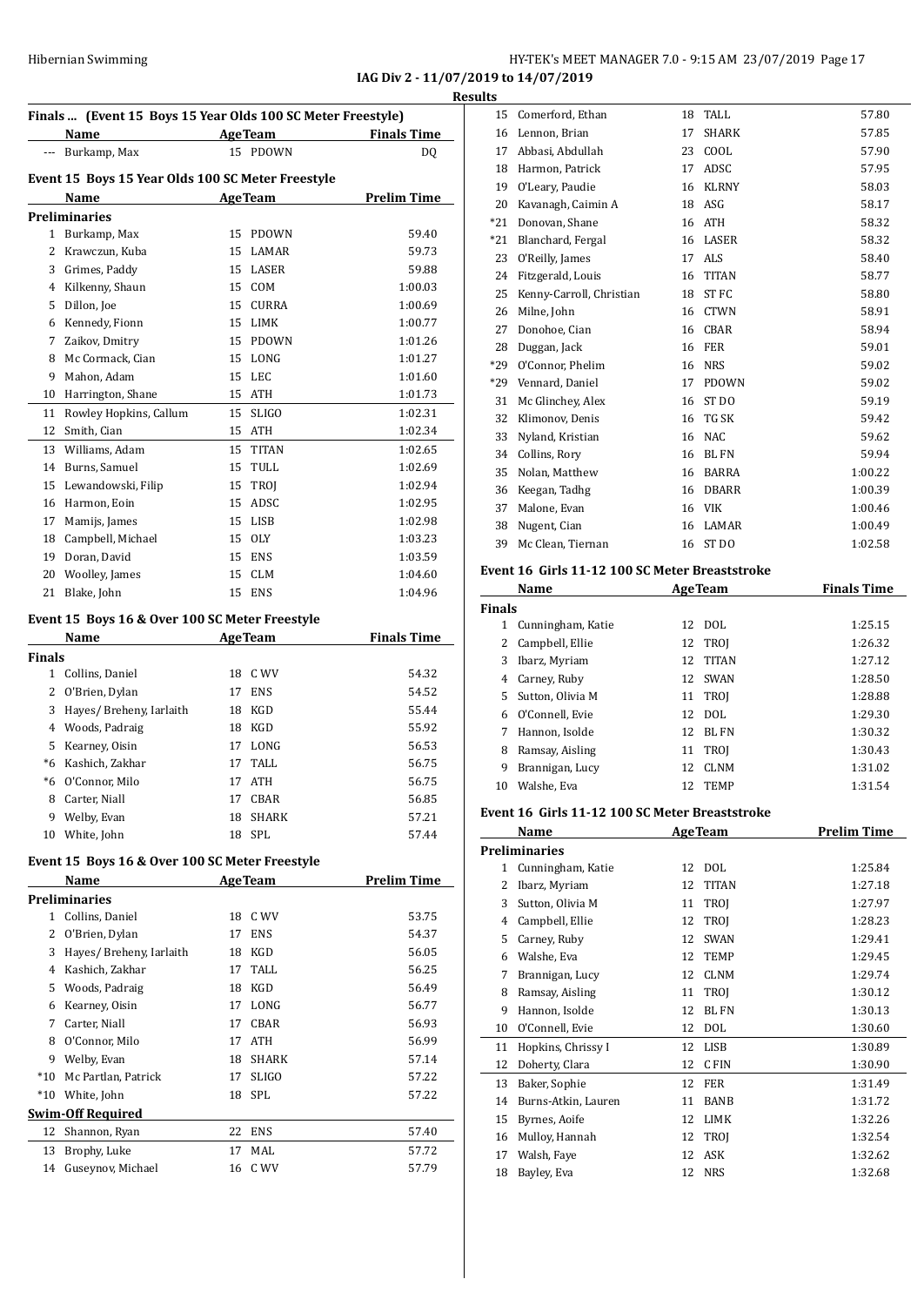**IAG Div 2 - 11/07/2019 to 14/07/2019**

**Results**

### Finals ... (Event 15 Boys 15 Year Olds 100 SC Meter Freestyle)

| | Name | Age | Team | Finals Time |
|---|---|---|---|---|
| --- | Burkamp, Max | 15 | PDOWN | DQ |

### Event 15 Boys 15 Year Olds 100 SC Meter Freestyle

| | Name | Age | Team | Prelim Time |
|---|---|---|---|---|
| **Preliminaries** | | | | |
| 1 | Burkamp, Max | 15 | PDOWN | 59.40 |
| 2 | Krawczun, Kuba | 15 | LAMAR | 59.73 |
| 3 | Grimes, Paddy | 15 | LASER | 59.88 |
| 4 | Kilkenny, Shaun | 15 | COM | 1:00.03 |
| 5 | Dillon, Joe | 15 | CURRA | 1:00.69 |
| 6 | Kennedy, Fionn | 15 | LIMK | 1:00.77 |
| 7 | Zaikov, Dmitry | 15 | PDOWN | 1:01.26 |
| 8 | Mc Cormack, Cian | 15 | LONG | 1:01.27 |
| 9 | Mahon, Adam | 15 | LEC | 1:01.60 |
| 10 | Harrington, Shane | 15 | ATH | 1:01.73 |
| 11 | Rowley Hopkins, Callum | 15 | SLIGO | 1:02.31 |
| 12 | Smith, Cian | 15 | ATH | 1:02.34 |
| 13 | Williams, Adam | 15 | TITAN | 1:02.65 |
| 14 | Burns, Samuel | 15 | TULL | 1:02.69 |
| 15 | Lewandowski, Filip | 15 | TROJ | 1:02.94 |
| 16 | Harmon, Eoin | 15 | ADSC | 1:02.95 |
| 17 | Mamijs, James | 15 | LISB | 1:02.98 |
| 18 | Campbell, Michael | 15 | OLY | 1:03.23 |
| 19 | Doran, David | 15 | ENS | 1:03.59 |
| 20 | Woolley, James | 15 | CLM | 1:04.60 |
| 21 | Blake, John | 15 | ENS | 1:04.96 |

### Event 15 Boys 16 & Over 100 SC Meter Freestyle

| | Name | Age | Team | Finals Time |
|---|---|---|---|---|
| **Finals** | | | | |
| 1 | Collins, Daniel | 18 | C WV | 54.32 |
| 2 | O'Brien, Dylan | 17 | ENS | 54.52 |
| 3 | Hayes/ Breheny, Iarlaith | 18 | KGD | 55.44 |
| 4 | Woods, Padraig | 18 | KGD | 55.92 |
| 5 | Kearney, Oisin | 17 | LONG | 56.53 |
| *6 | Kashich, Zakhar | 17 | TALL | 56.75 |
| *6 | O'Connor, Milo | 17 | ATH | 56.75 |
| 8 | Carter, Niall | 17 | CBAR | 56.85 |
| 9 | Welby, Evan | 18 | SHARK | 57.21 |
| 10 | White, John | 18 | SPL | 57.44 |

### Event 15 Boys 16 & Over 100 SC Meter Freestyle

| | Name | Age | Team | Prelim Time |
|---|---|---|---|---|
| **Preliminaries** | | | | |
| 1 | Collins, Daniel | 18 | C WV | 53.75 |
| 2 | O'Brien, Dylan | 17 | ENS | 54.37 |
| 3 | Hayes/ Breheny, Iarlaith | 18 | KGD | 56.05 |
| 4 | Kashich, Zakhar | 17 | TALL | 56.25 |
| 5 | Woods, Padraig | 18 | KGD | 56.49 |
| 6 | Kearney, Oisin | 17 | LONG | 56.77 |
| 7 | Carter, Niall | 17 | CBAR | 56.93 |
| 8 | O'Connor, Milo | 17 | ATH | 56.99 |
| 9 | Welby, Evan | 18 | SHARK | 57.14 |
| *10 | Mc Partlan, Patrick | 17 | SLIGO | 57.22 |
| *10 | White, John | 18 | SPL | 57.22 |
| **Swim-Off Required** | | | | |
| 12 | Shannon, Ryan | 22 | ENS | 57.40 |
| 13 | Brophy, Luke | 17 | MAL | 57.72 |
| 14 | Guseynov, Michael | 16 | C WV | 57.79 |
| 15 | Comerford, Ethan | 18 | TALL | 57.80 |
| 16 | Lennon, Brian | 17 | SHARK | 57.85 |
| 17 | Abbasi, Abdullah | 23 | COOL | 57.90 |
| 18 | Harmon, Patrick | 17 | ADSC | 57.95 |
| 19 | O'Leary, Paudie | 16 | KLRNY | 58.03 |
| 20 | Kavanagh, Caimin A | 18 | ASG | 58.17 |
| *21 | Donovan, Shane | 16 | ATH | 58.32 |
| *21 | Blanchard, Fergal | 16 | LASER | 58.32 |
| 23 | O'Reilly, James | 17 | ALS | 58.40 |
| 24 | Fitzgerald, Louis | 16 | TITAN | 58.77 |
| 25 | Kenny-Carroll, Christian | 18 | ST FC | 58.80 |
| 26 | Milne, John | 16 | CTWN | 58.91 |
| 27 | Donohoe, Cian | 16 | CBAR | 58.94 |
| 28 | Duggan, Jack | 16 | FER | 59.01 |
| *29 | O'Connor, Phelim | 16 | NRS | 59.02 |
| *29 | Vennard, Daniel | 17 | PDOWN | 59.02 |
| 31 | Mc Glinchey, Alex | 16 | ST DO | 59.19 |
| 32 | Klimonov, Denis | 16 | TG SK | 59.42 |
| 33 | Nyland, Kristian | 16 | NAC | 59.62 |
| 34 | Collins, Rory | 16 | BL FN | 59.94 |
| 35 | Nolan, Matthew | 16 | BARRA | 1:00.22 |
| 36 | Keegan, Tadhg | 16 | DBARR | 1:00.39 |
| 37 | Malone, Evan | 16 | VIK | 1:00.46 |
| 38 | Nugent, Cian | 16 | LAMAR | 1:00.49 |
| 39 | Mc Clean, Tiernan | 16 | ST DO | 1:02.58 |

### Event 16 Girls 11-12 100 SC Meter Breaststroke

| | Name | Age | Team | Finals Time |
|---|---|---|---|---|
| **Finals** | | | | |
| 1 | Cunningham, Katie | 12 | DOL | 1:25.15 |
| 2 | Campbell, Ellie | 12 | TROJ | 1:26.32 |
| 3 | Ibarz, Myriam | 12 | TITAN | 1:27.12 |
| 4 | Carney, Ruby | 12 | SWAN | 1:28.50 |
| 5 | Sutton, Olivia M | 11 | TROJ | 1:28.88 |
| 6 | O'Connell, Evie | 12 | DOL | 1:29.30 |
| 7 | Hannon, Isolde | 12 | BL FN | 1:30.32 |
| 8 | Ramsay, Aisling | 11 | TROJ | 1:30.43 |
| 9 | Brannigan, Lucy | 12 | CLNM | 1:31.02 |
| 10 | Walshe, Eva | 12 | TEMP | 1:31.54 |

### Event 16 Girls 11-12 100 SC Meter Breaststroke

| | Name | Age | Team | Prelim Time |
|---|---|---|---|---|
| **Preliminaries** | | | | |
| 1 | Cunningham, Katie | 12 | DOL | 1:25.84 |
| 2 | Ibarz, Myriam | 12 | TITAN | 1:27.18 |
| 3 | Sutton, Olivia M | 11 | TROJ | 1:27.97 |
| 4 | Campbell, Ellie | 12 | TROJ | 1:28.23 |
| 5 | Carney, Ruby | 12 | SWAN | 1:29.41 |
| 6 | Walshe, Eva | 12 | TEMP | 1:29.45 |
| 7 | Brannigan, Lucy | 12 | CLNM | 1:29.74 |
| 8 | Ramsay, Aisling | 11 | TROJ | 1:30.12 |
| 9 | Hannon, Isolde | 12 | BL FN | 1:30.13 |
| 10 | O'Connell, Evie | 12 | DOL | 1:30.60 |
| 11 | Hopkins, Chrissy I | 12 | LISB | 1:30.89 |
| 12 | Doherty, Clara | 12 | C FIN | 1:30.90 |
| 13 | Baker, Sophie | 12 | FER | 1:31.49 |
| 14 | Burns-Atkin, Lauren | 11 | BANB | 1:31.72 |
| 15 | Byrnes, Aoife | 12 | LIMK | 1:32.26 |
| 16 | Mulloy, Hannah | 12 | TROJ | 1:32.54 |
| 17 | Walsh, Faye | 12 | ASK | 1:32.62 |
| 18 | Bayley, Eva | 12 | NRS | 1:32.68 |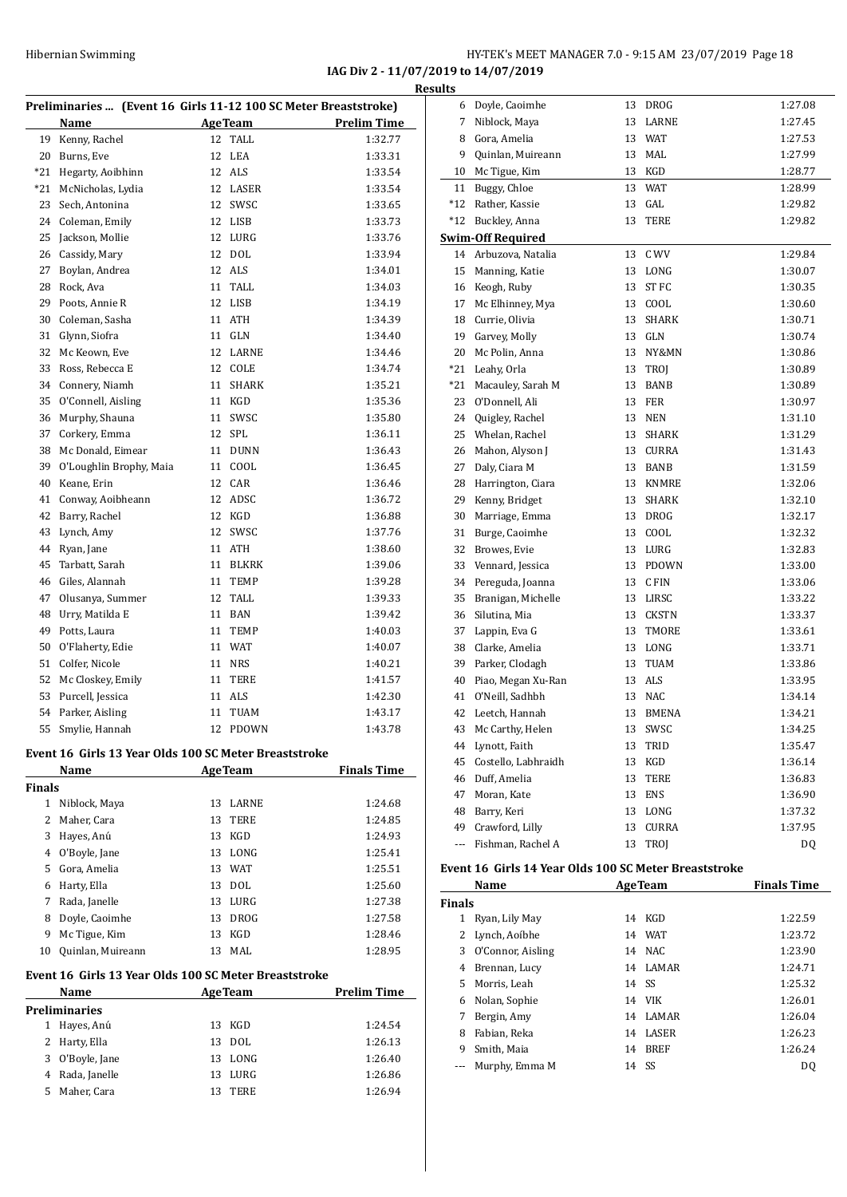**IAG Div 2 - 11/07/2019 to 14/07/2019**

**Results**

### Preliminaries ... (Event 16 Girls 11-12 100 SC Meter Breaststroke)

| | Name | Age | Team | Prelim Time |
|---|---|---|---|---|
| 19 | Kenny, Rachel | 12 | TALL | 1:32.77 |
| 20 | Burns, Eve | 12 | LEA | 1:33.31 |
| *21 | Hegarty, Aoibhinn | 12 | ALS | 1:33.54 |
| *21 | McNicholas, Lydia | 12 | LASER | 1:33.54 |
| 23 | Sech, Antonina | 12 | SWSC | 1:33.65 |
| 24 | Coleman, Emily | 12 | LISB | 1:33.73 |
| 25 | Jackson, Mollie | 12 | LURG | 1:33.76 |
| 26 | Cassidy, Mary | 12 | DOL | 1:33.94 |
| 27 | Boylan, Andrea | 12 | ALS | 1:34.01 |
| 28 | Rock, Ava | 11 | TALL | 1:34.03 |
| 29 | Poots, Annie R | 12 | LISB | 1:34.19 |
| 30 | Coleman, Sasha | 11 | ATH | 1:34.39 |
| 31 | Glynn, Siofra | 11 | GLN | 1:34.40 |
| 32 | Mc Keown, Eve | 12 | LARNE | 1:34.46 |
| 33 | Ross, Rebecca E | 12 | COLE | 1:34.74 |
| 34 | Connery, Niamh | 11 | SHARK | 1:35.21 |
| 35 | O'Connell, Aisling | 11 | KGD | 1:35.36 |
| 36 | Murphy, Shauna | 11 | SWSC | 1:35.80 |
| 37 | Corkery, Emma | 12 | SPL | 1:36.11 |
| 38 | Mc Donald, Eimear | 11 | DUNN | 1:36.43 |
| 39 | O'Loughlin Brophy, Maia | 11 | COOL | 1:36.45 |
| 40 | Keane, Erin | 12 | CAR | 1:36.46 |
| 41 | Conway, Aoibheann | 12 | ADSC | 1:36.72 |
| 42 | Barry, Rachel | 12 | KGD | 1:36.88 |
| 43 | Lynch, Amy | 12 | SWSC | 1:37.76 |
| 44 | Ryan, Jane | 11 | ATH | 1:38.60 |
| 45 | Tarbatt, Sarah | 11 | BLKRK | 1:39.06 |
| 46 | Giles, Alannah | 11 | TEMP | 1:39.28 |
| 47 | Olusanya, Summer | 12 | TALL | 1:39.33 |
| 48 | Urry, Matilda E | 11 | BAN | 1:39.42 |
| 49 | Potts, Laura | 11 | TEMP | 1:40.03 |
| 50 | O'Flaherty, Edie | 11 | WAT | 1:40.07 |
| 51 | Colfer, Nicole | 11 | NRS | 1:40.21 |
| 52 | Mc Closkey, Emily | 11 | TERE | 1:41.57 |
| 53 | Purcell, Jessica | 11 | ALS | 1:42.30 |
| 54 | Parker, Aisling | 11 | TUAM | 1:43.17 |
| 55 | Smylie, Hannah | 12 | PDOWN | 1:43.78 |

### Event 16 Girls 13 Year Olds 100 SC Meter Breaststroke

| | Name | Age | Team | Finals Time |
|---|---|---|---|---|
| **Finals** | | | | |
| 1 | Niblock, Maya | 13 | LARNE | 1:24.68 |
| 2 | Maher, Cara | 13 | TERE | 1:24.85 |
| 3 | Hayes, Anú | 13 | KGD | 1:24.93 |
| 4 | O'Boyle, Jane | 13 | LONG | 1:25.41 |
| 5 | Gora, Amelia | 13 | WAT | 1:25.51 |
| 6 | Harty, Ella | 13 | DOL | 1:25.60 |
| 7 | Rada, Janelle | 13 | LURG | 1:27.38 |
| 8 | Doyle, Caoimhe | 13 | DROG | 1:27.58 |
| 9 | Mc Tigue, Kim | 13 | KGD | 1:28.46 |
| 10 | Quinlan, Muireann | 13 | MAL | 1:28.95 |

### Event 16 Girls 13 Year Olds 100 SC Meter Breaststroke

| | Name | Age | Team | Prelim Time |
|---|---|---|---|---|
| **Preliminaries** | | | | |
| 1 | Hayes, Anú | 13 | KGD | 1:24.54 |
| 2 | Harty, Ella | 13 | DOL | 1:26.13 |
| 3 | O'Boyle, Jane | 13 | LONG | 1:26.40 |
| 4 | Rada, Janelle | 13 | LURG | 1:26.86 |
| 5 | Maher, Cara | 13 | TERE | 1:26.94 |
| 6 | Doyle, Caoimhe | 13 | DROG | 1:27.08 |
| 7 | Niblock, Maya | 13 | LARNE | 1:27.45 |
| 8 | Gora, Amelia | 13 | WAT | 1:27.53 |
| 9 | Quinlan, Muireann | 13 | MAL | 1:27.99 |
| 10 | Mc Tigue, Kim | 13 | KGD | 1:28.77 |
| 11 | Buggy, Chloe | 13 | WAT | 1:28.99 |
| *12 | Rather, Kassie | 13 | GAL | 1:29.82 |
| *12 | Buckley, Anna | 13 | TERE | 1:29.82 |
| **Swim-Off Required** | | | | |
| 14 | Arbuzova, Natalia | 13 | C WV | 1:29.84 |
| 15 | Manning, Katie | 13 | LONG | 1:30.07 |
| 16 | Keogh, Ruby | 13 | ST FC | 1:30.35 |
| 17 | Mc Elhinney, Mya | 13 | COOL | 1:30.60 |
| 18 | Currie, Olivia | 13 | SHARK | 1:30.71 |
| 19 | Garvey, Molly | 13 | GLN | 1:30.74 |
| 20 | Mc Polin, Anna | 13 | NY&MN | 1:30.86 |
| *21 | Leahy, Orla | 13 | TROJ | 1:30.89 |
| *21 | Macauley, Sarah M | 13 | BANB | 1:30.89 |
| 23 | O'Donnell, Ali | 13 | FER | 1:30.97 |
| 24 | Quigley, Rachel | 13 | NEN | 1:31.10 |
| 25 | Whelan, Rachel | 13 | SHARK | 1:31.29 |
| 26 | Mahon, Alyson J | 13 | CURRA | 1:31.43 |
| 27 | Daly, Ciara M | 13 | BANB | 1:31.59 |
| 28 | Harrington, Ciara | 13 | KNMRE | 1:32.06 |
| 29 | Kenny, Bridget | 13 | SHARK | 1:32.10 |
| 30 | Marriage, Emma | 13 | DROG | 1:32.17 |
| 31 | Burge, Caoimhe | 13 | COOL | 1:32.32 |
| 32 | Browes, Evie | 13 | LURG | 1:32.83 |
| 33 | Vennard, Jessica | 13 | PDOWN | 1:33.00 |
| 34 | Pereguda, Joanna | 13 | C FIN | 1:33.06 |
| 35 | Branigan, Michelle | 13 | LIRSC | 1:33.22 |
| 36 | Silutina, Mia | 13 | CKSTN | 1:33.37 |
| 37 | Lappin, Eva G | 13 | TMORE | 1:33.61 |
| 38 | Clarke, Amelia | 13 | LONG | 1:33.71 |
| 39 | Parker, Clodagh | 13 | TUAM | 1:33.86 |
| 40 | Piao, Megan Xu-Ran | 13 | ALS | 1:33.95 |
| 41 | O'Neill, Sadhbh | 13 | NAC | 1:34.14 |
| 42 | Leetch, Hannah | 13 | BMENA | 1:34.21 |
| 43 | Mc Carthy, Helen | 13 | SWSC | 1:34.25 |
| 44 | Lynott, Faith | 13 | TRID | 1:35.47 |
| 45 | Costello, Labhraidh | 13 | KGD | 1:36.14 |
| 46 | Duff, Amelia | 13 | TERE | 1:36.83 |
| 47 | Moran, Kate | 13 | ENS | 1:36.90 |
| 48 | Barry, Keri | 13 | LONG | 1:37.32 |
| 49 | Crawford, Lilly | 13 | CURRA | 1:37.95 |
| --- | Fishman, Rachel A | 13 | TROJ | DQ |

### Event 16 Girls 14 Year Olds 100 SC Meter Breaststroke

| | Name | Age | Team | Finals Time |
|---|---|---|---|---|
| **Finals** | | | | |
| 1 | Ryan, Lily May | 14 | KGD | 1:22.59 |
| 2 | Lynch, Aoíbhe | 14 | WAT | 1:23.72 |
| 3 | O'Connor, Aisling | 14 | NAC | 1:23.90 |
| 4 | Brennan, Lucy | 14 | LAMAR | 1:24.71 |
| 5 | Morris, Leah | 14 | SS | 1:25.32 |
| 6 | Nolan, Sophie | 14 | VIK | 1:26.01 |
| 7 | Bergin, Amy | 14 | LAMAR | 1:26.04 |
| 8 | Fabian, Reka | 14 | LASER | 1:26.23 |
| 9 | Smith, Maia | 14 | BREF | 1:26.24 |
| --- | Murphy, Emma M | 14 | SS | DQ |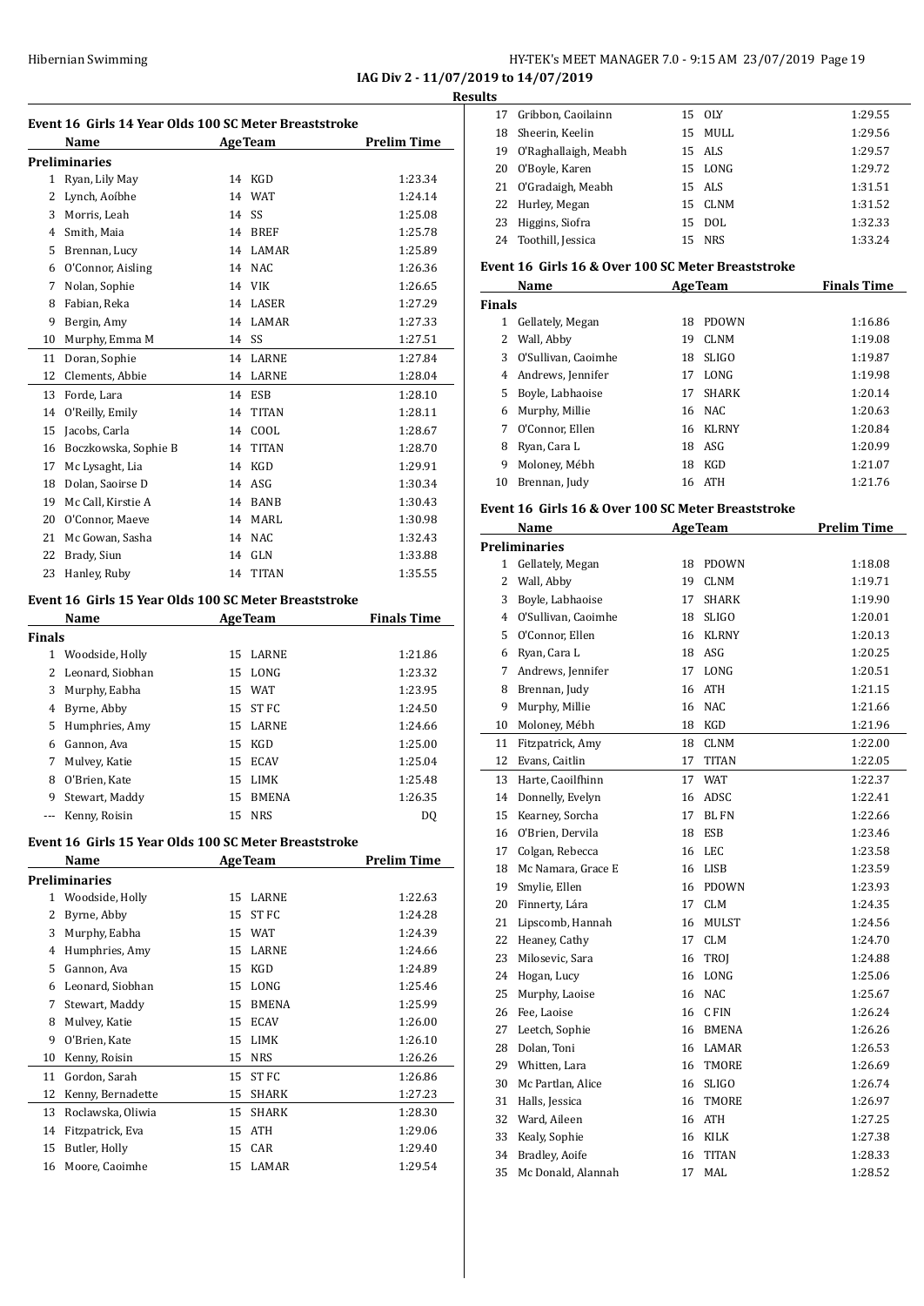**IAG Div 2 - 11/07/2019 to 14/07/2019**

**Results**

### Event 16 Girls 14 Year Olds 100 SC Meter Breaststroke

| | Name | Age | Team | Prelim Time |
|---|---|---|---|---|
| **Preliminaries** | | | | |
| 1 | Ryan, Lily May | 14 | KGD | 1:23.34 |
| 2 | Lynch, Aoíbhe | 14 | WAT | 1:24.14 |
| 3 | Morris, Leah | 14 | SS | 1:25.08 |
| 4 | Smith, Maia | 14 | BREF | 1:25.78 |
| 5 | Brennan, Lucy | 14 | LAMAR | 1:25.89 |
| 6 | O'Connor, Aisling | 14 | NAC | 1:26.36 |
| 7 | Nolan, Sophie | 14 | VIK | 1:26.65 |
| 8 | Fabian, Reka | 14 | LASER | 1:27.29 |
| 9 | Bergin, Amy | 14 | LAMAR | 1:27.33 |
| 10 | Murphy, Emma M | 14 | SS | 1:27.51 |
| 11 | Doran, Sophie | 14 | LARNE | 1:27.84 |
| 12 | Clements, Abbie | 14 | LARNE | 1:28.04 |
| 13 | Forde, Lara | 14 | ESB | 1:28.10 |
| 14 | O'Reilly, Emily | 14 | TITAN | 1:28.11 |
| 15 | Jacobs, Carla | 14 | COOL | 1:28.67 |
| 16 | Boczkowska, Sophie B | 14 | TITAN | 1:28.70 |
| 17 | Mc Lysaght, Lia | 14 | KGD | 1:29.91 |
| 18 | Dolan, Saoirse D | 14 | ASG | 1:30.34 |
| 19 | Mc Call, Kirstie A | 14 | BANB | 1:30.43 |
| 20 | O'Connor, Maeve | 14 | MARL | 1:30.98 |
| 21 | Mc Gowan, Sasha | 14 | NAC | 1:32.43 |
| 22 | Brady, Siun | 14 | GLN | 1:33.88 |
| 23 | Hanley, Ruby | 14 | TITAN | 1:35.55 |

### Event 16 Girls 15 Year Olds 100 SC Meter Breaststroke

| | Name | Age | Team | Finals Time |
|---|---|---|---|---|
| **Finals** | | | | |
| 1 | Woodside, Holly | 15 | LARNE | 1:21.86 |
| 2 | Leonard, Siobhan | 15 | LONG | 1:23.32 |
| 3 | Murphy, Eabha | 15 | WAT | 1:23.95 |
| 4 | Byrne, Abby | 15 | ST FC | 1:24.50 |
| 5 | Humphries, Amy | 15 | LARNE | 1:24.66 |
| 6 | Gannon, Ava | 15 | KGD | 1:25.00 |
| 7 | Mulvey, Katie | 15 | ECAV | 1:25.04 |
| 8 | O'Brien, Kate | 15 | LIMK | 1:25.48 |
| 9 | Stewart, Maddy | 15 | BMENA | 1:26.35 |
| --- | Kenny, Roisin | 15 | NRS | DQ |

### Event 16 Girls 15 Year Olds 100 SC Meter Breaststroke

| | Name | Age | Team | Prelim Time |
|---|---|---|---|---|
| **Preliminaries** | | | | |
| 1 | Woodside, Holly | 15 | LARNE | 1:22.63 |
| 2 | Byrne, Abby | 15 | ST FC | 1:24.28 |
| 3 | Murphy, Eabha | 15 | WAT | 1:24.39 |
| 4 | Humphries, Amy | 15 | LARNE | 1:24.66 |
| 5 | Gannon, Ava | 15 | KGD | 1:24.89 |
| 6 | Leonard, Siobhan | 15 | LONG | 1:25.46 |
| 7 | Stewart, Maddy | 15 | BMENA | 1:25.99 |
| 8 | Mulvey, Katie | 15 | ECAV | 1:26.00 |
| 9 | O'Brien, Kate | 15 | LIMK | 1:26.10 |
| 10 | Kenny, Roisin | 15 | NRS | 1:26.26 |
| 11 | Gordon, Sarah | 15 | ST FC | 1:26.86 |
| 12 | Kenny, Bernadette | 15 | SHARK | 1:27.23 |
| 13 | Roclawska, Oliwia | 15 | SHARK | 1:28.30 |
| 14 | Fitzpatrick, Eva | 15 | ATH | 1:29.06 |
| 15 | Butler, Holly | 15 | CAR | 1:29.40 |
| 16 | Moore, Caoimhe | 15 | LAMAR | 1:29.54 |
| 17 | Gribbon, Caoilainn | 15 | OLY | 1:29.55 |
| 18 | Sheerin, Keelin | 15 | MULL | 1:29.56 |
| 19 | O'Raghallaigh, Meabh | 15 | ALS | 1:29.57 |
| 20 | O'Boyle, Karen | 15 | LONG | 1:29.72 |
| 21 | O'Gradaigh, Meabh | 15 | ALS | 1:31.51 |
| 22 | Hurley, Megan | 15 | CLNM | 1:31.52 |
| 23 | Higgins, Siofra | 15 | DOL | 1:32.33 |
| 24 | Toothill, Jessica | 15 | NRS | 1:33.24 |

### Event 16 Girls 16 & Over 100 SC Meter Breaststroke

| | Name | Age | Team | Finals Time |
|---|---|---|---|---|
| **Finals** | | | | |
| 1 | Gellately, Megan | 18 | PDOWN | 1:16.86 |
| 2 | Wall, Abby | 19 | CLNM | 1:19.08 |
| 3 | O'Sullivan, Caoimhe | 18 | SLIGO | 1:19.87 |
| 4 | Andrews, Jennifer | 17 | LONG | 1:19.98 |
| 5 | Boyle, Labhaoise | 17 | SHARK | 1:20.14 |
| 6 | Murphy, Millie | 16 | NAC | 1:20.63 |
| 7 | O'Connor, Ellen | 16 | KLRNY | 1:20.84 |
| 8 | Ryan, Cara L | 18 | ASG | 1:20.99 |
| 9 | Moloney, Mébh | 18 | KGD | 1:21.07 |
| 10 | Brennan, Judy | 16 | ATH | 1:21.76 |

### Event 16 Girls 16 & Over 100 SC Meter Breaststroke

| | Name | Age | Team | Prelim Time |
|---|---|---|---|---|
| **Preliminaries** | | | | |
| 1 | Gellately, Megan | 18 | PDOWN | 1:18.08 |
| 2 | Wall, Abby | 19 | CLNM | 1:19.71 |
| 3 | Boyle, Labhaoise | 17 | SHARK | 1:19.90 |
| 4 | O'Sullivan, Caoimhe | 18 | SLIGO | 1:20.01 |
| 5 | O'Connor, Ellen | 16 | KLRNY | 1:20.13 |
| 6 | Ryan, Cara L | 18 | ASG | 1:20.25 |
| 7 | Andrews, Jennifer | 17 | LONG | 1:20.51 |
| 8 | Brennan, Judy | 16 | ATH | 1:21.15 |
| 9 | Murphy, Millie | 16 | NAC | 1:21.66 |
| 10 | Moloney, Mébh | 18 | KGD | 1:21.96 |
| 11 | Fitzpatrick, Amy | 18 | CLNM | 1:22.00 |
| 12 | Evans, Caitlin | 17 | TITAN | 1:22.05 |
| 13 | Harte, Caoilfhinn | 17 | WAT | 1:22.37 |
| 14 | Donnelly, Evelyn | 16 | ADSC | 1:22.41 |
| 15 | Kearney, Sorcha | 17 | BL FN | 1:22.66 |
| 16 | O'Brien, Dervila | 18 | ESB | 1:23.46 |
| 17 | Colgan, Rebecca | 16 | LEC | 1:23.58 |
| 18 | Mc Namara, Grace E | 16 | LISB | 1:23.59 |
| 19 | Smylie, Ellen | 16 | PDOWN | 1:23.93 |
| 20 | Finnerty, Lára | 17 | CLM | 1:24.35 |
| 21 | Lipscomb, Hannah | 16 | MULST | 1:24.56 |
| 22 | Heaney, Cathy | 17 | CLM | 1:24.70 |
| 23 | Milosevic, Sara | 16 | TROJ | 1:24.88 |
| 24 | Hogan, Lucy | 16 | LONG | 1:25.06 |
| 25 | Murphy, Laoise | 16 | NAC | 1:25.67 |
| 26 | Fee, Laoise | 16 | C FIN | 1:26.24 |
| 27 | Leetch, Sophie | 16 | BMENA | 1:26.26 |
| 28 | Dolan, Toni | 16 | LAMAR | 1:26.53 |
| 29 | Whitten, Lara | 16 | TMORE | 1:26.69 |
| 30 | Mc Partlan, Alice | 16 | SLIGO | 1:26.74 |
| 31 | Halls, Jessica | 16 | TMORE | 1:26.97 |
| 32 | Ward, Aileen | 16 | ATH | 1:27.25 |
| 33 | Kealy, Sophie | 16 | KILK | 1:27.38 |
| 34 | Bradley, Aoife | 16 | TITAN | 1:28.33 |
| 35 | Mc Donald, Alannah | 17 | MAL | 1:28.52 |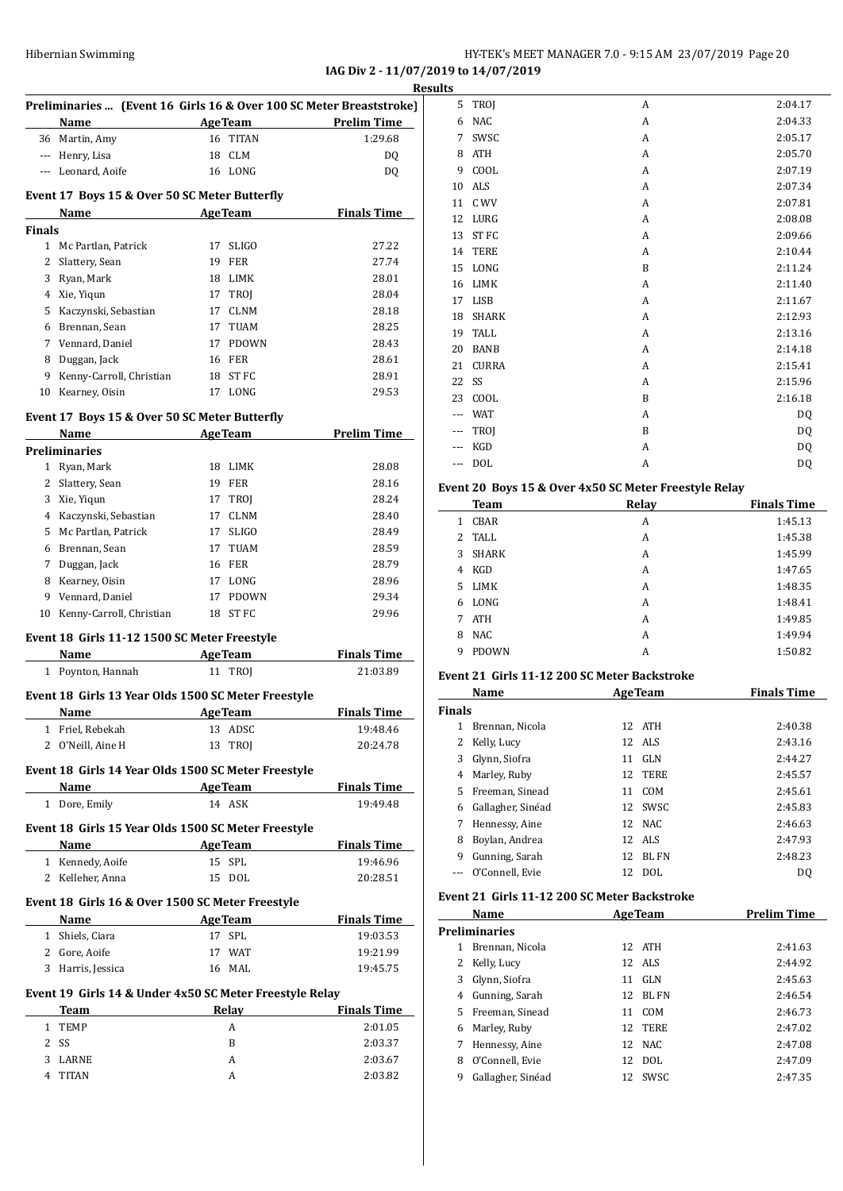## IAG Div 2 - 11/07/2019 to 14/07/2019

### Results

### Preliminaries ... (Event 16 Girls 16 & Over 100 SC Meter Breaststroke)

| | Name | Age | Team | Prelim Time |
|---|---|---|---|---|
| 36 | Martin, Amy | 16 | TITAN | 1:29.68 |
| --- | Henry, Lisa | 18 | CLM | DQ |
| --- | Leonard, Aoife | 16 | LONG | DQ |

### Event 17 Boys 15 & Over 50 SC Meter Butterfly

| | Name | Age | Team | Finals Time |
|---|---|---|---|---|
| **Finals** | | | | |
| 1 | Mc Partlan, Patrick | 17 | SLIGO | 27.22 |
| 2 | Slattery, Sean | 19 | FER | 27.74 |
| 3 | Ryan, Mark | 18 | LIMK | 28.01 |
| 4 | Xie, Yiqun | 17 | TROJ | 28.04 |
| 5 | Kaczynski, Sebastian | 17 | CLNM | 28.18 |
| 6 | Brennan, Sean | 17 | TUAM | 28.25 |
| 7 | Vennard, Daniel | 17 | PDOWN | 28.43 |
| 8 | Duggan, Jack | 16 | FER | 28.61 |
| 9 | Kenny-Carroll, Christian | 18 | ST FC | 28.91 |
| 10 | Kearney, Oisin | 17 | LONG | 29.53 |

### Event 17 Boys 15 & Over 50 SC Meter Butterfly

| | Name | Age | Team | Prelim Time |
|---|---|---|---|---|
| **Preliminaries** | | | | |
| 1 | Ryan, Mark | 18 | LIMK | 28.08 |
| 2 | Slattery, Sean | 19 | FER | 28.16 |
| 3 | Xie, Yiqun | 17 | TROJ | 28.24 |
| 4 | Kaczynski, Sebastian | 17 | CLNM | 28.40 |
| 5 | Mc Partlan, Patrick | 17 | SLIGO | 28.49 |
| 6 | Brennan, Sean | 17 | TUAM | 28.59 |
| 7 | Duggan, Jack | 16 | FER | 28.79 |
| 8 | Kearney, Oisin | 17 | LONG | 28.96 |
| 9 | Vennard, Daniel | 17 | PDOWN | 29.34 |
| 10 | Kenny-Carroll, Christian | 18 | ST FC | 29.96 |

### Event 18 Girls 11-12 1500 SC Meter Freestyle

| | Name | Age | Team | Finals Time |
|---|---|---|---|---|
| 1 | Poynton, Hannah | 11 | TROJ | 21:03.89 |

### Event 18 Girls 13 Year Olds 1500 SC Meter Freestyle

| | Name | Age | Team | Finals Time |
|---|---|---|---|---|
| 1 | Friel, Rebekah | 13 | ADSC | 19:48.46 |
| 2 | O'Neill, Aine H | 13 | TROJ | 20:24.78 |

### Event 18 Girls 14 Year Olds 1500 SC Meter Freestyle

| | Name | Age | Team | Finals Time |
|---|---|---|---|---|
| 1 | Dore, Emily | 14 | ASK | 19:49.48 |

### Event 18 Girls 15 Year Olds 1500 SC Meter Freestyle

| | Name | Age | Team | Finals Time |
|---|---|---|---|---|
| 1 | Kennedy, Aoife | 15 | SPL | 19:46.96 |
| 2 | Kelleher, Anna | 15 | DOL | 20:28.51 |

### Event 18 Girls 16 & Over 1500 SC Meter Freestyle

| | Name | Age | Team | Finals Time |
|---|---|---|---|---|
| 1 | Shiels, Ciara | 17 | SPL | 19:03.53 |
| 2 | Gore, Aoife | 17 | WAT | 19:21.99 |
| 3 | Harris, Jessica | 16 | MAL | 19:45.75 |

### Event 19 Girls 14 & Under 4x50 SC Meter Freestyle Relay

| | Team | Relay | Finals Time |
|---|---|---|---|
| 1 | TEMP | A | 2:01.05 |
| 2 | SS | B | 2:03.37 |
| 3 | LARNE | A | 2:03.67 |
| 4 | TITAN | A | 2:03.82 |
| 5 | TROJ | A | 2:04.17 |
| 6 | NAC | A | 2:04.33 |
| 7 | SWSC | A | 2:05.17 |
| 8 | ATH | A | 2:05.70 |
| 9 | COOL | A | 2:07.19 |
| 10 | ALS | A | 2:07.34 |
| 11 | C WV | A | 2:07.81 |
| 12 | LURG | A | 2:08.08 |
| 13 | ST FC | A | 2:09.66 |
| 14 | TERE | A | 2:10.44 |
| 15 | LONG | B | 2:11.24 |
| 16 | LIMK | A | 2:11.40 |
| 17 | LISB | A | 2:11.67 |
| 18 | SHARK | A | 2:12.93 |
| 19 | TALL | A | 2:13.16 |
| 20 | BANB | A | 2:14.18 |
| 21 | CURRA | A | 2:15.41 |
| 22 | SS | A | 2:15.96 |
| 23 | COOL | B | 2:16.18 |
| --- | WAT | A | DQ |
| --- | TROJ | B | DQ |
| --- | KGD | A | DQ |
| --- | DOL | A | DQ |

### Event 20 Boys 15 & Over 4x50 SC Meter Freestyle Relay

| | Team | Relay | Finals Time |
|---|---|---|---|
| 1 | CBAR | A | 1:45.13 |
| 2 | TALL | A | 1:45.38 |
| 3 | SHARK | A | 1:45.99 |
| 4 | KGD | A | 1:47.65 |
| 5 | LIMK | A | 1:48.35 |
| 6 | LONG | A | 1:48.41 |
| 7 | ATH | A | 1:49.85 |
| 8 | NAC | A | 1:49.94 |
| 9 | PDOWN | A | 1:50.82 |

### Event 21 Girls 11-12 200 SC Meter Backstroke

| | Name | Age | Team | Finals Time |
|---|---|---|---|---|
| **Finals** | | | | |
| 1 | Brennan, Nicola | 12 | ATH | 2:40.38 |
| 2 | Kelly, Lucy | 12 | ALS | 2:43.16 |
| 3 | Glynn, Siofra | 11 | GLN | 2:44.27 |
| 4 | Marley, Ruby | 12 | TERE | 2:45.57 |
| 5 | Freeman, Sinead | 11 | COM | 2:45.61 |
| 6 | Gallagher, Sinéad | 12 | SWSC | 2:45.83 |
| 7 | Hennessy, Aine | 12 | NAC | 2:46.63 |
| 8 | Boylan, Andrea | 12 | ALS | 2:47.93 |
| 9 | Gunning, Sarah | 12 | BL FN | 2:48.23 |
| --- | O'Connell, Evie | 12 | DOL | DQ |

### Event 21 Girls 11-12 200 SC Meter Backstroke

| | Name | Age | Team | Prelim Time |
|---|---|---|---|---|
| **Preliminaries** | | | | |
| 1 | Brennan, Nicola | 12 | ATH | 2:41.63 |
| 2 | Kelly, Lucy | 12 | ALS | 2:44.92 |
| 3 | Glynn, Siofra | 11 | GLN | 2:45.63 |
| 4 | Gunning, Sarah | 12 | BL FN | 2:46.54 |
| 5 | Freeman, Sinead | 11 | COM | 2:46.73 |
| 6 | Marley, Ruby | 12 | TERE | 2:47.02 |
| 7 | Hennessy, Aine | 12 | NAC | 2:47.08 |
| 8 | O'Connell, Evie | 12 | DOL | 2:47.09 |
| 9 | Gallagher, Sinéad | 12 | SWSC | 2:47.35 |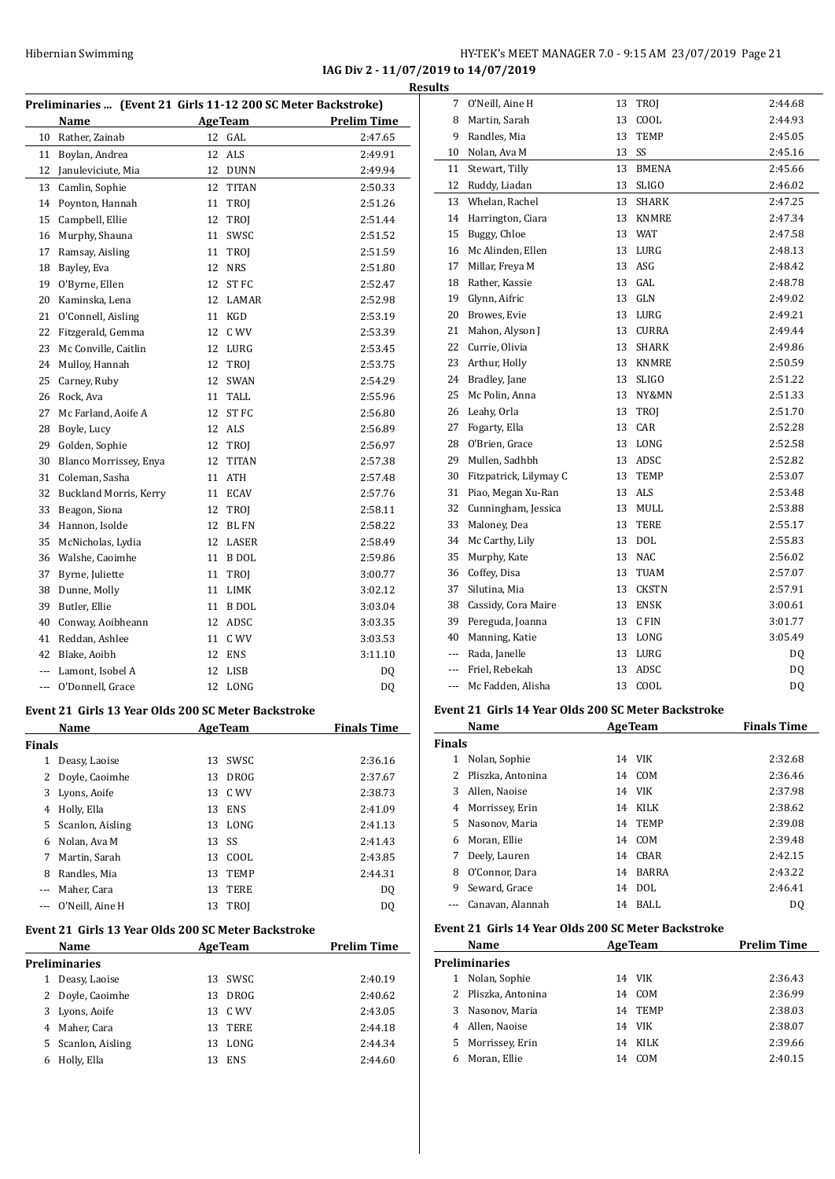**IAG Div 2 - 11/07/2019 to 14/07/2019**

**Results**

### Preliminaries ... (Event 21 Girls 11-12 200 SC Meter Backstroke)

| | Name | Age | Team | Prelim Time |
|---|---|---|---|---|
| 10 | Rather, Zainab | 12 | GAL | 2:47.65 |
| 11 | Boylan, Andrea | 12 | ALS | 2:49.91 |
| 12 | Januleviciute, Mia | 12 | DUNN | 2:49.94 |
| 13 | Camlin, Sophie | 12 | TITAN | 2:50.33 |
| 14 | Poynton, Hannah | 11 | TROJ | 2:51.26 |
| 15 | Campbell, Ellie | 12 | TROJ | 2:51.44 |
| 16 | Murphy, Shauna | 11 | SWSC | 2:51.52 |
| 17 | Ramsay, Aisling | 11 | TROJ | 2:51.59 |
| 18 | Bayley, Eva | 12 | NRS | 2:51.80 |
| 19 | O'Byrne, Ellen | 12 | ST FC | 2:52.47 |
| 20 | Kaminska, Lena | 12 | LAMAR | 2:52.98 |
| 21 | O'Connell, Aisling | 11 | KGD | 2:53.19 |
| 22 | Fitzgerald, Gemma | 12 | C WV | 2:53.39 |
| 23 | Mc Conville, Caitlin | 12 | LURG | 2:53.45 |
| 24 | Mulloy, Hannah | 12 | TROJ | 2:53.75 |
| 25 | Carney, Ruby | 12 | SWAN | 2:54.29 |
| 26 | Rock, Ava | 11 | TALL | 2:55.96 |
| 27 | Mc Farland, Aoife A | 12 | ST FC | 2:56.80 |
| 28 | Boyle, Lucy | 12 | ALS | 2:56.89 |
| 29 | Golden, Sophie | 12 | TROJ | 2:56.97 |
| 30 | Blanco Morrissey, Enya | 12 | TITAN | 2:57.38 |
| 31 | Coleman, Sasha | 11 | ATH | 2:57.48 |
| 32 | Buckland Morris, Kerry | 11 | ECAV | 2:57.76 |
| 33 | Beagon, Siona | 12 | TROJ | 2:58.11 |
| 34 | Hannon, Isolde | 12 | BL FN | 2:58.22 |
| 35 | McNicholas, Lydia | 12 | LASER | 2:58.49 |
| 36 | Walshe, Caoimhe | 11 | B DOL | 2:59.86 |
| 37 | Byrne, Juliette | 11 | TROJ | 3:00.77 |
| 38 | Dunne, Molly | 11 | LIMK | 3:02.12 |
| 39 | Butler, Ellie | 11 | B DOL | 3:03.04 |
| 40 | Conway, Aoibheann | 12 | ADSC | 3:03.35 |
| 41 | Reddan, Ashlee | 11 | C WV | 3:03.53 |
| 42 | Blake, Aoibh | 12 | ENS | 3:11.10 |
| --- | Lamont, Isobel A | 12 | LISB | DQ |
| --- | O'Donnell, Grace | 12 | LONG | DQ |

### Event 21 Girls 13 Year Olds 200 SC Meter Backstroke

| | Name | Age | Team | Finals Time |
|---|---|---|---|---|
| **Finals** | | | | |
| 1 | Deasy, Laoise | 13 | SWSC | 2:36.16 |
| 2 | Doyle, Caoimhe | 13 | DROG | 2:37.67 |
| 3 | Lyons, Aoife | 13 | C WV | 2:38.73 |
| 4 | Holly, Ella | 13 | ENS | 2:41.09 |
| 5 | Scanlon, Aisling | 13 | LONG | 2:41.13 |
| 6 | Nolan, Ava M | 13 | SS | 2:41.43 |
| 7 | Martin, Sarah | 13 | COOL | 2:43.85 |
| 8 | Randles, Mia | 13 | TEMP | 2:44.31 |
| --- | Maher, Cara | 13 | TERE | DQ |
| --- | O'Neill, Aine H | 13 | TROJ | DQ |

### Event 21 Girls 13 Year Olds 200 SC Meter Backstroke

| | Name | Age | Team | Prelim Time |
|---|---|---|---|---|
| **Preliminaries** | | | | |
| 1 | Deasy, Laoise | 13 | SWSC | 2:40.19 |
| 2 | Doyle, Caoimhe | 13 | DROG | 2:40.62 |
| 3 | Lyons, Aoife | 13 | C WV | 2:43.05 |
| 4 | Maher, Cara | 13 | TERE | 2:44.18 |
| 5 | Scanlon, Aisling | 13 | LONG | 2:44.34 |
| 6 | Holly, Ella | 13 | ENS | 2:44.60 |
| 7 | O'Neill, Aine H | 13 | TROJ | 2:44.68 |
| 8 | Martin, Sarah | 13 | COOL | 2:44.93 |
| 9 | Randles, Mia | 13 | TEMP | 2:45.05 |
| 10 | Nolan, Ava M | 13 | SS | 2:45.16 |
| 11 | Stewart, Tilly | 13 | BMENA | 2:45.66 |
| 12 | Ruddy, Liadan | 13 | SLIGO | 2:46.02 |
| 13 | Whelan, Rachel | 13 | SHARK | 2:47.25 |
| 14 | Harrington, Ciara | 13 | KNMRE | 2:47.34 |
| 15 | Buggy, Chloe | 13 | WAT | 2:47.58 |
| 16 | Mc Alinden, Ellen | 13 | LURG | 2:48.13 |
| 17 | Millar, Freya M | 13 | ASG | 2:48.42 |
| 18 | Rather, Kassie | 13 | GAL | 2:48.78 |
| 19 | Glynn, Aifric | 13 | GLN | 2:49.02 |
| 20 | Browes, Evie | 13 | LURG | 2:49.21 |
| 21 | Mahon, Alyson J | 13 | CURRA | 2:49.44 |
| 22 | Currie, Olivia | 13 | SHARK | 2:49.86 |
| 23 | Arthur, Holly | 13 | KNMRE | 2:50.59 |
| 24 | Bradley, Jane | 13 | SLIGO | 2:51.22 |
| 25 | Mc Polin, Anna | 13 | NY&MN | 2:51.33 |
| 26 | Leahy, Orla | 13 | TROJ | 2:51.70 |
| 27 | Fogarty, Ella | 13 | CAR | 2:52.28 |
| 28 | O'Brien, Grace | 13 | LONG | 2:52.58 |
| 29 | Mullen, Sadhbh | 13 | ADSC | 2:52.82 |
| 30 | Fitzpatrick, Lilymay C | 13 | TEMP | 2:53.07 |
| 31 | Piao, Megan Xu-Ran | 13 | ALS | 2:53.48 |
| 32 | Cunningham, Jessica | 13 | MULL | 2:53.88 |
| 33 | Maloney, Dea | 13 | TERE | 2:55.17 |
| 34 | Mc Carthy, Lily | 13 | DOL | 2:55.83 |
| 35 | Murphy, Kate | 13 | NAC | 2:56.02 |
| 36 | Coffey, Disa | 13 | TUAM | 2:57.07 |
| 37 | Silutina, Mia | 13 | CKSTN | 2:57.91 |
| 38 | Cassidy, Cora Maire | 13 | ENSK | 3:00.61 |
| 39 | Pereguda, Joanna | 13 | C FIN | 3:01.77 |
| 40 | Manning, Katie | 13 | LONG | 3:05.49 |
| --- | Rada, Janelle | 13 | LURG | DQ |
| --- | Friel, Rebekah | 13 | ADSC | DQ |
| --- | Mc Fadden, Alisha | 13 | COOL | DQ |

### Event 21 Girls 14 Year Olds 200 SC Meter Backstroke

| | Name | Age | Team | Finals Time |
|---|---|---|---|---|
| **Finals** | | | | |
| 1 | Nolan, Sophie | 14 | VIK | 2:32.68 |
| 2 | Pliszka, Antonina | 14 | COM | 2:36.46 |
| 3 | Allen, Naoise | 14 | VIK | 2:37.98 |
| 4 | Morrissey, Erin | 14 | KILK | 2:38.62 |
| 5 | Nasonov, Maria | 14 | TEMP | 2:39.08 |
| 6 | Moran, Ellie | 14 | COM | 2:39.48 |
| 7 | Deely, Lauren | 14 | CBAR | 2:42.15 |
| 8 | O'Connor, Dara | 14 | BARRA | 2:43.22 |
| 9 | Seward, Grace | 14 | DOL | 2:46.41 |
| --- | Canavan, Alannah | 14 | BALL | DQ |

### Event 21 Girls 14 Year Olds 200 SC Meter Backstroke

| | Name | Age | Team | Prelim Time |
|---|---|---|---|---|
| **Preliminaries** | | | | |
| 1 | Nolan, Sophie | 14 | VIK | 2:36.43 |
| 2 | Pliszka, Antonina | 14 | COM | 2:36.99 |
| 3 | Nasonov, Maria | 14 | TEMP | 2:38.03 |
| 4 | Allen, Naoise | 14 | VIK | 2:38.07 |
| 5 | Morrissey, Erin | 14 | KILK | 2:39.66 |
| 6 | Moran, Ellie | 14 | COM | 2:40.15 |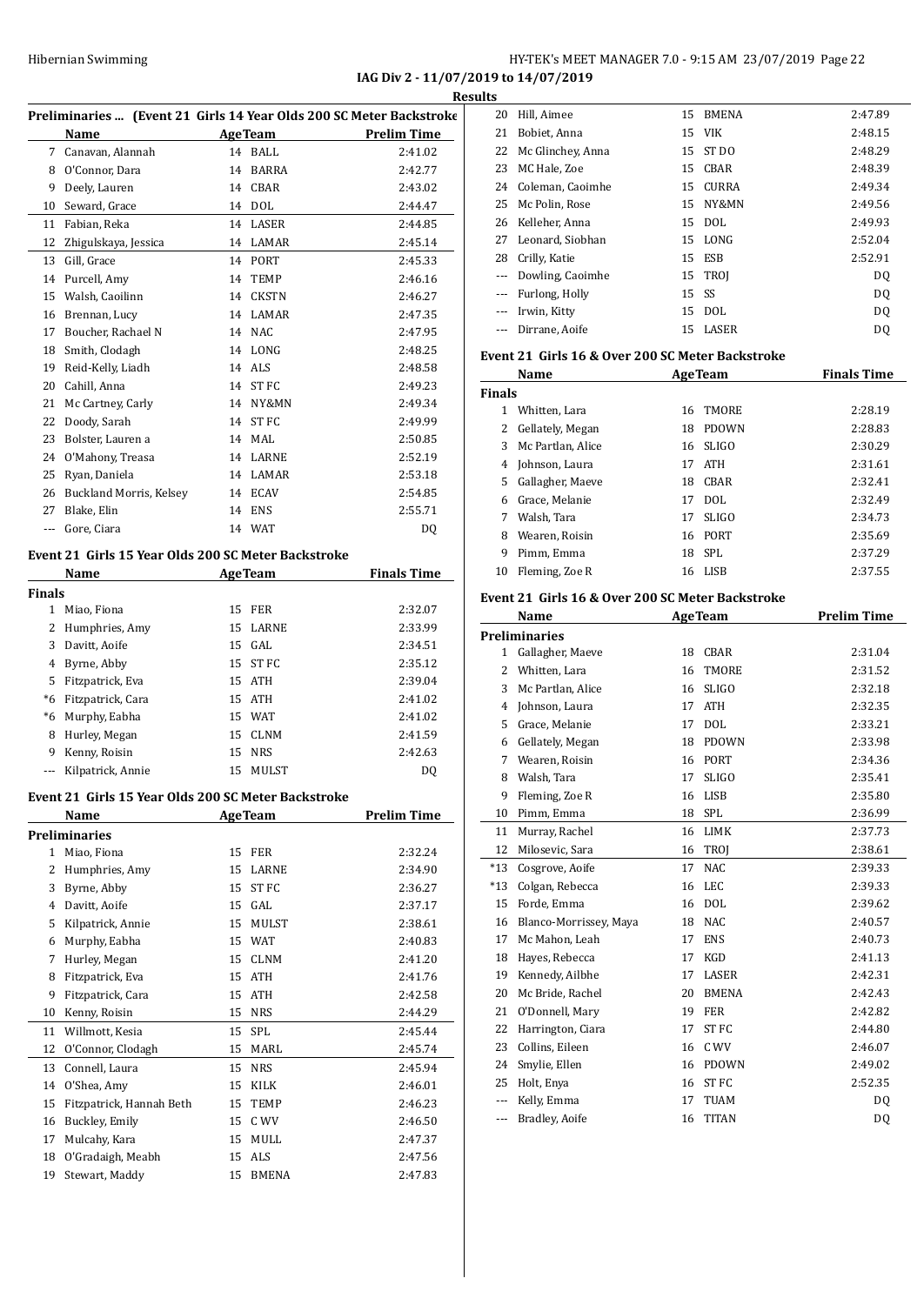IAG Div 2 - 11/07/2019 to 14/07/2019

Results

**Preliminaries ... (Event 21 Girls 14 Year Olds 200 SC Meter Backstroke**

| | Name | Age | Team | Prelim Time |
|---|---|---|---|---|
| 7 | Canavan, Alannah | 14 | BALL | 2:41.02 |
| 8 | O'Connor, Dara | 14 | BARRA | 2:42.77 |
| 9 | Deely, Lauren | 14 | CBAR | 2:43.02 |
| 10 | Seward, Grace | 14 | DOL | 2:44.47 |
| 11 | Fabian, Reka | 14 | LASER | 2:44.85 |
| 12 | Zhigulskaya, Jessica | 14 | LAMAR | 2:45.14 |
| 13 | Gill, Grace | 14 | PORT | 2:45.33 |
| 14 | Purcell, Amy | 14 | TEMP | 2:46.16 |
| 15 | Walsh, Caoilinn | 14 | CKSTN | 2:46.27 |
| 16 | Brennan, Lucy | 14 | LAMAR | 2:47.35 |
| 17 | Boucher, Rachael N | 14 | NAC | 2:47.95 |
| 18 | Smith, Clodagh | 14 | LONG | 2:48.25 |
| 19 | Reid-Kelly, Liadh | 14 | ALS | 2:48.58 |
| 20 | Cahill, Anna | 14 | ST FC | 2:49.23 |
| 21 | Mc Cartney, Carly | 14 | NY&MN | 2:49.34 |
| 22 | Doody, Sarah | 14 | ST FC | 2:49.99 |
| 23 | Bolster, Lauren a | 14 | MAL | 2:50.85 |
| 24 | O'Mahony, Treasa | 14 | LARNE | 2:52.19 |
| 25 | Ryan, Daniela | 14 | LAMAR | 2:53.18 |
| 26 | Buckland Morris, Kelsey | 14 | ECAV | 2:54.85 |
| 27 | Blake, Elin | 14 | ENS | 2:55.71 |
| --- | Gore, Ciara | 14 | WAT | DQ |

**Event 21 Girls 15 Year Olds 200 SC Meter Backstroke**

| | Name | Age | Team | Finals Time |
|---|---|---|---|---|
| **Finals** | | | | |
| 1 | Miao, Fiona | 15 | FER | 2:32.07 |
| 2 | Humphries, Amy | 15 | LARNE | 2:33.99 |
| 3 | Davitt, Aoife | 15 | GAL | 2:34.51 |
| 4 | Byrne, Abby | 15 | ST FC | 2:35.12 |
| 5 | Fitzpatrick, Eva | 15 | ATH | 2:39.04 |
| *6 | Fitzpatrick, Cara | 15 | ATH | 2:41.02 |
| *6 | Murphy, Eabha | 15 | WAT | 2:41.02 |
| 8 | Hurley, Megan | 15 | CLNM | 2:41.59 |
| 9 | Kenny, Roisin | 15 | NRS | 2:42.63 |
| --- | Kilpatrick, Annie | 15 | MULST | DQ |

**Event 21 Girls 15 Year Olds 200 SC Meter Backstroke**

| | Name | Age | Team | Prelim Time |
|---|---|---|---|---|
| **Preliminaries** | | | | |
| 1 | Miao, Fiona | 15 | FER | 2:32.24 |
| 2 | Humphries, Amy | 15 | LARNE | 2:34.90 |
| 3 | Byrne, Abby | 15 | ST FC | 2:36.27 |
| 4 | Davitt, Aoife | 15 | GAL | 2:37.17 |
| 5 | Kilpatrick, Annie | 15 | MULST | 2:38.61 |
| 6 | Murphy, Eabha | 15 | WAT | 2:40.83 |
| 7 | Hurley, Megan | 15 | CLNM | 2:41.20 |
| 8 | Fitzpatrick, Eva | 15 | ATH | 2:41.76 |
| 9 | Fitzpatrick, Cara | 15 | ATH | 2:42.58 |
| 10 | Kenny, Roisin | 15 | NRS | 2:44.29 |
| 11 | Willmott, Kesia | 15 | SPL | 2:45.44 |
| 12 | O'Connor, Clodagh | 15 | MARL | 2:45.74 |
| 13 | Connell, Laura | 15 | NRS | 2:45.94 |
| 14 | O'Shea, Amy | 15 | KILK | 2:46.01 |
| 15 | Fitzpatrick, Hannah Beth | 15 | TEMP | 2:46.23 |
| 16 | Buckley, Emily | 15 | C WV | 2:46.50 |
| 17 | Mulcahy, Kara | 15 | MULL | 2:47.37 |
| 18 | O'Gradaigh, Meabh | 15 | ALS | 2:47.56 |
| 19 | Stewart, Maddy | 15 | BMENA | 2:47.83 |
| 20 | Hill, Aimee | 15 | BMENA | 2:47.89 |
| 21 | Bobiet, Anna | 15 | VIK | 2:48.15 |
| 22 | Mc Glinchey, Anna | 15 | ST DO | 2:48.29 |
| 23 | MC Hale, Zoe | 15 | CBAR | 2:48.39 |
| 24 | Coleman, Caoimhe | 15 | CURRA | 2:49.34 |
| 25 | Mc Polin, Rose | 15 | NY&MN | 2:49.56 |
| 26 | Kelleher, Anna | 15 | DOL | 2:49.93 |
| 27 | Leonard, Siobhan | 15 | LONG | 2:52.04 |
| 28 | Crilly, Katie | 15 | ESB | 2:52.91 |
| --- | Dowling, Caoimhe | 15 | TROJ | DQ |
| --- | Furlong, Holly | 15 | SS | DQ |
| --- | Irwin, Kitty | 15 | DOL | DQ |
| --- | Dirrane, Aoife | 15 | LASER | DQ |

**Event 21 Girls 16 & Over 200 SC Meter Backstroke**

| | Name | Age | Team | Finals Time |
|---|---|---|---|---|
| **Finals** | | | | |
| 1 | Whitten, Lara | 16 | TMORE | 2:28.19 |
| 2 | Gellately, Megan | 18 | PDOWN | 2:28.83 |
| 3 | Mc Partlan, Alice | 16 | SLIGO | 2:30.29 |
| 4 | Johnson, Laura | 17 | ATH | 2:31.61 |
| 5 | Gallagher, Maeve | 18 | CBAR | 2:32.41 |
| 6 | Grace, Melanie | 17 | DOL | 2:32.49 |
| 7 | Walsh, Tara | 17 | SLIGO | 2:34.73 |
| 8 | Wearen, Roisin | 16 | PORT | 2:35.69 |
| 9 | Pimm, Emma | 18 | SPL | 2:37.29 |
| 10 | Fleming, Zoe R | 16 | LISB | 2:37.55 |

**Event 21 Girls 16 & Over 200 SC Meter Backstroke**

| | Name | Age | Team | Prelim Time |
|---|---|---|---|---|
| **Preliminaries** | | | | |
| 1 | Gallagher, Maeve | 18 | CBAR | 2:31.04 |
| 2 | Whitten, Lara | 16 | TMORE | 2:31.52 |
| 3 | Mc Partlan, Alice | 16 | SLIGO | 2:32.18 |
| 4 | Johnson, Laura | 17 | ATH | 2:32.35 |
| 5 | Grace, Melanie | 17 | DOL | 2:33.21 |
| 6 | Gellately, Megan | 18 | PDOWN | 2:33.98 |
| 7 | Wearen, Roisin | 16 | PORT | 2:34.36 |
| 8 | Walsh, Tara | 17 | SLIGO | 2:35.41 |
| 9 | Fleming, Zoe R | 16 | LISB | 2:35.80 |
| 10 | Pimm, Emma | 18 | SPL | 2:36.99 |
| 11 | Murray, Rachel | 16 | LIMK | 2:37.73 |
| 12 | Milosevic, Sara | 16 | TROJ | 2:38.61 |
| *13 | Cosgrove, Aoife | 17 | NAC | 2:39.33 |
| *13 | Colgan, Rebecca | 16 | LEC | 2:39.33 |
| 15 | Forde, Emma | 16 | DOL | 2:39.62 |
| 16 | Blanco-Morrissey, Maya | 18 | NAC | 2:40.57 |
| 17 | Mc Mahon, Leah | 17 | ENS | 2:40.73 |
| 18 | Hayes, Rebecca | 17 | KGD | 2:41.13 |
| 19 | Kennedy, Ailbhe | 17 | LASER | 2:42.31 |
| 20 | Mc Bride, Rachel | 20 | BMENA | 2:42.43 |
| 21 | O'Donnell, Mary | 19 | FER | 2:42.82 |
| 22 | Harrington, Ciara | 17 | ST FC | 2:44.80 |
| 23 | Collins, Eileen | 16 | C WV | 2:46.07 |
| 24 | Smylie, Ellen | 16 | PDOWN | 2:49.02 |
| 25 | Holt, Enya | 16 | ST FC | 2:52.35 |
| --- | Kelly, Emma | 17 | TUAM | DQ |
| --- | Bradley, Aoife | 16 | TITAN | DQ |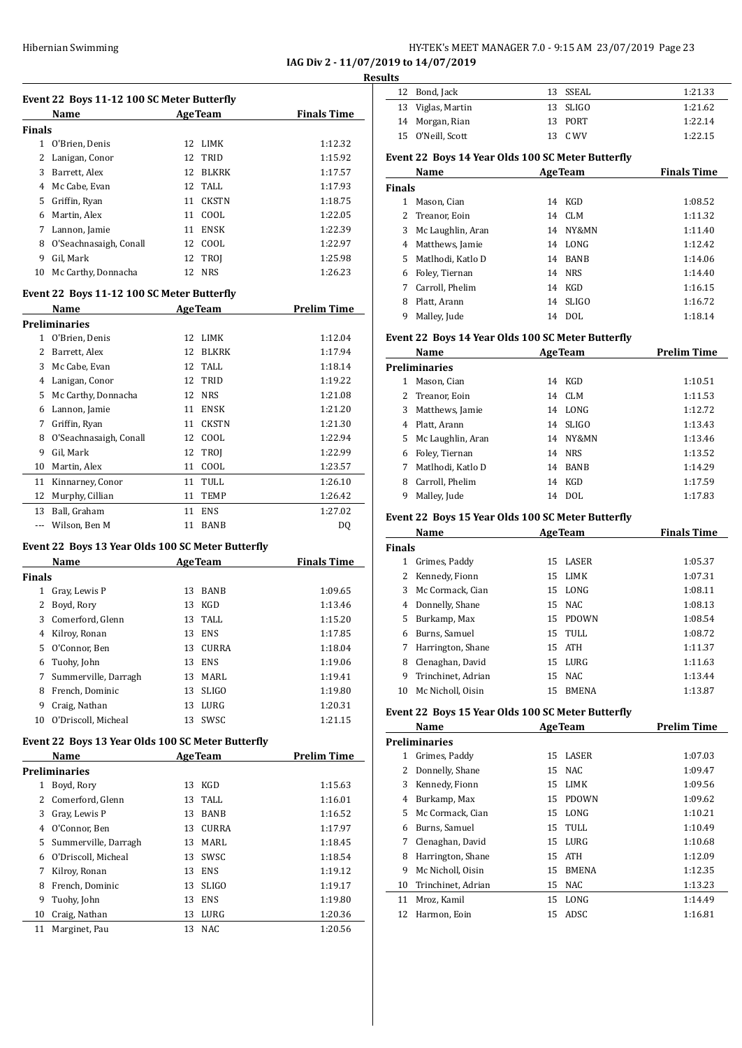**IAG Div 2 - 11/07/2019 to 14/07/2019**

**Results**

### Event 22 Boys 11-12 100 SC Meter Butterfly

| | Name | Age | Team | Finals Time |
|---|---|---|---|---|
| **Finals** | | | | |
| 1 | O'Brien, Denis | 12 | LIMK | 1:12.32 |
| 2 | Lanigan, Conor | 12 | TRID | 1:15.92 |
| 3 | Barrett, Alex | 12 | BLKRK | 1:17.57 |
| 4 | Mc Cabe, Evan | 12 | TALL | 1:17.93 |
| 5 | Griffin, Ryan | 11 | CKSTN | 1:18.75 |
| 6 | Martin, Alex | 11 | COOL | 1:22.05 |
| 7 | Lannon, Jamie | 11 | ENSK | 1:22.39 |
| 8 | O'Seachnasaigh, Conall | 12 | COOL | 1:22.97 |
| 9 | Gil, Mark | 12 | TROJ | 1:25.98 |
| 10 | Mc Carthy, Donnacha | 12 | NRS | 1:26.23 |

### Event 22 Boys 11-12 100 SC Meter Butterfly

| | Name | Age | Team | Prelim Time |
|---|---|---|---|---|
| **Preliminaries** | | | | |
| 1 | O'Brien, Denis | 12 | LIMK | 1:12.04 |
| 2 | Barrett, Alex | 12 | BLKRK | 1:17.94 |
| 3 | Mc Cabe, Evan | 12 | TALL | 1:18.14 |
| 4 | Lanigan, Conor | 12 | TRID | 1:19.22 |
| 5 | Mc Carthy, Donnacha | 12 | NRS | 1:21.08 |
| 6 | Lannon, Jamie | 11 | ENSK | 1:21.20 |
| 7 | Griffin, Ryan | 11 | CKSTN | 1:21.30 |
| 8 | O'Seachnasaigh, Conall | 12 | COOL | 1:22.94 |
| 9 | Gil, Mark | 12 | TROJ | 1:22.99 |
| 10 | Martin, Alex | 11 | COOL | 1:23.57 |
| 11 | Kinnarney, Conor | 11 | TULL | 1:26.10 |
| 12 | Murphy, Cillian | 11 | TEMP | 1:26.42 |
| 13 | Ball, Graham | 11 | ENS | 1:27.02 |
| --- | Wilson, Ben M | 11 | BANB | DQ |

### Event 22 Boys 13 Year Olds 100 SC Meter Butterfly

| | Name | Age | Team | Finals Time |
|---|---|---|---|---|
| **Finals** | | | | |
| 1 | Gray, Lewis P | 13 | BANB | 1:09.65 |
| 2 | Boyd, Rory | 13 | KGD | 1:13.46 |
| 3 | Comerford, Glenn | 13 | TALL | 1:15.20 |
| 4 | Kilroy, Ronan | 13 | ENS | 1:17.85 |
| 5 | O'Connor, Ben | 13 | CURRA | 1:18.04 |
| 6 | Tuohy, John | 13 | ENS | 1:19.06 |
| 7 | Summerville, Darragh | 13 | MARL | 1:19.41 |
| 8 | French, Dominic | 13 | SLIGO | 1:19.80 |
| 9 | Craig, Nathan | 13 | LURG | 1:20.31 |
| 10 | O'Driscoll, Micheal | 13 | SWSC | 1:21.15 |

### Event 22 Boys 13 Year Olds 100 SC Meter Butterfly

| | Name | Age | Team | Prelim Time |
|---|---|---|---|---|
| **Preliminaries** | | | | |
| 1 | Boyd, Rory | 13 | KGD | 1:15.63 |
| 2 | Comerford, Glenn | 13 | TALL | 1:16.01 |
| 3 | Gray, Lewis P | 13 | BANB | 1:16.52 |
| 4 | O'Connor, Ben | 13 | CURRA | 1:17.97 |
| 5 | Summerville, Darragh | 13 | MARL | 1:18.45 |
| 6 | O'Driscoll, Micheal | 13 | SWSC | 1:18.54 |
| 7 | Kilroy, Ronan | 13 | ENS | 1:19.12 |
| 8 | French, Dominic | 13 | SLIGO | 1:19.17 |
| 9 | Tuohy, John | 13 | ENS | 1:19.80 |
| 10 | Craig, Nathan | 13 | LURG | 1:20.36 |
| 11 | Marginet, Pau | 13 | NAC | 1:20.56 |
| 12 | Bond, Jack | 13 | SSEAL | 1:21.33 |
| 13 | Viglas, Martin | 13 | SLIGO | 1:21.62 |
| 14 | Morgan, Rian | 13 | PORT | 1:22.14 |
| 15 | O'Neill, Scott | 13 | C WV | 1:22.15 |

### Event 22 Boys 14 Year Olds 100 SC Meter Butterfly

| | Name | Age | Team | Finals Time |
|---|---|---|---|---|
| **Finals** | | | | |
| 1 | Mason, Cian | 14 | KGD | 1:08.52 |
| 2 | Treanor, Eoin | 14 | CLM | 1:11.32 |
| 3 | Mc Laughlin, Aran | 14 | NY&MN | 1:11.40 |
| 4 | Matthews, Jamie | 14 | LONG | 1:12.42 |
| 5 | Matlhodi, Katlo D | 14 | BANB | 1:14.06 |
| 6 | Foley, Tiernan | 14 | NRS | 1:14.40 |
| 7 | Carroll, Phelim | 14 | KGD | 1:16.15 |
| 8 | Platt, Arann | 14 | SLIGO | 1:16.72 |
| 9 | Malley, Jude | 14 | DOL | 1:18.14 |

### Event 22 Boys 14 Year Olds 100 SC Meter Butterfly

| | Name | Age | Team | Prelim Time |
|---|---|---|---|---|
| **Preliminaries** | | | | |
| 1 | Mason, Cian | 14 | KGD | 1:10.51 |
| 2 | Treanor, Eoin | 14 | CLM | 1:11.53 |
| 3 | Matthews, Jamie | 14 | LONG | 1:12.72 |
| 4 | Platt, Arann | 14 | SLIGO | 1:13.43 |
| 5 | Mc Laughlin, Aran | 14 | NY&MN | 1:13.46 |
| 6 | Foley, Tiernan | 14 | NRS | 1:13.52 |
| 7 | Matlhodi, Katlo D | 14 | BANB | 1:14.29 |
| 8 | Carroll, Phelim | 14 | KGD | 1:17.59 |
| 9 | Malley, Jude | 14 | DOL | 1:17.83 |

### Event 22 Boys 15 Year Olds 100 SC Meter Butterfly

| | Name | Age | Team | Finals Time |
|---|---|---|---|---|
| **Finals** | | | | |
| 1 | Grimes, Paddy | 15 | LASER | 1:05.37 |
| 2 | Kennedy, Fionn | 15 | LIMK | 1:07.31 |
| 3 | Mc Cormack, Cian | 15 | LONG | 1:08.11 |
| 4 | Donnelly, Shane | 15 | NAC | 1:08.13 |
| 5 | Burkamp, Max | 15 | PDOWN | 1:08.54 |
| 6 | Burns, Samuel | 15 | TULL | 1:08.72 |
| 7 | Harrington, Shane | 15 | ATH | 1:11.37 |
| 8 | Clenaghan, David | 15 | LURG | 1:11.63 |
| 9 | Trinchinet, Adrian | 15 | NAC | 1:13.44 |
| 10 | Mc Nicholl, Oisin | 15 | BMENA | 1:13.87 |

### Event 22 Boys 15 Year Olds 100 SC Meter Butterfly

| | Name | Age | Team | Prelim Time |
|---|---|---|---|---|
| **Preliminaries** | | | | |
| 1 | Grimes, Paddy | 15 | LASER | 1:07.03 |
| 2 | Donnelly, Shane | 15 | NAC | 1:09.47 |
| 3 | Kennedy, Fionn | 15 | LIMK | 1:09.56 |
| 4 | Burkamp, Max | 15 | PDOWN | 1:09.62 |
| 5 | Mc Cormack, Cian | 15 | LONG | 1:10.21 |
| 6 | Burns, Samuel | 15 | TULL | 1:10.49 |
| 7 | Clenaghan, David | 15 | LURG | 1:10.68 |
| 8 | Harrington, Shane | 15 | ATH | 1:12.09 |
| 9 | Mc Nicholl, Oisin | 15 | BMENA | 1:12.35 |
| 10 | Trinchinet, Adrian | 15 | NAC | 1:13.23 |
| 11 | Mroz, Kamil | 15 | LONG | 1:14.49 |
| 12 | Harmon, Eoin | 15 | ADSC | 1:16.81 |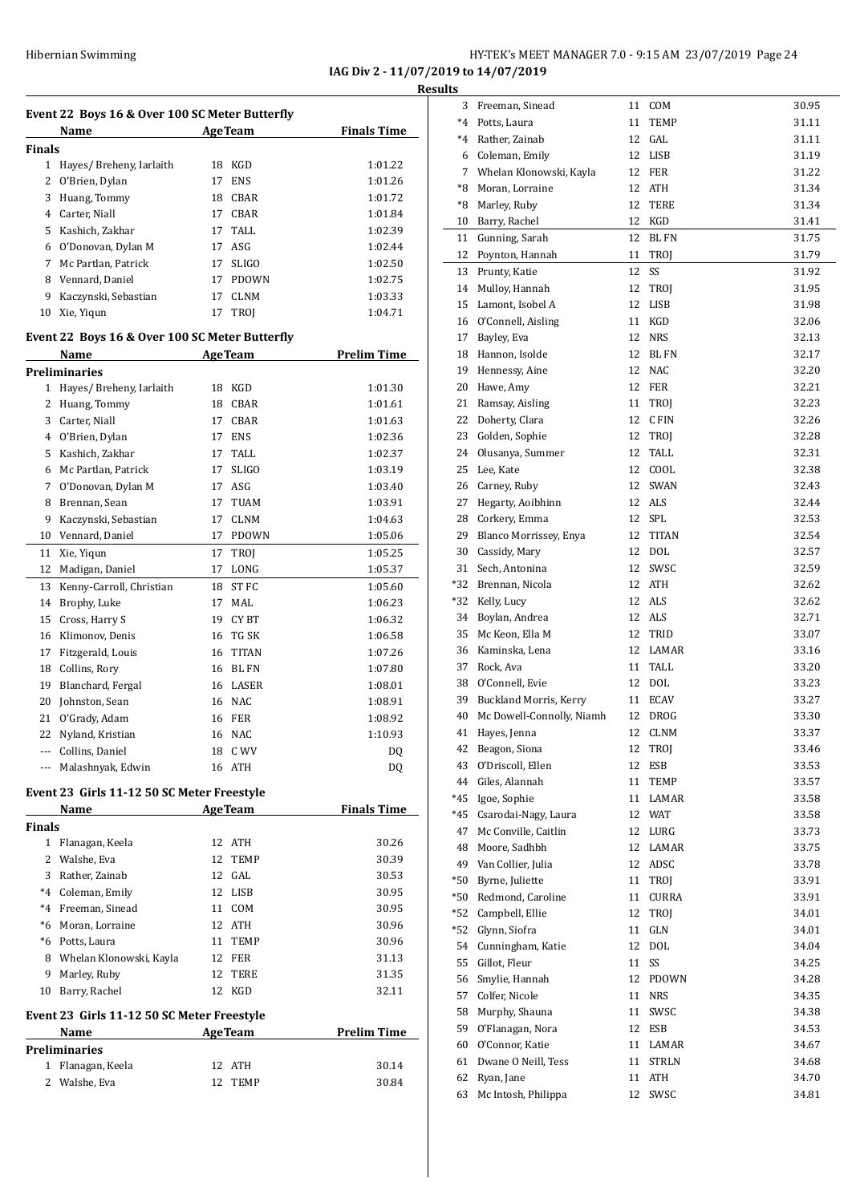IAG Div 2 - 11/07/2019 to 14/07/2019

**Results**

### Event 22 Boys 16 & Over 100 SC Meter Butterfly

| | Name | Age | Team | Finals Time |
|---|---|---|---|---|
| **Finals** | | | | |
| 1 | Hayes/ Breheny, Iarlaith | 18 | KGD | 1:01.22 |
| 2 | O'Brien, Dylan | 17 | ENS | 1:01.26 |
| 3 | Huang, Tommy | 18 | CBAR | 1:01.72 |
| 4 | Carter, Niall | 17 | CBAR | 1:01.84 |
| 5 | Kashich, Zakhar | 17 | TALL | 1:02.39 |
| 6 | O'Donovan, Dylan M | 17 | ASG | 1:02.44 |
| 7 | Mc Partlan, Patrick | 17 | SLIGO | 1:02.50 |
| 8 | Vennard, Daniel | 17 | PDOWN | 1:02.75 |
| 9 | Kaczynski, Sebastian | 17 | CLNM | 1:03.33 |
| 10 | Xie, Yiqun | 17 | TROJ | 1:04.71 |

### Event 22 Boys 16 & Over 100 SC Meter Butterfly

| | Name | Age | Team | Prelim Time |
|---|---|---|---|---|
| **Preliminaries** | | | | |
| 1 | Hayes/ Breheny, Iarlaith | 18 | KGD | 1:01.30 |
| 2 | Huang, Tommy | 18 | CBAR | 1:01.61 |
| 3 | Carter, Niall | 17 | CBAR | 1:01.63 |
| 4 | O'Brien, Dylan | 17 | ENS | 1:02.36 |
| 5 | Kashich, Zakhar | 17 | TALL | 1:02.37 |
| 6 | Mc Partlan, Patrick | 17 | SLIGO | 1:03.19 |
| 7 | O'Donovan, Dylan M | 17 | ASG | 1:03.40 |
| 8 | Brennan, Sean | 17 | TUAM | 1:03.91 |
| 9 | Kaczynski, Sebastian | 17 | CLNM | 1:04.63 |
| 10 | Vennard, Daniel | 17 | PDOWN | 1:05.06 |
| 11 | Xie, Yiqun | 17 | TROJ | 1:05.25 |
| 12 | Madigan, Daniel | 17 | LONG | 1:05.37 |
| 13 | Kenny-Carroll, Christian | 18 | ST FC | 1:05.60 |
| 14 | Brophy, Luke | 17 | MAL | 1:06.23 |
| 15 | Cross, Harry S | 19 | CY BT | 1:06.32 |
| 16 | Klimonov, Denis | 16 | TG SK | 1:06.58 |
| 17 | Fitzgerald, Louis | 16 | TITAN | 1:07.26 |
| 18 | Collins, Rory | 16 | BL FN | 1:07.80 |
| 19 | Blanchard, Fergal | 16 | LASER | 1:08.01 |
| 20 | Johnston, Sean | 16 | NAC | 1:08.91 |
| 21 | O'Grady, Adam | 16 | FER | 1:08.92 |
| 22 | Nyland, Kristian | 16 | NAC | 1:10.93 |
| --- | Collins, Daniel | 18 | C WV | DQ |
| --- | Malashnyak, Edwin | 16 | ATH | DQ |

### Event 23 Girls 11-12 50 SC Meter Freestyle

| | Name | Age | Team | Finals Time |
|---|---|---|---|---|
| **Finals** | | | | |
| 1 | Flanagan, Keela | 12 | ATH | 30.26 |
| 2 | Walshe, Eva | 12 | TEMP | 30.39 |
| 3 | Rather, Zainab | 12 | GAL | 30.53 |
| *4 | Coleman, Emily | 12 | LISB | 30.95 |
| *4 | Freeman, Sinead | 11 | COM | 30.95 |
| *6 | Moran, Lorraine | 12 | ATH | 30.96 |
| *6 | Potts, Laura | 11 | TEMP | 30.96 |
| 8 | Whelan Klonowski, Kayla | 12 | FER | 31.13 |
| 9 | Marley, Ruby | 12 | TERE | 31.35 |
| 10 | Barry, Rachel | 12 | KGD | 32.11 |

### Event 23 Girls 11-12 50 SC Meter Freestyle

| | Name | Age | Team | Prelim Time |
|---|---|---|---|---|
| **Preliminaries** | | | | |
| 1 | Flanagan, Keela | 12 | ATH | 30.14 |
| 2 | Walshe, Eva | 12 | TEMP | 30.84 |
| 3 | Freeman, Sinead | 11 | COM | 30.95 |
| *4 | Potts, Laura | 11 | TEMP | 31.11 |
| *4 | Rather, Zainab | 12 | GAL | 31.11 |
| 6 | Coleman, Emily | 12 | LISB | 31.19 |
| 7 | Whelan Klonowski, Kayla | 12 | FER | 31.22 |
| *8 | Moran, Lorraine | 12 | ATH | 31.34 |
| *8 | Marley, Ruby | 12 | TERE | 31.34 |
| 10 | Barry, Rachel | 12 | KGD | 31.41 |
| 11 | Gunning, Sarah | 12 | BL FN | 31.75 |
| 12 | Poynton, Hannah | 11 | TROJ | 31.79 |
| 13 | Prunty, Katie | 12 | SS | 31.92 |
| 14 | Mulloy, Hannah | 12 | TROJ | 31.95 |
| 15 | Lamont, Isobel A | 12 | LISB | 31.98 |
| 16 | O'Connell, Aisling | 11 | KGD | 32.06 |
| 17 | Bayley, Eva | 12 | NRS | 32.13 |
| 18 | Hannon, Isolde | 12 | BL FN | 32.17 |
| 19 | Hennessy, Aine | 12 | NAC | 32.20 |
| 20 | Hawe, Amy | 12 | FER | 32.21 |
| 21 | Ramsay, Aisling | 11 | TROJ | 32.23 |
| 22 | Doherty, Clara | 12 | C FIN | 32.26 |
| 23 | Golden, Sophie | 12 | TROJ | 32.28 |
| 24 | Olusanya, Summer | 12 | TALL | 32.31 |
| 25 | Lee, Kate | 12 | COOL | 32.38 |
| 26 | Carney, Ruby | 12 | SWAN | 32.43 |
| 27 | Hegarty, Aoibhinn | 12 | ALS | 32.44 |
| 28 | Corkery, Emma | 12 | SPL | 32.53 |
| 29 | Blanco Morrissey, Enya | 12 | TITAN | 32.54 |
| 30 | Cassidy, Mary | 12 | DOL | 32.57 |
| 31 | Sech, Antonina | 12 | SWSC | 32.59 |
| *32 | Brennan, Nicola | 12 | ATH | 32.62 |
| *32 | Kelly, Lucy | 12 | ALS | 32.62 |
| 34 | Boylan, Andrea | 12 | ALS | 32.71 |
| 35 | Mc Keon, Ella M | 12 | TRID | 33.07 |
| 36 | Kaminska, Lena | 12 | LAMAR | 33.16 |
| 37 | Rock, Ava | 11 | TALL | 33.20 |
| 38 | O'Connell, Evie | 12 | DOL | 33.23 |
| 39 | Buckland Morris, Kerry | 11 | ECAV | 33.27 |
| 40 | Mc Dowell-Connolly, Niamh | 12 | DROG | 33.30 |
| 41 | Hayes, Jenna | 12 | CLNM | 33.37 |
| 42 | Beagon, Siona | 12 | TROJ | 33.46 |
| 43 | O'Driscoll, Ellen | 12 | ESB | 33.53 |
| 44 | Giles, Alannah | 11 | TEMP | 33.57 |
| *45 | Igoe, Sophie | 11 | LAMAR | 33.58 |
| *45 | Csarodai-Nagy, Laura | 12 | WAT | 33.58 |
| 47 | Mc Conville, Caitlin | 12 | LURG | 33.73 |
| 48 | Moore, Sadhbh | 12 | LAMAR | 33.75 |
| 49 | Van Collier, Julia | 12 | ADSC | 33.78 |
| *50 | Byrne, Juliette | 11 | TROJ | 33.91 |
| *50 | Redmond, Caroline | 11 | CURRA | 33.91 |
| *52 | Campbell, Ellie | 12 | TROJ | 34.01 |
| *52 | Glynn, Siofra | 11 | GLN | 34.01 |
| 54 | Cunningham, Katie | 12 | DOL | 34.04 |
| 55 | Gillot, Fleur | 11 | SS | 34.25 |
| 56 | Smylie, Hannah | 12 | PDOWN | 34.28 |
| 57 | Colfer, Nicole | 11 | NRS | 34.35 |
| 58 | Murphy, Shauna | 11 | SWSC | 34.38 |
| 59 | O'Flanagan, Nora | 12 | ESB | 34.53 |
| 60 | O'Connor, Katie | 11 | LAMAR | 34.67 |
| 61 | Dwane O Neill, Tess | 11 | STRLN | 34.68 |
| 62 | Ryan, Jane | 11 | ATH | 34.70 |
| 63 | Mc Intosh, Philippa | 12 | SWSC | 34.81 |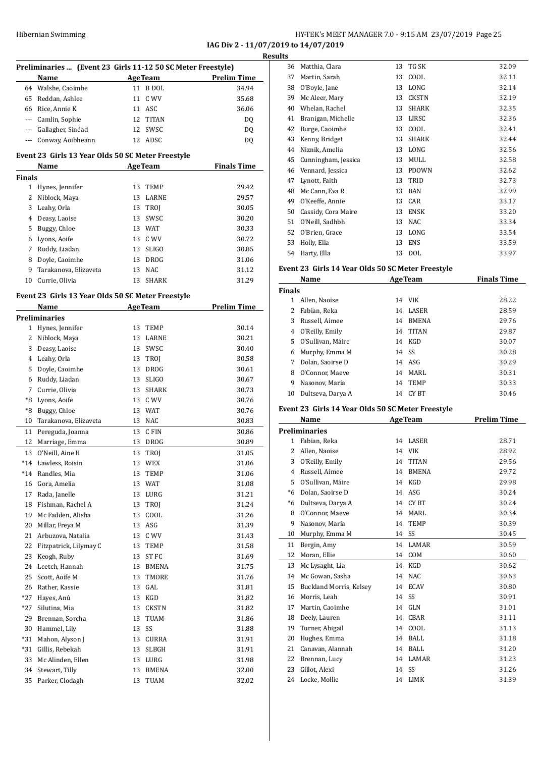IAG Div 2 - 11/07/2019 to 14/07/2019

**Results**

### Preliminaries ... (Event 23 Girls 11-12 50 SC Meter Freestyle)

| | Name | Age | Team | Prelim Time |
|---|---|---|---|---|
| 64 | Walshe, Caoimhe | 11 | B DOL | 34.94 |
| 65 | Reddan, Ashlee | 11 | C WV | 35.68 |
| 66 | Rice, Annie K | 11 | ASC | 36.06 |
| --- | Camlin, Sophie | 12 | TITAN | DQ |
| --- | Gallagher, Sinéad | 12 | SWSC | DQ |
| --- | Conway, Aoibheann | 12 | ADSC | DQ |

### Event 23 Girls 13 Year Olds 50 SC Meter Freestyle

| | Name | Age | Team | Finals Time |
|---|---|---|---|---|
| **Finals** | | | | |
| 1 | Hynes, Jennifer | 13 | TEMP | 29.42 |
| 2 | Niblock, Maya | 13 | LARNE | 29.57 |
| 3 | Leahy, Orla | 13 | TROJ | 30.05 |
| 4 | Deasy, Laoise | 13 | SWSC | 30.20 |
| 5 | Buggy, Chloe | 13 | WAT | 30.33 |
| 6 | Lyons, Aoife | 13 | C WV | 30.72 |
| 7 | Ruddy, Liadan | 13 | SLIGO | 30.85 |
| 8 | Doyle, Caoimhe | 13 | DROG | 31.06 |
| 9 | Tarakanova, Elizaveta | 13 | NAC | 31.12 |
| 10 | Currie, Olivia | 13 | SHARK | 31.29 |

### Event 23 Girls 13 Year Olds 50 SC Meter Freestyle

| | Name | Age | Team | Prelim Time |
|---|---|---|---|---|
| **Preliminaries** | | | | |
| 1 | Hynes, Jennifer | 13 | TEMP | 30.14 |
| 2 | Niblock, Maya | 13 | LARNE | 30.21 |
| 3 | Deasy, Laoise | 13 | SWSC | 30.40 |
| 4 | Leahy, Orla | 13 | TROJ | 30.58 |
| 5 | Doyle, Caoimhe | 13 | DROG | 30.61 |
| 6 | Ruddy, Liadan | 13 | SLIGO | 30.67 |
| 7 | Currie, Olivia | 13 | SHARK | 30.73 |
| *8 | Lyons, Aoife | 13 | C WV | 30.76 |
| *8 | Buggy, Chloe | 13 | WAT | 30.76 |
| 10 | Tarakanova, Elizaveta | 13 | NAC | 30.83 |
| 11 | Pereguda, Joanna | 13 | C FIN | 30.86 |
| 12 | Marriage, Emma | 13 | DROG | 30.89 |
| 13 | O'Neill, Aine H | 13 | TROJ | 31.05 |
| *14 | Lawless, Roisin | 13 | WEX | 31.06 |
| *14 | Randles, Mia | 13 | TEMP | 31.06 |
| 16 | Gora, Amelia | 13 | WAT | 31.08 |
| 17 | Rada, Janelle | 13 | LURG | 31.21 |
| 18 | Fishman, Rachel A | 13 | TROJ | 31.24 |
| 19 | Mc Fadden, Alisha | 13 | COOL | 31.26 |
| 20 | Millar, Freya M | 13 | ASG | 31.39 |
| 21 | Arbuzova, Natalia | 13 | C WV | 31.43 |
| 22 | Fitzpatrick, Lilymay C | 13 | TEMP | 31.58 |
| 23 | Keogh, Ruby | 13 | ST FC | 31.69 |
| 24 | Leetch, Hannah | 13 | BMENA | 31.75 |
| 25 | Scott, Aoife M | 13 | TMORE | 31.76 |
| 26 | Rather, Kassie | 13 | GAL | 31.81 |
| *27 | Hayes, Anú | 13 | KGD | 31.82 |
| *27 | Silutina, Mia | 13 | CKSTN | 31.82 |
| 29 | Brennan, Sorcha | 13 | TUAM | 31.86 |
| 30 | Hammel, Lily | 13 | SS | 31.88 |
| *31 | Mahon, Alyson J | 13 | CURRA | 31.91 |
| *31 | Gillis, Rebekah | 13 | SLBGH | 31.91 |
| 33 | Mc Alinden, Ellen | 13 | LURG | 31.98 |
| 34 | Stewart, Tilly | 13 | BMENA | 32.00 |
| 35 | Parker, Clodagh | 13 | TUAM | 32.02 |
| 36 | Matthia, Clara | 13 | TG SK | 32.09 |
| 37 | Martin, Sarah | 13 | COOL | 32.11 |
| 38 | O'Boyle, Jane | 13 | LONG | 32.14 |
| 39 | Mc Aleer, Mary | 13 | CKSTN | 32.19 |
| 40 | Whelan, Rachel | 13 | SHARK | 32.35 |
| 41 | Branigan, Michelle | 13 | LIRSC | 32.36 |
| 42 | Burge, Caoimhe | 13 | COOL | 32.41 |
| 43 | Kenny, Bridget | 13 | SHARK | 32.44 |
| 44 | Niznik, Amelia | 13 | LONG | 32.56 |
| 45 | Cunningham, Jessica | 13 | MULL | 32.58 |
| 46 | Vennard, Jessica | 13 | PDOWN | 32.62 |
| 47 | Lynott, Faith | 13 | TRID | 32.73 |
| 48 | Mc Cann, Eva R | 13 | BAN | 32.99 |
| 49 | O'Keeffe, Annie | 13 | CAR | 33.17 |
| 50 | Cassidy, Cora Maire | 13 | ENSK | 33.20 |
| 51 | O'Neill, Sadhbh | 13 | NAC | 33.34 |
| 52 | O'Brien, Grace | 13 | LONG | 33.54 |
| 53 | Holly, Ella | 13 | ENS | 33.59 |
| 54 | Harty, Ella | 13 | DOL | 33.97 |

### Event 23 Girls 14 Year Olds 50 SC Meter Freestyle

| | Name | Age | Team | Finals Time |
|---|---|---|---|---|
| **Finals** | | | | |
| 1 | Allen, Naoise | 14 | VIK | 28.22 |
| 2 | Fabian, Reka | 14 | LASER | 28.59 |
| 3 | Russell, Aimee | 14 | BMENA | 29.76 |
| 4 | O'Reilly, Emily | 14 | TITAN | 29.87 |
| 5 | O'Sullivan, Máire | 14 | KGD | 30.07 |
| 6 | Murphy, Emma M | 14 | SS | 30.28 |
| 7 | Dolan, Saoirse D | 14 | ASG | 30.29 |
| 8 | O'Connor, Maeve | 14 | MARL | 30.31 |
| 9 | Nasonov, Maria | 14 | TEMP | 30.33 |
| 10 | Dultseva, Darya A | 14 | CY BT | 30.46 |

### Event 23 Girls 14 Year Olds 50 SC Meter Freestyle

| | Name | Age | Team | Prelim Time |
|---|---|---|---|---|
| **Preliminaries** | | | | |
| 1 | Fabian, Reka | 14 | LASER | 28.71 |
| 2 | Allen, Naoise | 14 | VIK | 28.92 |
| 3 | O'Reilly, Emily | 14 | TITAN | 29.56 |
| 4 | Russell, Aimee | 14 | BMENA | 29.72 |
| 5 | O'Sullivan, Máire | 14 | KGD | 29.98 |
| *6 | Dolan, Saoirse D | 14 | ASG | 30.24 |
| *6 | Dultseva, Darya A | 14 | CY BT | 30.24 |
| 8 | O'Connor, Maeve | 14 | MARL | 30.34 |
| 9 | Nasonov, Maria | 14 | TEMP | 30.39 |
| 10 | Murphy, Emma M | 14 | SS | 30.45 |
| 11 | Bergin, Amy | 14 | LAMAR | 30.59 |
| 12 | Moran, Ellie | 14 | COM | 30.60 |
| 13 | Mc Lysaght, Lia | 14 | KGD | 30.62 |
| 14 | Mc Gowan, Sasha | 14 | NAC | 30.63 |
| 15 | Buckland Morris, Kelsey | 14 | ECAV | 30.80 |
| 16 | Morris, Leah | 14 | SS | 30.91 |
| 17 | Martin, Caoimhe | 14 | GLN | 31.01 |
| 18 | Deely, Lauren | 14 | CBAR | 31.11 |
| 19 | Turner, Abigail | 14 | COOL | 31.13 |
| 20 | Hughes, Emma | 14 | BALL | 31.18 |
| 21 | Canavan, Alannah | 14 | BALL | 31.20 |
| 22 | Brennan, Lucy | 14 | LAMAR | 31.23 |
| 23 | Gillot, Alexi | 14 | SS | 31.26 |
| 24 | Locke, Mollie | 14 | LIMK | 31.39 |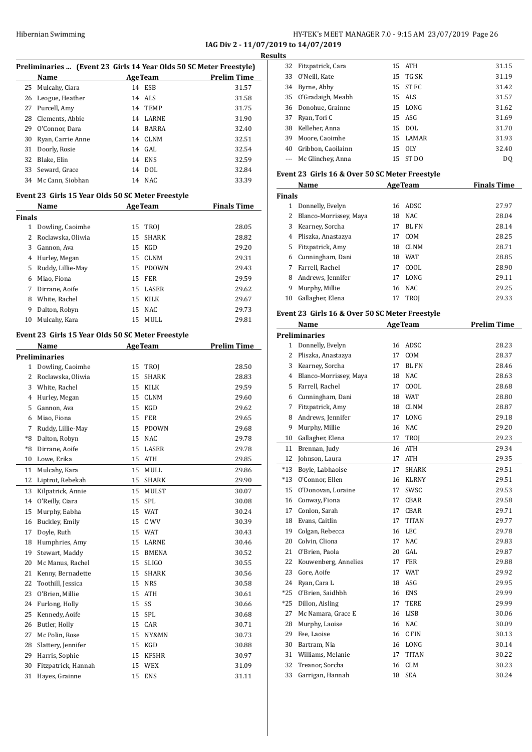IAG Div 2 - 11/07/2019 to 14/07/2019

**Results**

### Preliminaries ... (Event 23 Girls 14 Year Olds 50 SC Meter Freestyle)

| | Name | Age | Team | Prelim Time |
|---|---|---|---|---|
| 25 | Mulcahy, Ciara | 14 | ESB | 31.57 |
| 26 | Leogue, Heather | 14 | ALS | 31.58 |
| 27 | Purcell, Amy | 14 | TEMP | 31.75 |
| 28 | Clements, Abbie | 14 | LARNE | 31.90 |
| 29 | O'Connor, Dara | 14 | BARRA | 32.40 |
| 30 | Ryan, Carrie Anne | 14 | CLNM | 32.51 |
| 31 | Doorly, Rosie | 14 | GAL | 32.54 |
| 32 | Blake, Elin | 14 | ENS | 32.59 |
| 33 | Seward, Grace | 14 | DOL | 32.84 |
| 34 | Mc Cann, Siobhan | 14 | NAC | 33.39 |

### Event 23 Girls 15 Year Olds 50 SC Meter Freestyle

| | Name | Age | Team | Finals Time |
|---|---|---|---|---|
| **Finals** | | | | |
| 1 | Dowling, Caoimhe | 15 | TROJ | 28.05 |
| 2 | Roclawska, Oliwia | 15 | SHARK | 28.82 |
| 3 | Gannon, Ava | 15 | KGD | 29.20 |
| 4 | Hurley, Megan | 15 | CLNM | 29.31 |
| 5 | Ruddy, Lillie-May | 15 | PDOWN | 29.43 |
| 6 | Miao, Fiona | 15 | FER | 29.59 |
| 7 | Dirrane, Aoife | 15 | LASER | 29.62 |
| 8 | White, Rachel | 15 | KILK | 29.67 |
| 9 | Dalton, Robyn | 15 | NAC | 29.73 |
| 10 | Mulcahy, Kara | 15 | MULL | 29.81 |

### Event 23 Girls 15 Year Olds 50 SC Meter Freestyle

| | Name | Age | Team | Prelim Time |
|---|---|---|---|---|
| **Preliminaries** | | | | |
| 1 | Dowling, Caoimhe | 15 | TROJ | 28.50 |
| 2 | Roclawska, Oliwia | 15 | SHARK | 28.83 |
| 3 | White, Rachel | 15 | KILK | 29.59 |
| 4 | Hurley, Megan | 15 | CLNM | 29.60 |
| 5 | Gannon, Ava | 15 | KGD | 29.62 |
| 6 | Miao, Fiona | 15 | FER | 29.65 |
| 7 | Ruddy, Lillie-May | 15 | PDOWN | 29.68 |
| *8 | Dalton, Robyn | 15 | NAC | 29.78 |
| *8 | Dirrane, Aoife | 15 | LASER | 29.78 |
| 10 | Lowe, Erika | 15 | ATH | 29.85 |
| 11 | Mulcahy, Kara | 15 | MULL | 29.86 |
| 12 | Liptrot, Rebekah | 15 | SHARK | 29.90 |
| 13 | Kilpatrick, Annie | 15 | MULST | 30.07 |
| 14 | O'Reilly, Ciara | 15 | SPL | 30.08 |
| 15 | Murphy, Eabha | 15 | WAT | 30.24 |
| 16 | Buckley, Emily | 15 | C WV | 30.39 |
| 17 | Doyle, Ruth | 15 | WAT | 30.43 |
| 18 | Humphries, Amy | 15 | LARNE | 30.46 |
| 19 | Stewart, Maddy | 15 | BMENA | 30.52 |
| 20 | Mc Manus, Rachel | 15 | SLIGO | 30.55 |
| 21 | Kenny, Bernadette | 15 | SHARK | 30.56 |
| 22 | Toothill, Jessica | 15 | NRS | 30.58 |
| 23 | O'Brien, Millie | 15 | ATH | 30.61 |
| 24 | Furlong, Holly | 15 | SS | 30.66 |
| 25 | Kennedy, Aoife | 15 | SPL | 30.68 |
| 26 | Butler, Holly | 15 | CAR | 30.71 |
| 27 | Mc Polin, Rose | 15 | NY&MN | 30.73 |
| 28 | Slattery, Jennifer | 15 | KGD | 30.88 |
| 29 | Harris, Sophie | 15 | KFSHR | 30.97 |
| 30 | Fitzpatrick, Hannah | 15 | WEX | 31.09 |
| 31 | Hayes, Grainne | 15 | ENS | 31.11 |
| 32 | Fitzpatrick, Cara | 15 | ATH | 31.15 |
| 33 | O'Neill, Kate | 15 | TG SK | 31.19 |
| 34 | Byrne, Abby | 15 | ST FC | 31.42 |
| 35 | O'Gradaigh, Meabh | 15 | ALS | 31.57 |
| 36 | Donohue, Grainne | 15 | LONG | 31.62 |
| 37 | Ryan, Tori C | 15 | ASG | 31.69 |
| 38 | Kelleher, Anna | 15 | DOL | 31.70 |
| 39 | Moore, Caoimhe | 15 | LAMAR | 31.93 |
| 40 | Gribbon, Caoilainn | 15 | OLY | 32.40 |
| --- | Mc Glinchey, Anna | 15 | ST DO | DQ |

### Event 23 Girls 16 & Over 50 SC Meter Freestyle

| | Name | Age | Team | Finals Time |
|---|---|---|---|---|
| **Finals** | | | | |
| 1 | Donnelly, Evelyn | 16 | ADSC | 27.97 |
| 2 | Blanco-Morrissey, Maya | 18 | NAC | 28.04 |
| 3 | Kearney, Sorcha | 17 | BL FN | 28.14 |
| 4 | Pliszka, Anastazya | 17 | COM | 28.25 |
| 5 | Fitzpatrick, Amy | 18 | CLNM | 28.71 |
| 6 | Cunningham, Dani | 18 | WAT | 28.85 |
| 7 | Farrell, Rachel | 17 | COOL | 28.90 |
| 8 | Andrews, Jennifer | 17 | LONG | 29.11 |
| 9 | Murphy, Millie | 16 | NAC | 29.25 |
| 10 | Gallagher, Elena | 17 | TROJ | 29.33 |

### Event 23 Girls 16 & Over 50 SC Meter Freestyle

| | Name | Age | Team | Prelim Time |
|---|---|---|---|---|
| **Preliminaries** | | | | |
| 1 | Donnelly, Evelyn | 16 | ADSC | 28.23 |
| 2 | Pliszka, Anastazya | 17 | COM | 28.37 |
| 3 | Kearney, Sorcha | 17 | BL FN | 28.46 |
| 4 | Blanco-Morrissey, Maya | 18 | NAC | 28.63 |
| 5 | Farrell, Rachel | 17 | COOL | 28.68 |
| 6 | Cunningham, Dani | 18 | WAT | 28.80 |
| 7 | Fitzpatrick, Amy | 18 | CLNM | 28.87 |
| 8 | Andrews, Jennifer | 17 | LONG | 29.18 |
| 9 | Murphy, Millie | 16 | NAC | 29.20 |
| 10 | Gallagher, Elena | 17 | TROJ | 29.23 |
| 11 | Brennan, Judy | 16 | ATH | 29.34 |
| 12 | Johnson, Laura | 17 | ATH | 29.35 |
| *13 | Boyle, Labhaoise | 17 | SHARK | 29.51 |
| *13 | O'Connor, Ellen | 16 | KLRNY | 29.51 |
| 15 | O'Donovan, Loraine | 17 | SWSC | 29.53 |
| 16 | Conway, Fiona | 17 | CBAR | 29.58 |
| 17 | Conlon, Sarah | 17 | CBAR | 29.71 |
| 18 | Evans, Caitlin | 17 | TITAN | 29.77 |
| 19 | Colgan, Rebecca | 16 | LEC | 29.78 |
| 20 | Colvin, Cliona | 17 | NAC | 29.83 |
| 21 | O'Brien, Paola | 20 | GAL | 29.87 |
| 22 | Kouwenberg, Annelies | 17 | FER | 29.88 |
| 23 | Gore, Aoife | 17 | WAT | 29.92 |
| 24 | Ryan, Cara L | 18 | ASG | 29.95 |
| *25 | O'Brien, Saidhbh | 16 | ENS | 29.99 |
| *25 | Dillon, Aisling | 17 | TERE | 29.99 |
| 27 | Mc Namara, Grace E | 16 | LISB | 30.06 |
| 28 | Murphy, Laoise | 16 | NAC | 30.09 |
| 29 | Fee, Laoise | 16 | C FIN | 30.13 |
| 30 | Bartram, Nia | 16 | LONG | 30.14 |
| 31 | Williams, Melanie | 17 | TITAN | 30.22 |
| 32 | Treanor, Sorcha | 16 | CLM | 30.23 |
| 33 | Garrigan, Hannah | 18 | SEA | 30.24 |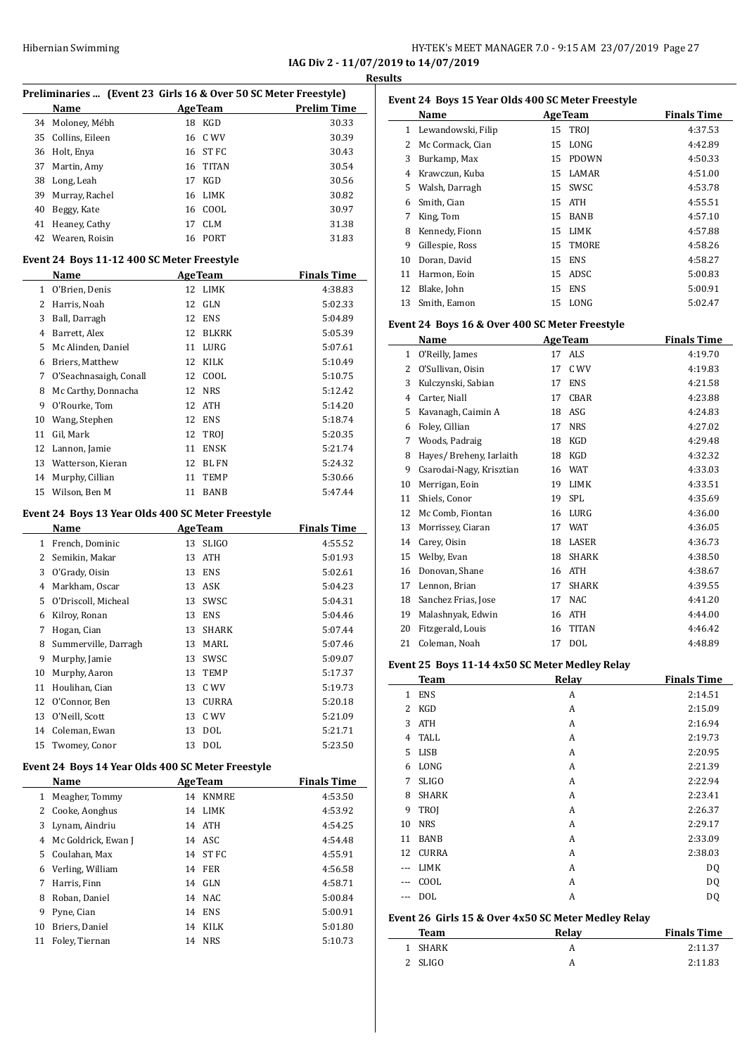IAG Div 2 - 11/07/2019 to 14/07/2019

Results

### Preliminaries ... (Event 23 Girls 16 & Over 50 SC Meter Freestyle)

| | Name | Age | Team | Prelim Time |
|---|---|---|---|---|
| 34 | Moloney, Mébh | 18 | KGD | 30.33 |
| 35 | Collins, Eileen | 16 | C WV | 30.39 |
| 36 | Holt, Enya | 16 | ST FC | 30.43 |
| 37 | Martin, Amy | 16 | TITAN | 30.54 |
| 38 | Long, Leah | 17 | KGD | 30.56 |
| 39 | Murray, Rachel | 16 | LIMK | 30.82 |
| 40 | Beggy, Kate | 16 | COOL | 30.97 |
| 41 | Heaney, Cathy | 17 | CLM | 31.38 |
| 42 | Wearen, Roisin | 16 | PORT | 31.83 |

### Event 24 Boys 11-12 400 SC Meter Freestyle

| | Name | Age | Team | Finals Time |
|---|---|---|---|---|
| 1 | O'Brien, Denis | 12 | LIMK | 4:38.83 |
| 2 | Harris, Noah | 12 | GLN | 5:02.33 |
| 3 | Ball, Darragh | 12 | ENS | 5:04.89 |
| 4 | Barrett, Alex | 12 | BLKRK | 5:05.39 |
| 5 | Mc Alinden, Daniel | 11 | LURG | 5:07.61 |
| 6 | Briers, Matthew | 12 | KILK | 5:10.49 |
| 7 | O'Seachnasaigh, Conall | 12 | COOL | 5:10.75 |
| 8 | Mc Carthy, Donnacha | 12 | NRS | 5:12.42 |
| 9 | O'Rourke, Tom | 12 | ATH | 5:14.20 |
| 10 | Wang, Stephen | 12 | ENS | 5:18.74 |
| 11 | Gil, Mark | 12 | TROJ | 5:20.35 |
| 12 | Lannon, Jamie | 11 | ENSK | 5:21.74 |
| 13 | Watterson, Kieran | 12 | BL FN | 5:24.32 |
| 14 | Murphy, Cillian | 11 | TEMP | 5:30.66 |
| 15 | Wilson, Ben M | 11 | BANB | 5:47.44 |

### Event 24 Boys 13 Year Olds 400 SC Meter Freestyle

| | Name | Age | Team | Finals Time |
|---|---|---|---|---|
| 1 | French, Dominic | 13 | SLIGO | 4:55.52 |
| 2 | Semikin, Makar | 13 | ATH | 5:01.93 |
| 3 | O'Grady, Oisin | 13 | ENS | 5:02.61 |
| 4 | Markham, Oscar | 13 | ASK | 5:04.23 |
| 5 | O'Driscoll, Micheal | 13 | SWSC | 5:04.31 |
| 6 | Kilroy, Ronan | 13 | ENS | 5:04.46 |
| 7 | Hogan, Cian | 13 | SHARK | 5:07.44 |
| 8 | Summerville, Darragh | 13 | MARL | 5:07.46 |
| 9 | Murphy, Jamie | 13 | SWSC | 5:09.07 |
| 10 | Murphy, Aaron | 13 | TEMP | 5:17.37 |
| 11 | Houlihan, Cian | 13 | C WV | 5:19.73 |
| 12 | O'Connor, Ben | 13 | CURRA | 5:20.18 |
| 13 | O'Neill, Scott | 13 | C WV | 5:21.09 |
| 14 | Coleman, Ewan | 13 | DOL | 5:21.71 |
| 15 | Twomey, Conor | 13 | DOL | 5:23.50 |

### Event 24 Boys 14 Year Olds 400 SC Meter Freestyle

| | Name | Age | Team | Finals Time |
|---|---|---|---|---|
| 1 | Meagher, Tommy | 14 | KNMRE | 4:53.50 |
| 2 | Cooke, Aonghus | 14 | LIMK | 4:53.92 |
| 3 | Lynam, Aindriu | 14 | ATH | 4:54.25 |
| 4 | Mc Goldrick, Ewan J | 14 | ASC | 4:54.48 |
| 5 | Coulahan, Max | 14 | ST FC | 4:55.91 |
| 6 | Verling, William | 14 | FER | 4:56.58 |
| 7 | Harris, Finn | 14 | GLN | 4:58.71 |
| 8 | Roban, Daniel | 14 | NAC | 5:00.84 |
| 9 | Pyne, Cian | 14 | ENS | 5:00.91 |
| 10 | Briers, Daniel | 14 | KILK | 5:01.80 |
| 11 | Foley, Tiernan | 14 | NRS | 5:10.73 |

### Event 24 Boys 15 Year Olds 400 SC Meter Freestyle

| | Name | Age | Team | Finals Time |
|---|---|---|---|---|
| 1 | Lewandowski, Filip | 15 | TROJ | 4:37.53 |
| 2 | Mc Cormack, Cian | 15 | LONG | 4:42.89 |
| 3 | Burkamp, Max | 15 | PDOWN | 4:50.33 |
| 4 | Krawczun, Kuba | 15 | LAMAR | 4:51.00 |
| 5 | Walsh, Darragh | 15 | SWSC | 4:53.78 |
| 6 | Smith, Cian | 15 | ATH | 4:55.51 |
| 7 | King, Tom | 15 | BANB | 4:57.10 |
| 8 | Kennedy, Fionn | 15 | LIMK | 4:57.88 |
| 9 | Gillespie, Ross | 15 | TMORE | 4:58.26 |
| 10 | Doran, David | 15 | ENS | 4:58.27 |
| 11 | Harmon, Eoin | 15 | ADSC | 5:00.83 |
| 12 | Blake, John | 15 | ENS | 5:00.91 |
| 13 | Smith, Eamon | 15 | LONG | 5:02.47 |

### Event 24 Boys 16 & Over 400 SC Meter Freestyle

| | Name | Age | Team | Finals Time |
|---|---|---|---|---|
| 1 | O'Reilly, James | 17 | ALS | 4:19.70 |
| 2 | O'Sullivan, Oisin | 17 | C WV | 4:19.83 |
| 3 | Kulczynski, Sabian | 17 | ENS | 4:21.58 |
| 4 | Carter, Niall | 17 | CBAR | 4:23.88 |
| 5 | Kavanagh, Caimin A | 18 | ASG | 4:24.83 |
| 6 | Foley, Cillian | 17 | NRS | 4:27.02 |
| 7 | Woods, Padraig | 18 | KGD | 4:29.48 |
| 8 | Hayes/ Breheny, Iarlaith | 18 | KGD | 4:32.32 |
| 9 | Csarodai-Nagy, Krisztian | 16 | WAT | 4:33.03 |
| 10 | Merrigan, Eoin | 19 | LIMK | 4:33.51 |
| 11 | Shiels, Conor | 19 | SPL | 4:35.69 |
| 12 | Mc Comb, Fiontan | 16 | LURG | 4:36.00 |
| 13 | Morrissey, Ciaran | 17 | WAT | 4:36.05 |
| 14 | Carey, Oisin | 18 | LASER | 4:36.73 |
| 15 | Welby, Evan | 18 | SHARK | 4:38.50 |
| 16 | Donovan, Shane | 16 | ATH | 4:38.67 |
| 17 | Lennon, Brian | 17 | SHARK | 4:39.55 |
| 18 | Sanchez Frias, Jose | 17 | NAC | 4:41.20 |
| 19 | Malashnyak, Edwin | 16 | ATH | 4:44.00 |
| 20 | Fitzgerald, Louis | 16 | TITAN | 4:46.42 |
| 21 | Coleman, Noah | 17 | DOL | 4:48.89 |

### Event 25 Boys 11-14 4x50 SC Meter Medley Relay

| | Team | Relay | Finals Time |
|---|---|---|---|
| 1 | ENS | A | 2:14.51 |
| 2 | KGD | A | 2:15.09 |
| 3 | ATH | A | 2:16.94 |
| 4 | TALL | A | 2:19.73 |
| 5 | LISB | A | 2:20.95 |
| 6 | LONG | A | 2:21.39 |
| 7 | SLIGO | A | 2:22.94 |
| 8 | SHARK | A | 2:23.41 |
| 9 | TROJ | A | 2:26.37 |
| 10 | NRS | A | 2:29.17 |
| 11 | BANB | A | 2:33.09 |
| 12 | CURRA | A | 2:38.03 |
| --- | LIMK | A | DQ |
| --- | COOL | A | DQ |
| --- | DOL | A | DQ |

### Event 26 Girls 15 & Over 4x50 SC Meter Medley Relay

| | Team | Relay | Finals Time |
|---|---|---|---|
| 1 | SHARK | A | 2:11.37 |
| 2 | SLIGO | A | 2:11.83 |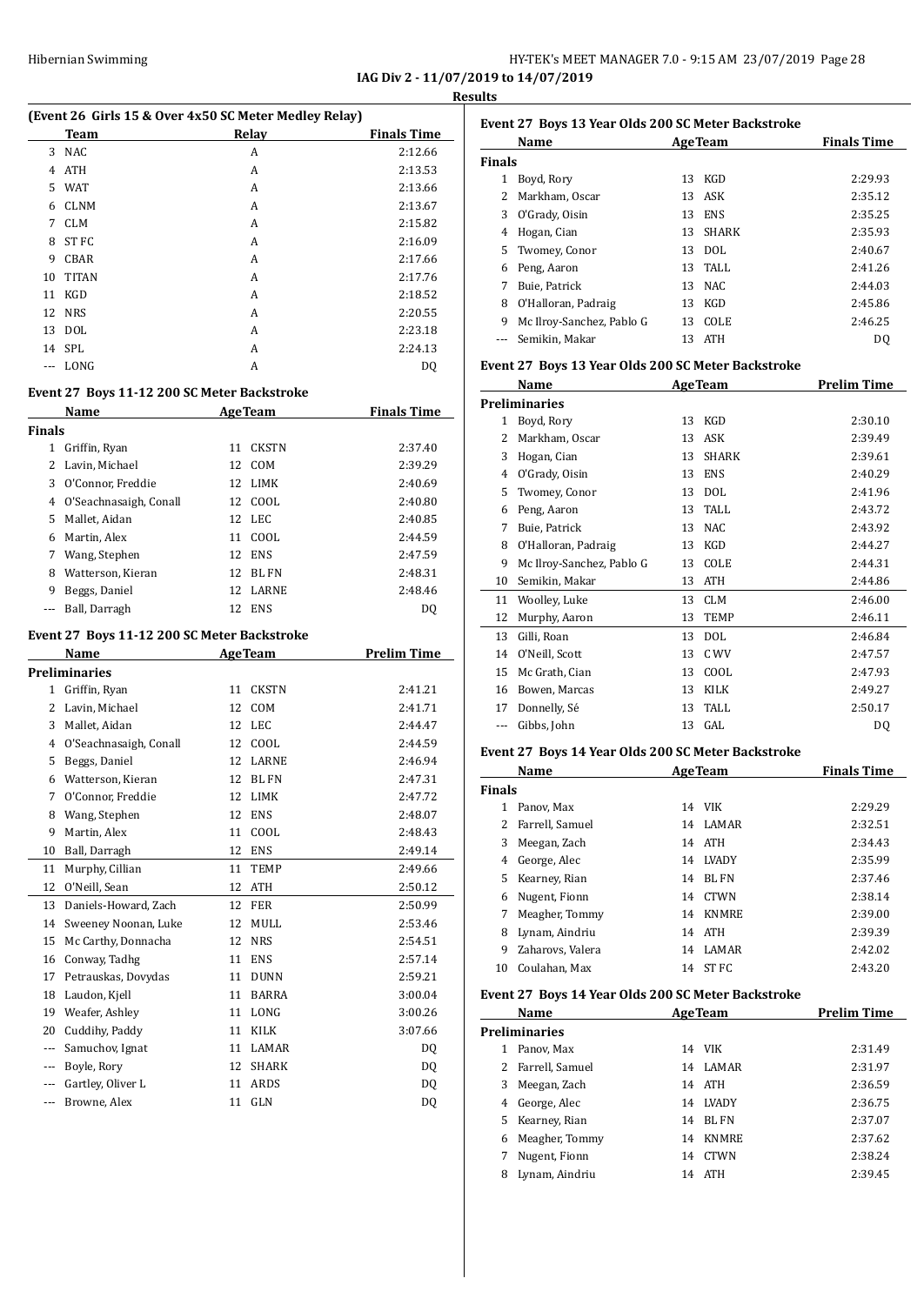**IAG Div 2 - 11/07/2019 to 14/07/2019**

**Results**

**(Event 26 Girls 15 & Over 4x50 SC Meter Medley Relay)**

| | Team | Relay | Finals Time |
|---|---|---|---|
| 3 | NAC | A | 2:12.66 |
| 4 | ATH | A | 2:13.53 |
| 5 | WAT | A | 2:13.66 |
| 6 | CLNM | A | 2:13.67 |
| 7 | CLM | A | 2:15.82 |
| 8 | ST FC | A | 2:16.09 |
| 9 | CBAR | A | 2:17.66 |
| 10 | TITAN | A | 2:17.76 |
| 11 | KGD | A | 2:18.52 |
| 12 | NRS | A | 2:20.55 |
| 13 | DOL | A | 2:23.18 |
| 14 | SPL | A | 2:24.13 |
| --- | LONG | A | DQ |

**Event 27 Boys 11-12 200 SC Meter Backstroke**

| | Name | Age | Team | Finals Time |
|---|---|---|---|---|
| **Finals** | | | | |
| 1 | Griffin, Ryan | 11 | CKSTN | 2:37.40 |
| 2 | Lavin, Michael | 12 | COM | 2:39.29 |
| 3 | O'Connor, Freddie | 12 | LIMK | 2:40.69 |
| 4 | O'Seachnasaigh, Conall | 12 | COOL | 2:40.80 |
| 5 | Mallet, Aidan | 12 | LEC | 2:40.85 |
| 6 | Martin, Alex | 11 | COOL | 2:44.59 |
| 7 | Wang, Stephen | 12 | ENS | 2:47.59 |
| 8 | Watterson, Kieran | 12 | BL FN | 2:48.31 |
| 9 | Beggs, Daniel | 12 | LARNE | 2:48.46 |
| --- | Ball, Darragh | 12 | ENS | DQ |

**Event 27 Boys 11-12 200 SC Meter Backstroke**

| | Name | Age | Team | Prelim Time |
|---|---|---|---|---|
| **Preliminaries** | | | | |
| 1 | Griffin, Ryan | 11 | CKSTN | 2:41.21 |
| 2 | Lavin, Michael | 12 | COM | 2:41.71 |
| 3 | Mallet, Aidan | 12 | LEC | 2:44.47 |
| 4 | O'Seachnasaigh, Conall | 12 | COOL | 2:44.59 |
| 5 | Beggs, Daniel | 12 | LARNE | 2:46.94 |
| 6 | Watterson, Kieran | 12 | BL FN | 2:47.31 |
| 7 | O'Connor, Freddie | 12 | LIMK | 2:47.72 |
| 8 | Wang, Stephen | 12 | ENS | 2:48.07 |
| 9 | Martin, Alex | 11 | COOL | 2:48.43 |
| 10 | Ball, Darragh | 12 | ENS | 2:49.14 |
| 11 | Murphy, Cillian | 11 | TEMP | 2:49.66 |
| 12 | O'Neill, Sean | 12 | ATH | 2:50.12 |
| 13 | Daniels-Howard, Zach | 12 | FER | 2:50.99 |
| 14 | Sweeney Noonan, Luke | 12 | MULL | 2:53.46 |
| 15 | Mc Carthy, Donnacha | 12 | NRS | 2:54.51 |
| 16 | Conway, Tadhg | 11 | ENS | 2:57.14 |
| 17 | Petrauskas, Dovydas | 11 | DUNN | 2:59.21 |
| 18 | Laudon, Kjell | 11 | BARRA | 3:00.04 |
| 19 | Weafer, Ashley | 11 | LONG | 3:00.26 |
| 20 | Cuddihy, Paddy | 11 | KILK | 3:07.66 |
| --- | Samuchov, Ignat | 11 | LAMAR | DQ |
| --- | Boyle, Rory | 12 | SHARK | DQ |
| --- | Gartley, Oliver L | 11 | ARDS | DQ |
| --- | Browne, Alex | 11 | GLN | DQ |

**Event 27 Boys 13 Year Olds 200 SC Meter Backstroke**

| | Name | Age | Team | Finals Time |
|---|---|---|---|---|
| **Finals** | | | | |
| 1 | Boyd, Rory | 13 | KGD | 2:29.93 |
| 2 | Markham, Oscar | 13 | ASK | 2:35.12 |
| 3 | O'Grady, Oisin | 13 | ENS | 2:35.25 |
| 4 | Hogan, Cian | 13 | SHARK | 2:35.93 |
| 5 | Twomey, Conor | 13 | DOL | 2:40.67 |
| 6 | Peng, Aaron | 13 | TALL | 2:41.26 |
| 7 | Buie, Patrick | 13 | NAC | 2:44.03 |
| 8 | O'Halloran, Padraig | 13 | KGD | 2:45.86 |
| 9 | Mc Ilroy-Sanchez, Pablo G | 13 | COLE | 2:46.25 |
| --- | Semikin, Makar | 13 | ATH | DQ |

**Event 27 Boys 13 Year Olds 200 SC Meter Backstroke**

| | Name | Age | Team | Prelim Time |
|---|---|---|---|---|
| **Preliminaries** | | | | |
| 1 | Boyd, Rory | 13 | KGD | 2:30.10 |
| 2 | Markham, Oscar | 13 | ASK | 2:39.49 |
| 3 | Hogan, Cian | 13 | SHARK | 2:39.61 |
| 4 | O'Grady, Oisin | 13 | ENS | 2:40.29 |
| 5 | Twomey, Conor | 13 | DOL | 2:41.96 |
| 6 | Peng, Aaron | 13 | TALL | 2:43.72 |
| 7 | Buie, Patrick | 13 | NAC | 2:43.92 |
| 8 | O'Halloran, Padraig | 13 | KGD | 2:44.27 |
| 9 | Mc Ilroy-Sanchez, Pablo G | 13 | COLE | 2:44.31 |
| 10 | Semikin, Makar | 13 | ATH | 2:44.86 |
| 11 | Woolley, Luke | 13 | CLM | 2:46.00 |
| 12 | Murphy, Aaron | 13 | TEMP | 2:46.11 |
| 13 | Gilli, Roan | 13 | DOL | 2:46.84 |
| 14 | O'Neill, Scott | 13 | C WV | 2:47.57 |
| 15 | Mc Grath, Cian | 13 | COOL | 2:47.93 |
| 16 | Bowen, Marcas | 13 | KILK | 2:49.27 |
| 17 | Donnelly, Sé | 13 | TALL | 2:50.17 |
| --- | Gibbs, John | 13 | GAL | DQ |

**Event 27 Boys 14 Year Olds 200 SC Meter Backstroke**

| | Name | Age | Team | Finals Time |
|---|---|---|---|---|
| **Finals** | | | | |
| 1 | Panov, Max | 14 | VIK | 2:29.29 |
| 2 | Farrell, Samuel | 14 | LAMAR | 2:32.51 |
| 3 | Meegan, Zach | 14 | ATH | 2:34.43 |
| 4 | George, Alec | 14 | LVADY | 2:35.99 |
| 5 | Kearney, Rian | 14 | BL FN | 2:37.46 |
| 6 | Nugent, Fionn | 14 | CTWN | 2:38.14 |
| 7 | Meagher, Tommy | 14 | KNMRE | 2:39.00 |
| 8 | Lynam, Aindriu | 14 | ATH | 2:39.39 |
| 9 | Zaharovs, Valera | 14 | LAMAR | 2:42.02 |
| 10 | Coulahan, Max | 14 | ST FC | 2:43.20 |

**Event 27 Boys 14 Year Olds 200 SC Meter Backstroke**

| | Name | Age | Team | Prelim Time |
|---|---|---|---|---|
| **Preliminaries** | | | | |
| 1 | Panov, Max | 14 | VIK | 2:31.49 |
| 2 | Farrell, Samuel | 14 | LAMAR | 2:31.97 |
| 3 | Meegan, Zach | 14 | ATH | 2:36.59 |
| 4 | George, Alec | 14 | LVADY | 2:36.75 |
| 5 | Kearney, Rian | 14 | BL FN | 2:37.07 |
| 6 | Meagher, Tommy | 14 | KNMRE | 2:37.62 |
| 7 | Nugent, Fionn | 14 | CTWN | 2:38.24 |
| 8 | Lynam, Aindriu | 14 | ATH | 2:39.45 |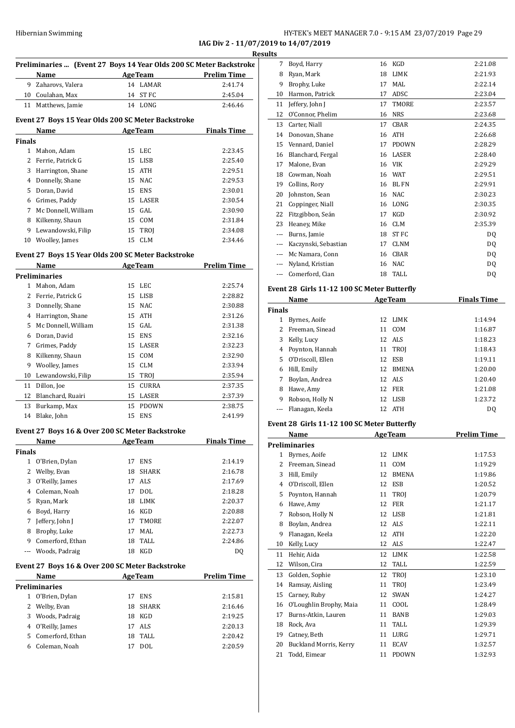IAG Div 2 - 11/07/2019 to 14/07/2019

**Results**

### Preliminaries ... (Event 27 Boys 14 Year Olds 200 SC Meter Backstroke)

| | Name | Age | Team | Prelim Time |
|---|---|---|---|---|
| 9 | Zaharovs, Valera | 14 | LAMAR | 2:41.74 |
| 10 | Coulahan, Max | 14 | ST FC | 2:45.04 |
| 11 | Matthews, Jamie | 14 | LONG | 2:46.46 |

### Event 27 Boys 15 Year Olds 200 SC Meter Backstroke

| | Name | Age | Team | Finals Time |
|---|---|---|---|---|
| **Finals** | | | | |
| 1 | Mahon, Adam | 15 | LEC | 2:23.45 |
| 2 | Ferrie, Patrick G | 15 | LISB | 2:25.40 |
| 3 | Harrington, Shane | 15 | ATH | 2:29.51 |
| 4 | Donnelly, Shane | 15 | NAC | 2:29.53 |
| 5 | Doran, David | 15 | ENS | 2:30.01 |
| 6 | Grimes, Paddy | 15 | LASER | 2:30.54 |
| 7 | Mc Donnell, William | 15 | GAL | 2:30.90 |
| 8 | Kilkenny, Shaun | 15 | COM | 2:31.84 |
| 9 | Lewandowski, Filip | 15 | TROJ | 2:34.08 |
| 10 | Woolley, James | 15 | CLM | 2:34.46 |

### Event 27 Boys 15 Year Olds 200 SC Meter Backstroke

| | Name | Age | Team | Prelim Time |
|---|---|---|---|---|
| **Preliminaries** | | | | |
| 1 | Mahon, Adam | 15 | LEC | 2:25.74 |
| 2 | Ferrie, Patrick G | 15 | LISB | 2:28.82 |
| 3 | Donnelly, Shane | 15 | NAC | 2:30.88 |
| 4 | Harrington, Shane | 15 | ATH | 2:31.26 |
| 5 | Mc Donnell, William | 15 | GAL | 2:31.38 |
| 6 | Doran, David | 15 | ENS | 2:32.16 |
| 7 | Grimes, Paddy | 15 | LASER | 2:32.23 |
| 8 | Kilkenny, Shaun | 15 | COM | 2:32.90 |
| 9 | Woolley, James | 15 | CLM | 2:33.94 |
| 10 | Lewandowski, Filip | 15 | TROJ | 2:35.94 |
| 11 | Dillon, Joe | 15 | CURRA | 2:37.35 |
| 12 | Blanchard, Ruairi | 15 | LASER | 2:37.39 |
| 13 | Burkamp, Max | 15 | PDOWN | 2:38.75 |
| 14 | Blake, John | 15 | ENS | 2:41.99 |

### Event 27 Boys 16 & Over 200 SC Meter Backstroke

| | Name | Age | Team | Finals Time |
|---|---|---|---|---|
| **Finals** | | | | |
| 1 | O'Brien, Dylan | 17 | ENS | 2:14.19 |
| 2 | Welby, Evan | 18 | SHARK | 2:16.78 |
| 3 | O'Reilly, James | 17 | ALS | 2:17.69 |
| 4 | Coleman, Noah | 17 | DOL | 2:18.28 |
| 5 | Ryan, Mark | 18 | LIMK | 2:20.37 |
| 6 | Boyd, Harry | 16 | KGD | 2:20.88 |
| 7 | Jeffery, John J | 17 | TMORE | 2:22.07 |
| 8 | Brophy, Luke | 17 | MAL | 2:22.73 |
| 9 | Comerford, Ethan | 18 | TALL | 2:24.86 |
| --- | Woods, Padraig | 18 | KGD | DQ |

### Event 27 Boys 16 & Over 200 SC Meter Backstroke

| | Name | Age | Team | Prelim Time |
|---|---|---|---|---|
| **Preliminaries** | | | | |
| 1 | O'Brien, Dylan | 17 | ENS | 2:15.81 |
| 2 | Welby, Evan | 18 | SHARK | 2:16.46 |
| 3 | Woods, Padraig | 18 | KGD | 2:19.25 |
| 4 | O'Reilly, James | 17 | ALS | 2:20.13 |
| 5 | Comerford, Ethan | 18 | TALL | 2:20.42 |
| 6 | Coleman, Noah | 17 | DOL | 2:20.59 |
| 7 | Boyd, Harry | 16 | KGD | 2:21.08 |
| 8 | Ryan, Mark | 18 | LIMK | 2:21.93 |
| 9 | Brophy, Luke | 17 | MAL | 2:22.14 |
| 10 | Harmon, Patrick | 17 | ADSC | 2:23.04 |
| 11 | Jeffery, John J | 17 | TMORE | 2:23.57 |
| 12 | O'Connor, Phelim | 16 | NRS | 2:23.68 |
| 13 | Carter, Niall | 17 | CBAR | 2:24.35 |
| 14 | Donovan, Shane | 16 | ATH | 2:26.68 |
| 15 | Vennard, Daniel | 17 | PDOWN | 2:28.29 |
| 16 | Blanchard, Fergal | 16 | LASER | 2:28.40 |
| 17 | Malone, Evan | 16 | VIK | 2:29.29 |
| 18 | Cowman, Noah | 16 | WAT | 2:29.51 |
| 19 | Collins, Rory | 16 | BL FN | 2:29.91 |
| 20 | Johnston, Sean | 16 | NAC | 2:30.23 |
| 21 | Coppinger, Niall | 16 | LONG | 2:30.35 |
| 22 | Fitzgibbon, Seán | 17 | KGD | 2:30.92 |
| 23 | Heaney, Mike | 16 | CLM | 2:35.39 |
| --- | Burns, Jamie | 18 | ST FC | DQ |
| --- | Kaczynski, Sebastian | 17 | CLNM | DQ |
| --- | Mc Namara, Conn | 16 | CBAR | DQ |
| --- | Nyland, Kristian | 16 | NAC | DQ |
| --- | Comerford, Cian | 18 | TALL | DQ |

### Event 28 Girls 11-12 100 SC Meter Butterfly

| | Name | Age | Team | Finals Time |
|---|---|---|---|---|
| **Finals** | | | | |
| 1 | Byrnes, Aoife | 12 | LIMK | 1:14.94 |
| 2 | Freeman, Sinead | 11 | COM | 1:16.87 |
| 3 | Kelly, Lucy | 12 | ALS | 1:18.23 |
| 4 | Poynton, Hannah | 11 | TROJ | 1:18.43 |
| 5 | O'Driscoll, Ellen | 12 | ESB | 1:19.11 |
| 6 | Hill, Emily | 12 | BMENA | 1:20.00 |
| 7 | Boylan, Andrea | 12 | ALS | 1:20.40 |
| 8 | Hawe, Amy | 12 | FER | 1:21.08 |
| 9 | Robson, Holly N | 12 | LISB | 1:23.72 |
| --- | Flanagan, Keela | 12 | ATH | DQ |

### Event 28 Girls 11-12 100 SC Meter Butterfly

| | Name | Age | Team | Prelim Time |
|---|---|---|---|---|
| **Preliminaries** | | | | |
| 1 | Byrnes, Aoife | 12 | LIMK | 1:17.53 |
| 2 | Freeman, Sinead | 11 | COM | 1:19.29 |
| 3 | Hill, Emily | 12 | BMENA | 1:19.86 |
| 4 | O'Driscoll, Ellen | 12 | ESB | 1:20.52 |
| 5 | Poynton, Hannah | 11 | TROJ | 1:20.79 |
| 6 | Hawe, Amy | 12 | FER | 1:21.17 |
| 7 | Robson, Holly N | 12 | LISB | 1:21.81 |
| 8 | Boylan, Andrea | 12 | ALS | 1:22.11 |
| 9 | Flanagan, Keela | 12 | ATH | 1:22.20 |
| 10 | Kelly, Lucy | 12 | ALS | 1:22.47 |
| 11 | Hehir, Aida | 12 | LIMK | 1:22.58 |
| 12 | Wilson, Cira | 12 | TALL | 1:22.59 |
| 13 | Golden, Sophie | 12 | TROJ | 1:23.10 |
| 14 | Ramsay, Aisling | 11 | TROJ | 1:23.49 |
| 15 | Carney, Ruby | 12 | SWAN | 1:24.27 |
| 16 | O'Loughlin Brophy, Maia | 11 | COOL | 1:28.49 |
| 17 | Burns-Atkin, Lauren | 11 | BANB | 1:29.03 |
| 18 | Rock, Ava | 11 | TALL | 1:29.39 |
| 19 | Catney, Beth | 11 | LURG | 1:29.71 |
| 20 | Buckland Morris, Kerry | 11 | ECAV | 1:32.57 |
| 21 | Todd, Eimear | 11 | PDOWN | 1:32.93 |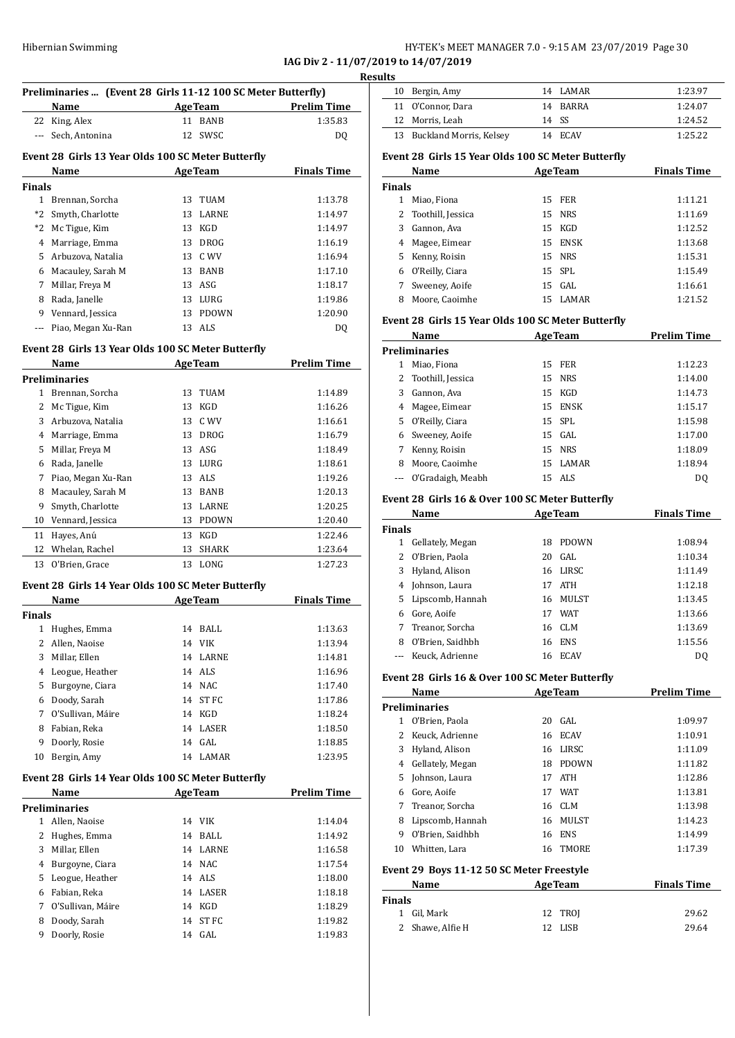IAG Div 2 - 11/07/2019 to 14/07/2019

**Results**

### Preliminaries ... (Event 28 Girls 11-12 100 SC Meter Butterfly)

| | Name | Age | Team | Prelim Time |
|---|---|---|---|---|
| 22 | King, Alex | 11 | BANB | 1:35.83 |
| --- | Sech, Antonina | 12 | SWSC | DQ |

### Event 28 Girls 13 Year Olds 100 SC Meter Butterfly

| | Name | Age | Team | Finals Time |
|---|---|---|---|---|
| **Finals** | | | | |
| 1 | Brennan, Sorcha | 13 | TUAM | 1:13.78 |
| *2 | Smyth, Charlotte | 13 | LARNE | 1:14.97 |
| *2 | Mc Tigue, Kim | 13 | KGD | 1:14.97 |
| 4 | Marriage, Emma | 13 | DROG | 1:16.19 |
| 5 | Arbuzova, Natalia | 13 | C WV | 1:16.94 |
| 6 | Macauley, Sarah M | 13 | BANB | 1:17.10 |
| 7 | Millar, Freya M | 13 | ASG | 1:18.17 |
| 8 | Rada, Janelle | 13 | LURG | 1:19.86 |
| 9 | Vennard, Jessica | 13 | PDOWN | 1:20.90 |
| --- | Piao, Megan Xu-Ran | 13 | ALS | DQ |

### Event 28 Girls 13 Year Olds 100 SC Meter Butterfly

| | Name | Age | Team | Prelim Time |
|---|---|---|---|---|
| **Preliminaries** | | | | |
| 1 | Brennan, Sorcha | 13 | TUAM | 1:14.89 |
| 2 | Mc Tigue, Kim | 13 | KGD | 1:16.26 |
| 3 | Arbuzova, Natalia | 13 | C WV | 1:16.61 |
| 4 | Marriage, Emma | 13 | DROG | 1:16.79 |
| 5 | Millar, Freya M | 13 | ASG | 1:18.49 |
| 6 | Rada, Janelle | 13 | LURG | 1:18.61 |
| 7 | Piao, Megan Xu-Ran | 13 | ALS | 1:19.26 |
| 8 | Macauley, Sarah M | 13 | BANB | 1:20.13 |
| 9 | Smyth, Charlotte | 13 | LARNE | 1:20.25 |
| 10 | Vennard, Jessica | 13 | PDOWN | 1:20.40 |
| 11 | Hayes, Anú | 13 | KGD | 1:22.46 |
| 12 | Whelan, Rachel | 13 | SHARK | 1:23.64 |
| 13 | O'Brien, Grace | 13 | LONG | 1:27.23 |

### Event 28 Girls 14 Year Olds 100 SC Meter Butterfly

| | Name | Age | Team | Finals Time |
|---|---|---|---|---|
| **Finals** | | | | |
| 1 | Hughes, Emma | 14 | BALL | 1:13.63 |
| 2 | Allen, Naoise | 14 | VIK | 1:13.94 |
| 3 | Millar, Ellen | 14 | LARNE | 1:14.81 |
| 4 | Leogue, Heather | 14 | ALS | 1:16.96 |
| 5 | Burgoyne, Ciara | 14 | NAC | 1:17.40 |
| 6 | Doody, Sarah | 14 | ST FC | 1:17.86 |
| 7 | O'Sullivan, Máire | 14 | KGD | 1:18.24 |
| 8 | Fabian, Reka | 14 | LASER | 1:18.50 |
| 9 | Doorly, Rosie | 14 | GAL | 1:18.85 |
| 10 | Bergin, Amy | 14 | LAMAR | 1:23.95 |

### Event 28 Girls 14 Year Olds 100 SC Meter Butterfly

| | Name | Age | Team | Prelim Time |
|---|---|---|---|---|
| **Preliminaries** | | | | |
| 1 | Allen, Naoise | 14 | VIK | 1:14.04 |
| 2 | Hughes, Emma | 14 | BALL | 1:14.92 |
| 3 | Millar, Ellen | 14 | LARNE | 1:16.58 |
| 4 | Burgoyne, Ciara | 14 | NAC | 1:17.54 |
| 5 | Leogue, Heather | 14 | ALS | 1:18.00 |
| 6 | Fabian, Reka | 14 | LASER | 1:18.18 |
| 7 | O'Sullivan, Máire | 14 | KGD | 1:18.29 |
| 8 | Doody, Sarah | 14 | ST FC | 1:19.82 |
| 9 | Doorly, Rosie | 14 | GAL | 1:19.83 |
| 10 | Bergin, Amy | 14 | LAMAR | 1:23.97 |
| 11 | O'Connor, Dara | 14 | BARRA | 1:24.07 |
| 12 | Morris, Leah | 14 | SS | 1:24.52 |
| 13 | Buckland Morris, Kelsey | 14 | ECAV | 1:25.22 |

### Event 28 Girls 15 Year Olds 100 SC Meter Butterfly

| | Name | Age | Team | Finals Time |
|---|---|---|---|---|
| **Finals** | | | | |
| 1 | Miao, Fiona | 15 | FER | 1:11.21 |
| 2 | Toothill, Jessica | 15 | NRS | 1:11.69 |
| 3 | Gannon, Ava | 15 | KGD | 1:12.52 |
| 4 | Magee, Eimear | 15 | ENSK | 1:13.68 |
| 5 | Kenny, Roisin | 15 | NRS | 1:15.31 |
| 6 | O'Reilly, Ciara | 15 | SPL | 1:15.49 |
| 7 | Sweeney, Aoife | 15 | GAL | 1:16.61 |
| 8 | Moore, Caoimhe | 15 | LAMAR | 1:21.52 |

### Event 28 Girls 15 Year Olds 100 SC Meter Butterfly

| | Name | Age | Team | Prelim Time |
|---|---|---|---|---|
| **Preliminaries** | | | | |
| 1 | Miao, Fiona | 15 | FER | 1:12.23 |
| 2 | Toothill, Jessica | 15 | NRS | 1:14.00 |
| 3 | Gannon, Ava | 15 | KGD | 1:14.73 |
| 4 | Magee, Eimear | 15 | ENSK | 1:15.17 |
| 5 | O'Reilly, Ciara | 15 | SPL | 1:15.98 |
| 6 | Sweeney, Aoife | 15 | GAL | 1:17.00 |
| 7 | Kenny, Roisin | 15 | NRS | 1:18.09 |
| 8 | Moore, Caoimhe | 15 | LAMAR | 1:18.94 |
| --- | O'Gradaigh, Meabh | 15 | ALS | DQ |

### Event 28 Girls 16 & Over 100 SC Meter Butterfly

| | Name | Age | Team | Finals Time |
|---|---|---|---|---|
| **Finals** | | | | |
| 1 | Gellately, Megan | 18 | PDOWN | 1:08.94 |
| 2 | O'Brien, Paola | 20 | GAL | 1:10.34 |
| 3 | Hyland, Alison | 16 | LIRSC | 1:11.49 |
| 4 | Johnson, Laura | 17 | ATH | 1:12.18 |
| 5 | Lipscomb, Hannah | 16 | MULST | 1:13.45 |
| 6 | Gore, Aoife | 17 | WAT | 1:13.66 |
| 7 | Treanor, Sorcha | 16 | CLM | 1:13.69 |
| 8 | O'Brien, Saidhbh | 16 | ENS | 1:15.56 |
| --- | Keuck, Adrienne | 16 | ECAV | DQ |

### Event 28 Girls 16 & Over 100 SC Meter Butterfly

| | Name | Age | Team | Prelim Time |
|---|---|---|---|---|
| **Preliminaries** | | | | |
| 1 | O'Brien, Paola | 20 | GAL | 1:09.97 |
| 2 | Keuck, Adrienne | 16 | ECAV | 1:10.91 |
| 3 | Hyland, Alison | 16 | LIRSC | 1:11.09 |
| 4 | Gellately, Megan | 18 | PDOWN | 1:11.82 |
| 5 | Johnson, Laura | 17 | ATH | 1:12.86 |
| 6 | Gore, Aoife | 17 | WAT | 1:13.81 |
| 7 | Treanor, Sorcha | 16 | CLM | 1:13.98 |
| 8 | Lipscomb, Hannah | 16 | MULST | 1:14.23 |
| 9 | O'Brien, Saidhbh | 16 | ENS | 1:14.99 |
| 10 | Whitten, Lara | 16 | TMORE | 1:17.39 |

### Event 29 Boys 11-12 50 SC Meter Freestyle

| | Name | Age | Team | Finals Time |
|---|---|---|---|---|
| **Finals** | | | | |
| 1 | Gil, Mark | 12 | TROJ | 29.62 |
| 2 | Shawe, Alfie H | 12 | LISB | 29.64 |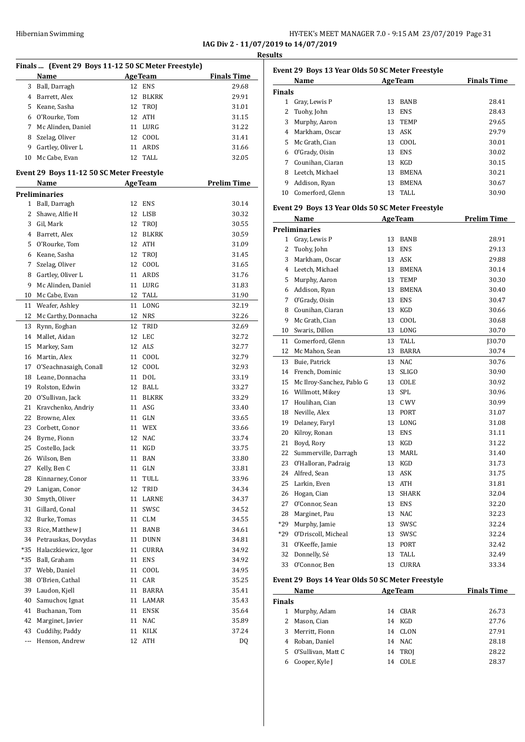IAG Div 2 - 11/07/2019 to 14/07/2019

**Results**

### Finals ... (Event 29 Boys 11-12 50 SC Meter Freestyle)

| | Name | Age | Team | Finals Time |
|---|---|---|---|---|
| 3 | Ball, Darragh | 12 | ENS | 29.68 |
| 4 | Barrett, Alex | 12 | BLKRK | 29.91 |
| 5 | Keane, Sasha | 12 | TROJ | 31.01 |
| 6 | O'Rourke, Tom | 12 | ATH | 31.15 |
| 7 | Mc Alinden, Daniel | 11 | LURG | 31.22 |
| 8 | Szelag, Oliver | 12 | COOL | 31.41 |
| 9 | Gartley, Oliver L | 11 | ARDS | 31.66 |
| 10 | Mc Cabe, Evan | 12 | TALL | 32.05 |

### Event 29 Boys 11-12 50 SC Meter Freestyle

| | Name | Age | Team | Prelim Time |
|---|---|---|---|---|
| **Preliminaries** | | | | |
| 1 | Ball, Darragh | 12 | ENS | 30.14 |
| 2 | Shawe, Alfie H | 12 | LISB | 30.32 |
| 3 | Gil, Mark | 12 | TROJ | 30.55 |
| 4 | Barrett, Alex | 12 | BLKRK | 30.59 |
| 5 | O'Rourke, Tom | 12 | ATH | 31.09 |
| 6 | Keane, Sasha | 12 | TROJ | 31.45 |
| 7 | Szelag, Oliver | 12 | COOL | 31.65 |
| 8 | Gartley, Oliver L | 11 | ARDS | 31.76 |
| 9 | Mc Alinden, Daniel | 11 | LURG | 31.83 |
| 10 | Mc Cabe, Evan | 12 | TALL | 31.90 |
| 11 | Weafer, Ashley | 11 | LONG | 32.19 |
| 12 | Mc Carthy, Donnacha | 12 | NRS | 32.26 |
| 13 | Rynn, Eoghan | 12 | TRID | 32.69 |
| 14 | Mallet, Aidan | 12 | LEC | 32.72 |
| 15 | Markey, Sam | 12 | ALS | 32.77 |
| 16 | Martin, Alex | 11 | COOL | 32.79 |
| 17 | O'Seachnasaigh, Conall | 12 | COOL | 32.93 |
| 18 | Leane, Donnacha | 11 | DOL | 33.19 |
| 19 | Rolston, Edwin | 12 | BALL | 33.27 |
| 20 | O'Sullivan, Jack | 11 | BLKRK | 33.29 |
| 21 | Kravchenko, Andriy | 11 | ASG | 33.40 |
| 22 | Browne, Alex | 11 | GLN | 33.65 |
| 23 | Corbett, Conor | 11 | WEX | 33.66 |
| 24 | Byrne, Fionn | 12 | NAC | 33.74 |
| 25 | Costello, Jack | 11 | KGD | 33.75 |
| 26 | Wilson, Ben | 11 | BAN | 33.80 |
| 27 | Kelly, Ben C | 11 | GLN | 33.81 |
| 28 | Kinnarney, Conor | 11 | TULL | 33.96 |
| 29 | Lanigan, Conor | 12 | TRID | 34.34 |
| 30 | Smyth, Oliver | 11 | LARNE | 34.37 |
| 31 | Gillard, Conal | 11 | SWSC | 34.52 |
| 32 | Burke, Tomas | 11 | CLM | 34.55 |
| 33 | Rice, Matthew J | 11 | BANB | 34.61 |
| 34 | Petrauskas, Dovydas | 11 | DUNN | 34.81 |
| *35 | Halaczkiewicz, Igor | 11 | CURRA | 34.92 |
| *35 | Ball, Graham | 11 | ENS | 34.92 |
| 37 | Webb, Daniel | 11 | COOL | 34.95 |
| 38 | O'Brien, Cathal | 11 | CAR | 35.25 |
| 39 | Laudon, Kjell | 11 | BARRA | 35.41 |
| 40 | Samuchov, Ignat | 11 | LAMAR | 35.43 |
| 41 | Buchanan, Tom | 11 | ENSK | 35.64 |
| 42 | Marginet, Javier | 11 | NAC | 35.89 |
| 43 | Cuddihy, Paddy | 11 | KILK | 37.24 |
| --- | Henson, Andrew | 12 | ATH | DQ |

### Event 29 Boys 13 Year Olds 50 SC Meter Freestyle

| | Name | Age | Team | Finals Time |
|---|---|---|---|---|
| **Finals** | | | | |
| 1 | Gray, Lewis P | 13 | BANB | 28.41 |
| 2 | Tuohy, John | 13 | ENS | 28.43 |
| 3 | Murphy, Aaron | 13 | TEMP | 29.65 |
| 4 | Markham, Oscar | 13 | ASK | 29.79 |
| 5 | Mc Grath, Cian | 13 | COOL | 30.01 |
| 6 | O'Grady, Oisin | 13 | ENS | 30.02 |
| 7 | Counihan, Ciaran | 13 | KGD | 30.15 |
| 8 | Leetch, Michael | 13 | BMENA | 30.21 |
| 9 | Addison, Ryan | 13 | BMENA | 30.67 |
| 10 | Comerford, Glenn | 13 | TALL | 30.90 |

### Event 29 Boys 13 Year Olds 50 SC Meter Freestyle

| | Name | Age | Team | Prelim Time |
|---|---|---|---|---|
| **Preliminaries** | | | | |
| 1 | Gray, Lewis P | 13 | BANB | 28.91 |
| 2 | Tuohy, John | 13 | ENS | 29.13 |
| 3 | Markham, Oscar | 13 | ASK | 29.88 |
| 4 | Leetch, Michael | 13 | BMENA | 30.14 |
| 5 | Murphy, Aaron | 13 | TEMP | 30.30 |
| 6 | Addison, Ryan | 13 | BMENA | 30.40 |
| 7 | O'Grady, Oisin | 13 | ENS | 30.47 |
| 8 | Counihan, Ciaran | 13 | KGD | 30.66 |
| 9 | Mc Grath, Cian | 13 | COOL | 30.68 |
| 10 | Swaris, Dillon | 13 | LONG | 30.70 |
| 11 | Comerford, Glenn | 13 | TALL | J30.70 |
| 12 | Mc Mahon, Sean | 13 | BARRA | 30.74 |
| 13 | Buie, Patrick | 13 | NAC | 30.76 |
| 14 | French, Dominic | 13 | SLIGO | 30.90 |
| 15 | Mc Ilroy-Sanchez, Pablo G | 13 | COLE | 30.92 |
| 16 | Willmott, Mikey | 13 | SPL | 30.96 |
| 17 | Houlihan, Cian | 13 | C WV | 30.99 |
| 18 | Neville, Alex | 13 | PORT | 31.07 |
| 19 | Delaney, Faryl | 13 | LONG | 31.08 |
| 20 | Kilroy, Ronan | 13 | ENS | 31.11 |
| 21 | Boyd, Rory | 13 | KGD | 31.22 |
| 22 | Summerville, Darragh | 13 | MARL | 31.40 |
| 23 | O'Halloran, Padraig | 13 | KGD | 31.73 |
| 24 | Alfred, Sean | 13 | ASK | 31.75 |
| 25 | Larkin, Even | 13 | ATH | 31.81 |
| 26 | Hogan, Cian | 13 | SHARK | 32.04 |
| 27 | O'Connor, Sean | 13 | ENS | 32.20 |
| 28 | Marginet, Pau | 13 | NAC | 32.23 |
| *29 | Murphy, Jamie | 13 | SWSC | 32.24 |
| *29 | O'Driscoll, Micheal | 13 | SWSC | 32.24 |
| 31 | O'Keeffe, Jamie | 13 | PORT | 32.42 |
| 32 | Donnelly, Sé | 13 | TALL | 32.49 |
| 33 | O'Connor, Ben | 13 | CURRA | 33.34 |

### Event 29 Boys 14 Year Olds 50 SC Meter Freestyle

| | Name | Age | Team | Finals Time |
|---|---|---|---|---|
| **Finals** | | | | |
| 1 | Murphy, Adam | 14 | CBAR | 26.73 |
| 2 | Mason, Cian | 14 | KGD | 27.76 |
| 3 | Merritt, Fionn | 14 | CLON | 27.91 |
| 4 | Roban, Daniel | 14 | NAC | 28.18 |
| 5 | O'Sullivan, Matt C | 14 | TROJ | 28.22 |
| 6 | Cooper, Kyle J | 14 | COLE | 28.37 |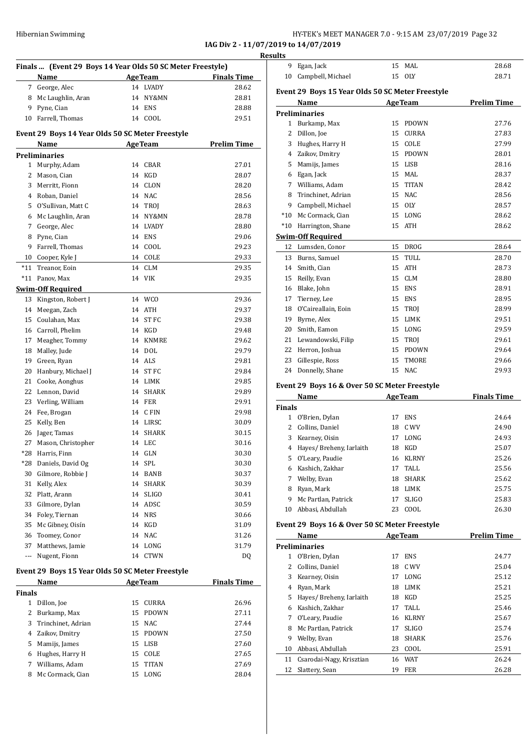**IAG Div 2 - 11/07/2019 to 14/07/2019**

**Results**

## Finals ... (Event 29 Boys 14 Year Olds 50 SC Meter Freestyle)

| | Name | Age | Team | Finals Time |
|---|---|---|---|---|
| 7 | George, Alec | 14 | LVADY | 28.62 |
| 8 | Mc Laughlin, Aran | 14 | NY&MN | 28.81 |
| 9 | Pyne, Cian | 14 | ENS | 28.88 |
| 10 | Farrell, Thomas | 14 | COOL | 29.51 |

## Event 29 Boys 14 Year Olds 50 SC Meter Freestyle

| | Name | Age | Team | Prelim Time |
|---|---|---|---|---|
| **Preliminaries** | | | | |
| 1 | Murphy, Adam | 14 | CBAR | 27.01 |
| 2 | Mason, Cian | 14 | KGD | 28.07 |
| 3 | Merritt, Fionn | 14 | CLON | 28.20 |
| 4 | Roban, Daniel | 14 | NAC | 28.56 |
| 5 | O'Sullivan, Matt C | 14 | TROJ | 28.63 |
| 6 | Mc Laughlin, Aran | 14 | NY&MN | 28.78 |
| 7 | George, Alec | 14 | LVADY | 28.80 |
| 8 | Pyne, Cian | 14 | ENS | 29.06 |
| 9 | Farrell, Thomas | 14 | COOL | 29.23 |
| 10 | Cooper, Kyle J | 14 | COLE | 29.33 |
| *11 | Treanor, Eoin | 14 | CLM | 29.35 |
| *11 | Panov, Max | 14 | VIK | 29.35 |
| **Swim-Off Required** | | | | |
| 13 | Kingston, Robert J | 14 | WCO | 29.36 |
| 14 | Meegan, Zach | 14 | ATH | 29.37 |
| 15 | Coulahan, Max | 14 | ST FC | 29.38 |
| 16 | Carroll, Phelim | 14 | KGD | 29.48 |
| 17 | Meagher, Tommy | 14 | KNMRE | 29.62 |
| 18 | Malley, Jude | 14 | DOL | 29.79 |
| 19 | Green, Ryan | 14 | ALS | 29.81 |
| 20 | Hanbury, Michael J | 14 | ST FC | 29.84 |
| 21 | Cooke, Aonghus | 14 | LIMK | 29.85 |
| 22 | Lennon, David | 14 | SHARK | 29.89 |
| 23 | Verling, William | 14 | FER | 29.91 |
| 24 | Fee, Brogan | 14 | C FIN | 29.98 |
| 25 | Kelly, Ben | 14 | LIRSC | 30.09 |
| 26 | Jager, Tamas | 14 | SHARK | 30.15 |
| 27 | Mason, Christopher | 14 | LEC | 30.16 |
| *28 | Harris, Finn | 14 | GLN | 30.30 |
| *28 | Daniels, David Og | 14 | SPL | 30.30 |
| 30 | Gilmore, Robbie J | 14 | BANB | 30.37 |
| 31 | Kelly, Alex | 14 | SHARK | 30.39 |
| 32 | Platt, Arann | 14 | SLIGO | 30.41 |
| 33 | Gilmore, Dylan | 14 | ADSC | 30.59 |
| 34 | Foley, Tiernan | 14 | NRS | 30.66 |
| 35 | Mc Gibney, Oisín | 14 | KGD | 31.09 |
| 36 | Toomey, Conor | 14 | NAC | 31.26 |
| 37 | Matthews, Jamie | 14 | LONG | 31.79 |
| --- | Nugent, Fionn | 14 | CTWN | DQ |

## Event 29 Boys 15 Year Olds 50 SC Meter Freestyle

| | Name | Age | Team | Finals Time |
|---|---|---|---|---|
| **Finals** | | | | |
| 1 | Dillon, Joe | 15 | CURRA | 26.96 |
| 2 | Burkamp, Max | 15 | PDOWN | 27.11 |
| 3 | Trinchinet, Adrian | 15 | NAC | 27.44 |
| 4 | Zaikov, Dmitry | 15 | PDOWN | 27.50 |
| 5 | Mamijs, James | 15 | LISB | 27.60 |
| 6 | Hughes, Harry H | 15 | COLE | 27.65 |
| 7 | Williams, Adam | 15 | TITAN | 27.69 |
| 8 | Mc Cormack, Cian | 15 | LONG | 28.04 |
| 9 | Egan, Jack | 15 | MAL | 28.68 |
| 10 | Campbell, Michael | 15 | OLY | 28.71 |

## Event 29 Boys 15 Year Olds 50 SC Meter Freestyle

| | Name | Age | Team | Prelim Time |
|---|---|---|---|---|
| **Preliminaries** | | | | |
| 1 | Burkamp, Max | 15 | PDOWN | 27.76 |
| 2 | Dillon, Joe | 15 | CURRA | 27.83 |
| 3 | Hughes, Harry H | 15 | COLE | 27.99 |
| 4 | Zaikov, Dmitry | 15 | PDOWN | 28.01 |
| 5 | Mamijs, James | 15 | LISB | 28.16 |
| 6 | Egan, Jack | 15 | MAL | 28.37 |
| 7 | Williams, Adam | 15 | TITAN | 28.42 |
| 8 | Trinchinet, Adrian | 15 | NAC | 28.56 |
| 9 | Campbell, Michael | 15 | OLY | 28.57 |
| *10 | Mc Cormack, Cian | 15 | LONG | 28.62 |
| *10 | Harrington, Shane | 15 | ATH | 28.62 |
| **Swim-Off Required** | | | | |
| 12 | Lumsden, Conor | 15 | DROG | 28.64 |
| 13 | Burns, Samuel | 15 | TULL | 28.70 |
| 14 | Smith, Cian | 15 | ATH | 28.73 |
| 15 | Reilly, Evan | 15 | CLM | 28.80 |
| 16 | Blake, John | 15 | ENS | 28.91 |
| 17 | Tierney, Lee | 15 | ENS | 28.95 |
| 18 | O'Caireallain, Eoin | 15 | TROJ | 28.99 |
| 19 | Byrne, Alex | 15 | LIMK | 29.51 |
| 20 | Smith, Eamon | 15 | LONG | 29.59 |
| 21 | Lewandowski, Filip | 15 | TROJ | 29.61 |
| 22 | Herron, Joshua | 15 | PDOWN | 29.64 |
| 23 | Gillespie, Ross | 15 | TMORE | 29.66 |
| 24 | Donnelly, Shane | 15 | NAC | 29.93 |

## Event 29 Boys 16 & Over 50 SC Meter Freestyle

| | Name | Age | Team | Finals Time |
|---|---|---|---|---|
| **Finals** | | | | |
| 1 | O'Brien, Dylan | 17 | ENS | 24.64 |
| 2 | Collins, Daniel | 18 | C WV | 24.90 |
| 3 | Kearney, Oisin | 17 | LONG | 24.93 |
| 4 | Hayes/ Breheny, Iarlaith | 18 | KGD | 25.07 |
| 5 | O'Leary, Paudie | 16 | KLRNY | 25.26 |
| 6 | Kashich, Zakhar | 17 | TALL | 25.56 |
| 7 | Welby, Evan | 18 | SHARK | 25.62 |
| 8 | Ryan, Mark | 18 | LIMK | 25.75 |
| 9 | Mc Partlan, Patrick | 17 | SLIGO | 25.83 |
| 10 | Abbasi, Abdullah | 23 | COOL | 26.30 |

## Event 29 Boys 16 & Over 50 SC Meter Freestyle

| | Name | Age | Team | Prelim Time |
|---|---|---|---|---|
| **Preliminaries** | | | | |
| 1 | O'Brien, Dylan | 17 | ENS | 24.77 |
| 2 | Collins, Daniel | 18 | C WV | 25.04 |
| 3 | Kearney, Oisin | 17 | LONG | 25.12 |
| 4 | Ryan, Mark | 18 | LIMK | 25.21 |
| 5 | Hayes/ Breheny, Iarlaith | 18 | KGD | 25.25 |
| 6 | Kashich, Zakhar | 17 | TALL | 25.46 |
| 7 | O'Leary, Paudie | 16 | KLRNY | 25.67 |
| 8 | Mc Partlan, Patrick | 17 | SLIGO | 25.74 |
| 9 | Welby, Evan | 18 | SHARK | 25.76 |
| 10 | Abbasi, Abdullah | 23 | COOL | 25.91 |
| 11 | Csarodai-Nagy, Krisztian | 16 | WAT | 26.24 |
| 12 | Slattery, Sean | 19 | FER | 26.28 |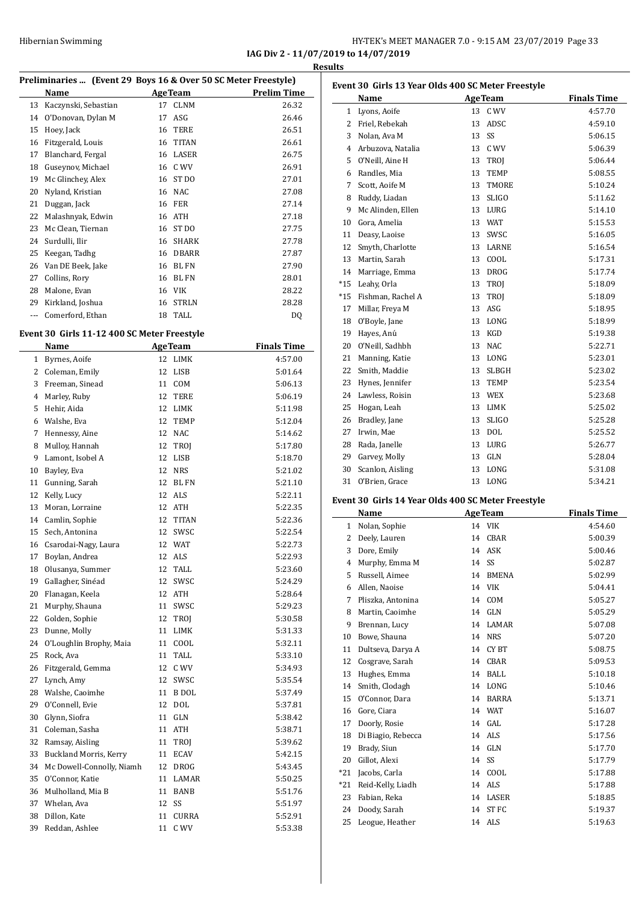IAG Div 2 - 11/07/2019 to 14/07/2019

Results

### Preliminaries ... (Event 29 Boys 16 & Over 50 SC Meter Freestyle)

| | Name | Age | Team | Prelim Time |
|---|---|---|---|---|
| 13 | Kaczynski, Sebastian | 17 | CLNM | 26.32 |
| 14 | O'Donovan, Dylan M | 17 | ASG | 26.46 |
| 15 | Hoey, Jack | 16 | TERE | 26.51 |
| 16 | Fitzgerald, Louis | 16 | TITAN | 26.61 |
| 17 | Blanchard, Fergal | 16 | LASER | 26.75 |
| 18 | Guseynov, Michael | 16 | C WV | 26.91 |
| 19 | Mc Glinchey, Alex | 16 | ST DO | 27.01 |
| 20 | Nyland, Kristian | 16 | NAC | 27.08 |
| 21 | Duggan, Jack | 16 | FER | 27.14 |
| 22 | Malashnyak, Edwin | 16 | ATH | 27.18 |
| 23 | Mc Clean, Tiernan | 16 | ST DO | 27.75 |
| 24 | Surdulli, Ilir | 16 | SHARK | 27.78 |
| 25 | Keegan, Tadhg | 16 | DBARR | 27.87 |
| 26 | Van DE Beek, Jake | 16 | BL FN | 27.90 |
| 27 | Collins, Rory | 16 | BL FN | 28.01 |
| 28 | Malone, Evan | 16 | VIK | 28.22 |
| 29 | Kirkland, Joshua | 16 | STRLN | 28.28 |
| --- | Comerford, Ethan | 18 | TALL | DQ |

### Event 30 Girls 11-12 400 SC Meter Freestyle

| | Name | Age | Team | Finals Time |
|---|---|---|---|---|
| 1 | Byrnes, Aoife | 12 | LIMK | 4:57.00 |
| 2 | Coleman, Emily | 12 | LISB | 5:01.64 |
| 3 | Freeman, Sinead | 11 | COM | 5:06.13 |
| 4 | Marley, Ruby | 12 | TERE | 5:06.19 |
| 5 | Hehir, Aida | 12 | LIMK | 5:11.98 |
| 6 | Walshe, Eva | 12 | TEMP | 5:12.04 |
| 7 | Hennessy, Aine | 12 | NAC | 5:14.62 |
| 8 | Mulloy, Hannah | 12 | TROJ | 5:17.80 |
| 9 | Lamont, Isobel A | 12 | LISB | 5:18.70 |
| 10 | Bayley, Eva | 12 | NRS | 5:21.02 |
| 11 | Gunning, Sarah | 12 | BL FN | 5:21.10 |
| 12 | Kelly, Lucy | 12 | ALS | 5:22.11 |
| 13 | Moran, Lorraine | 12 | ATH | 5:22.35 |
| 14 | Camlin, Sophie | 12 | TITAN | 5:22.36 |
| 15 | Sech, Antonina | 12 | SWSC | 5:22.54 |
| 16 | Csarodai-Nagy, Laura | 12 | WAT | 5:22.73 |
| 17 | Boylan, Andrea | 12 | ALS | 5:22.93 |
| 18 | Olusanya, Summer | 12 | TALL | 5:23.60 |
| 19 | Gallagher, Sinéad | 12 | SWSC | 5:24.29 |
| 20 | Flanagan, Keela | 12 | ATH | 5:28.64 |
| 21 | Murphy, Shauna | 11 | SWSC | 5:29.23 |
| 22 | Golden, Sophie | 12 | TROJ | 5:30.58 |
| 23 | Dunne, Molly | 11 | LIMK | 5:31.33 |
| 24 | O'Loughlin Brophy, Maia | 11 | COOL | 5:32.11 |
| 25 | Rock, Ava | 11 | TALL | 5:33.10 |
| 26 | Fitzgerald, Gemma | 12 | C WV | 5:34.93 |
| 27 | Lynch, Amy | 12 | SWSC | 5:35.54 |
| 28 | Walshe, Caoimhe | 11 | B DOL | 5:37.49 |
| 29 | O'Connell, Evie | 12 | DOL | 5:37.81 |
| 30 | Glynn, Siofra | 11 | GLN | 5:38.42 |
| 31 | Coleman, Sasha | 11 | ATH | 5:38.71 |
| 32 | Ramsay, Aisling | 11 | TROJ | 5:39.62 |
| 33 | Buckland Morris, Kerry | 11 | ECAV | 5:42.15 |
| 34 | Mc Dowell-Connolly, Niamh | 12 | DROG | 5:43.45 |
| 35 | O'Connor, Katie | 11 | LAMAR | 5:50.25 |
| 36 | Mulholland, Mia B | 11 | BANB | 5:51.76 |
| 37 | Whelan, Ava | 12 | SS | 5:51.97 |
| 38 | Dillon, Kate | 11 | CURRA | 5:52.91 |
| 39 | Reddan, Ashlee | 11 | C WV | 5:53.38 |

### Event 30 Girls 13 Year Olds 400 SC Meter Freestyle

| | Name | Age | Team | Finals Time |
|---|---|---|---|---|
| 1 | Lyons, Aoife | 13 | C WV | 4:57.70 |
| 2 | Friel, Rebekah | 13 | ADSC | 4:59.10 |
| 3 | Nolan, Ava M | 13 | SS | 5:06.15 |
| 4 | Arbuzova, Natalia | 13 | C WV | 5:06.39 |
| 5 | O'Neill, Aine H | 13 | TROJ | 5:06.44 |
| 6 | Randles, Mia | 13 | TEMP | 5:08.55 |
| 7 | Scott, Aoife M | 13 | TMORE | 5:10.24 |
| 8 | Ruddy, Liadan | 13 | SLIGO | 5:11.62 |
| 9 | Mc Alinden, Ellen | 13 | LURG | 5:14.10 |
| 10 | Gora, Amelia | 13 | WAT | 5:15.53 |
| 11 | Deasy, Laoise | 13 | SWSC | 5:16.05 |
| 12 | Smyth, Charlotte | 13 | LARNE | 5:16.54 |
| 13 | Martin, Sarah | 13 | COOL | 5:17.31 |
| 14 | Marriage, Emma | 13 | DROG | 5:17.74 |
| *15 | Leahy, Orla | 13 | TROJ | 5:18.09 |
| *15 | Fishman, Rachel A | 13 | TROJ | 5:18.09 |
| 17 | Millar, Freya M | 13 | ASG | 5:18.95 |
| 18 | O'Boyle, Jane | 13 | LONG | 5:18.99 |
| 19 | Hayes, Anú | 13 | KGD | 5:19.38 |
| 20 | O'Neill, Sadhbh | 13 | NAC | 5:22.71 |
| 21 | Manning, Katie | 13 | LONG | 5:23.01 |
| 22 | Smith, Maddie | 13 | SLBGH | 5:23.02 |
| 23 | Hynes, Jennifer | 13 | TEMP | 5:23.54 |
| 24 | Lawless, Roisin | 13 | WEX | 5:23.68 |
| 25 | Hogan, Leah | 13 | LIMK | 5:25.02 |
| 26 | Bradley, Jane | 13 | SLIGO | 5:25.28 |
| 27 | Irwin, Mae | 13 | DOL | 5:25.52 |
| 28 | Rada, Janelle | 13 | LURG | 5:26.77 |
| 29 | Garvey, Molly | 13 | GLN | 5:28.04 |
| 30 | Scanlon, Aisling | 13 | LONG | 5:31.08 |
| 31 | O'Brien, Grace | 13 | LONG | 5:34.21 |

### Event 30 Girls 14 Year Olds 400 SC Meter Freestyle

| | Name | Age | Team | Finals Time |
|---|---|---|---|---|
| 1 | Nolan, Sophie | 14 | VIK | 4:54.60 |
| 2 | Deely, Lauren | 14 | CBAR | 5:00.39 |
| 3 | Dore, Emily | 14 | ASK | 5:00.46 |
| 4 | Murphy, Emma M | 14 | SS | 5:02.87 |
| 5 | Russell, Aimee | 14 | BMENA | 5:02.99 |
| 6 | Allen, Naoise | 14 | VIK | 5:04.41 |
| 7 | Pliszka, Antonina | 14 | COM | 5:05.27 |
| 8 | Martin, Caoimhe | 14 | GLN | 5:05.29 |
| 9 | Brennan, Lucy | 14 | LAMAR | 5:07.08 |
| 10 | Bowe, Shauna | 14 | NRS | 5:07.20 |
| 11 | Dultseva, Darya A | 14 | CY BT | 5:08.75 |
| 12 | Cosgrave, Sarah | 14 | CBAR | 5:09.53 |
| 13 | Hughes, Emma | 14 | BALL | 5:10.18 |
| 14 | Smith, Clodagh | 14 | LONG | 5:10.46 |
| 15 | O'Connor, Dara | 14 | BARRA | 5:13.71 |
| 16 | Gore, Ciara | 14 | WAT | 5:16.07 |
| 17 | Doorly, Rosie | 14 | GAL | 5:17.28 |
| 18 | Di Biagio, Rebecca | 14 | ALS | 5:17.56 |
| 19 | Brady, Siun | 14 | GLN | 5:17.70 |
| 20 | Gillot, Alexi | 14 | SS | 5:17.79 |
| *21 | Jacobs, Carla | 14 | COOL | 5:17.88 |
| *21 | Reid-Kelly, Liadh | 14 | ALS | 5:17.88 |
| 23 | Fabian, Reka | 14 | LASER | 5:18.85 |
| 24 | Doody, Sarah | 14 | ST FC | 5:19.37 |
| 25 | Leogue, Heather | 14 | ALS | 5:19.63 |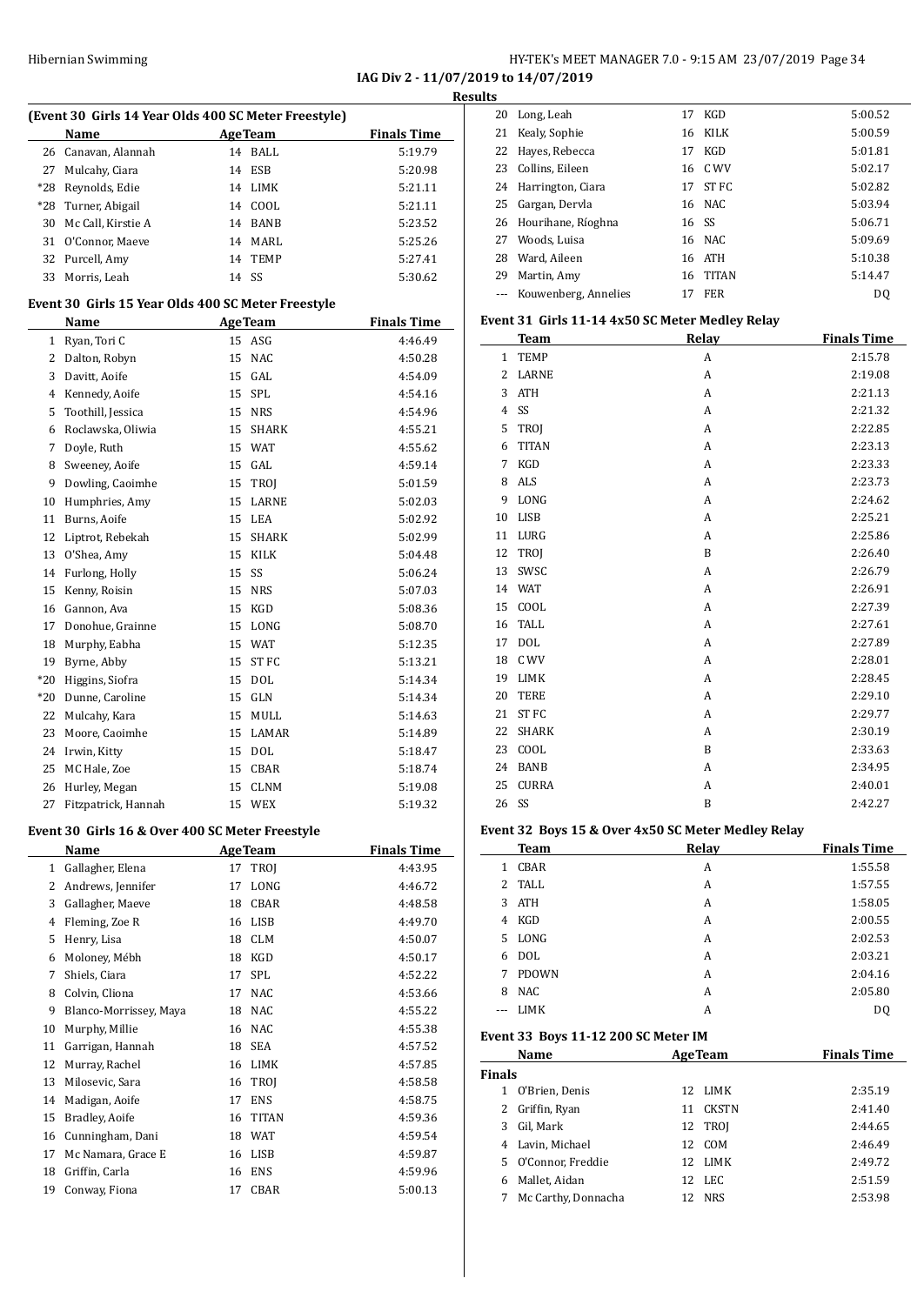**IAG Div 2 - 11/07/2019 to 14/07/2019**

**Results**

### (Event 30 Girls 14 Year Olds 400 SC Meter Freestyle)

| | Name | Age | Team | Finals Time |
|---|---|---|---|---|
| 26 | Canavan, Alannah | 14 | BALL | 5:19.79 |
| 27 | Mulcahy, Ciara | 14 | ESB | 5:20.98 |
| *28 | Reynolds, Edie | 14 | LIMK | 5:21.11 |
| *28 | Turner, Abigail | 14 | COOL | 5:21.11 |
| 30 | Mc Call, Kirstie A | 14 | BANB | 5:23.52 |
| 31 | O'Connor, Maeve | 14 | MARL | 5:25.26 |
| 32 | Purcell, Amy | 14 | TEMP | 5:27.41 |
| 33 | Morris, Leah | 14 | SS | 5:30.62 |

### Event 30 Girls 15 Year Olds 400 SC Meter Freestyle

| | Name | Age | Team | Finals Time |
|---|---|---|---|---|
| 1 | Ryan, Tori C | 15 | ASG | 4:46.49 |
| 2 | Dalton, Robyn | 15 | NAC | 4:50.28 |
| 3 | Davitt, Aoife | 15 | GAL | 4:54.09 |
| 4 | Kennedy, Aoife | 15 | SPL | 4:54.16 |
| 5 | Toothill, Jessica | 15 | NRS | 4:54.96 |
| 6 | Roclawska, Oliwia | 15 | SHARK | 4:55.21 |
| 7 | Doyle, Ruth | 15 | WAT | 4:55.62 |
| 8 | Sweeney, Aoife | 15 | GAL | 4:59.14 |
| 9 | Dowling, Caoimhe | 15 | TROJ | 5:01.59 |
| 10 | Humphries, Amy | 15 | LARNE | 5:02.03 |
| 11 | Burns, Aoife | 15 | LEA | 5:02.92 |
| 12 | Liptrot, Rebekah | 15 | SHARK | 5:02.99 |
| 13 | O'Shea, Amy | 15 | KILK | 5:04.48 |
| 14 | Furlong, Holly | 15 | SS | 5:06.24 |
| 15 | Kenny, Roisin | 15 | NRS | 5:07.03 |
| 16 | Gannon, Ava | 15 | KGD | 5:08.36 |
| 17 | Donohue, Grainne | 15 | LONG | 5:08.70 |
| 18 | Murphy, Eabha | 15 | WAT | 5:12.35 |
| 19 | Byrne, Abby | 15 | ST FC | 5:13.21 |
| *20 | Higgins, Siofra | 15 | DOL | 5:14.34 |
| *20 | Dunne, Caroline | 15 | GLN | 5:14.34 |
| 22 | Mulcahy, Kara | 15 | MULL | 5:14.63 |
| 23 | Moore, Caoimhe | 15 | LAMAR | 5:14.89 |
| 24 | Irwin, Kitty | 15 | DOL | 5:18.47 |
| 25 | MC Hale, Zoe | 15 | CBAR | 5:18.74 |
| 26 | Hurley, Megan | 15 | CLNM | 5:19.08 |
| 27 | Fitzpatrick, Hannah | 15 | WEX | 5:19.32 |

### Event 30 Girls 16 & Over 400 SC Meter Freestyle

| | Name | Age | Team | Finals Time |
|---|---|---|---|---|
| 1 | Gallagher, Elena | 17 | TROJ | 4:43.95 |
| 2 | Andrews, Jennifer | 17 | LONG | 4:46.72 |
| 3 | Gallagher, Maeve | 18 | CBAR | 4:48.58 |
| 4 | Fleming, Zoe R | 16 | LISB | 4:49.70 |
| 5 | Henry, Lisa | 18 | CLM | 4:50.07 |
| 6 | Moloney, Mébh | 18 | KGD | 4:50.17 |
| 7 | Shiels, Ciara | 17 | SPL | 4:52.22 |
| 8 | Colvin, Cliona | 17 | NAC | 4:53.66 |
| 9 | Blanco-Morrissey, Maya | 18 | NAC | 4:55.22 |
| 10 | Murphy, Millie | 16 | NAC | 4:55.38 |
| 11 | Garrigan, Hannah | 18 | SEA | 4:57.52 |
| 12 | Murray, Rachel | 16 | LIMK | 4:57.85 |
| 13 | Milosevic, Sara | 16 | TROJ | 4:58.58 |
| 14 | Madigan, Aoife | 17 | ENS | 4:58.75 |
| 15 | Bradley, Aoife | 16 | TITAN | 4:59.36 |
| 16 | Cunningham, Dani | 18 | WAT | 4:59.54 |
| 17 | Mc Namara, Grace E | 16 | LISB | 4:59.87 |
| 18 | Griffin, Carla | 16 | ENS | 4:59.96 |
| 19 | Conway, Fiona | 17 | CBAR | 5:00.13 |
| 20 | Long, Leah | 17 | KGD | 5:00.52 |
| 21 | Kealy, Sophie | 16 | KILK | 5:00.59 |
| 22 | Hayes, Rebecca | 17 | KGD | 5:01.81 |
| 23 | Collins, Eileen | 16 | C WV | 5:02.17 |
| 24 | Harrington, Ciara | 17 | ST FC | 5:02.82 |
| 25 | Gargan, Dervla | 16 | NAC | 5:03.94 |
| 26 | Hourihane, Ríoghna | 16 | SS | 5:06.71 |
| 27 | Woods, Luisa | 16 | NAC | 5:09.69 |
| 28 | Ward, Aileen | 16 | ATH | 5:10.38 |
| 29 | Martin, Amy | 16 | TITAN | 5:14.47 |
| --- | Kouwenberg, Annelies | 17 | FER | DQ |

### Event 31 Girls 11-14 4x50 SC Meter Medley Relay

| | Team | Relay | Finals Time |
|---|---|---|---|
| 1 | TEMP | A | 2:15.78 |
| 2 | LARNE | A | 2:19.08 |
| 3 | ATH | A | 2:21.13 |
| 4 | SS | A | 2:21.32 |
| 5 | TROJ | A | 2:22.85 |
| 6 | TITAN | A | 2:23.13 |
| 7 | KGD | A | 2:23.33 |
| 8 | ALS | A | 2:23.73 |
| 9 | LONG | A | 2:24.62 |
| 10 | LISB | A | 2:25.21 |
| 11 | LURG | A | 2:25.86 |
| 12 | TROJ | B | 2:26.40 |
| 13 | SWSC | A | 2:26.79 |
| 14 | WAT | A | 2:26.91 |
| 15 | COOL | A | 2:27.39 |
| 16 | TALL | A | 2:27.61 |
| 17 | DOL | A | 2:27.89 |
| 18 | C WV | A | 2:28.01 |
| 19 | LIMK | A | 2:28.45 |
| 20 | TERE | A | 2:29.10 |
| 21 | ST FC | A | 2:29.77 |
| 22 | SHARK | A | 2:30.19 |
| 23 | COOL | B | 2:33.63 |
| 24 | BANB | A | 2:34.95 |
| 25 | CURRA | A | 2:40.01 |
| 26 | SS | B | 2:42.27 |

### Event 32 Boys 15 & Over 4x50 SC Meter Medley Relay

| | Team | Relay | Finals Time |
|---|---|---|---|
| 1 | CBAR | A | 1:55.58 |
| 2 | TALL | A | 1:57.55 |
| 3 | ATH | A | 1:58.05 |
| 4 | KGD | A | 2:00.55 |
| 5 | LONG | A | 2:02.53 |
| 6 | DOL | A | 2:03.21 |
| 7 | PDOWN | A | 2:04.16 |
| 8 | NAC | A | 2:05.80 |
| --- | LIMK | A | DQ |

### Event 33 Boys 11-12 200 SC Meter IM

| | Name | Age | Team | Finals Time |
|---|---|---|---|---|
| **Finals** | | | | |
| 1 | O'Brien, Denis | 12 | LIMK | 2:35.19 |
| 2 | Griffin, Ryan | 11 | CKSTN | 2:41.40 |
| 3 | Gil, Mark | 12 | TROJ | 2:44.65 |
| 4 | Lavin, Michael | 12 | COM | 2:46.49 |
| 5 | O'Connor, Freddie | 12 | LIMK | 2:49.72 |
| 6 | Mallet, Aidan | 12 | LEC | 2:51.59 |
| 7 | Mc Carthy, Donnacha | 12 | NRS | 2:53.98 |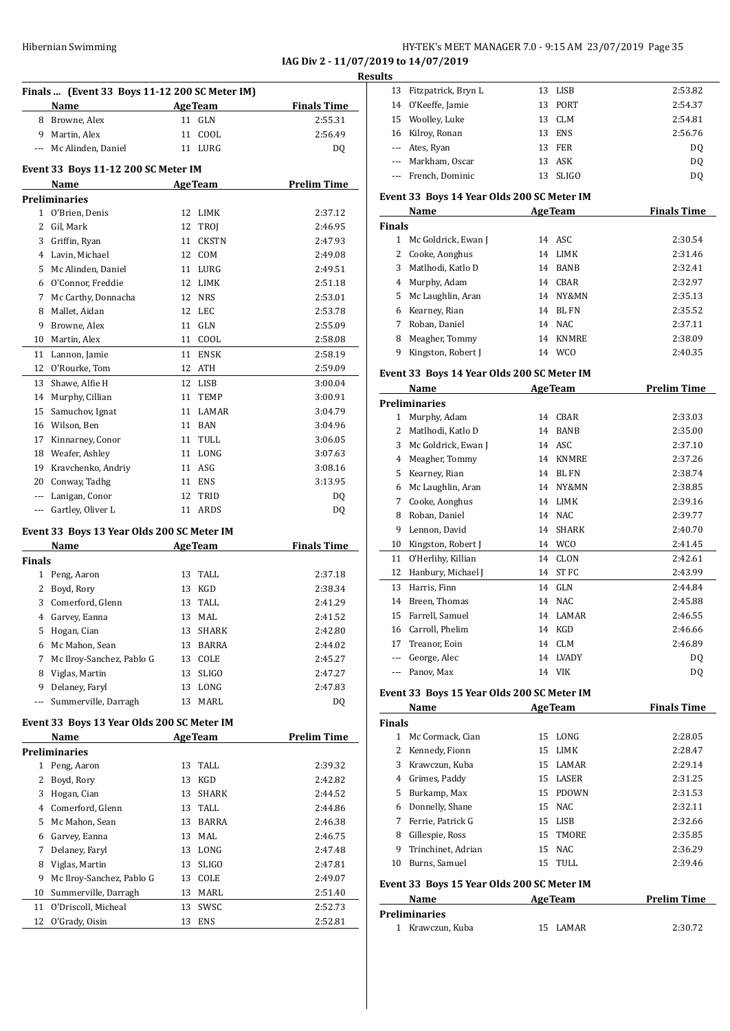IAG Div 2 - 11/07/2019 to 14/07/2019

**Results**

### Finals ... (Event 33 Boys 11-12 200 SC Meter IM)

| | Name | Age | Team | Finals Time |
|---|---|---|---|---|
| 8 | Browne, Alex | 11 | GLN | 2:55.31 |
| 9 | Martin, Alex | 11 | COOL | 2:56.49 |
| --- | Mc Alinden, Daniel | 11 | LURG | DQ |

### Event 33 Boys 11-12 200 SC Meter IM

| | Name | Age | Team | Prelim Time |
|---|---|---|---|---|
| **Preliminaries** | | | | |
| 1 | O'Brien, Denis | 12 | LIMK | 2:37.12 |
| 2 | Gil, Mark | 12 | TROJ | 2:46.95 |
| 3 | Griffin, Ryan | 11 | CKSTN | 2:47.93 |
| 4 | Lavin, Michael | 12 | COM | 2:49.08 |
| 5 | Mc Alinden, Daniel | 11 | LURG | 2:49.51 |
| 6 | O'Connor, Freddie | 12 | LIMK | 2:51.18 |
| 7 | Mc Carthy, Donnacha | 12 | NRS | 2:53.01 |
| 8 | Mallet, Aidan | 12 | LEC | 2:53.78 |
| 9 | Browne, Alex | 11 | GLN | 2:55.09 |
| 10 | Martin, Alex | 11 | COOL | 2:58.08 |
| 11 | Lannon, Jamie | 11 | ENSK | 2:58.19 |
| 12 | O'Rourke, Tom | 12 | ATH | 2:59.09 |
| 13 | Shawe, Alfie H | 12 | LISB | 3:00.04 |
| 14 | Murphy, Cillian | 11 | TEMP | 3:00.91 |
| 15 | Samuchov, Ignat | 11 | LAMAR | 3:04.79 |
| 16 | Wilson, Ben | 11 | BAN | 3:04.96 |
| 17 | Kinnarney, Conor | 11 | TULL | 3:06.05 |
| 18 | Weafer, Ashley | 11 | LONG | 3:07.63 |
| 19 | Kravchenko, Andriy | 11 | ASG | 3:08.16 |
| 20 | Conway, Tadhg | 11 | ENS | 3:13.95 |
| --- | Lanigan, Conor | 12 | TRID | DQ |
| --- | Gartley, Oliver L | 11 | ARDS | DQ |

### Event 33 Boys 13 Year Olds 200 SC Meter IM

| | Name | Age | Team | Finals Time |
|---|---|---|---|---|
| **Finals** | | | | |
| 1 | Peng, Aaron | 13 | TALL | 2:37.18 |
| 2 | Boyd, Rory | 13 | KGD | 2:38.34 |
| 3 | Comerford, Glenn | 13 | TALL | 2:41.29 |
| 4 | Garvey, Eanna | 13 | MAL | 2:41.52 |
| 5 | Hogan, Cian | 13 | SHARK | 2:42.80 |
| 6 | Mc Mahon, Sean | 13 | BARRA | 2:44.02 |
| 7 | Mc Ilroy-Sanchez, Pablo G | 13 | COLE | 2:45.27 |
| 8 | Viglas, Martin | 13 | SLIGO | 2:47.27 |
| 9 | Delaney, Faryl | 13 | LONG | 2:47.83 |
| --- | Summerville, Darragh | 13 | MARL | DQ |

### Event 33 Boys 13 Year Olds 200 SC Meter IM

| | Name | Age | Team | Prelim Time |
|---|---|---|---|---|
| **Preliminaries** | | | | |
| 1 | Peng, Aaron | 13 | TALL | 2:39.32 |
| 2 | Boyd, Rory | 13 | KGD | 2:42.82 |
| 3 | Hogan, Cian | 13 | SHARK | 2:44.52 |
| 4 | Comerford, Glenn | 13 | TALL | 2:44.86 |
| 5 | Mc Mahon, Sean | 13 | BARRA | 2:46.38 |
| 6 | Garvey, Eanna | 13 | MAL | 2:46.75 |
| 7 | Delaney, Faryl | 13 | LONG | 2:47.48 |
| 8 | Viglas, Martin | 13 | SLIGO | 2:47.81 |
| 9 | Mc Ilroy-Sanchez, Pablo G | 13 | COLE | 2:49.07 |
| 10 | Summerville, Darragh | 13 | MARL | 2:51.40 |
| 11 | O'Driscoll, Micheal | 13 | SWSC | 2:52.73 |
| 12 | O'Grady, Oisin | 13 | ENS | 2:52.81 |
| 13 | Fitzpatrick, Bryn L | 13 | LISB | 2:53.82 |
| 14 | O'Keeffe, Jamie | 13 | PORT | 2:54.37 |
| 15 | Woolley, Luke | 13 | CLM | 2:54.81 |
| 16 | Kilroy, Ronan | 13 | ENS | 2:56.76 |
| --- | Ates, Ryan | 13 | FER | DQ |
| --- | Markham, Oscar | 13 | ASK | DQ |
| --- | French, Dominic | 13 | SLIGO | DQ |

### Event 33 Boys 14 Year Olds 200 SC Meter IM

| | Name | Age | Team | Finals Time |
|---|---|---|---|---|
| **Finals** | | | | |
| 1 | Mc Goldrick, Ewan J | 14 | ASC | 2:30.54 |
| 2 | Cooke, Aonghus | 14 | LIMK | 2:31.46 |
| 3 | Matlhodi, Katlo D | 14 | BANB | 2:32.41 |
| 4 | Murphy, Adam | 14 | CBAR | 2:32.97 |
| 5 | Mc Laughlin, Aran | 14 | NY&MN | 2:35.13 |
| 6 | Kearney, Rian | 14 | BL FN | 2:35.52 |
| 7 | Roban, Daniel | 14 | NAC | 2:37.11 |
| 8 | Meagher, Tommy | 14 | KNMRE | 2:38.09 |
| 9 | Kingston, Robert J | 14 | WCO | 2:40.35 |

### Event 33 Boys 14 Year Olds 200 SC Meter IM

| | Name | Age | Team | Prelim Time |
|---|---|---|---|---|
| **Preliminaries** | | | | |
| 1 | Murphy, Adam | 14 | CBAR | 2:33.03 |
| 2 | Matlhodi, Katlo D | 14 | BANB | 2:35.00 |
| 3 | Mc Goldrick, Ewan J | 14 | ASC | 2:37.10 |
| 4 | Meagher, Tommy | 14 | KNMRE | 2:37.26 |
| 5 | Kearney, Rian | 14 | BL FN | 2:38.74 |
| 6 | Mc Laughlin, Aran | 14 | NY&MN | 2:38.85 |
| 7 | Cooke, Aonghus | 14 | LIMK | 2:39.16 |
| 8 | Roban, Daniel | 14 | NAC | 2:39.77 |
| 9 | Lennon, David | 14 | SHARK | 2:40.70 |
| 10 | Kingston, Robert J | 14 | WCO | 2:41.45 |
| 11 | O'Herlihy, Killian | 14 | CLON | 2:42.61 |
| 12 | Hanbury, Michael J | 14 | ST FC | 2:43.99 |
| 13 | Harris, Finn | 14 | GLN | 2:44.84 |
| 14 | Breen, Thomas | 14 | NAC | 2:45.88 |
| 15 | Farrell, Samuel | 14 | LAMAR | 2:46.55 |
| 16 | Carroll, Phelim | 14 | KGD | 2:46.66 |
| 17 | Treanor, Eoin | 14 | CLM | 2:46.89 |
| --- | George, Alec | 14 | LVADY | DQ |
| --- | Panov, Max | 14 | VIK | DQ |

### Event 33 Boys 15 Year Olds 200 SC Meter IM

| | Name | Age | Team | Finals Time |
|---|---|---|---|---|
| **Finals** | | | | |
| 1 | Mc Cormack, Cian | 15 | LONG | 2:28.05 |
| 2 | Kennedy, Fionn | 15 | LIMK | 2:28.47 |
| 3 | Krawczun, Kuba | 15 | LAMAR | 2:29.14 |
| 4 | Grimes, Paddy | 15 | LASER | 2:31.25 |
| 5 | Burkamp, Max | 15 | PDOWN | 2:31.53 |
| 6 | Donnelly, Shane | 15 | NAC | 2:32.11 |
| 7 | Ferrie, Patrick G | 15 | LISB | 2:32.66 |
| 8 | Gillespie, Ross | 15 | TMORE | 2:35.85 |
| 9 | Trinchinet, Adrian | 15 | NAC | 2:36.29 |
| 10 | Burns, Samuel | 15 | TULL | 2:39.46 |

### Event 33 Boys 15 Year Olds 200 SC Meter IM

| | Name | Age | Team | Prelim Time |
|---|---|---|---|---|
| **Preliminaries** | | | | |
| 1 | Krawczun, Kuba | 15 | LAMAR | 2:30.72 |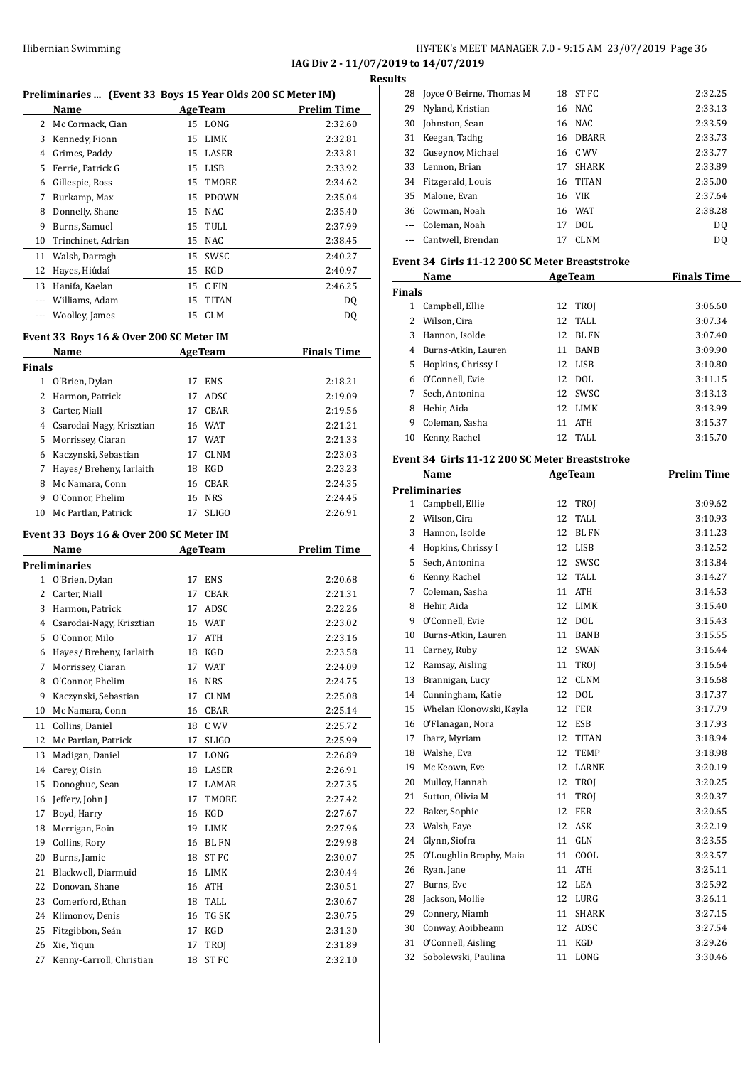IAG Div 2 - 11/07/2019 to 14/07/2019

**Results**

### Preliminaries ... (Event 33 Boys 15 Year Olds 200 SC Meter IM)

| | Name | Age | Team | Prelim Time |
|---|---|---|---|---|
| 2 | Mc Cormack, Cian | 15 | LONG | 2:32.60 |
| 3 | Kennedy, Fionn | 15 | LIMK | 2:32.81 |
| 4 | Grimes, Paddy | 15 | LASER | 2:33.81 |
| 5 | Ferrie, Patrick G | 15 | LISB | 2:33.92 |
| 6 | Gillespie, Ross | 15 | TMORE | 2:34.62 |
| 7 | Burkamp, Max | 15 | PDOWN | 2:35.04 |
| 8 | Donnelly, Shane | 15 | NAC | 2:35.40 |
| 9 | Burns, Samuel | 15 | TULL | 2:37.99 |
| 10 | Trinchinet, Adrian | 15 | NAC | 2:38.45 |
| 11 | Walsh, Darragh | 15 | SWSC | 2:40.27 |
| 12 | Hayes, Hiúdaí | 15 | KGD | 2:40.97 |
| 13 | Hanifa, Kaelan | 15 | C FIN | 2:46.25 |
| --- | Williams, Adam | 15 | TITAN | DQ |
| --- | Woolley, James | 15 | CLM | DQ |

### Event 33 Boys 16 & Over 200 SC Meter IM

| | Name | Age | Team | Finals Time |
|---|---|---|---|---|
| **Finals** | | | | |
| 1 | O'Brien, Dylan | 17 | ENS | 2:18.21 |
| 2 | Harmon, Patrick | 17 | ADSC | 2:19.09 |
| 3 | Carter, Niall | 17 | CBAR | 2:19.56 |
| 4 | Csarodai-Nagy, Krisztian | 16 | WAT | 2:21.21 |
| 5 | Morrissey, Ciaran | 17 | WAT | 2:21.33 |
| 6 | Kaczynski, Sebastian | 17 | CLNM | 2:23.03 |
| 7 | Hayes/ Breheny, Iarlaith | 18 | KGD | 2:23.23 |
| 8 | Mc Namara, Conn | 16 | CBAR | 2:24.35 |
| 9 | O'Connor, Phelim | 16 | NRS | 2:24.45 |
| 10 | Mc Partlan, Patrick | 17 | SLIGO | 2:26.91 |

### Event 33 Boys 16 & Over 200 SC Meter IM

| | Name | Age | Team | Prelim Time |
|---|---|---|---|---|
| **Preliminaries** | | | | |
| 1 | O'Brien, Dylan | 17 | ENS | 2:20.68 |
| 2 | Carter, Niall | 17 | CBAR | 2:21.31 |
| 3 | Harmon, Patrick | 17 | ADSC | 2:22.26 |
| 4 | Csarodai-Nagy, Krisztian | 16 | WAT | 2:23.02 |
| 5 | O'Connor, Milo | 17 | ATH | 2:23.16 |
| 6 | Hayes/ Breheny, Iarlaith | 18 | KGD | 2:23.58 |
| 7 | Morrissey, Ciaran | 17 | WAT | 2:24.09 |
| 8 | O'Connor, Phelim | 16 | NRS | 2:24.75 |
| 9 | Kaczynski, Sebastian | 17 | CLNM | 2:25.08 |
| 10 | Mc Namara, Conn | 16 | CBAR | 2:25.14 |
| 11 | Collins, Daniel | 18 | C WV | 2:25.72 |
| 12 | Mc Partlan, Patrick | 17 | SLIGO | 2:25.99 |
| 13 | Madigan, Daniel | 17 | LONG | 2:26.89 |
| 14 | Carey, Oisin | 18 | LASER | 2:26.91 |
| 15 | Donoghue, Sean | 17 | LAMAR | 2:27.35 |
| 16 | Jeffery, John J | 17 | TMORE | 2:27.42 |
| 17 | Boyd, Harry | 16 | KGD | 2:27.67 |
| 18 | Merrigan, Eoin | 19 | LIMK | 2:27.96 |
| 19 | Collins, Rory | 16 | BL FN | 2:29.98 |
| 20 | Burns, Jamie | 18 | ST FC | 2:30.07 |
| 21 | Blackwell, Diarmuid | 16 | LIMK | 2:30.44 |
| 22 | Donovan, Shane | 16 | ATH | 2:30.51 |
| 23 | Comerford, Ethan | 18 | TALL | 2:30.67 |
| 24 | Klimonov, Denis | 16 | TG SK | 2:30.75 |
| 25 | Fitzgibbon, Seán | 17 | KGD | 2:31.30 |
| 26 | Xie, Yiqun | 17 | TROJ | 2:31.89 |
| 27 | Kenny-Carroll, Christian | 18 | ST FC | 2:32.10 |
| 28 | Joyce O'Beirne, Thomas M | 18 | ST FC | 2:32.25 |
| 29 | Nyland, Kristian | 16 | NAC | 2:33.13 |
| 30 | Johnston, Sean | 16 | NAC | 2:33.59 |
| 31 | Keegan, Tadhg | 16 | DBARR | 2:33.73 |
| 32 | Guseynov, Michael | 16 | C WV | 2:33.77 |
| 33 | Lennon, Brian | 17 | SHARK | 2:33.89 |
| 34 | Fitzgerald, Louis | 16 | TITAN | 2:35.00 |
| 35 | Malone, Evan | 16 | VIK | 2:37.64 |
| 36 | Cowman, Noah | 16 | WAT | 2:38.28 |
| --- | Coleman, Noah | 17 | DOL | DQ |
| --- | Cantwell, Brendan | 17 | CLNM | DQ |

### Event 34 Girls 11-12 200 SC Meter Breaststroke

| | Name | Age | Team | Finals Time |
|---|---|---|---|---|
| **Finals** | | | | |
| 1 | Campbell, Ellie | 12 | TROJ | 3:06.60 |
| 2 | Wilson, Cira | 12 | TALL | 3:07.34 |
| 3 | Hannon, Isolde | 12 | BL FN | 3:07.40 |
| 4 | Burns-Atkin, Lauren | 11 | BANB | 3:09.90 |
| 5 | Hopkins, Chrissy I | 12 | LISB | 3:10.80 |
| 6 | O'Connell, Evie | 12 | DOL | 3:11.15 |
| 7 | Sech, Antonina | 12 | SWSC | 3:13.13 |
| 8 | Hehir, Aida | 12 | LIMK | 3:13.99 |
| 9 | Coleman, Sasha | 11 | ATH | 3:15.37 |
| 10 | Kenny, Rachel | 12 | TALL | 3:15.70 |

### Event 34 Girls 11-12 200 SC Meter Breaststroke

| | Name | Age | Team | Prelim Time |
|---|---|---|---|---|
| **Preliminaries** | | | | |
| 1 | Campbell, Ellie | 12 | TROJ | 3:09.62 |
| 2 | Wilson, Cira | 12 | TALL | 3:10.93 |
| 3 | Hannon, Isolde | 12 | BL FN | 3:11.23 |
| 4 | Hopkins, Chrissy I | 12 | LISB | 3:12.52 |
| 5 | Sech, Antonina | 12 | SWSC | 3:13.84 |
| 6 | Kenny, Rachel | 12 | TALL | 3:14.27 |
| 7 | Coleman, Sasha | 11 | ATH | 3:14.53 |
| 8 | Hehir, Aida | 12 | LIMK | 3:15.40 |
| 9 | O'Connell, Evie | 12 | DOL | 3:15.43 |
| 10 | Burns-Atkin, Lauren | 11 | BANB | 3:15.55 |
| 11 | Carney, Ruby | 12 | SWAN | 3:16.44 |
| 12 | Ramsay, Aisling | 11 | TROJ | 3:16.64 |
| 13 | Brannigan, Lucy | 12 | CLNM | 3:16.68 |
| 14 | Cunningham, Katie | 12 | DOL | 3:17.37 |
| 15 | Whelan Klonowski, Kayla | 12 | FER | 3:17.79 |
| 16 | O'Flanagan, Nora | 12 | ESB | 3:17.93 |
| 17 | Ibarz, Myriam | 12 | TITAN | 3:18.94 |
| 18 | Walshe, Eva | 12 | TEMP | 3:18.98 |
| 19 | Mc Keown, Eve | 12 | LARNE | 3:20.19 |
| 20 | Mulloy, Hannah | 12 | TROJ | 3:20.25 |
| 21 | Sutton, Olivia M | 11 | TROJ | 3:20.37 |
| 22 | Baker, Sophie | 12 | FER | 3:20.65 |
| 23 | Walsh, Faye | 12 | ASK | 3:22.19 |
| 24 | Glynn, Siofra | 11 | GLN | 3:23.55 |
| 25 | O'Loughlin Brophy, Maia | 11 | COOL | 3:23.57 |
| 26 | Ryan, Jane | 11 | ATH | 3:25.11 |
| 27 | Burns, Eve | 12 | LEA | 3:25.92 |
| 28 | Jackson, Mollie | 12 | LURG | 3:26.11 |
| 29 | Connery, Niamh | 11 | SHARK | 3:27.15 |
| 30 | Conway, Aoibheann | 12 | ADSC | 3:27.54 |
| 31 | O'Connell, Aisling | 11 | KGD | 3:29.26 |
| 32 | Sobolewski, Paulina | 11 | LONG | 3:30.46 |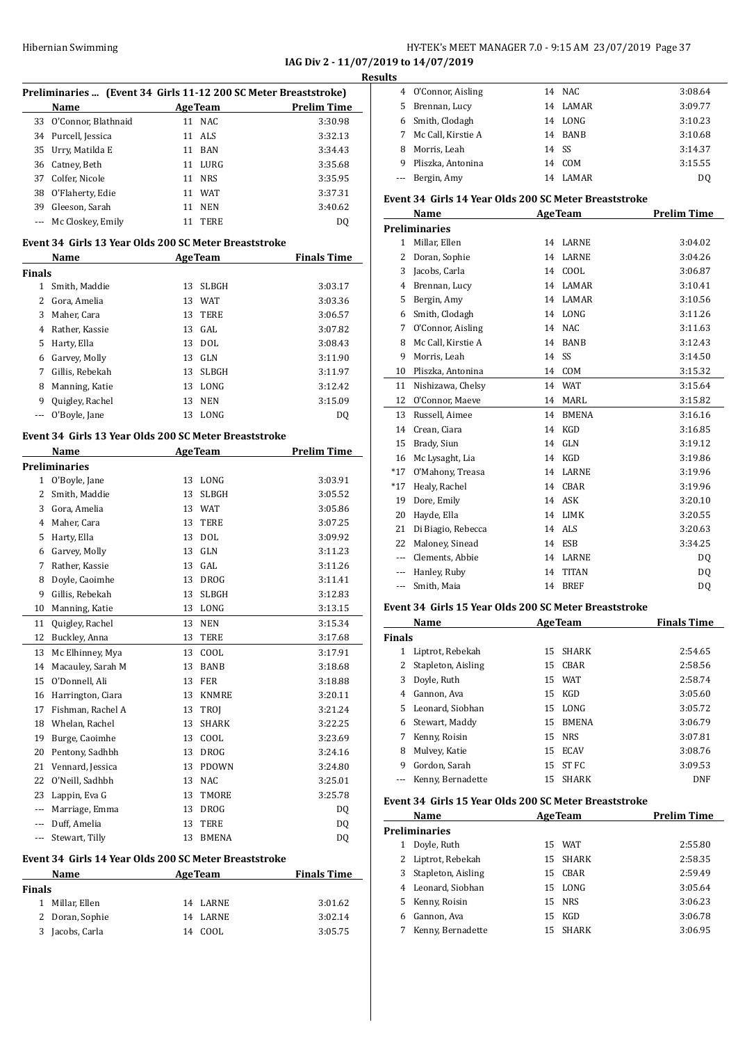**IAG Div 2 - 11/07/2019 to 14/07/2019**

**Results**

### Preliminaries ... (Event 34 Girls 11-12 200 SC Meter Breaststroke)

| | Name | Age | Team | Prelim Time |
|---|---|---|---|---|
| 33 | O'Connor, Blathnaid | 11 | NAC | 3:30.98 |
| 34 | Purcell, Jessica | 11 | ALS | 3:32.13 |
| 35 | Urry, Matilda E | 11 | BAN | 3:34.43 |
| 36 | Catney, Beth | 11 | LURG | 3:35.68 |
| 37 | Colfer, Nicole | 11 | NRS | 3:35.95 |
| 38 | O'Flaherty, Edie | 11 | WAT | 3:37.31 |
| 39 | Gleeson, Sarah | 11 | NEN | 3:40.62 |
| --- | Mc Closkey, Emily | 11 | TERE | DQ |

### Event 34 Girls 13 Year Olds 200 SC Meter Breaststroke

| | Name | Age | Team | Finals Time |
|---|---|---|---|---|
| **Finals** | | | | |
| 1 | Smith, Maddie | 13 | SLBGH | 3:03.17 |
| 2 | Gora, Amelia | 13 | WAT | 3:03.36 |
| 3 | Maher, Cara | 13 | TERE | 3:06.57 |
| 4 | Rather, Kassie | 13 | GAL | 3:07.82 |
| 5 | Harty, Ella | 13 | DOL | 3:08.43 |
| 6 | Garvey, Molly | 13 | GLN | 3:11.90 |
| 7 | Gillis, Rebekah | 13 | SLBGH | 3:11.97 |
| 8 | Manning, Katie | 13 | LONG | 3:12.42 |
| 9 | Quigley, Rachel | 13 | NEN | 3:15.09 |
| --- | O'Boyle, Jane | 13 | LONG | DQ |

### Event 34 Girls 13 Year Olds 200 SC Meter Breaststroke

| | Name | Age | Team | Prelim Time |
|---|---|---|---|---|
| **Preliminaries** | | | | |
| 1 | O'Boyle, Jane | 13 | LONG | 3:03.91 |
| 2 | Smith, Maddie | 13 | SLBGH | 3:05.52 |
| 3 | Gora, Amelia | 13 | WAT | 3:05.86 |
| 4 | Maher, Cara | 13 | TERE | 3:07.25 |
| 5 | Harty, Ella | 13 | DOL | 3:09.92 |
| 6 | Garvey, Molly | 13 | GLN | 3:11.23 |
| 7 | Rather, Kassie | 13 | GAL | 3:11.26 |
| 8 | Doyle, Caoimhe | 13 | DROG | 3:11.41 |
| 9 | Gillis, Rebekah | 13 | SLBGH | 3:12.83 |
| 10 | Manning, Katie | 13 | LONG | 3:13.15 |
| 11 | Quigley, Rachel | 13 | NEN | 3:15.34 |
| 12 | Buckley, Anna | 13 | TERE | 3:17.68 |
| 13 | Mc Elhinney, Mya | 13 | COOL | 3:17.91 |
| 14 | Macauley, Sarah M | 13 | BANB | 3:18.68 |
| 15 | O'Donnell, Ali | 13 | FER | 3:18.88 |
| 16 | Harrington, Ciara | 13 | KNMRE | 3:20.11 |
| 17 | Fishman, Rachel A | 13 | TROJ | 3:21.24 |
| 18 | Whelan, Rachel | 13 | SHARK | 3:22.25 |
| 19 | Burge, Caoimhe | 13 | COOL | 3:23.69 |
| 20 | Pentony, Sadhbh | 13 | DROG | 3:24.16 |
| 21 | Vennard, Jessica | 13 | PDOWN | 3:24.80 |
| 22 | O'Neill, Sadhbh | 13 | NAC | 3:25.01 |
| 23 | Lappin, Eva G | 13 | TMORE | 3:25.78 |
| --- | Marriage, Emma | 13 | DROG | DQ |
| --- | Duff, Amelia | 13 | TERE | DQ |
| --- | Stewart, Tilly | 13 | BMENA | DQ |

### Event 34 Girls 14 Year Olds 200 SC Meter Breaststroke

| | Name | Age | Team | Finals Time |
|---|---|---|---|---|
| **Finals** | | | | |
| 1 | Millar, Ellen | 14 | LARNE | 3:01.62 |
| 2 | Doran, Sophie | 14 | LARNE | 3:02.14 |
| 3 | Jacobs, Carla | 14 | COOL | 3:05.75 |
| 4 | O'Connor, Aisling | 14 | NAC | 3:08.64 |
| 5 | Brennan, Lucy | 14 | LAMAR | 3:09.77 |
| 6 | Smith, Clodagh | 14 | LONG | 3:10.23 |
| 7 | Mc Call, Kirstie A | 14 | BANB | 3:10.68 |
| 8 | Morris, Leah | 14 | SS | 3:14.37 |
| 9 | Pliszka, Antonina | 14 | COM | 3:15.55 |
| --- | Bergin, Amy | 14 | LAMAR | DQ |

### Event 34 Girls 14 Year Olds 200 SC Meter Breaststroke

| | Name | Age | Team | Prelim Time |
|---|---|---|---|---|
| **Preliminaries** | | | | |
| 1 | Millar, Ellen | 14 | LARNE | 3:04.02 |
| 2 | Doran, Sophie | 14 | LARNE | 3:04.26 |
| 3 | Jacobs, Carla | 14 | COOL | 3:06.87 |
| 4 | Brennan, Lucy | 14 | LAMAR | 3:10.41 |
| 5 | Bergin, Amy | 14 | LAMAR | 3:10.56 |
| 6 | Smith, Clodagh | 14 | LONG | 3:11.26 |
| 7 | O'Connor, Aisling | 14 | NAC | 3:11.63 |
| 8 | Mc Call, Kirstie A | 14 | BANB | 3:12.43 |
| 9 | Morris, Leah | 14 | SS | 3:14.50 |
| 10 | Pliszka, Antonina | 14 | COM | 3:15.32 |
| 11 | Nishizawa, Chelsy | 14 | WAT | 3:15.64 |
| 12 | O'Connor, Maeve | 14 | MARL | 3:15.82 |
| 13 | Russell, Aimee | 14 | BMENA | 3:16.16 |
| 14 | Crean, Ciara | 14 | KGD | 3:16.85 |
| 15 | Brady, Siun | 14 | GLN | 3:19.12 |
| 16 | Mc Lysaght, Lia | 14 | KGD | 3:19.86 |
| *17 | O'Mahony, Treasa | 14 | LARNE | 3:19.96 |
| *17 | Healy, Rachel | 14 | CBAR | 3:19.96 |
| 19 | Dore, Emily | 14 | ASK | 3:20.10 |
| 20 | Hayde, Ella | 14 | LIMK | 3:20.55 |
| 21 | Di Biagio, Rebecca | 14 | ALS | 3:20.63 |
| 22 | Maloney, Sinead | 14 | ESB | 3:34.25 |
| --- | Clements, Abbie | 14 | LARNE | DQ |
| --- | Hanley, Ruby | 14 | TITAN | DQ |
| --- | Smith, Maia | 14 | BREF | DQ |

### Event 34 Girls 15 Year Olds 200 SC Meter Breaststroke

| | Name | Age | Team | Finals Time |
|---|---|---|---|---|
| **Finals** | | | | |
| 1 | Liptrot, Rebekah | 15 | SHARK | 2:54.65 |
| 2 | Stapleton, Aisling | 15 | CBAR | 2:58.56 |
| 3 | Doyle, Ruth | 15 | WAT | 2:58.74 |
| 4 | Gannon, Ava | 15 | KGD | 3:05.60 |
| 5 | Leonard, Siobhan | 15 | LONG | 3:05.72 |
| 6 | Stewart, Maddy | 15 | BMENA | 3:06.79 |
| 7 | Kenny, Roisin | 15 | NRS | 3:07.81 |
| 8 | Mulvey, Katie | 15 | ECAV | 3:08.76 |
| 9 | Gordon, Sarah | 15 | ST FC | 3:09.53 |
| --- | Kenny, Bernadette | 15 | SHARK | DNF |

### Event 34 Girls 15 Year Olds 200 SC Meter Breaststroke

| | Name | Age | Team | Prelim Time |
|---|---|---|---|---|
| **Preliminaries** | | | | |
| 1 | Doyle, Ruth | 15 | WAT | 2:55.80 |
| 2 | Liptrot, Rebekah | 15 | SHARK | 2:58.35 |
| 3 | Stapleton, Aisling | 15 | CBAR | 2:59.49 |
| 4 | Leonard, Siobhan | 15 | LONG | 3:05.64 |
| 5 | Kenny, Roisin | 15 | NRS | 3:06.23 |
| 6 | Gannon, Ava | 15 | KGD | 3:06.78 |
| 7 | Kenny, Bernadette | 15 | SHARK | 3:06.95 |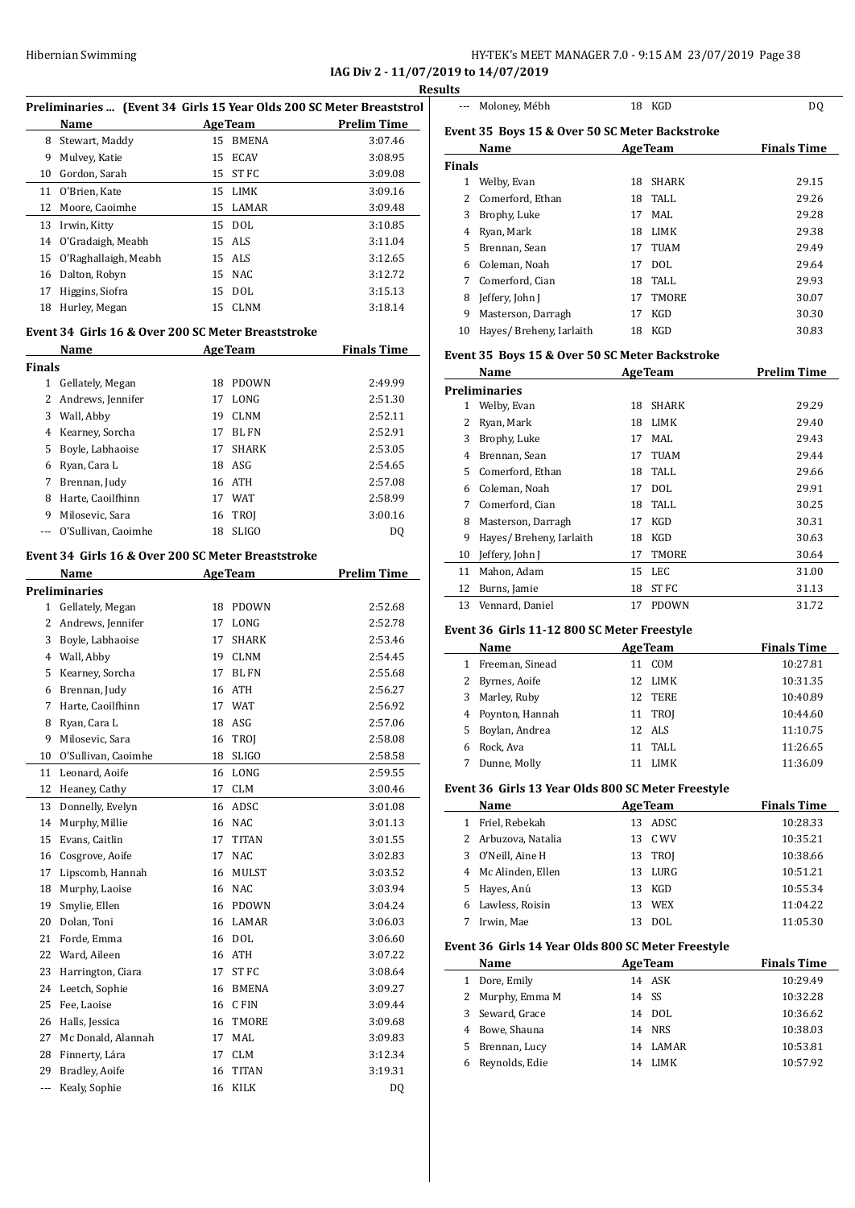IAG Div 2 - 11/07/2019 to 14/07/2019

Results

### Preliminaries ... (Event 34 Girls 15 Year Olds 200 SC Meter Breaststroke)

| | Name | Age | Team | Prelim Time |
|---|---|---|---|---|
| 8 | Stewart, Maddy | 15 | BMENA | 3:07.46 |
| 9 | Mulvey, Katie | 15 | ECAV | 3:08.95 |
| 10 | Gordon, Sarah | 15 | ST FC | 3:09.08 |
| 11 | O'Brien, Kate | 15 | LIMK | 3:09.16 |
| 12 | Moore, Caoimhe | 15 | LAMAR | 3:09.48 |
| 13 | Irwin, Kitty | 15 | DOL | 3:10.85 |
| 14 | O'Gradaigh, Meabh | 15 | ALS | 3:11.04 |
| 15 | O'Raghallaigh, Meabh | 15 | ALS | 3:12.65 |
| 16 | Dalton, Robyn | 15 | NAC | 3:12.72 |
| 17 | Higgins, Siofra | 15 | DOL | 3:15.13 |
| 18 | Hurley, Megan | 15 | CLNM | 3:18.14 |

### Event 34 Girls 16 & Over 200 SC Meter Breaststroke

| | Name | Age | Team | Finals Time |
|---|---|---|---|---|
| **Finals** | | | | |
| 1 | Gellately, Megan | 18 | PDOWN | 2:49.99 |
| 2 | Andrews, Jennifer | 17 | LONG | 2:51.30 |
| 3 | Wall, Abby | 19 | CLNM | 2:52.11 |
| 4 | Kearney, Sorcha | 17 | BL FN | 2:52.91 |
| 5 | Boyle, Labhaoise | 17 | SHARK | 2:53.05 |
| 6 | Ryan, Cara L | 18 | ASG | 2:54.65 |
| 7 | Brennan, Judy | 16 | ATH | 2:57.08 |
| 8 | Harte, Caoilfhinn | 17 | WAT | 2:58.99 |
| 9 | Milosevic, Sara | 16 | TROJ | 3:00.16 |
| --- | O'Sullivan, Caoimhe | 18 | SLIGO | DQ |

### Event 34 Girls 16 & Over 200 SC Meter Breaststroke

| | Name | Age | Team | Prelim Time |
|---|---|---|---|---|
| **Preliminaries** | | | | |
| 1 | Gellately, Megan | 18 | PDOWN | 2:52.68 |
| 2 | Andrews, Jennifer | 17 | LONG | 2:52.78 |
| 3 | Boyle, Labhaoise | 17 | SHARK | 2:53.46 |
| 4 | Wall, Abby | 19 | CLNM | 2:54.45 |
| 5 | Kearney, Sorcha | 17 | BL FN | 2:55.68 |
| 6 | Brennan, Judy | 16 | ATH | 2:56.27 |
| 7 | Harte, Caoilfhinn | 17 | WAT | 2:56.92 |
| 8 | Ryan, Cara L | 18 | ASG | 2:57.06 |
| 9 | Milosevic, Sara | 16 | TROJ | 2:58.08 |
| 10 | O'Sullivan, Caoimhe | 18 | SLIGO | 2:58.58 |
| 11 | Leonard, Aoife | 16 | LONG | 2:59.55 |
| 12 | Heaney, Cathy | 17 | CLM | 3:00.46 |
| 13 | Donnelly, Evelyn | 16 | ADSC | 3:01.08 |
| 14 | Murphy, Millie | 16 | NAC | 3:01.13 |
| 15 | Evans, Caitlin | 17 | TITAN | 3:01.55 |
| 16 | Cosgrove, Aoife | 17 | NAC | 3:02.83 |
| 17 | Lipscomb, Hannah | 16 | MULST | 3:03.52 |
| 18 | Murphy, Laoise | 16 | NAC | 3:03.94 |
| 19 | Smylie, Ellen | 16 | PDOWN | 3:04.24 |
| 20 | Dolan, Toni | 16 | LAMAR | 3:06.03 |
| 21 | Forde, Emma | 16 | DOL | 3:06.60 |
| 22 | Ward, Aileen | 16 | ATH | 3:07.22 |
| 23 | Harrington, Ciara | 17 | ST FC | 3:08.64 |
| 24 | Leetch, Sophie | 16 | BMENA | 3:09.27 |
| 25 | Fee, Laoise | 16 | C FIN | 3:09.44 |
| 26 | Halls, Jessica | 16 | TMORE | 3:09.68 |
| 27 | Mc Donald, Alannah | 17 | MAL | 3:09.83 |
| 28 | Finnerty, Lára | 17 | CLM | 3:12.34 |
| 29 | Bradley, Aoife | 16 | TITAN | 3:19.31 |
| --- | Kealy, Sophie | 16 | KILK | DQ |
| --- | Moloney, Mébh | 18 | KGD | DQ |

### Event 35 Boys 15 & Over 50 SC Meter Backstroke

| | Name | Age | Team | Finals Time |
|---|---|---|---|---|
| **Finals** | | | | |
| 1 | Welby, Evan | 18 | SHARK | 29.15 |
| 2 | Comerford, Ethan | 18 | TALL | 29.26 |
| 3 | Brophy, Luke | 17 | MAL | 29.28 |
| 4 | Ryan, Mark | 18 | LIMK | 29.38 |
| 5 | Brennan, Sean | 17 | TUAM | 29.49 |
| 6 | Coleman, Noah | 17 | DOL | 29.64 |
| 7 | Comerford, Cian | 18 | TALL | 29.93 |
| 8 | Jeffery, John J | 17 | TMORE | 30.07 |
| 9 | Masterson, Darragh | 17 | KGD | 30.30 |
| 10 | Hayes/ Breheny, Iarlaith | 18 | KGD | 30.83 |

### Event 35 Boys 15 & Over 50 SC Meter Backstroke

| | Name | Age | Team | Prelim Time |
|---|---|---|---|---|
| **Preliminaries** | | | | |
| 1 | Welby, Evan | 18 | SHARK | 29.29 |
| 2 | Ryan, Mark | 18 | LIMK | 29.40 |
| 3 | Brophy, Luke | 17 | MAL | 29.43 |
| 4 | Brennan, Sean | 17 | TUAM | 29.44 |
| 5 | Comerford, Ethan | 18 | TALL | 29.66 |
| 6 | Coleman, Noah | 17 | DOL | 29.91 |
| 7 | Comerford, Cian | 18 | TALL | 30.25 |
| 8 | Masterson, Darragh | 17 | KGD | 30.31 |
| 9 | Hayes/ Breheny, Iarlaith | 18 | KGD | 30.63 |
| 10 | Jeffery, John J | 17 | TMORE | 30.64 |
| 11 | Mahon, Adam | 15 | LEC | 31.00 |
| 12 | Burns, Jamie | 18 | ST FC | 31.13 |
| 13 | Vennard, Daniel | 17 | PDOWN | 31.72 |

### Event 36 Girls 11-12 800 SC Meter Freestyle

| | Name | Age | Team | Finals Time |
|---|---|---|---|---|
| 1 | Freeman, Sinead | 11 | COM | 10:27.81 |
| 2 | Byrnes, Aoife | 12 | LIMK | 10:31.35 |
| 3 | Marley, Ruby | 12 | TERE | 10:40.89 |
| 4 | Poynton, Hannah | 11 | TROJ | 10:44.60 |
| 5 | Boylan, Andrea | 12 | ALS | 11:10.75 |
| 6 | Rock, Ava | 11 | TALL | 11:26.65 |
| 7 | Dunne, Molly | 11 | LIMK | 11:36.09 |

### Event 36 Girls 13 Year Olds 800 SC Meter Freestyle

| | Name | Age | Team | Finals Time |
|---|---|---|---|---|
| 1 | Friel, Rebekah | 13 | ADSC | 10:28.33 |
| 2 | Arbuzova, Natalia | 13 | C WV | 10:35.21 |
| 3 | O'Neill, Aine H | 13 | TROJ | 10:38.66 |
| 4 | Mc Alinden, Ellen | 13 | LURG | 10:51.21 |
| 5 | Hayes, Anú | 13 | KGD | 10:55.34 |
| 6 | Lawless, Roisin | 13 | WEX | 11:04.22 |
| 7 | Irwin, Mae | 13 | DOL | 11:05.30 |

### Event 36 Girls 14 Year Olds 800 SC Meter Freestyle

| | Name | Age | Team | Finals Time |
|---|---|---|---|---|
| 1 | Dore, Emily | 14 | ASK | 10:29.49 |
| 2 | Murphy, Emma M | 14 | SS | 10:32.28 |
| 3 | Seward, Grace | 14 | DOL | 10:36.62 |
| 4 | Bowe, Shauna | 14 | NRS | 10:38.03 |
| 5 | Brennan, Lucy | 14 | LAMAR | 10:53.81 |
| 6 | Reynolds, Edie | 14 | LIMK | 10:57.92 |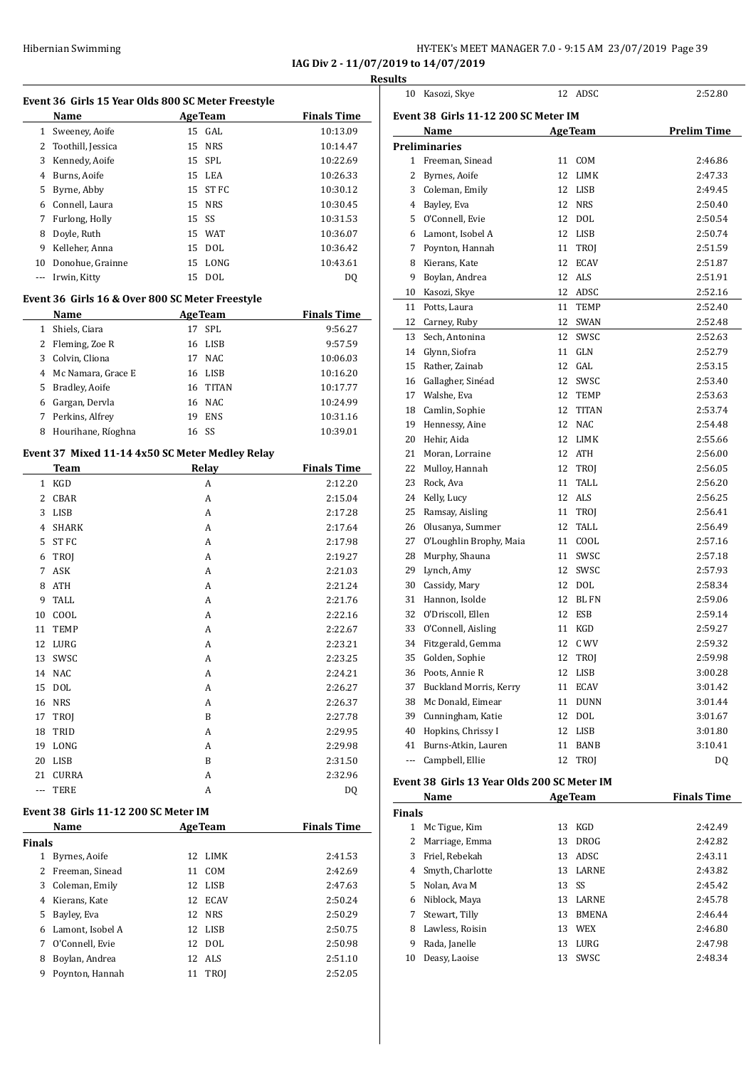IAG Div 2 - 11/07/2019 to 14/07/2019

Results

### Event 36 Girls 15 Year Olds 800 SC Meter Freestyle

| | Name | Age | Team | Finals Time |
|---|---|---|---|---|
| 1 | Sweeney, Aoife | 15 | GAL | 10:13.09 |
| 2 | Toothill, Jessica | 15 | NRS | 10:14.47 |
| 3 | Kennedy, Aoife | 15 | SPL | 10:22.69 |
| 4 | Burns, Aoife | 15 | LEA | 10:26.33 |
| 5 | Byrne, Abby | 15 | ST FC | 10:30.12 |
| 6 | Connell, Laura | 15 | NRS | 10:30.45 |
| 7 | Furlong, Holly | 15 | SS | 10:31.53 |
| 8 | Doyle, Ruth | 15 | WAT | 10:36.07 |
| 9 | Kelleher, Anna | 15 | DOL | 10:36.42 |
| 10 | Donohue, Grainne | 15 | LONG | 10:43.61 |
| --- | Irwin, Kitty | 15 | DOL | DQ |

### Event 36 Girls 16 & Over 800 SC Meter Freestyle

| | Name | Age | Team | Finals Time |
|---|---|---|---|---|
| 1 | Shiels, Ciara | 17 | SPL | 9:56.27 |
| 2 | Fleming, Zoe R | 16 | LISB | 9:57.59 |
| 3 | Colvin, Cliona | 17 | NAC | 10:06.03 |
| 4 | Mc Namara, Grace E | 16 | LISB | 10:16.20 |
| 5 | Bradley, Aoife | 16 | TITAN | 10:17.77 |
| 6 | Gargan, Dervla | 16 | NAC | 10:24.99 |
| 7 | Perkins, Alfrey | 19 | ENS | 10:31.16 |
| 8 | Hourihane, Ríoghna | 16 | SS | 10:39.01 |

### Event 37 Mixed 11-14 4x50 SC Meter Medley Relay

| | Team | Relay | Finals Time |
|---|---|---|---|
| 1 | KGD | A | 2:12.20 |
| 2 | CBAR | A | 2:15.04 |
| 3 | LISB | A | 2:17.28 |
| 4 | SHARK | A | 2:17.64 |
| 5 | ST FC | A | 2:17.98 |
| 6 | TROJ | A | 2:19.27 |
| 7 | ASK | A | 2:21.03 |
| 8 | ATH | A | 2:21.24 |
| 9 | TALL | A | 2:21.76 |
| 10 | COOL | A | 2:22.16 |
| 11 | TEMP | A | 2:22.67 |
| 12 | LURG | A | 2:23.21 |
| 13 | SWSC | A | 2:23.25 |
| 14 | NAC | A | 2:24.21 |
| 15 | DOL | A | 2:26.27 |
| 16 | NRS | A | 2:26.37 |
| 17 | TROJ | B | 2:27.78 |
| 18 | TRID | A | 2:29.95 |
| 19 | LONG | A | 2:29.98 |
| 20 | LISB | B | 2:31.50 |
| 21 | CURRA | A | 2:32.96 |
| --- | TERE | A | DQ |

### Event 38 Girls 11-12 200 SC Meter IM

| | Name | Age | Team | Finals Time |
|---|---|---|---|---|
| **Finals** | | | | |
| 1 | Byrnes, Aoife | 12 | LIMK | 2:41.53 |
| 2 | Freeman, Sinead | 11 | COM | 2:42.69 |
| 3 | Coleman, Emily | 12 | LISB | 2:47.63 |
| 4 | Kierans, Kate | 12 | ECAV | 2:50.24 |
| 5 | Bayley, Eva | 12 | NRS | 2:50.29 |
| 6 | Lamont, Isobel A | 12 | LISB | 2:50.75 |
| 7 | O'Connell, Evie | 12 | DOL | 2:50.98 |
| 8 | Boylan, Andrea | 12 | ALS | 2:51.10 |
| 9 | Poynton, Hannah | 11 | TROJ | 2:52.05 |
| 10 | Kasozi, Skye | 12 | ADSC | 2:52.80 |

### Event 38 Girls 11-12 200 SC Meter IM

| | Name | Age | Team | Prelim Time |
|---|---|---|---|---|
| **Preliminaries** | | | | |
| 1 | Freeman, Sinead | 11 | COM | 2:46.86 |
| 2 | Byrnes, Aoife | 12 | LIMK | 2:47.33 |
| 3 | Coleman, Emily | 12 | LISB | 2:49.45 |
| 4 | Bayley, Eva | 12 | NRS | 2:50.40 |
| 5 | O'Connell, Evie | 12 | DOL | 2:50.54 |
| 6 | Lamont, Isobel A | 12 | LISB | 2:50.74 |
| 7 | Poynton, Hannah | 11 | TROJ | 2:51.59 |
| 8 | Kierans, Kate | 12 | ECAV | 2:51.87 |
| 9 | Boylan, Andrea | 12 | ALS | 2:51.91 |
| 10 | Kasozi, Skye | 12 | ADSC | 2:52.16 |
| 11 | Potts, Laura | 11 | TEMP | 2:52.40 |
| 12 | Carney, Ruby | 12 | SWAN | 2:52.48 |
| 13 | Sech, Antonina | 12 | SWSC | 2:52.63 |
| 14 | Glynn, Siofra | 11 | GLN | 2:52.79 |
| 15 | Rather, Zainab | 12 | GAL | 2:53.15 |
| 16 | Gallagher, Sinéad | 12 | SWSC | 2:53.40 |
| 17 | Walshe, Eva | 12 | TEMP | 2:53.63 |
| 18 | Camlin, Sophie | 12 | TITAN | 2:53.74 |
| 19 | Hennessy, Aine | 12 | NAC | 2:54.48 |
| 20 | Hehir, Aida | 12 | LIMK | 2:55.66 |
| 21 | Moran, Lorraine | 12 | ATH | 2:56.00 |
| 22 | Mulloy, Hannah | 12 | TROJ | 2:56.05 |
| 23 | Rock, Ava | 11 | TALL | 2:56.20 |
| 24 | Kelly, Lucy | 12 | ALS | 2:56.25 |
| 25 | Ramsay, Aisling | 11 | TROJ | 2:56.41 |
| 26 | Olusanya, Summer | 12 | TALL | 2:56.49 |
| 27 | O'Loughlin Brophy, Maia | 11 | COOL | 2:57.16 |
| 28 | Murphy, Shauna | 11 | SWSC | 2:57.18 |
| 29 | Lynch, Amy | 12 | SWSC | 2:57.93 |
| 30 | Cassidy, Mary | 12 | DOL | 2:58.34 |
| 31 | Hannon, Isolde | 12 | BL FN | 2:59.06 |
| 32 | O'Driscoll, Ellen | 12 | ESB | 2:59.14 |
| 33 | O'Connell, Aisling | 11 | KGD | 2:59.27 |
| 34 | Fitzgerald, Gemma | 12 | C WV | 2:59.32 |
| 35 | Golden, Sophie | 12 | TROJ | 2:59.98 |
| 36 | Poots, Annie R | 12 | LISB | 3:00.28 |
| 37 | Buckland Morris, Kerry | 11 | ECAV | 3:01.42 |
| 38 | Mc Donald, Eimear | 11 | DUNN | 3:01.44 |
| 39 | Cunningham, Katie | 12 | DOL | 3:01.67 |
| 40 | Hopkins, Chrissy I | 12 | LISB | 3:01.80 |
| 41 | Burns-Atkin, Lauren | 11 | BANB | 3:10.41 |
| --- | Campbell, Ellie | 12 | TROJ | DQ |

### Event 38 Girls 13 Year Olds 200 SC Meter IM

| | Name | Age | Team | Finals Time |
|---|---|---|---|---|
| **Finals** | | | | |
| 1 | Mc Tigue, Kim | 13 | KGD | 2:42.49 |
| 2 | Marriage, Emma | 13 | DROG | 2:42.82 |
| 3 | Friel, Rebekah | 13 | ADSC | 2:43.11 |
| 4 | Smyth, Charlotte | 13 | LARNE | 2:43.82 |
| 5 | Nolan, Ava M | 13 | SS | 2:45.42 |
| 6 | Niblock, Maya | 13 | LARNE | 2:45.78 |
| 7 | Stewart, Tilly | 13 | BMENA | 2:46.44 |
| 8 | Lawless, Roisin | 13 | WEX | 2:46.80 |
| 9 | Rada, Janelle | 13 | LURG | 2:47.98 |
| 10 | Deasy, Laoise | 13 | SWSC | 2:48.34 |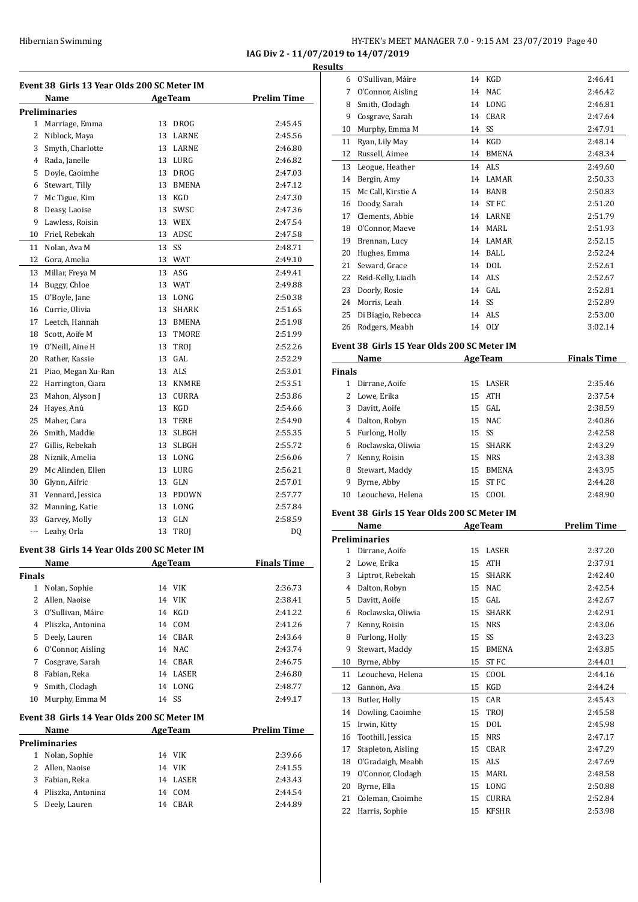**IAG Div 2 - 11/07/2019 to 14/07/2019**

**Results**

### Event 38 Girls 13 Year Olds 200 SC Meter IM

| | Name | Age | Team | Prelim Time |
|---|---|---|---|---|
| **Preliminaries** | | | | |
| 1 | Marriage, Emma | 13 | DROG | 2:45.45 |
| 2 | Niblock, Maya | 13 | LARNE | 2:45.56 |
| 3 | Smyth, Charlotte | 13 | LARNE | 2:46.80 |
| 4 | Rada, Janelle | 13 | LURG | 2:46.82 |
| 5 | Doyle, Caoimhe | 13 | DROG | 2:47.03 |
| 6 | Stewart, Tilly | 13 | BMENA | 2:47.12 |
| 7 | Mc Tigue, Kim | 13 | KGD | 2:47.30 |
| 8 | Deasy, Laoise | 13 | SWSC | 2:47.36 |
| 9 | Lawless, Roisin | 13 | WEX | 2:47.54 |
| 10 | Friel, Rebekah | 13 | ADSC | 2:47.58 |
| 11 | Nolan, Ava M | 13 | SS | 2:48.71 |
| 12 | Gora, Amelia | 13 | WAT | 2:49.10 |
| 13 | Millar, Freya M | 13 | ASG | 2:49.41 |
| 14 | Buggy, Chloe | 13 | WAT | 2:49.88 |
| 15 | O'Boyle, Jane | 13 | LONG | 2:50.38 |
| 16 | Currie, Olivia | 13 | SHARK | 2:51.65 |
| 17 | Leetch, Hannah | 13 | BMENA | 2:51.98 |
| 18 | Scott, Aoife M | 13 | TMORE | 2:51.99 |
| 19 | O'Neill, Aine H | 13 | TROJ | 2:52.26 |
| 20 | Rather, Kassie | 13 | GAL | 2:52.29 |
| 21 | Piao, Megan Xu-Ran | 13 | ALS | 2:53.01 |
| 22 | Harrington, Ciara | 13 | KNMRE | 2:53.51 |
| 23 | Mahon, Alyson J | 13 | CURRA | 2:53.86 |
| 24 | Hayes, Anú | 13 | KGD | 2:54.66 |
| 25 | Maher, Cara | 13 | TERE | 2:54.90 |
| 26 | Smith, Maddie | 13 | SLBGH | 2:55.35 |
| 27 | Gillis, Rebekah | 13 | SLBGH | 2:55.72 |
| 28 | Niznik, Amelia | 13 | LONG | 2:56.06 |
| 29 | Mc Alinden, Ellen | 13 | LURG | 2:56.21 |
| 30 | Glynn, Aifric | 13 | GLN | 2:57.01 |
| 31 | Vennard, Jessica | 13 | PDOWN | 2:57.77 |
| 32 | Manning, Katie | 13 | LONG | 2:57.84 |
| 33 | Garvey, Molly | 13 | GLN | 2:58.59 |
| --- | Leahy, Orla | 13 | TROJ | DQ |

### Event 38 Girls 14 Year Olds 200 SC Meter IM

| | Name | Age | Team | Finals Time |
|---|---|---|---|---|
| **Finals** | | | | |
| 1 | Nolan, Sophie | 14 | VIK | 2:36.73 |
| 2 | Allen, Naoise | 14 | VIK | 2:38.41 |
| 3 | O'Sullivan, Máire | 14 | KGD | 2:41.22 |
| 4 | Pliszka, Antonina | 14 | COM | 2:41.26 |
| 5 | Deely, Lauren | 14 | CBAR | 2:43.64 |
| 6 | O'Connor, Aisling | 14 | NAC | 2:43.74 |
| 7 | Cosgrave, Sarah | 14 | CBAR | 2:46.75 |
| 8 | Fabian, Reka | 14 | LASER | 2:46.80 |
| 9 | Smith, Clodagh | 14 | LONG | 2:48.77 |
| 10 | Murphy, Emma M | 14 | SS | 2:49.17 |

### Event 38 Girls 14 Year Olds 200 SC Meter IM

| | Name | Age | Team | Prelim Time |
|---|---|---|---|---|
| **Preliminaries** | | | | |
| 1 | Nolan, Sophie | 14 | VIK | 2:39.66 |
| 2 | Allen, Naoise | 14 | VIK | 2:41.55 |
| 3 | Fabian, Reka | 14 | LASER | 2:43.43 |
| 4 | Pliszka, Antonina | 14 | COM | 2:44.54 |
| 5 | Deely, Lauren | 14 | CBAR | 2:44.89 |
| 6 | O'Sullivan, Máire | 14 | KGD | 2:46.41 |
| 7 | O'Connor, Aisling | 14 | NAC | 2:46.42 |
| 8 | Smith, Clodagh | 14 | LONG | 2:46.81 |
| 9 | Cosgrave, Sarah | 14 | CBAR | 2:47.64 |
| 10 | Murphy, Emma M | 14 | SS | 2:47.91 |
| 11 | Ryan, Lily May | 14 | KGD | 2:48.14 |
| 12 | Russell, Aimee | 14 | BMENA | 2:48.34 |
| 13 | Leogue, Heather | 14 | ALS | 2:49.60 |
| 14 | Bergin, Amy | 14 | LAMAR | 2:50.33 |
| 15 | Mc Call, Kirstie A | 14 | BANB | 2:50.83 |
| 16 | Doody, Sarah | 14 | ST FC | 2:51.20 |
| 17 | Clements, Abbie | 14 | LARNE | 2:51.79 |
| 18 | O'Connor, Maeve | 14 | MARL | 2:51.93 |
| 19 | Brennan, Lucy | 14 | LAMAR | 2:52.15 |
| 20 | Hughes, Emma | 14 | BALL | 2:52.24 |
| 21 | Seward, Grace | 14 | DOL | 2:52.61 |
| 22 | Reid-Kelly, Liadh | 14 | ALS | 2:52.67 |
| 23 | Doorly, Rosie | 14 | GAL | 2:52.81 |
| 24 | Morris, Leah | 14 | SS | 2:52.89 |
| 25 | Di Biagio, Rebecca | 14 | ALS | 2:53.00 |
| 26 | Rodgers, Meabh | 14 | OLY | 3:02.14 |

### Event 38 Girls 15 Year Olds 200 SC Meter IM

| | Name | Age | Team | Finals Time |
|---|---|---|---|---|
| **Finals** | | | | |
| 1 | Dirrane, Aoife | 15 | LASER | 2:35.46 |
| 2 | Lowe, Erika | 15 | ATH | 2:37.54 |
| 3 | Davitt, Aoife | 15 | GAL | 2:38.59 |
| 4 | Dalton, Robyn | 15 | NAC | 2:40.86 |
| 5 | Furlong, Holly | 15 | SS | 2:42.58 |
| 6 | Roclawska, Oliwia | 15 | SHARK | 2:43.29 |
| 7 | Kenny, Roisin | 15 | NRS | 2:43.38 |
| 8 | Stewart, Maddy | 15 | BMENA | 2:43.95 |
| 9 | Byrne, Abby | 15 | ST FC | 2:44.28 |
| 10 | Leoucheva, Helena | 15 | COOL | 2:48.90 |

### Event 38 Girls 15 Year Olds 200 SC Meter IM

| | Name | Age | Team | Prelim Time |
|---|---|---|---|---|
| **Preliminaries** | | | | |
| 1 | Dirrane, Aoife | 15 | LASER | 2:37.20 |
| 2 | Lowe, Erika | 15 | ATH | 2:37.91 |
| 3 | Liptrot, Rebekah | 15 | SHARK | 2:42.40 |
| 4 | Dalton, Robyn | 15 | NAC | 2:42.54 |
| 5 | Davitt, Aoife | 15 | GAL | 2:42.67 |
| 6 | Roclawska, Oliwia | 15 | SHARK | 2:42.91 |
| 7 | Kenny, Roisin | 15 | NRS | 2:43.06 |
| 8 | Furlong, Holly | 15 | SS | 2:43.23 |
| 9 | Stewart, Maddy | 15 | BMENA | 2:43.85 |
| 10 | Byrne, Abby | 15 | ST FC | 2:44.01 |
| 11 | Leoucheva, Helena | 15 | COOL | 2:44.16 |
| 12 | Gannon, Ava | 15 | KGD | 2:44.24 |
| 13 | Butler, Holly | 15 | CAR | 2:45.43 |
| 14 | Dowling, Caoimhe | 15 | TROJ | 2:45.58 |
| 15 | Irwin, Kitty | 15 | DOL | 2:45.98 |
| 16 | Toothill, Jessica | 15 | NRS | 2:47.17 |
| 17 | Stapleton, Aisling | 15 | CBAR | 2:47.29 |
| 18 | O'Gradaigh, Meabh | 15 | ALS | 2:47.69 |
| 19 | O'Connor, Clodagh | 15 | MARL | 2:48.58 |
| 20 | Byrne, Ella | 15 | LONG | 2:50.88 |
| 21 | Coleman, Caoimhe | 15 | CURRA | 2:52.84 |
| 22 | Harris, Sophie | 15 | KFSHR | 2:53.98 |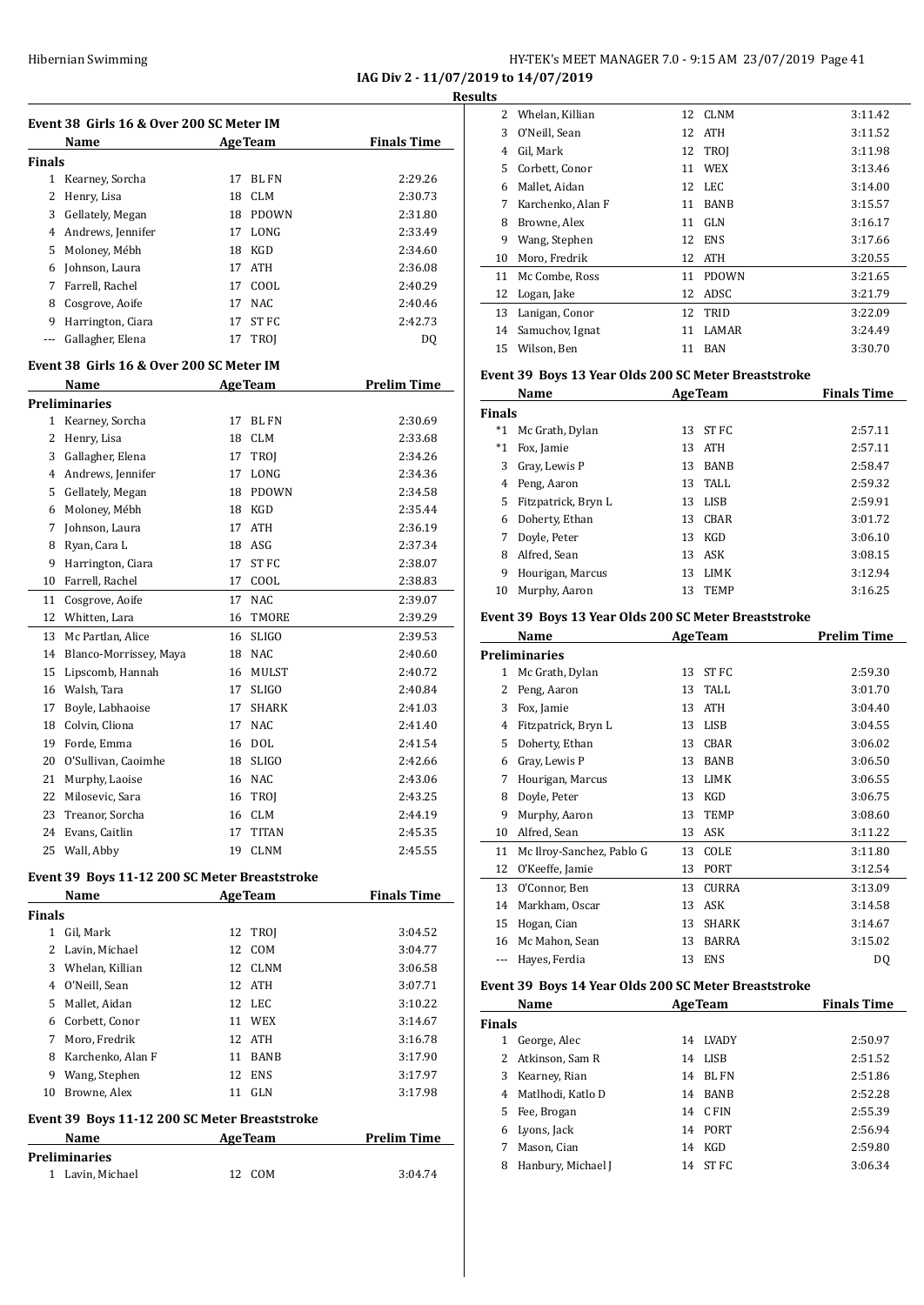## Event 38 Girls 16 & Over 200 SC Meter IM

| | Name | Age | Team | Finals Time |
|---|---|---|---|---|
| **Finals** | | | | |
| 1 | Kearney, Sorcha | 17 | BL FN | 2:29.26 |
| 2 | Henry, Lisa | 18 | CLM | 2:30.73 |
| 3 | Gellately, Megan | 18 | PDOWN | 2:31.80 |
| 4 | Andrews, Jennifer | 17 | LONG | 2:33.49 |
| 5 | Moloney, Mébh | 18 | KGD | 2:34.60 |
| 6 | Johnson, Laura | 17 | ATH | 2:36.08 |
| 7 | Farrell, Rachel | 17 | COOL | 2:40.29 |
| 8 | Cosgrove, Aoife | 17 | NAC | 2:40.46 |
| 9 | Harrington, Ciara | 17 | ST FC | 2:42.73 |
| --- | Gallagher, Elena | 17 | TROJ | DQ |

## Event 38 Girls 16 & Over 200 SC Meter IM

| | Name | Age | Team | Prelim Time |
|---|---|---|---|---|
| **Preliminaries** | | | | |
| 1 | Kearney, Sorcha | 17 | BL FN | 2:30.69 |
| 2 | Henry, Lisa | 18 | CLM | 2:33.68 |
| 3 | Gallagher, Elena | 17 | TROJ | 2:34.26 |
| 4 | Andrews, Jennifer | 17 | LONG | 2:34.36 |
| 5 | Gellately, Megan | 18 | PDOWN | 2:34.58 |
| 6 | Moloney, Mébh | 18 | KGD | 2:35.44 |
| 7 | Johnson, Laura | 17 | ATH | 2:36.19 |
| 8 | Ryan, Cara L | 18 | ASG | 2:37.34 |
| 9 | Harrington, Ciara | 17 | ST FC | 2:38.07 |
| 10 | Farrell, Rachel | 17 | COOL | 2:38.83 |
| 11 | Cosgrove, Aoife | 17 | NAC | 2:39.07 |
| 12 | Whitten, Lara | 16 | TMORE | 2:39.29 |
| 13 | Mc Partlan, Alice | 16 | SLIGO | 2:39.53 |
| 14 | Blanco-Morrissey, Maya | 18 | NAC | 2:40.60 |
| 15 | Lipscomb, Hannah | 16 | MULST | 2:40.72 |
| 16 | Walsh, Tara | 17 | SLIGO | 2:40.84 |
| 17 | Boyle, Labhaoise | 17 | SHARK | 2:41.03 |
| 18 | Colvin, Cliona | 17 | NAC | 2:41.40 |
| 19 | Forde, Emma | 16 | DOL | 2:41.54 |
| 20 | O'Sullivan, Caoimhe | 18 | SLIGO | 2:42.66 |
| 21 | Murphy, Laoise | 16 | NAC | 2:43.06 |
| 22 | Milosevic, Sara | 16 | TROJ | 2:43.25 |
| 23 | Treanor, Sorcha | 16 | CLM | 2:44.19 |
| 24 | Evans, Caitlin | 17 | TITAN | 2:45.35 |
| 25 | Wall, Abby | 19 | CLNM | 2:45.55 |

## Event 39 Boys 11-12 200 SC Meter Breaststroke

| | Name | Age | Team | Finals Time |
|---|---|---|---|---|
| **Finals** | | | | |
| 1 | Gil, Mark | 12 | TROJ | 3:04.52 |
| 2 | Lavin, Michael | 12 | COM | 3:04.77 |
| 3 | Whelan, Killian | 12 | CLNM | 3:06.58 |
| 4 | O'Neill, Sean | 12 | ATH | 3:07.71 |
| 5 | Mallet, Aidan | 12 | LEC | 3:10.22 |
| 6 | Corbett, Conor | 11 | WEX | 3:14.67 |
| 7 | Moro, Fredrik | 12 | ATH | 3:16.78 |
| 8 | Karchenko, Alan F | 11 | BANB | 3:17.90 |
| 9 | Wang, Stephen | 12 | ENS | 3:17.97 |
| 10 | Browne, Alex | 11 | GLN | 3:17.98 |

## Event 39 Boys 11-12 200 SC Meter Breaststroke

| | Name | Age | Team | Prelim Time |
|---|---|---|---|---|
| **Preliminaries** | | | | |
| 1 | Lavin, Michael | 12 | COM | 3:04.74 |
| 2 | Whelan, Killian | 12 | CLNM | 3:11.42 |
| 3 | O'Neill, Sean | 12 | ATH | 3:11.52 |
| 4 | Gil, Mark | 12 | TROJ | 3:11.98 |
| 5 | Corbett, Conor | 11 | WEX | 3:13.46 |
| 6 | Mallet, Aidan | 12 | LEC | 3:14.00 |
| 7 | Karchenko, Alan F | 11 | BANB | 3:15.57 |
| 8 | Browne, Alex | 11 | GLN | 3:16.17 |
| 9 | Wang, Stephen | 12 | ENS | 3:17.66 |
| 10 | Moro, Fredrik | 12 | ATH | 3:20.55 |
| 11 | Mc Combe, Ross | 11 | PDOWN | 3:21.65 |
| 12 | Logan, Jake | 12 | ADSC | 3:21.79 |
| 13 | Lanigan, Conor | 12 | TRID | 3:22.09 |
| 14 | Samuchov, Ignat | 11 | LAMAR | 3:24.49 |
| 15 | Wilson, Ben | 11 | BAN | 3:30.70 |

## Event 39 Boys 13 Year Olds 200 SC Meter Breaststroke

| | Name | Age | Team | Finals Time |
|---|---|---|---|---|
| **Finals** | | | | |
| *1 | Mc Grath, Dylan | 13 | ST FC | 2:57.11 |
| *1 | Fox, Jamie | 13 | ATH | 2:57.11 |
| 3 | Gray, Lewis P | 13 | BANB | 2:58.47 |
| 4 | Peng, Aaron | 13 | TALL | 2:59.32 |
| 5 | Fitzpatrick, Bryn L | 13 | LISB | 2:59.91 |
| 6 | Doherty, Ethan | 13 | CBAR | 3:01.72 |
| 7 | Doyle, Peter | 13 | KGD | 3:06.10 |
| 8 | Alfred, Sean | 13 | ASK | 3:08.15 |
| 9 | Hourigan, Marcus | 13 | LIMK | 3:12.94 |
| 10 | Murphy, Aaron | 13 | TEMP | 3:16.25 |

## Event 39 Boys 13 Year Olds 200 SC Meter Breaststroke

| | Name | Age | Team | Prelim Time |
|---|---|---|---|---|
| **Preliminaries** | | | | |
| 1 | Mc Grath, Dylan | 13 | ST FC | 2:59.30 |
| 2 | Peng, Aaron | 13 | TALL | 3:01.70 |
| 3 | Fox, Jamie | 13 | ATH | 3:04.40 |
| 4 | Fitzpatrick, Bryn L | 13 | LISB | 3:04.55 |
| 5 | Doherty, Ethan | 13 | CBAR | 3:06.02 |
| 6 | Gray, Lewis P | 13 | BANB | 3:06.50 |
| 7 | Hourigan, Marcus | 13 | LIMK | 3:06.55 |
| 8 | Doyle, Peter | 13 | KGD | 3:06.75 |
| 9 | Murphy, Aaron | 13 | TEMP | 3:08.60 |
| 10 | Alfred, Sean | 13 | ASK | 3:11.22 |
| 11 | Mc Ilroy-Sanchez, Pablo G | 13 | COLE | 3:11.80 |
| 12 | O'Keeffe, Jamie | 13 | PORT | 3:12.54 |
| 13 | O'Connor, Ben | 13 | CURRA | 3:13.09 |
| 14 | Markham, Oscar | 13 | ASK | 3:14.58 |
| 15 | Hogan, Cian | 13 | SHARK | 3:14.67 |
| 16 | Mc Mahon, Sean | 13 | BARRA | 3:15.02 |
| --- | Hayes, Ferdia | 13 | ENS | DQ |

## Event 39 Boys 14 Year Olds 200 SC Meter Breaststroke

| | Name | Age | Team | Finals Time |
|---|---|---|---|---|
| **Finals** | | | | |
| 1 | George, Alec | 14 | LVADY | 2:50.97 |
| 2 | Atkinson, Sam R | 14 | LISB | 2:51.52 |
| 3 | Kearney, Rian | 14 | BL FN | 2:51.86 |
| 4 | Matlhodi, Katlo D | 14 | BANB | 2:52.28 |
| 5 | Fee, Brogan | 14 | C FIN | 2:55.39 |
| 6 | Lyons, Jack | 14 | PORT | 2:56.94 |
| 7 | Mason, Cian | 14 | KGD | 2:59.80 |
| 8 | Hanbury, Michael J | 14 | ST FC | 3:06.34 |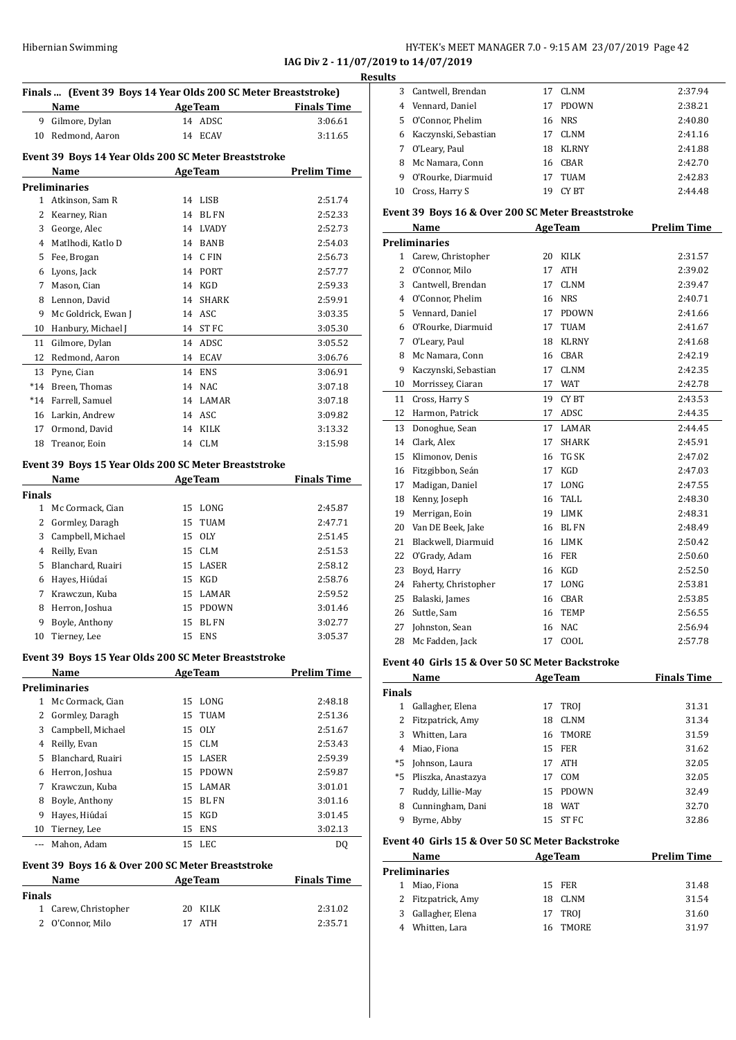**IAG Div 2 - 11/07/2019 to 14/07/2019**

**Results**

### Finals ... (Event 39 Boys 14 Year Olds 200 SC Meter Breaststroke)

| | Name | Age | Team | Finals Time |
|---|---|---|---|---|
| 9 | Gilmore, Dylan | 14 | ADSC | 3:06.61 |
| 10 | Redmond, Aaron | 14 | ECAV | 3:11.65 |

### Event 39 Boys 14 Year Olds 200 SC Meter Breaststroke

| | Name | Age | Team | Prelim Time |
|---|---|---|---|---|
| **Preliminaries** | | | | |
| 1 | Atkinson, Sam R | 14 | LISB | 2:51.74 |
| 2 | Kearney, Rian | 14 | BL FN | 2:52.33 |
| 3 | George, Alec | 14 | LVADY | 2:52.73 |
| 4 | Matlhodi, Katlo D | 14 | BANB | 2:54.03 |
| 5 | Fee, Brogan | 14 | C FIN | 2:56.73 |
| 6 | Lyons, Jack | 14 | PORT | 2:57.77 |
| 7 | Mason, Cian | 14 | KGD | 2:59.33 |
| 8 | Lennon, David | 14 | SHARK | 2:59.91 |
| 9 | Mc Goldrick, Ewan J | 14 | ASC | 3:03.35 |
| 10 | Hanbury, Michael J | 14 | ST FC | 3:05.30 |
| 11 | Gilmore, Dylan | 14 | ADSC | 3:05.52 |
| 12 | Redmond, Aaron | 14 | ECAV | 3:06.76 |
| 13 | Pyne, Cian | 14 | ENS | 3:06.91 |
| *14 | Breen, Thomas | 14 | NAC | 3:07.18 |
| *14 | Farrell, Samuel | 14 | LAMAR | 3:07.18 |
| 16 | Larkin, Andrew | 14 | ASC | 3:09.82 |
| 17 | Ormond, David | 14 | KILK | 3:13.32 |
| 18 | Treanor, Eoin | 14 | CLM | 3:15.98 |

### Event 39 Boys 15 Year Olds 200 SC Meter Breaststroke

| | Name | Age | Team | Finals Time |
|---|---|---|---|---|
| **Finals** | | | | |
| 1 | Mc Cormack, Cian | 15 | LONG | 2:45.87 |
| 2 | Gormley, Daragh | 15 | TUAM | 2:47.71 |
| 3 | Campbell, Michael | 15 | OLY | 2:51.45 |
| 4 | Reilly, Evan | 15 | CLM | 2:51.53 |
| 5 | Blanchard, Ruairi | 15 | LASER | 2:58.12 |
| 6 | Hayes, Hiúdaí | 15 | KGD | 2:58.76 |
| 7 | Krawczun, Kuba | 15 | LAMAR | 2:59.52 |
| 8 | Herron, Joshua | 15 | PDOWN | 3:01.46 |
| 9 | Boyle, Anthony | 15 | BL FN | 3:02.77 |
| 10 | Tierney, Lee | 15 | ENS | 3:05.37 |

### Event 39 Boys 15 Year Olds 200 SC Meter Breaststroke

| | Name | Age | Team | Prelim Time |
|---|---|---|---|---|
| **Preliminaries** | | | | |
| 1 | Mc Cormack, Cian | 15 | LONG | 2:48.18 |
| 2 | Gormley, Daragh | 15 | TUAM | 2:51.36 |
| 3 | Campbell, Michael | 15 | OLY | 2:51.67 |
| 4 | Reilly, Evan | 15 | CLM | 2:53.43 |
| 5 | Blanchard, Ruairi | 15 | LASER | 2:59.39 |
| 6 | Herron, Joshua | 15 | PDOWN | 2:59.87 |
| 7 | Krawczun, Kuba | 15 | LAMAR | 3:01.01 |
| 8 | Boyle, Anthony | 15 | BL FN | 3:01.16 |
| 9 | Hayes, Hiúdaí | 15 | KGD | 3:01.45 |
| 10 | Tierney, Lee | 15 | ENS | 3:02.13 |
| --- | Mahon, Adam | 15 | LEC | DQ |

### Event 39 Boys 16 & Over 200 SC Meter Breaststroke

| | Name | Age | Team | Finals Time |
|---|---|---|---|---|
| **Finals** | | | | |
| 1 | Carew, Christopher | 20 | KILK | 2:31.02 |
| 2 | O'Connor, Milo | 17 | ATH | 2:35.71 |
| 3 | Cantwell, Brendan | 17 | CLNM | 2:37.94 |
| 4 | Vennard, Daniel | 17 | PDOWN | 2:38.21 |
| 5 | O'Connor, Phelim | 16 | NRS | 2:40.80 |
| 6 | Kaczynski, Sebastian | 17 | CLNM | 2:41.16 |
| 7 | O'Leary, Paul | 18 | KLRNY | 2:41.88 |
| 8 | Mc Namara, Conn | 16 | CBAR | 2:42.70 |
| 9 | O'Rourke, Diarmuid | 17 | TUAM | 2:42.83 |
| 10 | Cross, Harry S | 19 | CY BT | 2:44.48 |

### Event 39 Boys 16 & Over 200 SC Meter Breaststroke

| | Name | Age | Team | Prelim Time |
|---|---|---|---|---|
| **Preliminaries** | | | | |
| 1 | Carew, Christopher | 20 | KILK | 2:31.57 |
| 2 | O'Connor, Milo | 17 | ATH | 2:39.02 |
| 3 | Cantwell, Brendan | 17 | CLNM | 2:39.47 |
| 4 | O'Connor, Phelim | 16 | NRS | 2:40.71 |
| 5 | Vennard, Daniel | 17 | PDOWN | 2:41.66 |
| 6 | O'Rourke, Diarmuid | 17 | TUAM | 2:41.67 |
| 7 | O'Leary, Paul | 18 | KLRNY | 2:41.68 |
| 8 | Mc Namara, Conn | 16 | CBAR | 2:42.19 |
| 9 | Kaczynski, Sebastian | 17 | CLNM | 2:42.35 |
| 10 | Morrissey, Ciaran | 17 | WAT | 2:42.78 |
| 11 | Cross, Harry S | 19 | CY BT | 2:43.53 |
| 12 | Harmon, Patrick | 17 | ADSC | 2:44.35 |
| 13 | Donoghue, Sean | 17 | LAMAR | 2:44.45 |
| 14 | Clark, Alex | 17 | SHARK | 2:45.91 |
| 15 | Klimonov, Denis | 16 | TG SK | 2:47.02 |
| 16 | Fitzgibbon, Seán | 17 | KGD | 2:47.03 |
| 17 | Madigan, Daniel | 17 | LONG | 2:47.55 |
| 18 | Kenny, Joseph | 16 | TALL | 2:48.30 |
| 19 | Merrigan, Eoin | 19 | LIMK | 2:48.31 |
| 20 | Van DE Beek, Jake | 16 | BL FN | 2:48.49 |
| 21 | Blackwell, Diarmuid | 16 | LIMK | 2:50.42 |
| 22 | O'Grady, Adam | 16 | FER | 2:50.60 |
| 23 | Boyd, Harry | 16 | KGD | 2:52.50 |
| 24 | Faherty, Christopher | 17 | LONG | 2:53.81 |
| 25 | Balaski, James | 16 | CBAR | 2:53.85 |
| 26 | Suttle, Sam | 16 | TEMP | 2:56.55 |
| 27 | Johnston, Sean | 16 | NAC | 2:56.94 |
| 28 | Mc Fadden, Jack | 17 | COOL | 2:57.78 |

### Event 40 Girls 15 & Over 50 SC Meter Backstroke

| | Name | Age | Team | Finals Time |
|---|---|---|---|---|
| **Finals** | | | | |
| 1 | Gallagher, Elena | 17 | TROJ | 31.31 |
| 2 | Fitzpatrick, Amy | 18 | CLNM | 31.34 |
| 3 | Whitten, Lara | 16 | TMORE | 31.59 |
| 4 | Miao, Fiona | 15 | FER | 31.62 |
| *5 | Johnson, Laura | 17 | ATH | 32.05 |
| *5 | Pliszka, Anastazya | 17 | COM | 32.05 |
| 7 | Ruddy, Lillie-May | 15 | PDOWN | 32.49 |
| 8 | Cunningham, Dani | 18 | WAT | 32.70 |
| 9 | Byrne, Abby | 15 | ST FC | 32.86 |

### Event 40 Girls 15 & Over 50 SC Meter Backstroke

| | Name | Age | Team | Prelim Time |
|---|---|---|---|---|
| **Preliminaries** | | | | |
| 1 | Miao, Fiona | 15 | FER | 31.48 |
| 2 | Fitzpatrick, Amy | 18 | CLNM | 31.54 |
| 3 | Gallagher, Elena | 17 | TROJ | 31.60 |
| 4 | Whitten, Lara | 16 | TMORE | 31.97 |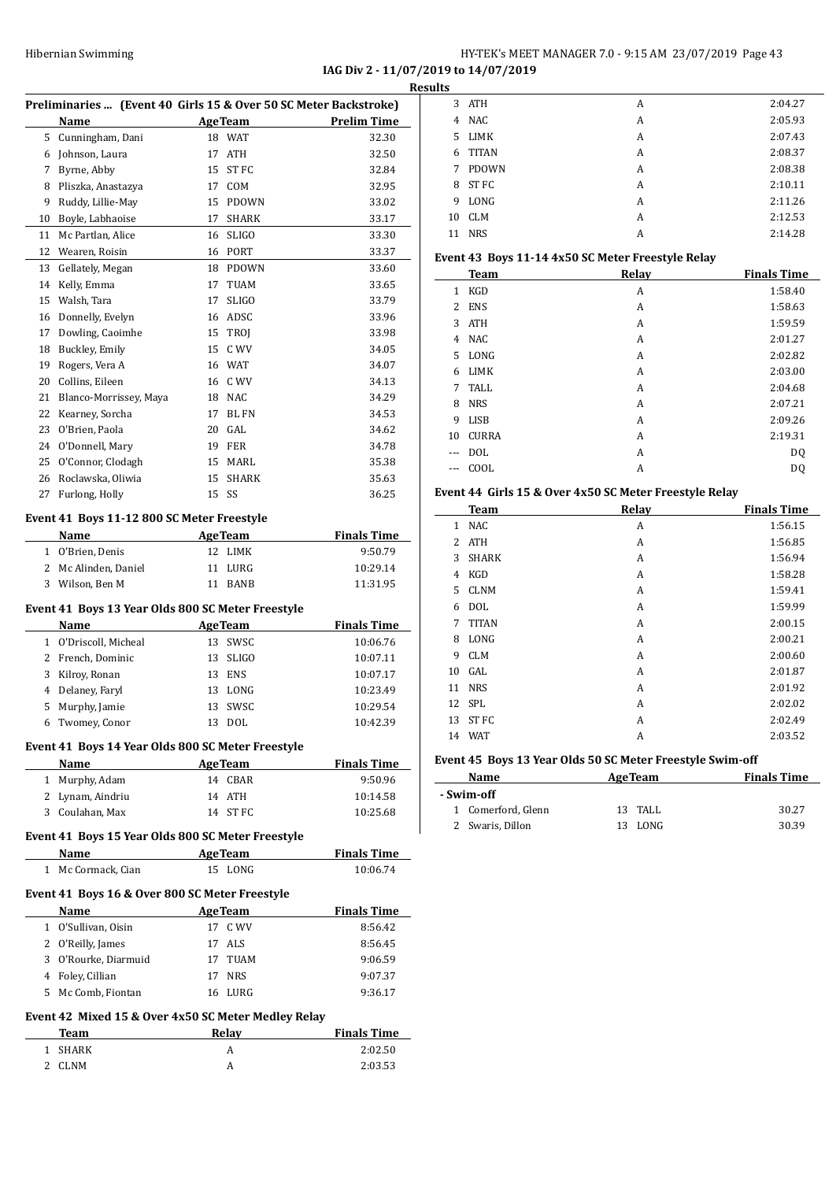IAG Div 2 - 11/07/2019 to 14/07/2019

Results

### Preliminaries ... (Event 40 Girls 15 & Over 50 SC Meter Backstroke)

| | Name | Age | Team | Prelim Time |
|---|---|---|---|---|
| 5 | Cunningham, Dani | 18 | WAT | 32.30 |
| 6 | Johnson, Laura | 17 | ATH | 32.50 |
| 7 | Byrne, Abby | 15 | ST FC | 32.84 |
| 8 | Pliszka, Anastazya | 17 | COM | 32.95 |
| 9 | Ruddy, Lillie-May | 15 | PDOWN | 33.02 |
| 10 | Boyle, Labhaoise | 17 | SHARK | 33.17 |
| 11 | Mc Partlan, Alice | 16 | SLIGO | 33.30 |
| 12 | Wearen, Roisin | 16 | PORT | 33.37 |
| 13 | Gellately, Megan | 18 | PDOWN | 33.60 |
| 14 | Kelly, Emma | 17 | TUAM | 33.65 |
| 15 | Walsh, Tara | 17 | SLIGO | 33.79 |
| 16 | Donnelly, Evelyn | 16 | ADSC | 33.96 |
| 17 | Dowling, Caoimhe | 15 | TROJ | 33.98 |
| 18 | Buckley, Emily | 15 | C WV | 34.05 |
| 19 | Rogers, Vera A | 16 | WAT | 34.07 |
| 20 | Collins, Eileen | 16 | C WV | 34.13 |
| 21 | Blanco-Morrissey, Maya | 18 | NAC | 34.29 |
| 22 | Kearney, Sorcha | 17 | BL FN | 34.53 |
| 23 | O'Brien, Paola | 20 | GAL | 34.62 |
| 24 | O'Donnell, Mary | 19 | FER | 34.78 |
| 25 | O'Connor, Clodagh | 15 | MARL | 35.38 |
| 26 | Roclawska, Oliwia | 15 | SHARK | 35.63 |
| 27 | Furlong, Holly | 15 | SS | 36.25 |

### Event 41 Boys 11-12 800 SC Meter Freestyle

| | Name | Age | Team | Finals Time |
|---|---|---|---|---|
| 1 | O'Brien, Denis | 12 | LIMK | 9:50.79 |
| 2 | Mc Alinden, Daniel | 11 | LURG | 10:29.14 |
| 3 | Wilson, Ben M | 11 | BANB | 11:31.95 |

### Event 41 Boys 13 Year Olds 800 SC Meter Freestyle

| | Name | Age | Team | Finals Time |
|---|---|---|---|---|
| 1 | O'Driscoll, Micheal | 13 | SWSC | 10:06.76 |
| 2 | French, Dominic | 13 | SLIGO | 10:07.11 |
| 3 | Kilroy, Ronan | 13 | ENS | 10:07.17 |
| 4 | Delaney, Faryl | 13 | LONG | 10:23.49 |
| 5 | Murphy, Jamie | 13 | SWSC | 10:29.54 |
| 6 | Twomey, Conor | 13 | DOL | 10:42.39 |

### Event 41 Boys 14 Year Olds 800 SC Meter Freestyle

| | Name | Age | Team | Finals Time |
|---|---|---|---|---|
| 1 | Murphy, Adam | 14 | CBAR | 9:50.96 |
| 2 | Lynam, Aindriu | 14 | ATH | 10:14.58 |
| 3 | Coulahan, Max | 14 | ST FC | 10:25.68 |

### Event 41 Boys 15 Year Olds 800 SC Meter Freestyle

| | Name | Age | Team | Finals Time |
|---|---|---|---|---|
| 1 | Mc Cormack, Cian | 15 | LONG | 10:06.74 |

### Event 41 Boys 16 & Over 800 SC Meter Freestyle

| | Name | Age | Team | Finals Time |
|---|---|---|---|---|
| 1 | O'Sullivan, Oisin | 17 | C WV | 8:56.42 |
| 2 | O'Reilly, James | 17 | ALS | 8:56.45 |
| 3 | O'Rourke, Diarmuid | 17 | TUAM | 9:06.59 |
| 4 | Foley, Cillian | 17 | NRS | 9:07.37 |
| 5 | Mc Comb, Fiontan | 16 | LURG | 9:36.17 |

### Event 42 Mixed 15 & Over 4x50 SC Meter Medley Relay

| | Team | Relay | Finals Time |
|---|---|---|---|
| 1 | SHARK | A | 2:02.50 |
| 2 | CLNM | A | 2:03.53 |
| 3 | ATH | A | 2:04.27 |
| 4 | NAC | A | 2:05.93 |
| 5 | LIMK | A | 2:07.43 |
| 6 | TITAN | A | 2:08.37 |
| 7 | PDOWN | A | 2:08.38 |
| 8 | ST FC | A | 2:10.11 |
| 9 | LONG | A | 2:11.26 |
| 10 | CLM | A | 2:12.53 |
| 11 | NRS | A | 2:14.28 |

### Event 43 Boys 11-14 4x50 SC Meter Freestyle Relay

| | Team | Relay | Finals Time |
|---|---|---|---|
| 1 | KGD | A | 1:58.40 |
| 2 | ENS | A | 1:58.63 |
| 3 | ATH | A | 1:59.59 |
| 4 | NAC | A | 2:01.27 |
| 5 | LONG | A | 2:02.82 |
| 6 | LIMK | A | 2:03.00 |
| 7 | TALL | A | 2:04.68 |
| 8 | NRS | A | 2:07.21 |
| 9 | LISB | A | 2:09.26 |
| 10 | CURRA | A | 2:19.31 |
| --- | DOL | A | DQ |
| --- | COOL | A | DQ |

### Event 44 Girls 15 & Over 4x50 SC Meter Freestyle Relay

| | Team | Relay | Finals Time |
|---|---|---|---|
| 1 | NAC | A | 1:56.15 |
| 2 | ATH | A | 1:56.85 |
| 3 | SHARK | A | 1:56.94 |
| 4 | KGD | A | 1:58.28 |
| 5 | CLNM | A | 1:59.41 |
| 6 | DOL | A | 1:59.99 |
| 7 | TITAN | A | 2:00.15 |
| 8 | LONG | A | 2:00.21 |
| 9 | CLM | A | 2:00.60 |
| 10 | GAL | A | 2:01.87 |
| 11 | NRS | A | 2:01.92 |
| 12 | SPL | A | 2:02.02 |
| 13 | ST FC | A | 2:02.49 |
| 14 | WAT | A | 2:03.52 |

### Event 45 Boys 13 Year Olds 50 SC Meter Freestyle Swim-off

| | Name | Age | Team | Finals Time |
|---|---|---|---|---|
| - Swim-off | | | | |
| 1 | Comerford, Glenn | 13 | TALL | 30.27 |
| 2 | Swaris, Dillon | 13 | LONG | 30.39 |